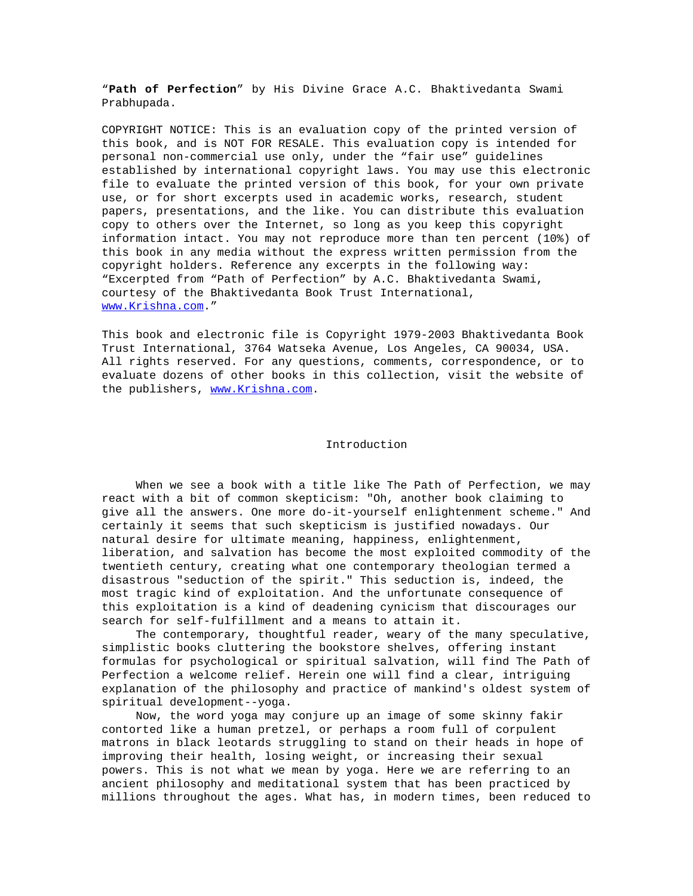"**Path of Perfection**" by His Divine Grace A.C. Bhaktivedanta Swami Prabhupada.

COPYRIGHT NOTICE: This is an evaluation copy of the printed version of this book, and is NOT FOR RESALE. This evaluation copy is intended for personal non-commercial use only, under the "fair use" guidelines established by international copyright laws. You may use this electronic file to evaluate the printed version of this book, for your own private use, or for short excerpts used in academic works, research, student papers, presentations, and the like. You can distribute this evaluation copy to others over the Internet, so long as you keep this copyright information intact. You may not reproduce more than ten percent (10%) of this book in any media without the express written permission from the copyright holders. Reference any excerpts in the following way: "Excerpted from "Path of Perfection" by A.C. Bhaktivedanta Swami, courtesy of the Bhaktivedanta Book Trust International, www.Krishna.com."

This book and electronic file is Copyright 1979-2003 Bhaktivedanta Book Trust International, 3764 Watseka Avenue, Los Angeles, CA 90034, USA. All rights reserved. For any questions, comments, correspondence, or to evaluate dozens of other books in this collection, visit the website of the publishers, www.Krishna.com.

## Introduction

When we see a book with a title like The Path of Perfection, we may react with a bit of common skepticism: "Oh, another book claiming to give all the answers. One more do-it-yourself enlightenment scheme." And certainly it seems that such skepticism is justified nowadays. Our natural desire for ultimate meaning, happiness, enlightenment, liberation, and salvation has become the most exploited commodity of the twentieth century, creating what one contemporary theologian termed a disastrous "seduction of the spirit." This seduction is, indeed, the most tragic kind of exploitation. And the unfortunate consequence of this exploitation is a kind of deadening cynicism that discourages our search for self-fulfillment and a means to attain it.

The contemporary, thoughtful reader, weary of the many speculative, simplistic books cluttering the bookstore shelves, offering instant formulas for psychological or spiritual salvation, will find The Path of Perfection a welcome relief. Herein one will find a clear, intriguing explanation of the philosophy and practice of mankind's oldest system of spiritual development--yoga.

Now, the word yoga may conjure up an image of some skinny fakir contorted like a human pretzel, or perhaps a room full of corpulent matrons in black leotards struggling to stand on their heads in hope of improving their health, losing weight, or increasing their sexual powers. This is not what we mean by yoga. Here we are referring to an ancient philosophy and meditational system that has been practiced by millions throughout the ages. What has, in modern times, been reduced to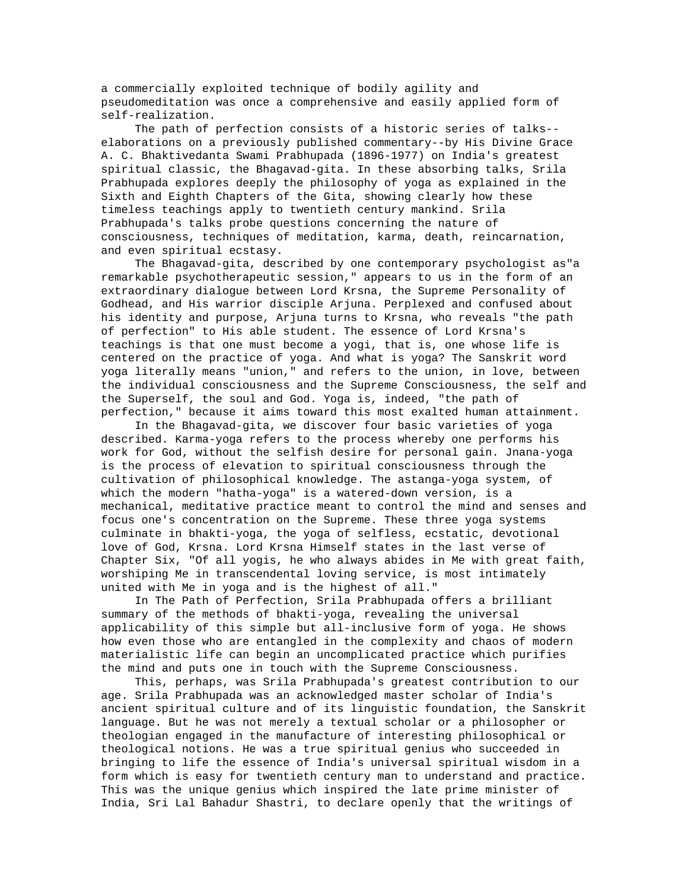a commercially exploited technique of bodily agility and pseudomeditation was once a comprehensive and easily applied form of self-realization.

The path of perfection consists of a historic series of talks--elaborations on a previously published commentary--by His Divine Grace A. C. Bhaktivedanta Swami Prabhupada (1896-1977) on India's greatest spiritual classic, the Bhagavad-gita. In these absorbing talks, Srila Prabhupada explores deeply the philosophy of yoga as explained in the Sixth and Eighth Chapters of the Gita, showing clearly how these timeless teachings apply to twentieth century mankind. Srila Prabhupada's talks probe questions concerning the nature of consciousness, techniques of meditation, karma, death, reincarnation, and even spiritual ecstasy.

The Bhagavad-gita, described by one contemporary psychologist as"a remarkable psychotherapeutic session," appears to us in the form of an extraordinary dialogue between Lord Krsna, the Supreme Personality of Godhead, and His warrior disciple Arjuna. Perplexed and confused about his identity and purpose, Arjuna turns to Krsna, who reveals "the path of perfection" to His able student. The essence of Lord Krsna's teachings is that one must become a yogi, that is, one whose life is centered on the practice of yoga. And what is yoga? The Sanskrit word yoga literally means "union," and refers to the union, in love, between the individual consciousness and the Supreme Consciousness, the self and the Superself, the soul and God. Yoga is, indeed, "the path of perfection," because it aims toward this most exalted human attainment.

In the Bhagavad-gita, we discover four basic varieties of yoga described. Karma-yoga refers to the process whereby one performs his work for God, without the selfish desire for personal gain. Jnana-yoga is the process of elevation to spiritual consciousness through the cultivation of philosophical knowledge. The astanga-yoga system, of which the modern "hatha-yoga" is a watered-down version, is a mechanical, meditative practice meant to control the mind and senses and focus one's concentration on the Supreme. These three yoga systems culminate in bhakti-yoga, the yoga of selfless, ecstatic, devotional love of God, Krsna. Lord Krsna Himself states in the last verse of Chapter Six, "Of all yogis, he who always abides in Me with great faith, worshiping Me in transcendental loving service, is most intimately united with Me in yoga and is the highest of all."

In The Path of Perfection, Srila Prabhupada offers a brilliant summary of the methods of bhakti-yoga, revealing the universal applicability of this simple but all-inclusive form of yoga. He shows how even those who are entangled in the complexity and chaos of modern materialistic life can begin an uncomplicated practice which purifies the mind and puts one in touch with the Supreme Consciousness.

This, perhaps, was Srila Prabhupada's greatest contribution to our age. Srila Prabhupada was an acknowledged master scholar of India's ancient spiritual culture and of its linguistic foundation, the Sanskrit language. But he was not merely a textual scholar or a philosopher or theologian engaged in the manufacture of interesting philosophical or theological notions. He was a true spiritual genius who succeeded in bringing to life the essence of India's universal spiritual wisdom in a form which is easy for twentieth century man to understand and practice. This was the unique genius which inspired the late prime minister of India, Sri Lal Bahadur Shastri, to declare openly that the writings of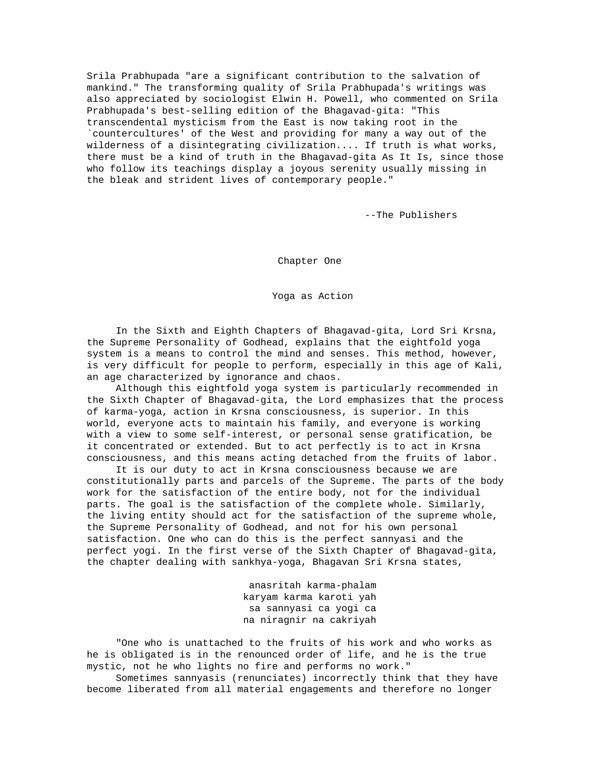Srila Prabhupada "are a significant contribution to the salvation of mankind." The transforming quality of Srila Prabhupada's writings was also appreciated by sociologist Elwin H. Powell, who commented on Srila Prabhupada's best-selling edition of the Bhagavad-gita: "This transcendental mysticism from the East is now taking root in the `countercultures' of the West and providing for many a way out of the wilderness of a disintegrating civilization.... If truth is what works, there must be a kind of truth in the Bhagavad-gita As It Is, since those who follow its teachings display a joyous serenity usually missing in the bleak and strident lives of contemporary people."

--The Publishers

# Chapter One

## Yoga as Action

In the Sixth and Eighth Chapters of Bhagavad-gita, Lord Sri Krsna, the Supreme Personality of Godhead, explains that the eightfold yoga system is a means to control the mind and senses. This method, however, is very difficult for people to perform, especially in this age of Kali, an age characterized by ignorance and chaos.

Although this eightfold yoga system is particularly recommended in the Sixth Chapter of Bhagavad-gita, the Lord emphasizes that the process of karma-yoga, action in Krsna consciousness, is superior. In this world, everyone acts to maintain his family, and everyone is working with a view to some self-interest, or personal sense gratification, be it concentrated or extended. But to act perfectly is to act in Krsna consciousness, and this means acting detached from the fruits of labor.

It is our duty to act in Krsna consciousness because we are constitutionally parts and parcels of the Supreme. The parts of the body work for the satisfaction of the entire body, not for the individual parts. The goal is the satisfaction of the complete whole. Similarly, the living entity should act for the satisfaction of the supreme whole, the Supreme Personality of Godhead, and not for his own personal satisfaction. One who can do this is the perfect sannyasi and the perfect yogi. In the first verse of the Sixth Chapter of Bhagavad-gita, the chapter dealing with sankhya-yoga, Bhagavan Sri Krsna states,

anasritah karma-phalam
karyam karma karoti yah
sa sannyasi ca yogi ca
na niragnir na cakriyah

"One who is unattached to the fruits of his work and who works as he is obligated is in the renounced order of life, and he is the true mystic, not he who lights no fire and performs no work."

Sometimes sannyasis (renunciates) incorrectly think that they have become liberated from all material engagements and therefore no longer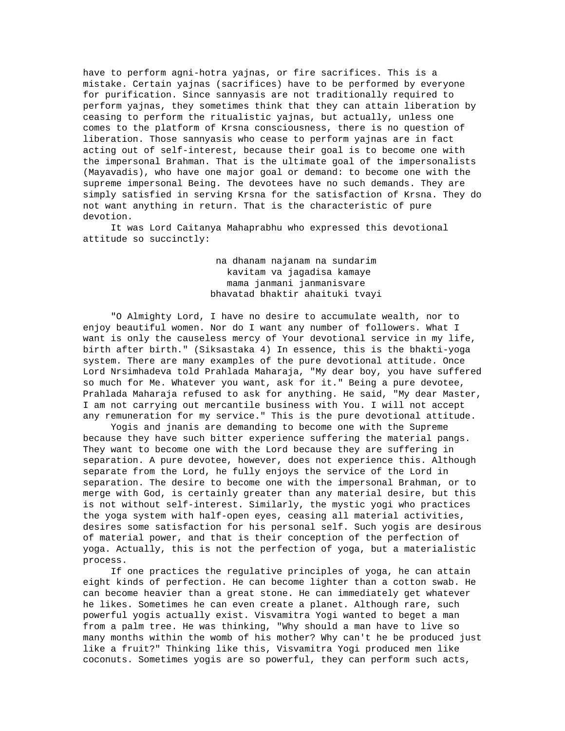have to perform agni-hotra yajnas, or fire sacrifices. This is a mistake. Certain yajnas (sacrifices) have to be performed by everyone for purification. Since sannyasis are not traditionally required to perform yajnas, they sometimes think that they can attain liberation by ceasing to perform the ritualistic yajnas, but actually, unless one comes to the platform of Krsna consciousness, there is no question of liberation. Those sannyasis who cease to perform yajnas are in fact acting out of self-interest, because their goal is to become one with the impersonal Brahman. That is the ultimate goal of the impersonalists (Mayavadis), who have one major goal or demand: to become one with the supreme impersonal Being. The devotees have no such demands. They are simply satisfied in serving Krsna for the satisfaction of Krsna. They do not want anything in return. That is the characteristic of pure devotion.

It was Lord Caitanya Mahaprabhu who expressed this devotional attitude so succinctly:

> na dhanam najanam na sundarim
> kavitam va jagadisa kamaye
> mama janmani janmanisvare
> bhavatad bhaktir ahaituki tvayi

"O Almighty Lord, I have no desire to accumulate wealth, nor to enjoy beautiful women. Nor do I want any number of followers. What I want is only the causeless mercy of Your devotional service in my life, birth after birth." (Siksastaka 4) In essence, this is the bhakti-yoga system. There are many examples of the pure devotional attitude. Once Lord Nrsimhadeva told Prahlada Maharaja, "My dear boy, you have suffered so much for Me. Whatever you want, ask for it." Being a pure devotee, Prahlada Maharaja refused to ask for anything. He said, "My dear Master, I am not carrying out mercantile business with You. I will not accept any remuneration for my service." This is the pure devotional attitude.

Yogis and jnanis are demanding to become one with the Supreme because they have such bitter experience suffering the material pangs. They want to become one with the Lord because they are suffering in separation. A pure devotee, however, does not experience this. Although separate from the Lord, he fully enjoys the service of the Lord in separation. The desire to become one with the impersonal Brahman, or to merge with God, is certainly greater than any material desire, but this is not without self-interest. Similarly, the mystic yogi who practices the yoga system with half-open eyes, ceasing all material activities, desires some satisfaction for his personal self. Such yogis are desirous of material power, and that is their conception of the perfection of yoga. Actually, this is not the perfection of yoga, but a materialistic process.

If one practices the regulative principles of yoga, he can attain eight kinds of perfection. He can become lighter than a cotton swab. He can become heavier than a great stone. He can immediately get whatever he likes. Sometimes he can even create a planet. Although rare, such powerful yogis actually exist. Visvamitra Yogi wanted to beget a man from a palm tree. He was thinking, "Why should a man have to live so many months within the womb of his mother? Why can't he be produced just like a fruit?" Thinking like this, Visvamitra Yogi produced men like coconuts. Sometimes yogis are so powerful, they can perform such acts,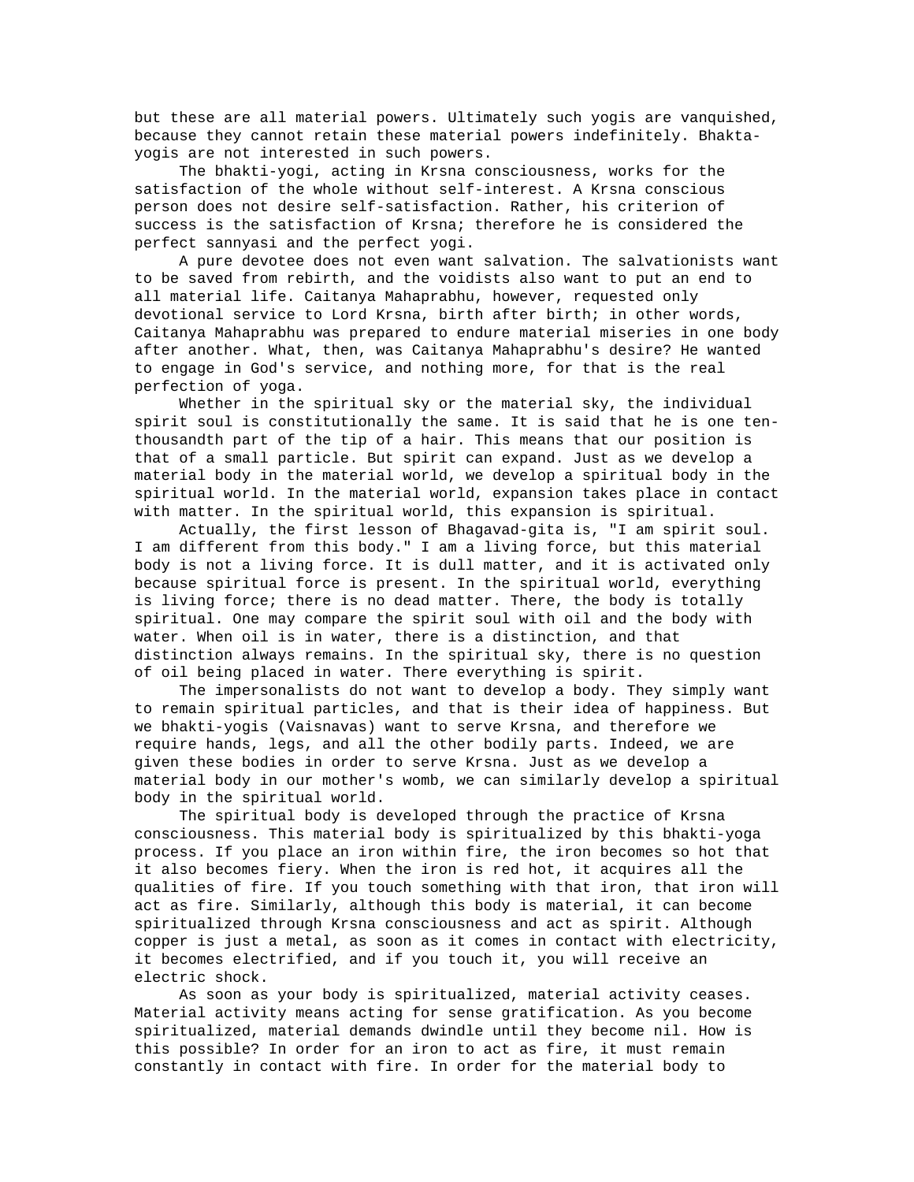but these are all material powers. Ultimately such yogis are vanquished, because they cannot retain these material powers indefinitely. Bhakta-yogis are not interested in such powers.

The bhakti-yogi, acting in Krsna consciousness, works for the satisfaction of the whole without self-interest. A Krsna conscious person does not desire self-satisfaction. Rather, his criterion of success is the satisfaction of Krsna; therefore he is considered the perfect sannyasi and the perfect yogi.

A pure devotee does not even want salvation. The salvationists want to be saved from rebirth, and the voidists also want to put an end to all material life. Caitanya Mahaprabhu, however, requested only devotional service to Lord Krsna, birth after birth; in other words, Caitanya Mahaprabhu was prepared to endure material miseries in one body after another. What, then, was Caitanya Mahaprabhu's desire? He wanted to engage in God's service, and nothing more, for that is the real perfection of yoga.

Whether in the spiritual sky or the material sky, the individual spirit soul is constitutionally the same. It is said that he is one ten-thousandth part of the tip of a hair. This means that our position is that of a small particle. But spirit can expand. Just as we develop a material body in the material world, we develop a spiritual body in the spiritual world. In the material world, expansion takes place in contact with matter. In the spiritual world, this expansion is spiritual.

Actually, the first lesson of Bhagavad-gita is, "I am spirit soul. I am different from this body." I am a living force, but this material body is not a living force. It is dull matter, and it is activated only because spiritual force is present. In the spiritual world, everything is living force; there is no dead matter. There, the body is totally spiritual. One may compare the spirit soul with oil and the body with water. When oil is in water, there is a distinction, and that distinction always remains. In the spiritual sky, there is no question of oil being placed in water. There everything is spirit.

The impersonalists do not want to develop a body. They simply want to remain spiritual particles, and that is their idea of happiness. But we bhakti-yogis (Vaisnavas) want to serve Krsna, and therefore we require hands, legs, and all the other bodily parts. Indeed, we are given these bodies in order to serve Krsna. Just as we develop a material body in our mother's womb, we can similarly develop a spiritual body in the spiritual world.

The spiritual body is developed through the practice of Krsna consciousness. This material body is spiritualized by this bhakti-yoga process. If you place an iron within fire, the iron becomes so hot that it also becomes fiery. When the iron is red hot, it acquires all the qualities of fire. If you touch something with that iron, that iron will act as fire. Similarly, although this body is material, it can become spiritualized through Krsna consciousness and act as spirit. Although copper is just a metal, as soon as it comes in contact with electricity, it becomes electrified, and if you touch it, you will receive an electric shock.

As soon as your body is spiritualized, material activity ceases. Material activity means acting for sense gratification. As you become spiritualized, material demands dwindle until they become nil. How is this possible? In order for an iron to act as fire, it must remain constantly in contact with fire. In order for the material body to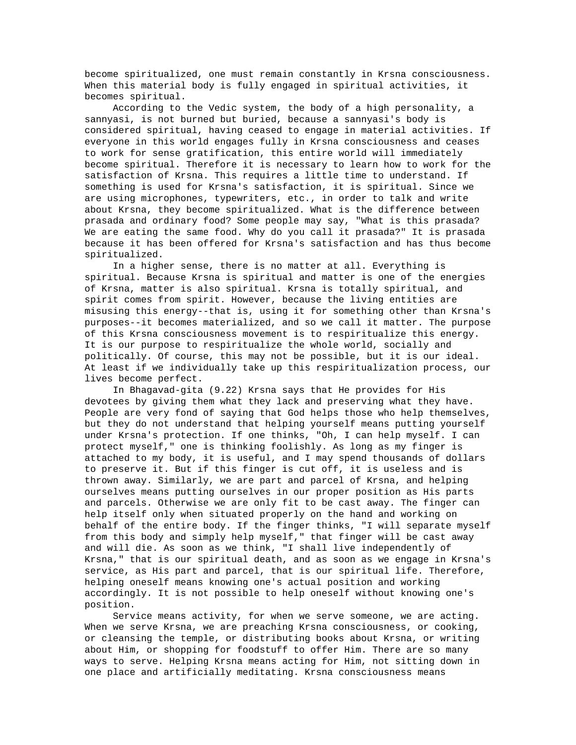become spiritualized, one must remain constantly in Krsna consciousness. When this material body is fully engaged in spiritual activities, it becomes spiritual.

According to the Vedic system, the body of a high personality, a sannyasi, is not burned but buried, because a sannyasi's body is considered spiritual, having ceased to engage in material activities. If everyone in this world engages fully in Krsna consciousness and ceases to work for sense gratification, this entire world will immediately become spiritual. Therefore it is necessary to learn how to work for the satisfaction of Krsna. This requires a little time to understand. If something is used for Krsna's satisfaction, it is spiritual. Since we are using microphones, typewriters, etc., in order to talk and write about Krsna, they become spiritualized. What is the difference between prasada and ordinary food? Some people may say, "What is this prasada? We are eating the same food. Why do you call it prasada?" It is prasada because it has been offered for Krsna's satisfaction and has thus become spiritualized.

In a higher sense, there is no matter at all. Everything is spiritual. Because Krsna is spiritual and matter is one of the energies of Krsna, matter is also spiritual. Krsna is totally spiritual, and spirit comes from spirit. However, because the living entities are misusing this energy--that is, using it for something other than Krsna's purposes--it becomes materialized, and so we call it matter. The purpose of this Krsna consciousness movement is to respiritualize this energy. It is our purpose to respiritualize the whole world, socially and politically. Of course, this may not be possible, but it is our ideal. At least if we individually take up this respiritualization process, our lives become perfect.

In Bhagavad-gita (9.22) Krsna says that He provides for His devotees by giving them what they lack and preserving what they have. People are very fond of saying that God helps those who help themselves, but they do not understand that helping yourself means putting yourself under Krsna's protection. If one thinks, "Oh, I can help myself. I can protect myself," one is thinking foolishly. As long as my finger is attached to my body, it is useful, and I may spend thousands of dollars to preserve it. But if this finger is cut off, it is useless and is thrown away. Similarly, we are part and parcel of Krsna, and helping ourselves means putting ourselves in our proper position as His parts and parcels. Otherwise we are only fit to be cast away. The finger can help itself only when situated properly on the hand and working on behalf of the entire body. If the finger thinks, "I will separate myself from this body and simply help myself," that finger will be cast away and will die. As soon as we think, "I shall live independently of Krsna," that is our spiritual death, and as soon as we engage in Krsna's service, as His part and parcel, that is our spiritual life. Therefore, helping oneself means knowing one's actual position and working accordingly. It is not possible to help oneself without knowing one's position.

Service means activity, for when we serve someone, we are acting. When we serve Krsna, we are preaching Krsna consciousness, or cooking, or cleansing the temple, or distributing books about Krsna, or writing about Him, or shopping for foodstuff to offer Him. There are so many ways to serve. Helping Krsna means acting for Him, not sitting down in one place and artificially meditating. Krsna consciousness means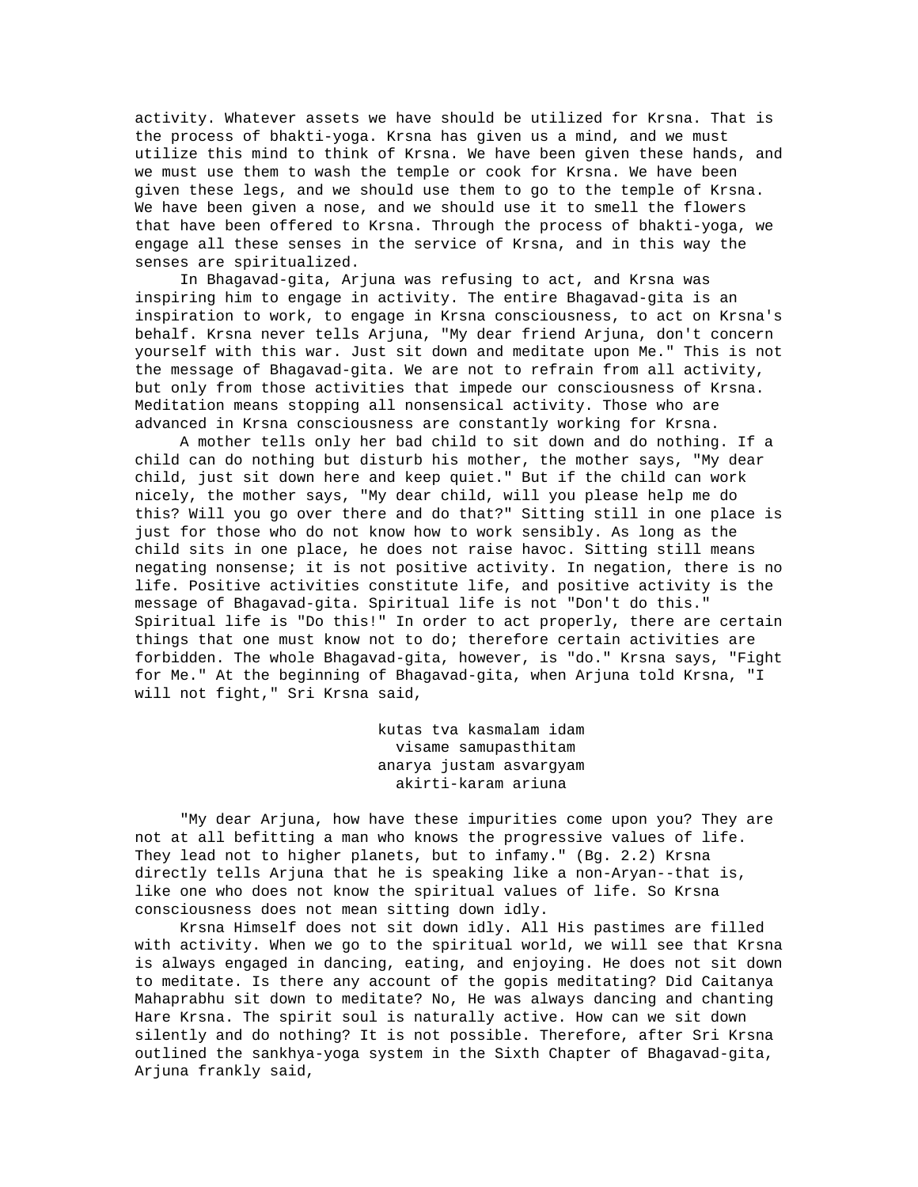activity. Whatever assets we have should be utilized for Krsna. That is the process of bhakti-yoga. Krsna has given us a mind, and we must utilize this mind to think of Krsna. We have been given these hands, and we must use them to wash the temple or cook for Krsna. We have been given these legs, and we should use them to go to the temple of Krsna. We have been given a nose, and we should use it to smell the flowers that have been offered to Krsna. Through the process of bhakti-yoga, we engage all these senses in the service of Krsna, and in this way the senses are spiritualized.

In Bhagavad-gita, Arjuna was refusing to act, and Krsna was inspiring him to engage in activity. The entire Bhagavad-gita is an inspiration to work, to engage in Krsna consciousness, to act on Krsna's behalf. Krsna never tells Arjuna, "My dear friend Arjuna, don't concern yourself with this war. Just sit down and meditate upon Me." This is not the message of Bhagavad-gita. We are not to refrain from all activity, but only from those activities that impede our consciousness of Krsna. Meditation means stopping all nonsensical activity. Those who are advanced in Krsna consciousness are constantly working for Krsna.

A mother tells only her bad child to sit down and do nothing. If a child can do nothing but disturb his mother, the mother says, "My dear child, just sit down here and keep quiet." But if the child can work nicely, the mother says, "My dear child, will you please help me do this? Will you go over there and do that?" Sitting still in one place is just for those who do not know how to work sensibly. As long as the child sits in one place, he does not raise havoc. Sitting still means negating nonsense; it is not positive activity. In negation, there is no life. Positive activities constitute life, and positive activity is the message of Bhagavad-gita. Spiritual life is not "Don't do this." Spiritual life is "Do this!" In order to act properly, there are certain things that one must know not to do; therefore certain activities are forbidden. The whole Bhagavad-gita, however, is "do." Krsna says, "Fight for Me." At the beginning of Bhagavad-gita, when Arjuna told Krsna, "I will not fight," Sri Krsna said,

> kutas tva kasmalam idam
> visame samupasthitam
> anarya justam asvargyam
> akirti-karam ariuna

"My dear Arjuna, how have these impurities come upon you? They are not at all befitting a man who knows the progressive values of life. They lead not to higher planets, but to infamy." (Bg. 2.2) Krsna directly tells Arjuna that he is speaking like a non-Aryan--that is, like one who does not know the spiritual values of life. So Krsna consciousness does not mean sitting down idly.

Krsna Himself does not sit down idly. All His pastimes are filled with activity. When we go to the spiritual world, we will see that Krsna is always engaged in dancing, eating, and enjoying. He does not sit down to meditate. Is there any account of the gopis meditating? Did Caitanya Mahaprabhu sit down to meditate? No, He was always dancing and chanting Hare Krsna. The spirit soul is naturally active. How can we sit down silently and do nothing? It is not possible. Therefore, after Sri Krsna outlined the sankhya-yoga system in the Sixth Chapter of Bhagavad-gita, Arjuna frankly said,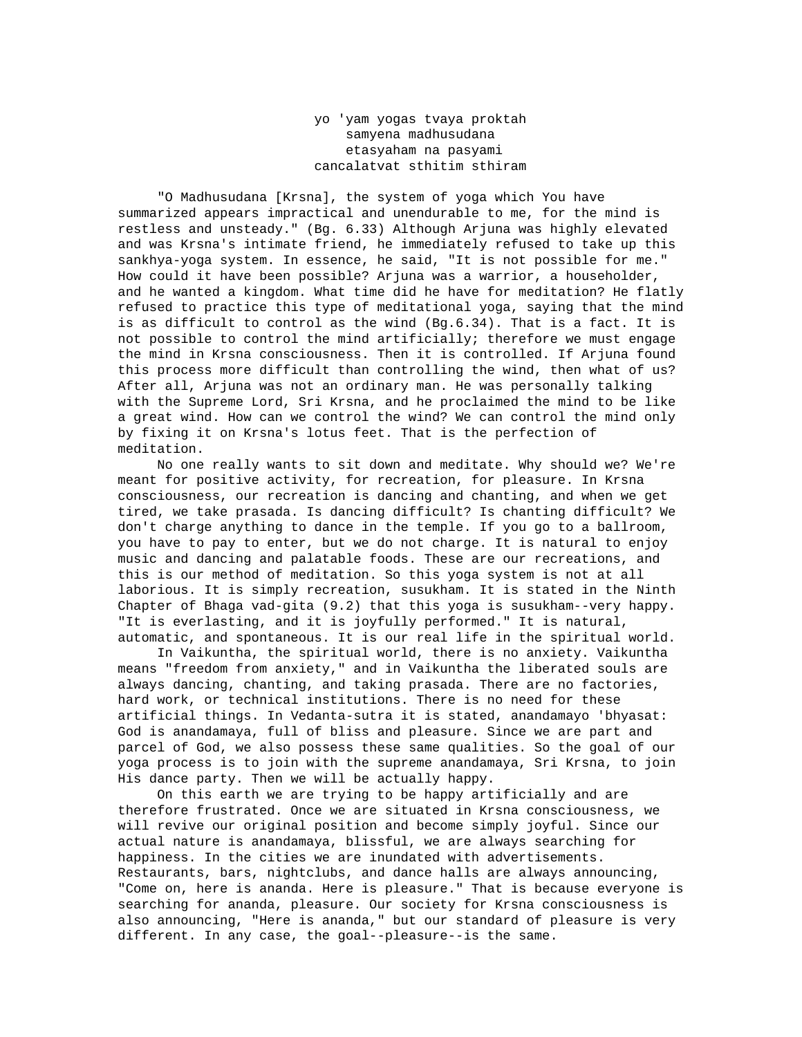yo 'yam yogas tvaya proktah  
samyena madhusudana  
etasyaham na pasyami  
cancalatvat sthitim sthiram

"O Madhusudana [Krsna], the system of yoga which You have summarized appears impractical and unendurable to me, for the mind is restless and unsteady." (Bg. 6.33) Although Arjuna was highly elevated and was Krsna's intimate friend, he immediately refused to take up this sankhya-yoga system. In essence, he said, "It is not possible for me." How could it have been possible? Arjuna was a warrior, a householder, and he wanted a kingdom. What time did he have for meditation? He flatly refused to practice this type of meditational yoga, saying that the mind is as difficult to control as the wind (Bg.6.34). That is a fact. It is not possible to control the mind artificially; therefore we must engage the mind in Krsna consciousness. Then it is controlled. If Arjuna found this process more difficult than controlling the wind, then what of us? After all, Arjuna was not an ordinary man. He was personally talking with the Supreme Lord, Sri Krsna, and he proclaimed the mind to be like a great wind. How can we control the wind? We can control the mind only by fixing it on Krsna's lotus feet. That is the perfection of meditation.

No one really wants to sit down and meditate. Why should we? We're meant for positive activity, for recreation, for pleasure. In Krsna consciousness, our recreation is dancing and chanting, and when we get tired, we take prasada. Is dancing difficult? Is chanting difficult? We don't charge anything to dance in the temple. If you go to a ballroom, you have to pay to enter, but we do not charge. It is natural to enjoy music and dancing and palatable foods. These are our recreations, and this is our method of meditation. So this yoga system is not at all laborious. It is simply recreation, susukham. It is stated in the Ninth Chapter of Bhaga vad-gita (9.2) that this yoga is susukham--very happy. "It is everlasting, and it is joyfully performed." It is natural, automatic, and spontaneous. It is our real life in the spiritual world.

In Vaikuntha, the spiritual world, there is no anxiety. Vaikuntha means "freedom from anxiety," and in Vaikuntha the liberated souls are always dancing, chanting, and taking prasada. There are no factories, hard work, or technical institutions. There is no need for these artificial things. In Vedanta-sutra it is stated, anandamayo 'bhyasat: God is anandamaya, full of bliss and pleasure. Since we are part and parcel of God, we also possess these same qualities. So the goal of our yoga process is to join with the supreme anandamaya, Sri Krsna, to join His dance party. Then we will be actually happy.

On this earth we are trying to be happy artificially and are therefore frustrated. Once we are situated in Krsna consciousness, we will revive our original position and become simply joyful. Since our actual nature is anandamaya, blissful, we are always searching for happiness. In the cities we are inundated with advertisements. Restaurants, bars, nightclubs, and dance halls are always announcing, "Come on, here is ananda. Here is pleasure." That is because everyone is searching for ananda, pleasure. Our society for Krsna consciousness is also announcing, "Here is ananda," but our standard of pleasure is very different. In any case, the goal--pleasure--is the same.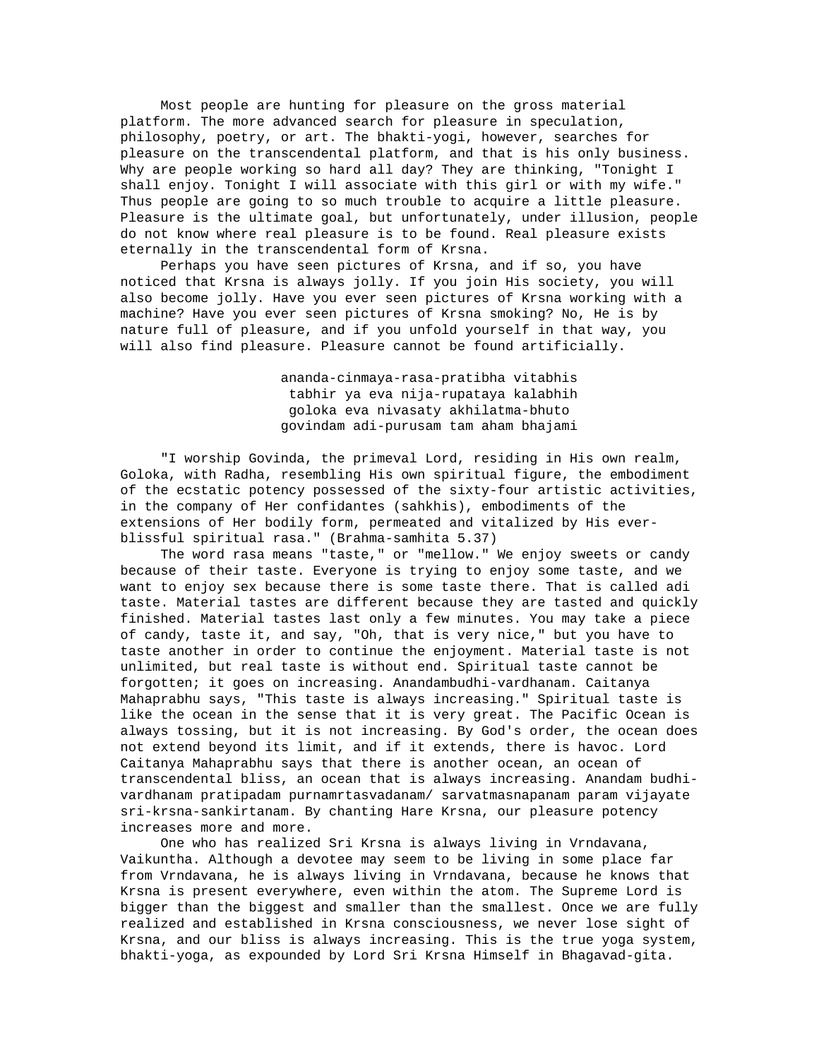Most people are hunting for pleasure on the gross material platform. The more advanced search for pleasure in speculation, philosophy, poetry, or art. The bhakti-yogi, however, searches for pleasure on the transcendental platform, and that is his only business. Why are people working so hard all day? They are thinking, "Tonight I shall enjoy. Tonight I will associate with this girl or with my wife." Thus people are going to so much trouble to acquire a little pleasure. Pleasure is the ultimate goal, but unfortunately, under illusion, people do not know where real pleasure is to be found. Real pleasure exists eternally in the transcendental form of Krsna.

Perhaps you have seen pictures of Krsna, and if so, you have noticed that Krsna is always jolly. If you join His society, you will also become jolly. Have you ever seen pictures of Krsna working with a machine? Have you ever seen pictures of Krsna smoking? No, He is by nature full of pleasure, and if you unfold yourself in that way, you will also find pleasure. Pleasure cannot be found artificially.

ananda-cinmaya-rasa-pratibha vitabhis
tabhir ya eva nija-rupataya kalabhih
goloka eva nivasaty akhilatma-bhuto
govindam adi-purusam tam aham bhajami

"I worship Govinda, the primeval Lord, residing in His own realm, Goloka, with Radha, resembling His own spiritual figure, the embodiment of the ecstatic potency possessed of the sixty-four artistic activities, in the company of Her confidantes (sahkhis), embodiments of the extensions of Her bodily form, permeated and vitalized by His ever-blissful spiritual rasa." (Brahma-samhita 5.37)

The word rasa means "taste," or "mellow." We enjoy sweets or candy because of their taste. Everyone is trying to enjoy some taste, and we want to enjoy sex because there is some taste there. That is called adi taste. Material tastes are different because they are tasted and quickly finished. Material tastes last only a few minutes. You may take a piece of candy, taste it, and say, "Oh, that is very nice," but you have to taste another in order to continue the enjoyment. Material taste is not unlimited, but real taste is without end. Spiritual taste cannot be forgotten; it goes on increasing. Anandambudhi-vardhanam. Caitanya Mahaprabhu says, "This taste is always increasing." Spiritual taste is like the ocean in the sense that it is very great. The Pacific Ocean is always tossing, but it is not increasing. By God's order, the ocean does not extend beyond its limit, and if it extends, there is havoc. Lord Caitanya Mahaprabhu says that there is another ocean, an ocean of transcendental bliss, an ocean that is always increasing. Anandam budhi-vardhanam pratipadam purnamrtasvadanam/ sarvatmasnapanam param vijayate sri-krsna-sankirtanam. By chanting Hare Krsna, our pleasure potency increases more and more.

One who has realized Sri Krsna is always living in Vrndavana, Vaikuntha. Although a devotee may seem to be living in some place far from Vrndavana, he is always living in Vrndavana, because he knows that Krsna is present everywhere, even within the atom. The Supreme Lord is bigger than the biggest and smaller than the smallest. Once we are fully realized and established in Krsna consciousness, we never lose sight of Krsna, and our bliss is always increasing. This is the true yoga system, bhakti-yoga, as expounded by Lord Sri Krsna Himself in Bhagavad-gita.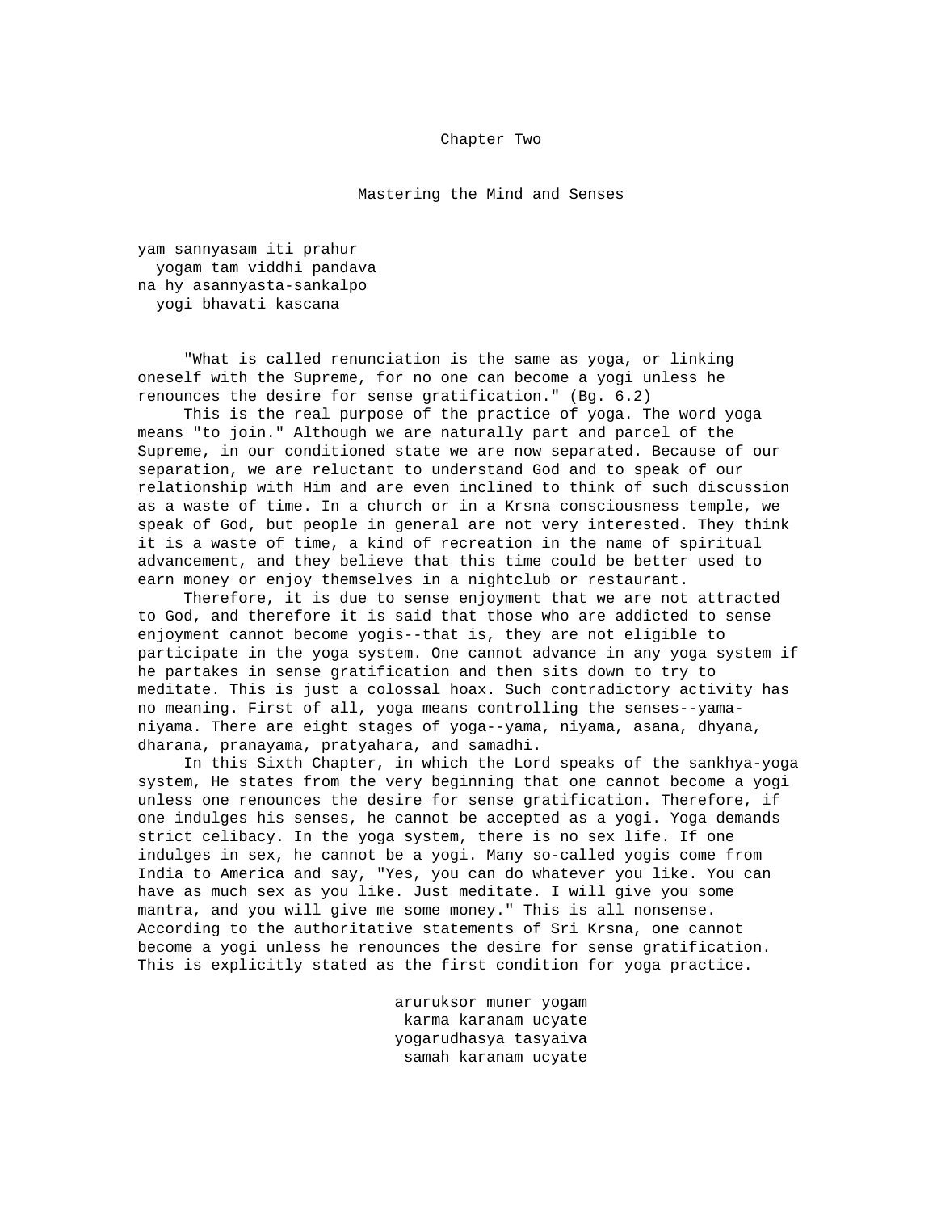# Chapter Two

## Mastering the Mind and Senses

yam sannyasam iti prahur
  yogam tam viddhi pandava
na hy asannyasta-sankalpo
  yogi bhavati kascana

"What is called renunciation is the same as yoga, or linking oneself with the Supreme, for no one can become a yogi unless he renounces the desire for sense gratification." (Bg. 6.2)

This is the real purpose of the practice of yoga. The word yoga means "to join." Although we are naturally part and parcel of the Supreme, in our conditioned state we are now separated. Because of our separation, we are reluctant to understand God and to speak of our relationship with Him and are even inclined to think of such discussion as a waste of time. In a church or in a Krsna consciousness temple, we speak of God, but people in general are not very interested. They think it is a waste of time, a kind of recreation in the name of spiritual advancement, and they believe that this time could be better used to earn money or enjoy themselves in a nightclub or restaurant.

Therefore, it is due to sense enjoyment that we are not attracted to God, and therefore it is said that those who are addicted to sense enjoyment cannot become yogis--that is, they are not eligible to participate in the yoga system. One cannot advance in any yoga system if he partakes in sense gratification and then sits down to try to meditate. This is just a colossal hoax. Such contradictory activity has no meaning. First of all, yoga means controlling the senses--yama-niyama. There are eight stages of yoga--yama, niyama, asana, dhyana, dharana, pranayama, pratyahara, and samadhi.

In this Sixth Chapter, in which the Lord speaks of the sankhya-yoga system, He states from the very beginning that one cannot become a yogi unless one renounces the desire for sense gratification. Therefore, if one indulges his senses, he cannot be accepted as a yogi. Yoga demands strict celibacy. In the yoga system, there is no sex life. If one indulges in sex, he cannot be a yogi. Many so-called yogis come from India to America and say, "Yes, you can do whatever you like. You can have as much sex as you like. Just meditate. I will give you some mantra, and you will give me some money." This is all nonsense. According to the authoritative statements of Sri Krsna, one cannot become a yogi unless he renounces the desire for sense gratification. This is explicitly stated as the first condition for yoga practice.

aruruksor muner yogam
  karma karanam ucyate
yogarudhasya tasyaiva
  samah karanam ucyate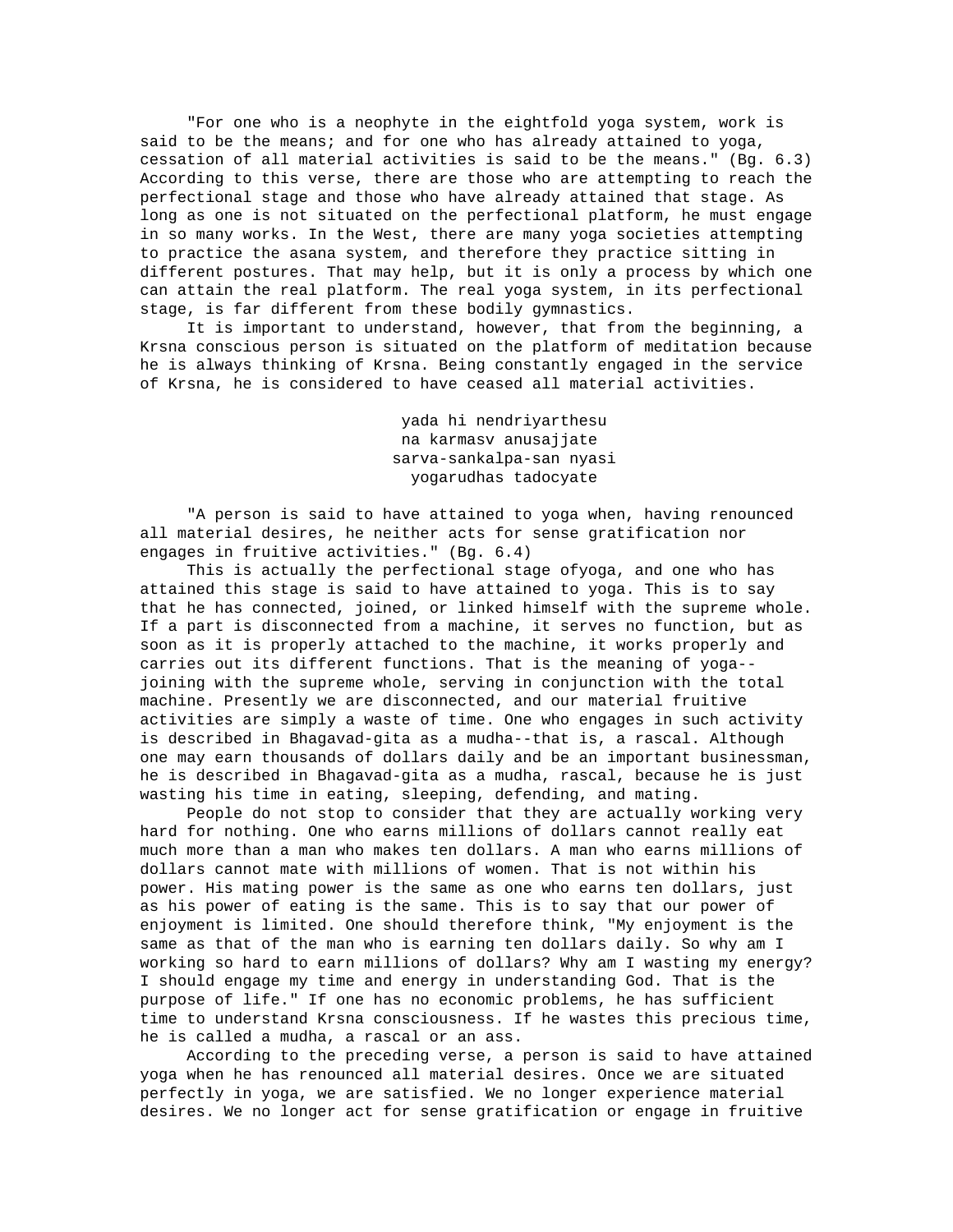"For one who is a neophyte in the eightfold yoga system, work is said to be the means; and for one who has already attained to yoga, cessation of all material activities is said to be the means." (Bg. 6.3) According to this verse, there are those who are attempting to reach the perfectional stage and those who have already attained that stage. As long as one is not situated on the perfectional platform, he must engage in so many works. In the West, there are many yoga societies attempting to practice the asana system, and therefore they practice sitting in different postures. That may help, but it is only a process by which one can attain the real platform. The real yoga system, in its perfectional stage, is far different from these bodily gymnastics.

It is important to understand, however, that from the beginning, a Krsna conscious person is situated on the platform of meditation because he is always thinking of Krsna. Being constantly engaged in the service of Krsna, he is considered to have ceased all material activities.

yada hi nendriyarthesu
na karmasv anusajjate
sarva-sankalpa-san nyasi
yogarudhas tadocyate

"A person is said to have attained to yoga when, having renounced all material desires, he neither acts for sense gratification nor engages in fruitive activities." (Bg. 6.4)

This is actually the perfectional stage ofyoga, and one who has attained this stage is said to have attained to yoga. This is to say that he has connected, joined, or linked himself with the supreme whole. If a part is disconnected from a machine, it serves no function, but as soon as it is properly attached to the machine, it works properly and carries out its different functions. That is the meaning of yoga--joining with the supreme whole, serving in conjunction with the total machine. Presently we are disconnected, and our material fruitive activities are simply a waste of time. One who engages in such activity is described in Bhagavad-gita as a mudha--that is, a rascal. Although one may earn thousands of dollars daily and be an important businessman, he is described in Bhagavad-gita as a mudha, rascal, because he is just wasting his time in eating, sleeping, defending, and mating.

People do not stop to consider that they are actually working very hard for nothing. One who earns millions of dollars cannot really eat much more than a man who makes ten dollars. A man who earns millions of dollars cannot mate with millions of women. That is not within his power. His mating power is the same as one who earns ten dollars, just as his power of eating is the same. This is to say that our power of enjoyment is limited. One should therefore think, "My enjoyment is the same as that of the man who is earning ten dollars daily. So why am I working so hard to earn millions of dollars? Why am I wasting my energy? I should engage my time and energy in understanding God. That is the purpose of life." If one has no economic problems, he has sufficient time to understand Krsna consciousness. If he wastes this precious time, he is called a mudha, a rascal or an ass.

According to the preceding verse, a person is said to have attained yoga when he has renounced all material desires. Once we are situated perfectly in yoga, we are satisfied. We no longer experience material desires. We no longer act for sense gratification or engage in fruitive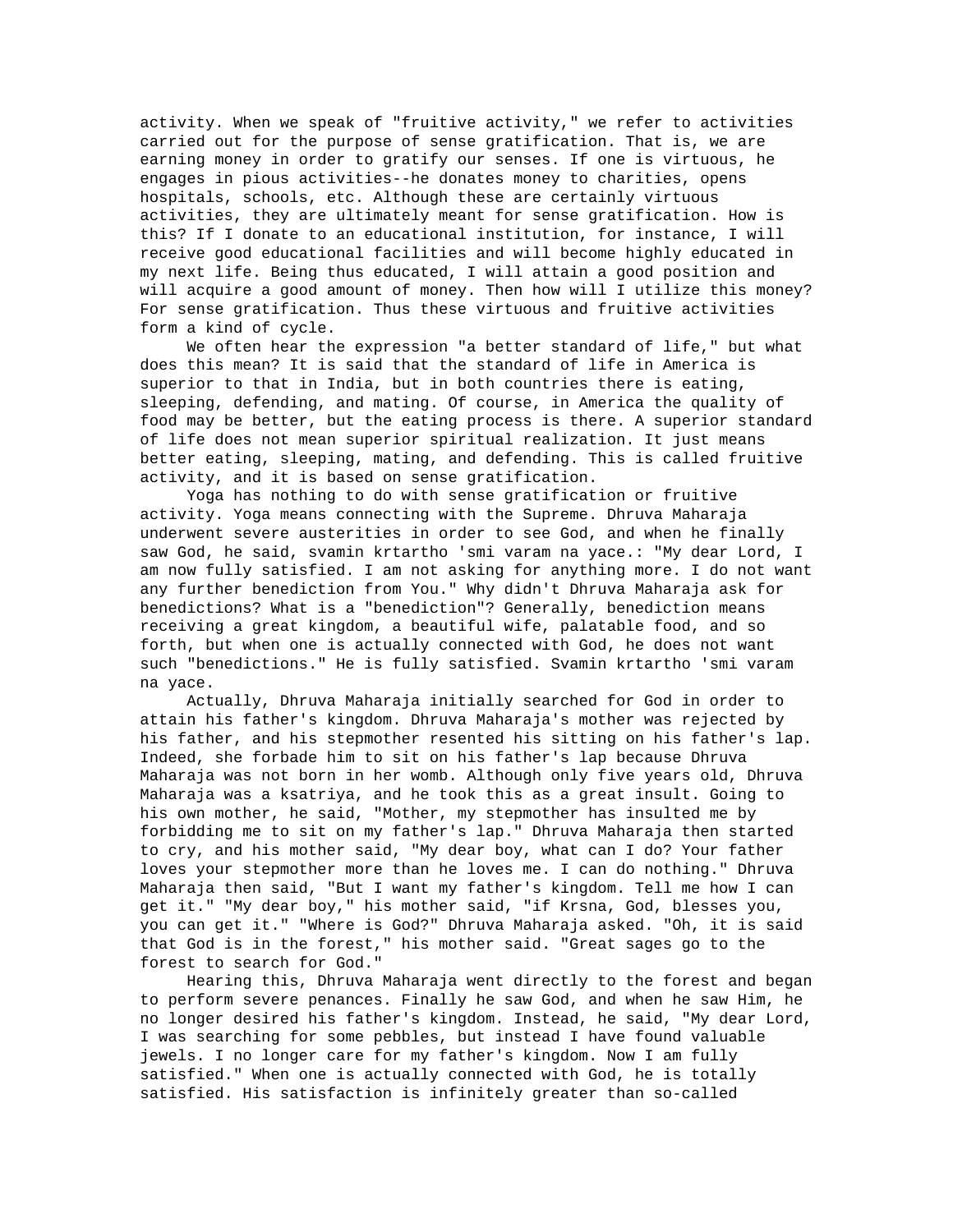activity. When we speak of "fruitive activity," we refer to activities carried out for the purpose of sense gratification. That is, we are earning money in order to gratify our senses. If one is virtuous, he engages in pious activities--he donates money to charities, opens hospitals, schools, etc. Although these are certainly virtuous activities, they are ultimately meant for sense gratification. How is this? If I donate to an educational institution, for instance, I will receive good educational facilities and will become highly educated in my next life. Being thus educated, I will attain a good position and will acquire a good amount of money. Then how will I utilize this money? For sense gratification. Thus these virtuous and fruitive activities form a kind of cycle.

We often hear the expression "a better standard of life," but what does this mean? It is said that the standard of life in America is superior to that in India, but in both countries there is eating, sleeping, defending, and mating. Of course, in America the quality of food may be better, but the eating process is there. A superior standard of life does not mean superior spiritual realization. It just means better eating, sleeping, mating, and defending. This is called fruitive activity, and it is based on sense gratification.

Yoga has nothing to do with sense gratification or fruitive activity. Yoga means connecting with the Supreme. Dhruva Maharaja underwent severe austerities in order to see God, and when he finally saw God, he said, svamin krtartho 'smi varam na yace.: "My dear Lord, I am now fully satisfied. I am not asking for anything more. I do not want any further benediction from You." Why didn't Dhruva Maharaja ask for benedictions? What is a "benediction"? Generally, benediction means receiving a great kingdom, a beautiful wife, palatable food, and so forth, but when one is actually connected with God, he does not want such "benedictions." He is fully satisfied. Svamin krtartho 'smi varam na yace.

Actually, Dhruva Maharaja initially searched for God in order to attain his father's kingdom. Dhruva Maharaja's mother was rejected by his father, and his stepmother resented his sitting on his father's lap. Indeed, she forbade him to sit on his father's lap because Dhruva Maharaja was not born in her womb. Although only five years old, Dhruva Maharaja was a ksatriya, and he took this as a great insult. Going to his own mother, he said, "Mother, my stepmother has insulted me by forbidding me to sit on my father's lap." Dhruva Maharaja then started to cry, and his mother said, "My dear boy, what can I do? Your father loves your stepmother more than he loves me. I can do nothing." Dhruva Maharaja then said, "But I want my father's kingdom. Tell me how I can get it." "My dear boy," his mother said, "if Krsna, God, blesses you, you can get it." "Where is God?" Dhruva Maharaja asked. "Oh, it is said that God is in the forest," his mother said. "Great sages go to the forest to search for God."

Hearing this, Dhruva Maharaja went directly to the forest and began to perform severe penances. Finally he saw God, and when he saw Him, he no longer desired his father's kingdom. Instead, he said, "My dear Lord, I was searching for some pebbles, but instead I have found valuable jewels. I no longer care for my father's kingdom. Now I am fully satisfied." When one is actually connected with God, he is totally satisfied. His satisfaction is infinitely greater than so-called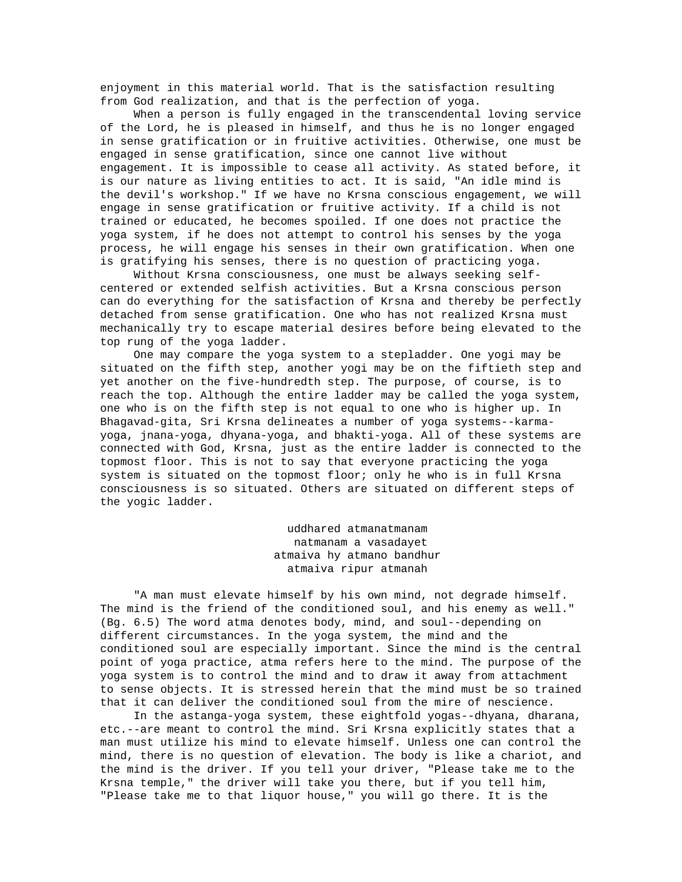enjoyment in this material world. That is the satisfaction resulting from God realization, and that is the perfection of yoga.

When a person is fully engaged in the transcendental loving service of the Lord, he is pleased in himself, and thus he is no longer engaged in sense gratification or in fruitive activities. Otherwise, one must be engaged in sense gratification, since one cannot live without engagement. It is impossible to cease all activity. As stated before, it is our nature as living entities to act. It is said, "An idle mind is the devil's workshop." If we have no Krsna conscious engagement, we will engage in sense gratification or fruitive activity. If a child is not trained or educated, he becomes spoiled. If one does not practice the yoga system, if he does not attempt to control his senses by the yoga process, he will engage his senses in their own gratification. When one is gratifying his senses, there is no question of practicing yoga.

Without Krsna consciousness, one must be always seeking self-centered or extended selfish activities. But a Krsna conscious person can do everything for the satisfaction of Krsna and thereby be perfectly detached from sense gratification. One who has not realized Krsna must mechanically try to escape material desires before being elevated to the top rung of the yoga ladder.

One may compare the yoga system to a stepladder. One yogi may be situated on the fifth step, another yogi may be on the fiftieth step and yet another on the five-hundredth step. The purpose, of course, is to reach the top. Although the entire ladder may be called the yoga system, one who is on the fifth step is not equal to one who is higher up. In Bhagavad-gita, Sri Krsna delineates a number of yoga systems--karma-yoga, jnana-yoga, dhyana-yoga, and bhakti-yoga. All of these systems are connected with God, Krsna, just as the entire ladder is connected to the topmost floor. This is not to say that everyone practicing the yoga system is situated on the topmost floor; only he who is in full Krsna consciousness is so situated. Others are situated on different steps of the yogic ladder.

uddhared atmanatmanam
natmanam a vasadayet
atmaiva hy atmano bandhur
atmaiva ripur atmanah

"A man must elevate himself by his own mind, not degrade himself. The mind is the friend of the conditioned soul, and his enemy as well." (Bg. 6.5) The word atma denotes body, mind, and soul--depending on different circumstances. In the yoga system, the mind and the conditioned soul are especially important. Since the mind is the central point of yoga practice, atma refers here to the mind. The purpose of the yoga system is to control the mind and to draw it away from attachment to sense objects. It is stressed herein that the mind must be so trained that it can deliver the conditioned soul from the mire of nescience.

In the astanga-yoga system, these eightfold yogas--dhyana, dharana, etc.--are meant to control the mind. Sri Krsna explicitly states that a man must utilize his mind to elevate himself. Unless one can control the mind, there is no question of elevation. The body is like a chariot, and the mind is the driver. If you tell your driver, "Please take me to the Krsna temple," the driver will take you there, but if you tell him, "Please take me to that liquor house," you will go there. It is the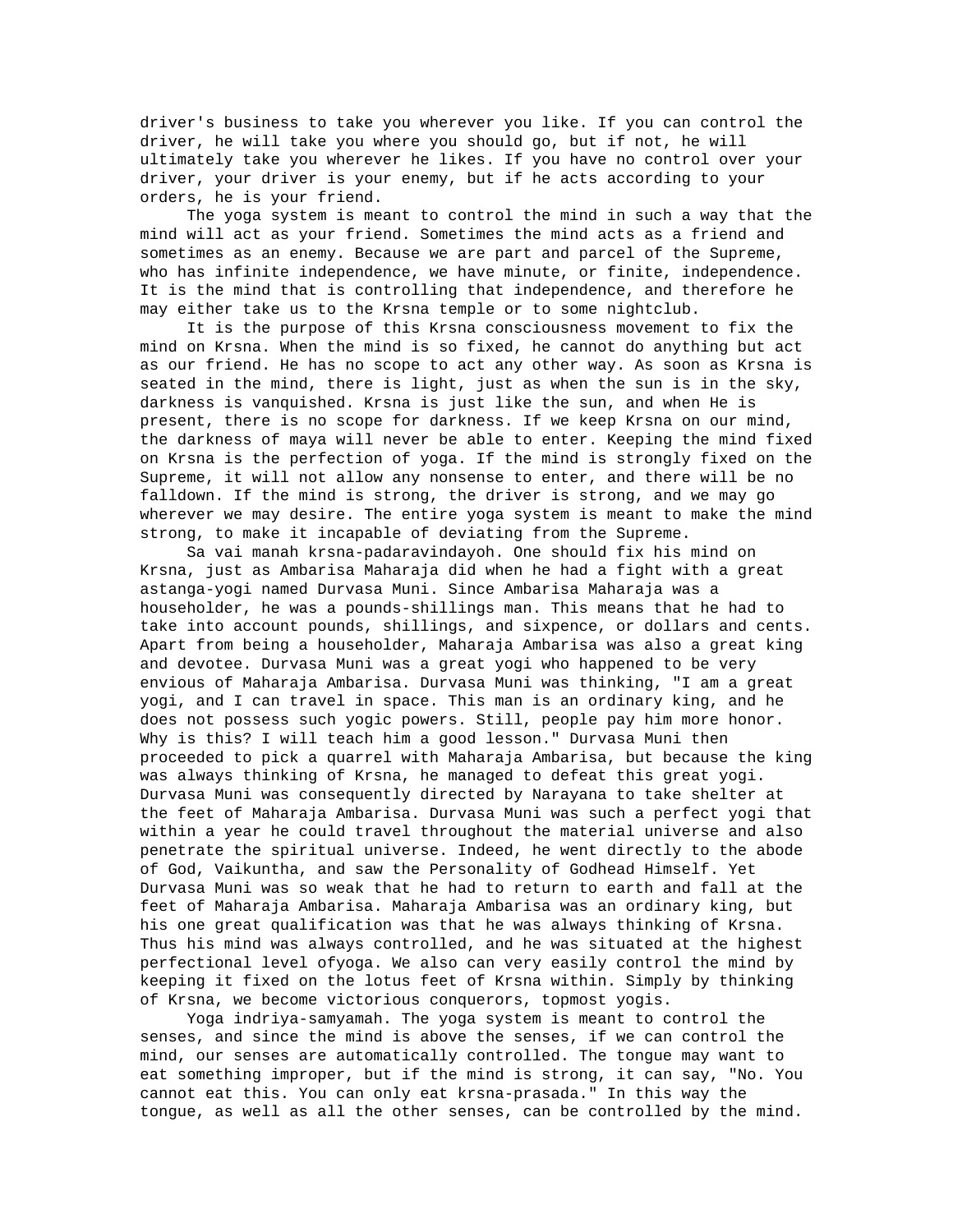driver's business to take you wherever you like. If you can control the driver, he will take you where you should go, but if not, he will ultimately take you wherever he likes. If you have no control over your driver, your driver is your enemy, but if he acts according to your orders, he is your friend.

The yoga system is meant to control the mind in such a way that the mind will act as your friend. Sometimes the mind acts as a friend and sometimes as an enemy. Because we are part and parcel of the Supreme, who has infinite independence, we have minute, or finite, independence. It is the mind that is controlling that independence, and therefore he may either take us to the Krsna temple or to some nightclub.

It is the purpose of this Krsna consciousness movement to fix the mind on Krsna. When the mind is so fixed, he cannot do anything but act as our friend. He has no scope to act any other way. As soon as Krsna is seated in the mind, there is light, just as when the sun is in the sky, darkness is vanquished. Krsna is just like the sun, and when He is present, there is no scope for darkness. If we keep Krsna on our mind, the darkness of maya will never be able to enter. Keeping the mind fixed on Krsna is the perfection of yoga. If the mind is strongly fixed on the Supreme, it will not allow any nonsense to enter, and there will be no falldown. If the mind is strong, the driver is strong, and we may go wherever we may desire. The entire yoga system is meant to make the mind strong, to make it incapable of deviating from the Supreme.

Sa vai manah krsna-padaravindayoh. One should fix his mind on Krsna, just as Ambarisa Maharaja did when he had a fight with a great astanga-yogi named Durvasa Muni. Since Ambarisa Maharaja was a householder, he was a pounds-shillings man. This means that he had to take into account pounds, shillings, and sixpence, or dollars and cents. Apart from being a householder, Maharaja Ambarisa was also a great king and devotee. Durvasa Muni was a great yogi who happened to be very envious of Maharaja Ambarisa. Durvasa Muni was thinking, "I am a great yogi, and I can travel in space. This man is an ordinary king, and he does not possess such yogic powers. Still, people pay him more honor. Why is this? I will teach him a good lesson." Durvasa Muni then proceeded to pick a quarrel with Maharaja Ambarisa, but because the king was always thinking of Krsna, he managed to defeat this great yogi. Durvasa Muni was consequently directed by Narayana to take shelter at the feet of Maharaja Ambarisa. Durvasa Muni was such a perfect yogi that within a year he could travel throughout the material universe and also penetrate the spiritual universe. Indeed, he went directly to the abode of God, Vaikuntha, and saw the Personality of Godhead Himself. Yet Durvasa Muni was so weak that he had to return to earth and fall at the feet of Maharaja Ambarisa. Maharaja Ambarisa was an ordinary king, but his one great qualification was that he was always thinking of Krsna. Thus his mind was always controlled, and he was situated at the highest perfectional level ofyoga. We also can very easily control the mind by keeping it fixed on the lotus feet of Krsna within. Simply by thinking of Krsna, we become victorious conquerors, topmost yogis.

Yoga indriya-samyamah. The yoga system is meant to control the senses, and since the mind is above the senses, if we can control the mind, our senses are automatically controlled. The tongue may want to eat something improper, but if the mind is strong, it can say, "No. You cannot eat this. You can only eat krsna-prasada." In this way the tongue, as well as all the other senses, can be controlled by the mind.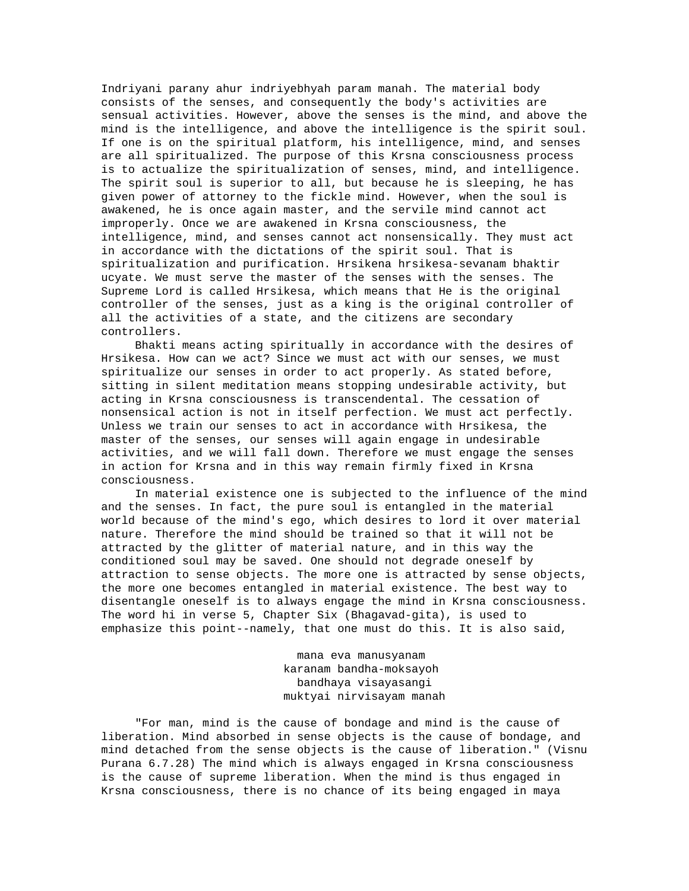Indriyani parany ahur indriyebhyah param manah. The material body consists of the senses, and consequently the body's activities are sensual activities. However, above the senses is the mind, and above the mind is the intelligence, and above the intelligence is the spirit soul. If one is on the spiritual platform, his intelligence, mind, and senses are all spiritualized. The purpose of this Krsna consciousness process is to actualize the spiritualization of senses, mind, and intelligence. The spirit soul is superior to all, but because he is sleeping, he has given power of attorney to the fickle mind. However, when the soul is awakened, he is once again master, and the servile mind cannot act improperly. Once we are awakened in Krsna consciousness, the intelligence, mind, and senses cannot act nonsensically. They must act in accordance with the dictations of the spirit soul. That is spiritualization and purification. Hrsikena hrsikesa-sevanam bhaktir ucyate. We must serve the master of the senses with the senses. The Supreme Lord is called Hrsikesa, which means that He is the original controller of the senses, just as a king is the original controller of all the activities of a state, and the citizens are secondary controllers.

Bhakti means acting spiritually in accordance with the desires of Hrsikesa. How can we act? Since we must act with our senses, we must spiritualize our senses in order to act properly. As stated before, sitting in silent meditation means stopping undesirable activity, but acting in Krsna consciousness is transcendental. The cessation of nonsensical action is not in itself perfection. We must act perfectly. Unless we train our senses to act in accordance with Hrsikesa, the master of the senses, our senses will again engage in undesirable activities, and we will fall down. Therefore we must engage the senses in action for Krsna and in this way remain firmly fixed in Krsna consciousness.

In material existence one is subjected to the influence of the mind and the senses. In fact, the pure soul is entangled in the material world because of the mind's ego, which desires to lord it over material nature. Therefore the mind should be trained so that it will not be attracted by the glitter of material nature, and in this way the conditioned soul may be saved. One should not degrade oneself by attraction to sense objects. The more one is attracted by sense objects, the more one becomes entangled in material existence. The best way to disentangle oneself is to always engage the mind in Krsna consciousness. The word hi in verse 5, Chapter Six (Bhagavad-gita), is used to emphasize this point--namely, that one must do this. It is also said,

mana eva manusyanam  
karanam bandha-moksayoh  
bandhaya visayasangi  
muktyai nirvisayam manah

"For man, mind is the cause of bondage and mind is the cause of liberation. Mind absorbed in sense objects is the cause of bondage, and mind detached from the sense objects is the cause of liberation." (Visnu Purana 6.7.28) The mind which is always engaged in Krsna consciousness is the cause of supreme liberation. When the mind is thus engaged in Krsna consciousness, there is no chance of its being engaged in maya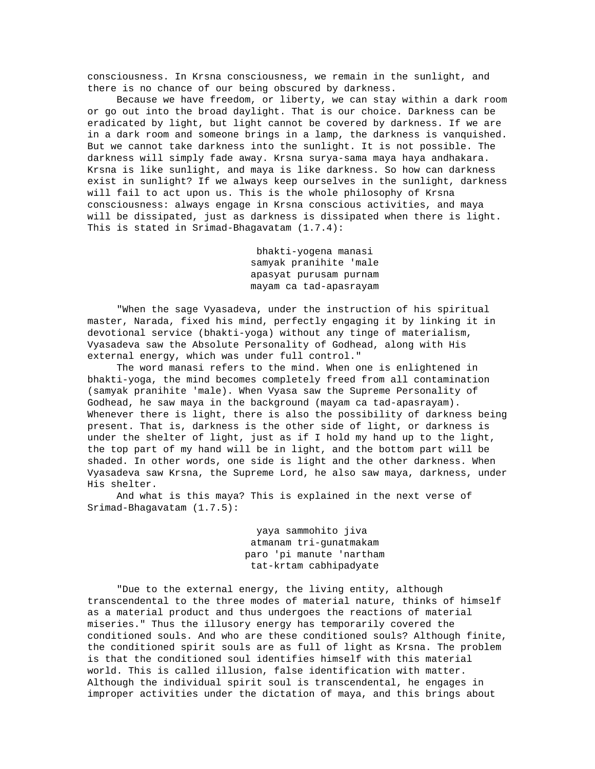consciousness. In Krsna consciousness, we remain in the sunlight, and there is no chance of our being obscured by darkness.

Because we have freedom, or liberty, we can stay within a dark room or go out into the broad daylight. That is our choice. Darkness can be eradicated by light, but light cannot be covered by darkness. If we are in a dark room and someone brings in a lamp, the darkness is vanquished. But we cannot take darkness into the sunlight. It is not possible. The darkness will simply fade away. Krsna surya-sama maya haya andhakara. Krsna is like sunlight, and maya is like darkness. So how can darkness exist in sunlight? If we always keep ourselves in the sunlight, darkness will fail to act upon us. This is the whole philosophy of Krsna consciousness: always engage in Krsna conscious activities, and maya will be dissipated, just as darkness is dissipated when there is light. This is stated in Srimad-Bhagavatam (1.7.4):

bhakti-yogena manasi
samyak pranihite 'male
apasyat purusam purnam
mayam ca tad-apasrayam

"When the sage Vyasadeva, under the instruction of his spiritual master, Narada, fixed his mind, perfectly engaging it by linking it in devotional service (bhakti-yoga) without any tinge of materialism, Vyasadeva saw the Absolute Personality of Godhead, along with His external energy, which was under full control."

The word manasi refers to the mind. When one is enlightened in bhakti-yoga, the mind becomes completely freed from all contamination (samyak pranihite 'male). When Vyasa saw the Supreme Personality of Godhead, he saw maya in the background (mayam ca tad-apasrayam). Whenever there is light, there is also the possibility of darkness being present. That is, darkness is the other side of light, or darkness is under the shelter of light, just as if I hold my hand up to the light, the top part of my hand will be in light, and the bottom part will be shaded. In other words, one side is light and the other darkness. When Vyasadeva saw Krsna, the Supreme Lord, he also saw maya, darkness, under His shelter.

And what is this maya? This is explained in the next verse of Srimad-Bhagavatam (1.7.5):

yaya sammohito jiva
atmanam tri-gunatmakam
paro 'pi manute 'nartham
tat-krtam cabhipadyate

"Due to the external energy, the living entity, although transcendental to the three modes of material nature, thinks of himself as a material product and thus undergoes the reactions of material miseries." Thus the illusory energy has temporarily covered the conditioned souls. And who are these conditioned souls? Although finite, the conditioned spirit souls are as full of light as Krsna. The problem is that the conditioned soul identifies himself with this material world. This is called illusion, false identification with matter. Although the individual spirit soul is transcendental, he engages in improper activities under the dictation of maya, and this brings about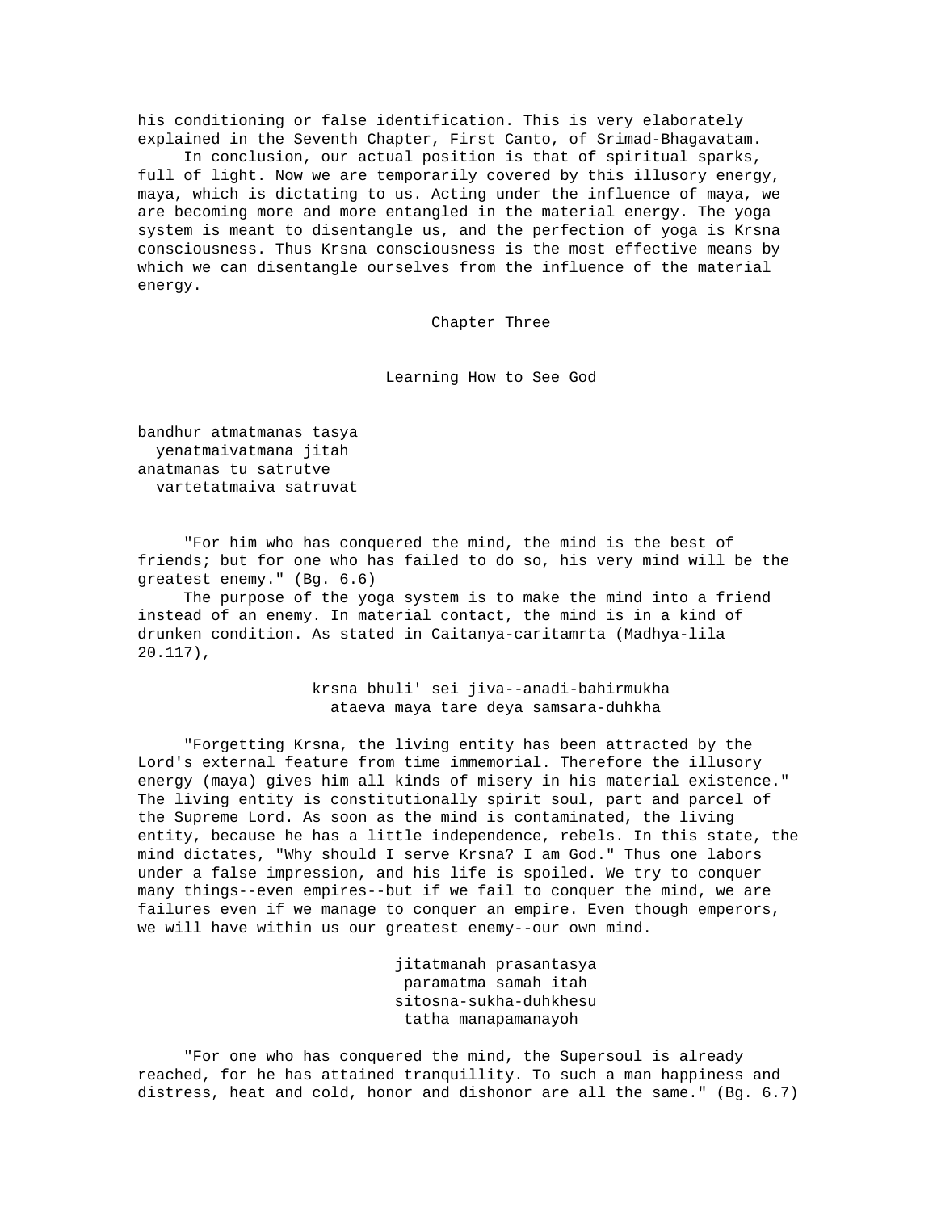his conditioning or false identification. This is very elaborately explained in the Seventh Chapter, First Canto, of Srimad-Bhagavatam.

In conclusion, our actual position is that of spiritual sparks, full of light. Now we are temporarily covered by this illusory energy, maya, which is dictating to us. Acting under the influence of maya, we are becoming more and more entangled in the material energy. The yoga system is meant to disentangle us, and the perfection of yoga is Krsna consciousness. Thus Krsna consciousness is the most effective means by which we can disentangle ourselves from the influence of the material energy.

# Chapter Three

## Learning How to See God

bandhur atmatmanas tasya
  yenatmaivatmana jitah
anatmanas tu satrutve
  vartetatmaiva satruvat

"For him who has conquered the mind, the mind is the best of friends; but for one who has failed to do so, his very mind will be the greatest enemy." (Bg. 6.6)

The purpose of the yoga system is to make the mind into a friend instead of an enemy. In material contact, the mind is in a kind of drunken condition. As stated in Caitanya-caritamrta (Madhya-lila 20.117),

krsna bhuli' sei jiva--anadi-bahirmukha
  ataeva maya tare deya samsara-duhkha

"Forgetting Krsna, the living entity has been attracted by the Lord's external feature from time immemorial. Therefore the illusory energy (maya) gives him all kinds of misery in his material existence." The living entity is constitutionally spirit soul, part and parcel of the Supreme Lord. As soon as the mind is contaminated, the living entity, because he has a little independence, rebels. In this state, the mind dictates, "Why should I serve Krsna? I am God." Thus one labors under a false impression, and his life is spoiled. We try to conquer many things--even empires--but if we fail to conquer the mind, we are failures even if we manage to conquer an empire. Even though emperors, we will have within us our greatest enemy--our own mind.

jitatmanah prasantasya
  paramatma samah itah
sitosna-sukha-duhkhesu
  tatha manapamanayoh

"For one who has conquered the mind, the Supersoul is already reached, for he has attained tranquillity. To such a man happiness and distress, heat and cold, honor and dishonor are all the same." (Bg. 6.7)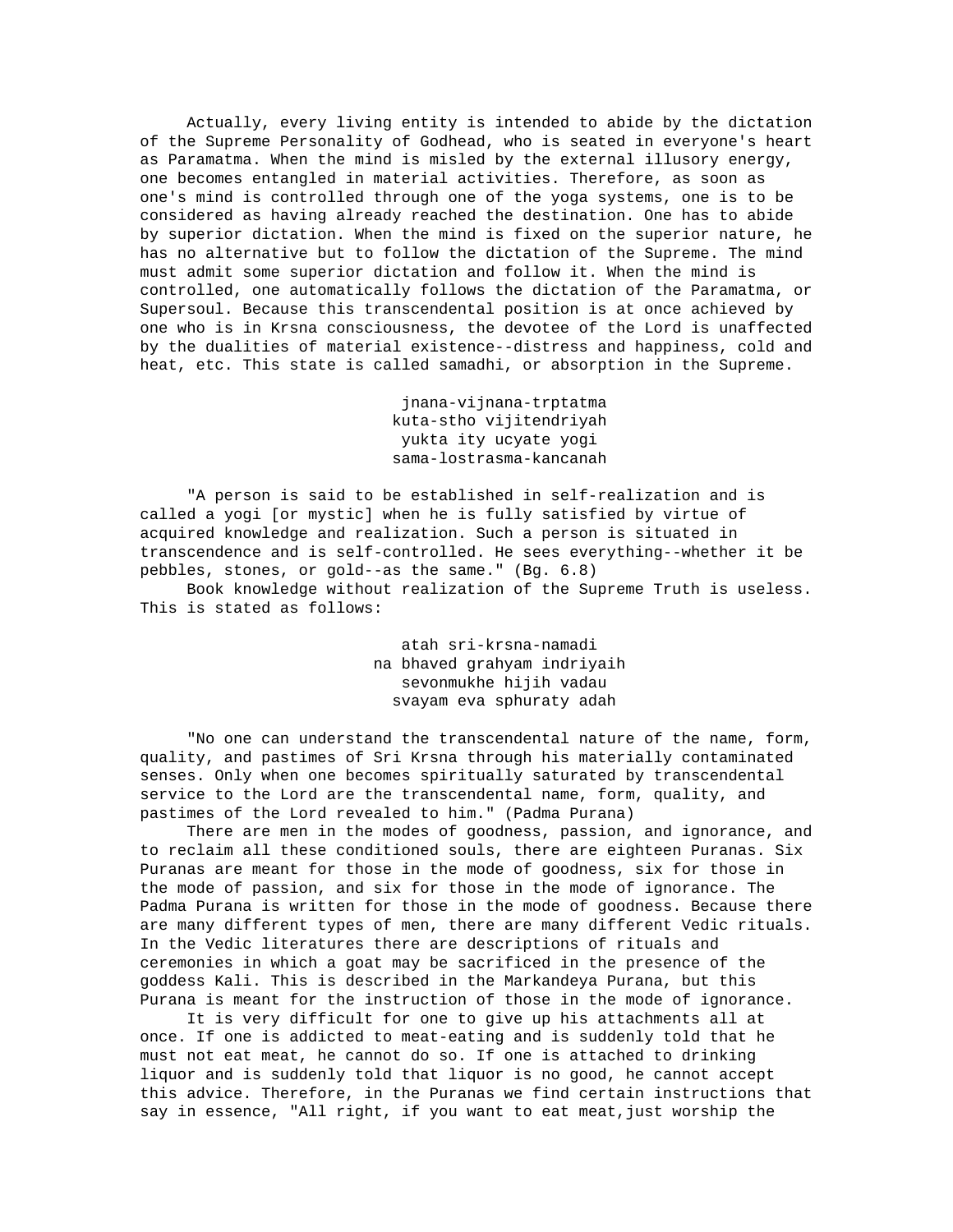Actually, every living entity is intended to abide by the dictation of the Supreme Personality of Godhead, who is seated in everyone's heart as Paramatma. When the mind is misled by the external illusory energy, one becomes entangled in material activities. Therefore, as soon as one's mind is controlled through one of the yoga systems, one is to be considered as having already reached the destination. One has to abide by superior dictation. When the mind is fixed on the superior nature, he has no alternative but to follow the dictation of the Supreme. The mind must admit some superior dictation and follow it. When the mind is controlled, one automatically follows the dictation of the Paramatma, or Supersoul. Because this transcendental position is at once achieved by one who is in Krsna consciousness, the devotee of the Lord is unaffected by the dualities of material existence--distress and happiness, cold and heat, etc. This state is called samadhi, or absorption in the Supreme.

jnana-vijnana-trptatma
kuta-stho vijitendriyah
yukta ity ucyate yogi
sama-lostrasma-kancanah

"A person is said to be established in self-realization and is called a yogi [or mystic] when he is fully satisfied by virtue of acquired knowledge and realization. Such a person is situated in transcendence and is self-controlled. He sees everything--whether it be pebbles, stones, or gold--as the same." (Bg. 6.8)

Book knowledge without realization of the Supreme Truth is useless. This is stated as follows:

atah sri-krsna-namadi
na bhaved grahyam indriyaih
sevonmukhe hijih vadau
svayam eva sphuraty adah

"No one can understand the transcendental nature of the name, form, quality, and pastimes of Sri Krsna through his materially contaminated senses. Only when one becomes spiritually saturated by transcendental service to the Lord are the transcendental name, form, quality, and pastimes of the Lord revealed to him." (Padma Purana)

There are men in the modes of goodness, passion, and ignorance, and to reclaim all these conditioned souls, there are eighteen Puranas. Six Puranas are meant for those in the mode of goodness, six for those in the mode of passion, and six for those in the mode of ignorance. The Padma Purana is written for those in the mode of goodness. Because there are many different types of men, there are many different Vedic rituals. In the Vedic literatures there are descriptions of rituals and ceremonies in which a goat may be sacrificed in the presence of the goddess Kali. This is described in the Markandeya Purana, but this Purana is meant for the instruction of those in the mode of ignorance.

It is very difficult for one to give up his attachments all at once. If one is addicted to meat-eating and is suddenly told that he must not eat meat, he cannot do so. If one is attached to drinking liquor and is suddenly told that liquor is no good, he cannot accept this advice. Therefore, in the Puranas we find certain instructions that say in essence, "All right, if you want to eat meat,just worship the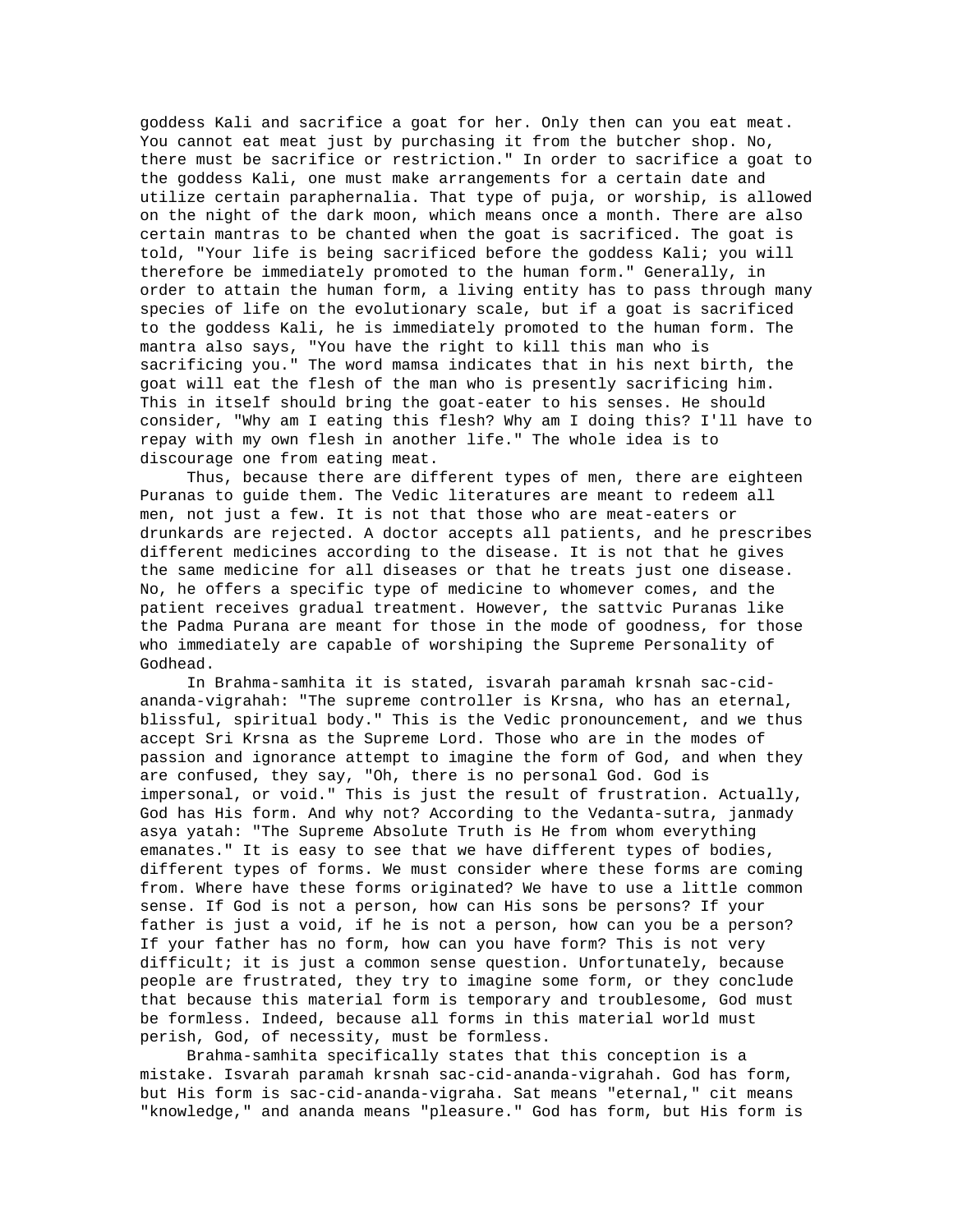goddess Kali and sacrifice a goat for her. Only then can you eat meat. You cannot eat meat just by purchasing it from the butcher shop. No, there must be sacrifice or restriction." In order to sacrifice a goat to the goddess Kali, one must make arrangements for a certain date and utilize certain paraphernalia. That type of puja, or worship, is allowed on the night of the dark moon, which means once a month. There are also certain mantras to be chanted when the goat is sacrificed. The goat is told, "Your life is being sacrificed before the goddess Kali; you will therefore be immediately promoted to the human form." Generally, in order to attain the human form, a living entity has to pass through many species of life on the evolutionary scale, but if a goat is sacrificed to the goddess Kali, he is immediately promoted to the human form. The mantra also says, "You have the right to kill this man who is sacrificing you." The word mamsa indicates that in his next birth, the goat will eat the flesh of the man who is presently sacrificing him. This in itself should bring the goat-eater to his senses. He should consider, "Why am I eating this flesh? Why am I doing this? I'll have to repay with my own flesh in another life." The whole idea is to discourage one from eating meat.

Thus, because there are different types of men, there are eighteen Puranas to guide them. The Vedic literatures are meant to redeem all men, not just a few. It is not that those who are meat-eaters or drunkards are rejected. A doctor accepts all patients, and he prescribes different medicines according to the disease. It is not that he gives the same medicine for all diseases or that he treats just one disease. No, he offers a specific type of medicine to whomever comes, and the patient receives gradual treatment. However, the sattvic Puranas like the Padma Purana are meant for those in the mode of goodness, for those who immediately are capable of worshiping the Supreme Personality of Godhead.

In Brahma-samhita it is stated, isvarah paramah krsnah sac-cid-ananda-vigrahah: "The supreme controller is Krsna, who has an eternal, blissful, spiritual body." This is the Vedic pronouncement, and we thus accept Sri Krsna as the Supreme Lord. Those who are in the modes of passion and ignorance attempt to imagine the form of God, and when they are confused, they say, "Oh, there is no personal God. God is impersonal, or void." This is just the result of frustration. Actually, God has His form. And why not? According to the Vedanta-sutra, janmady asya yatah: "The Supreme Absolute Truth is He from whom everything emanates." It is easy to see that we have different types of bodies, different types of forms. We must consider where these forms are coming from. Where have these forms originated? We have to use a little common sense. If God is not a person, how can His sons be persons? If your father is just a void, if he is not a person, how can you be a person? If your father has no form, how can you have form? This is not very difficult; it is just a common sense question. Unfortunately, because people are frustrated, they try to imagine some form, or they conclude that because this material form is temporary and troublesome, God must be formless. Indeed, because all forms in this material world must perish, God, of necessity, must be formless.

Brahma-samhita specifically states that this conception is a mistake. Isvarah paramah krsnah sac-cid-ananda-vigrahah. God has form, but His form is sac-cid-ananda-vigraha. Sat means "eternal," cit means "knowledge," and ananda means "pleasure." God has form, but His form is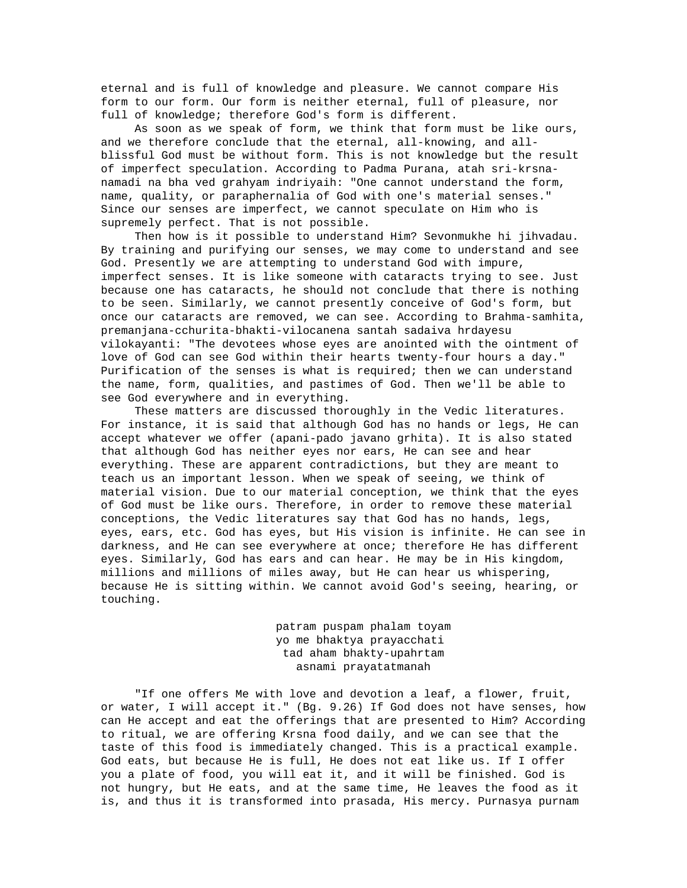eternal and is full of knowledge and pleasure. We cannot compare His form to our form. Our form is neither eternal, full of pleasure, nor full of knowledge; therefore God's form is different.

As soon as we speak of form, we think that form must be like ours, and we therefore conclude that the eternal, all-knowing, and all-blissful God must be without form. This is not knowledge but the result of imperfect speculation. According to Padma Purana, atah sri-krsna-namadi na bha ved grahyam indriyaih: "One cannot understand the form, name, quality, or paraphernalia of God with one's material senses." Since our senses are imperfect, we cannot speculate on Him who is supremely perfect. That is not possible.

Then how is it possible to understand Him? Sevonmukhe hi jihvadau. By training and purifying our senses, we may come to understand and see God. Presently we are attempting to understand God with impure, imperfect senses. It is like someone with cataracts trying to see. Just because one has cataracts, he should not conclude that there is nothing to be seen. Similarly, we cannot presently conceive of God's form, but once our cataracts are removed, we can see. According to Brahma-samhita, premanjana-cchurita-bhakti-vilocanena santah sadaiva hrdayesu vilokayanti: "The devotees whose eyes are anointed with the ointment of love of God can see God within their hearts twenty-four hours a day." Purification of the senses is what is required; then we can understand the name, form, qualities, and pastimes of God. Then we'll be able to see God everywhere and in everything.

These matters are discussed thoroughly in the Vedic literatures. For instance, it is said that although God has no hands or legs, He can accept whatever we offer (apani-pado javano grhita). It is also stated that although God has neither eyes nor ears, He can see and hear everything. These are apparent contradictions, but they are meant to teach us an important lesson. When we speak of seeing, we think of material vision. Due to our material conception, we think that the eyes of God must be like ours. Therefore, in order to remove these material conceptions, the Vedic literatures say that God has no hands, legs, eyes, ears, etc. God has eyes, but His vision is infinite. He can see in darkness, and He can see everywhere at once; therefore He has different eyes. Similarly, God has ears and can hear. He may be in His kingdom, millions and millions of miles away, but He can hear us whispering, because He is sitting within. We cannot avoid God's seeing, hearing, or touching.

patram puspam phalam toyam
yo me bhaktya prayacchati
tad aham bhakty-upahrtam
asnami prayatatmanah

"If one offers Me with love and devotion a leaf, a flower, fruit, or water, I will accept it." (Bg. 9.26) If God does not have senses, how can He accept and eat the offerings that are presented to Him? According to ritual, we are offering Krsna food daily, and we can see that the taste of this food is immediately changed. This is a practical example. God eats, but because He is full, He does not eat like us. If I offer you a plate of food, you will eat it, and it will be finished. God is not hungry, but He eats, and at the same time, He leaves the food as it is, and thus it is transformed into prasada, His mercy. Purnasya purnam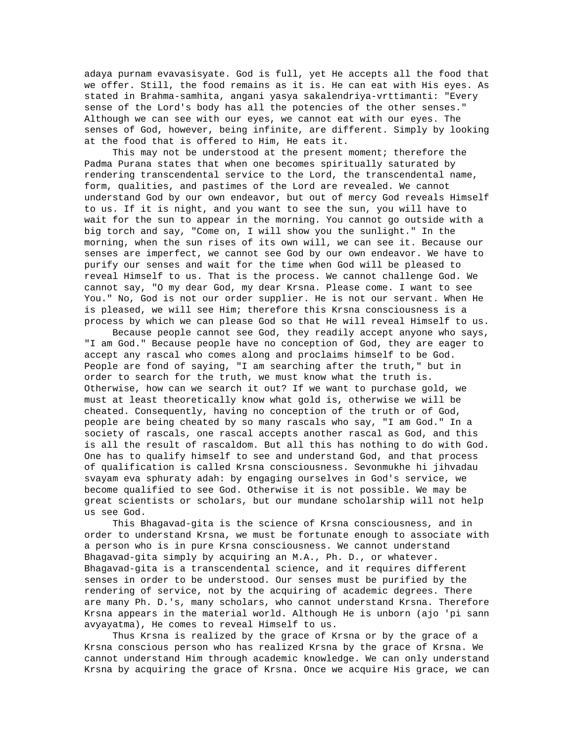adaya purnam evavasisyate. God is full, yet He accepts all the food that we offer. Still, the food remains as it is. He can eat with His eyes. As stated in Brahma-samhita, angani yasya sakalendriya-vrttimanti: "Every sense of the Lord's body has all the potencies of the other senses." Although we can see with our eyes, we cannot eat with our eyes. The senses of God, however, being infinite, are different. Simply by looking at the food that is offered to Him, He eats it.

This may not be understood at the present moment; therefore the Padma Purana states that when one becomes spiritually saturated by rendering transcendental service to the Lord, the transcendental name, form, qualities, and pastimes of the Lord are revealed. We cannot understand God by our own endeavor, but out of mercy God reveals Himself to us. If it is night, and you want to see the sun, you will have to wait for the sun to appear in the morning. You cannot go outside with a big torch and say, "Come on, I will show you the sunlight." In the morning, when the sun rises of its own will, we can see it. Because our senses are imperfect, we cannot see God by our own endeavor. We have to purify our senses and wait for the time when God will be pleased to reveal Himself to us. That is the process. We cannot challenge God. We cannot say, "O my dear God, my dear Krsna. Please come. I want to see You." No, God is not our order supplier. He is not our servant. When He is pleased, we will see Him; therefore this Krsna consciousness is a process by which we can please God so that He will reveal Himself to us.

Because people cannot see God, they readily accept anyone who says, "I am God." Because people have no conception of God, they are eager to accept any rascal who comes along and proclaims himself to be God. People are fond of saying, "I am searching after the truth," but in order to search for the truth, we must know what the truth is. Otherwise, how can we search it out? If we want to purchase gold, we must at least theoretically know what gold is, otherwise we will be cheated. Consequently, having no conception of the truth or of God, people are being cheated by so many rascals who say, "I am God." In a society of rascals, one rascal accepts another rascal as God, and this is all the result of rascaldom. But all this has nothing to do with God. One has to qualify himself to see and understand God, and that process of qualification is called Krsna consciousness. Sevonmukhe hi jihvadau svayam eva sphuraty adah: by engaging ourselves in God's service, we become qualified to see God. Otherwise it is not possible. We may be great scientists or scholars, but our mundane scholarship will not help us see God.

This Bhagavad-gita is the science of Krsna consciousness, and in order to understand Krsna, we must be fortunate enough to associate with a person who is in pure Krsna consciousness. We cannot understand Bhagavad-gita simply by acquiring an M.A., Ph. D., or whatever. Bhagavad-gita is a transcendental science, and it requires different senses in order to be understood. Our senses must be purified by the rendering of service, not by the acquiring of academic degrees. There are many Ph. D.'s, many scholars, who cannot understand Krsna. Therefore Krsna appears in the material world. Although He is unborn (ajo 'pi sann avyayatma), He comes to reveal Himself to us.

Thus Krsna is realized by the grace of Krsna or by the grace of a Krsna conscious person who has realized Krsna by the grace of Krsna. We cannot understand Him through academic knowledge. We can only understand Krsna by acquiring the grace of Krsna. Once we acquire His grace, we can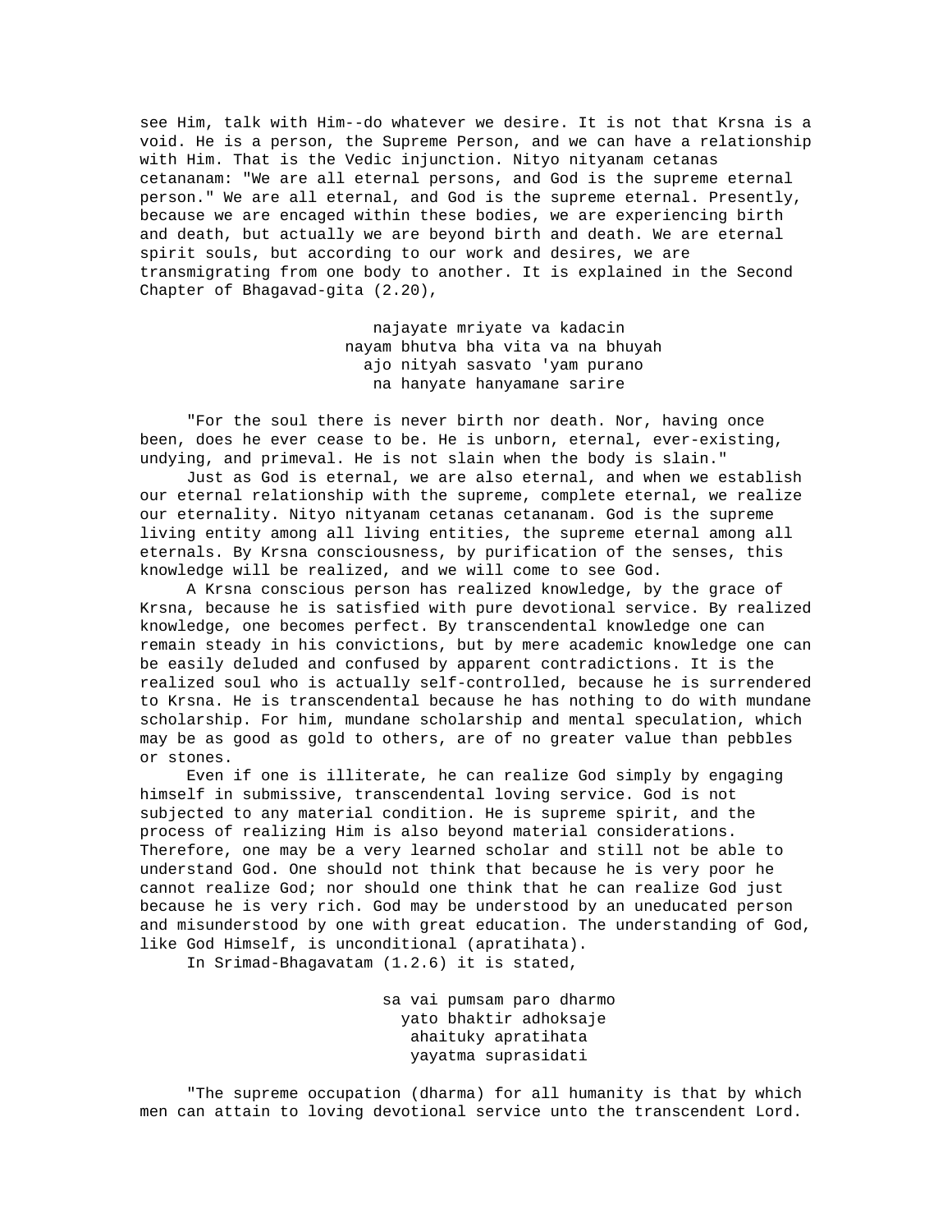see Him, talk with Him--do whatever we desire. It is not that Krsna is a void. He is a person, the Supreme Person, and we can have a relationship with Him. That is the Vedic injunction. Nityo nityanam cetanas cetananam: "We are all eternal persons, and God is the supreme eternal person." We are all eternal, and God is the supreme eternal. Presently, because we are encaged within these bodies, we are experiencing birth and death, but actually we are beyond birth and death. We are eternal spirit souls, but according to our work and desires, we are transmigrating from one body to another. It is explained in the Second Chapter of Bhagavad-gita (2.20),

> najayate mriyate va kadacin
> nayam bhutva bha vita va na bhuyah
> ajo nityah sasvato 'yam purano
> na hanyate hanyamane sarire

"For the soul there is never birth nor death. Nor, having once been, does he ever cease to be. He is unborn, eternal, ever-existing, undying, and primeval. He is not slain when the body is slain."

Just as God is eternal, we are also eternal, and when we establish our eternal relationship with the supreme, complete eternal, we realize our eternality. Nityo nityanam cetanas cetananam. God is the supreme living entity among all living entities, the supreme eternal among all eternals. By Krsna consciousness, by purification of the senses, this knowledge will be realized, and we will come to see God.

A Krsna conscious person has realized knowledge, by the grace of Krsna, because he is satisfied with pure devotional service. By realized knowledge, one becomes perfect. By transcendental knowledge one can remain steady in his convictions, but by mere academic knowledge one can be easily deluded and confused by apparent contradictions. It is the realized soul who is actually self-controlled, because he is surrendered to Krsna. He is transcendental because he has nothing to do with mundane scholarship. For him, mundane scholarship and mental speculation, which may be as good as gold to others, are of no greater value than pebbles or stones.

Even if one is illiterate, he can realize God simply by engaging himself in submissive, transcendental loving service. God is not subjected to any material condition. He is supreme spirit, and the process of realizing Him is also beyond material considerations. Therefore, one may be a very learned scholar and still not be able to understand God. One should not think that because he is very poor he cannot realize God; nor should one think that he can realize God just because he is very rich. God may be understood by an uneducated person and misunderstood by one with great education. The understanding of God, like God Himself, is unconditional (apratihata).

In Srimad-Bhagavatam (1.2.6) it is stated,

> sa vai pumsam paro dharmo
> yato bhaktir adhoksaje
> ahaituky apratihata
> yayatma suprasidati

"The supreme occupation (dharma) for all humanity is that by which men can attain to loving devotional service unto the transcendent Lord.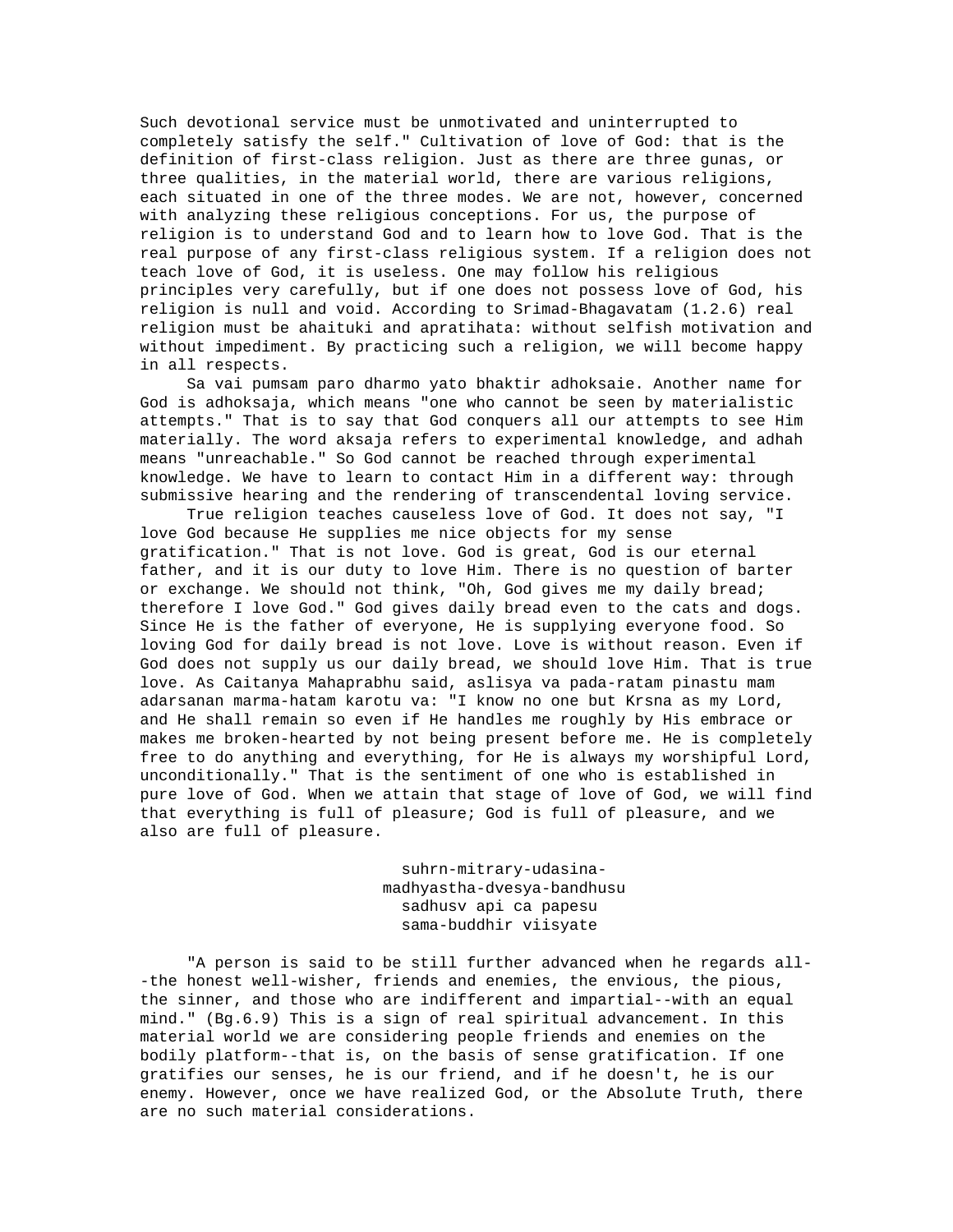Such devotional service must be unmotivated and uninterrupted to completely satisfy the self." Cultivation of love of God: that is the definition of first-class religion. Just as there are three gunas, or three qualities, in the material world, there are various religions, each situated in one of the three modes. We are not, however, concerned with analyzing these religious conceptions. For us, the purpose of religion is to understand God and to learn how to love God. That is the real purpose of any first-class religious system. If a religion does not teach love of God, it is useless. One may follow his religious principles very carefully, but if one does not possess love of God, his religion is null and void. According to Srimad-Bhagavatam (1.2.6) real religion must be ahaituki and apratihata: without selfish motivation and without impediment. By practicing such a religion, we will become happy in all respects.

Sa vai pumsam paro dharmo yato bhaktir adhoksaie. Another name for God is adhoksaja, which means "one who cannot be seen by materialistic attempts." That is to say that God conquers all our attempts to see Him materially. The word aksaja refers to experimental knowledge, and adhah means "unreachable." So God cannot be reached through experimental knowledge. We have to learn to contact Him in a different way: through submissive hearing and the rendering of transcendental loving service.

True religion teaches causeless love of God. It does not say, "I love God because He supplies me nice objects for my sense gratification." That is not love. God is great, God is our eternal father, and it is our duty to love Him. There is no question of barter or exchange. We should not think, "Oh, God gives me my daily bread; therefore I love God." God gives daily bread even to the cats and dogs. Since He is the father of everyone, He is supplying everyone food. So loving God for daily bread is not love. Love is without reason. Even if God does not supply us our daily bread, we should love Him. That is true love. As Caitanya Mahaprabhu said, aslisya va pada-ratam pinastu mam adarsanan marma-hatam karotu va: "I know no one but Krsna as my Lord, and He shall remain so even if He handles me roughly by His embrace or makes me broken-hearted by not being present before me. He is completely free to do anything and everything, for He is always my worshipful Lord, unconditionally." That is the sentiment of one who is established in pure love of God. When we attain that stage of love of God, we will find that everything is full of pleasure; God is full of pleasure, and we also are full of pleasure.

suhrn-mitrary-udasina-
madhyastha-dvesya-bandhusu
sadhusv api ca papesu
sama-buddhir viisyate

"A person is said to be still further advanced when he regards all--the honest well-wisher, friends and enemies, the envious, the pious, the sinner, and those who are indifferent and impartial--with an equal mind." (Bg.6.9) This is a sign of real spiritual advancement. In this material world we are considering people friends and enemies on the bodily platform--that is, on the basis of sense gratification. If one gratifies our senses, he is our friend, and if he doesn't, he is our enemy. However, once we have realized God, or the Absolute Truth, there are no such material considerations.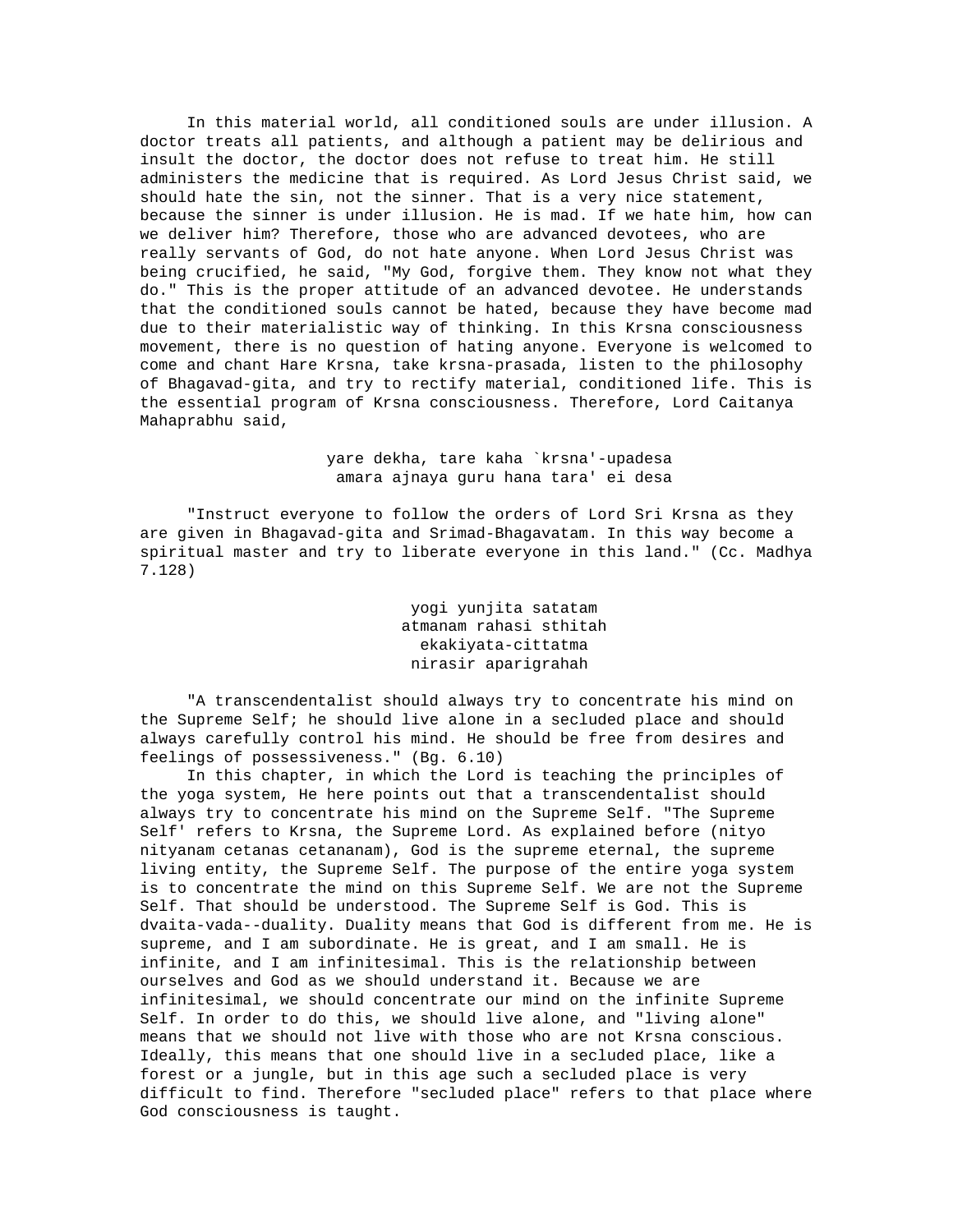In this material world, all conditioned souls are under illusion. A doctor treats all patients, and although a patient may be delirious and insult the doctor, the doctor does not refuse to treat him. He still administers the medicine that is required. As Lord Jesus Christ said, we should hate the sin, not the sinner. That is a very nice statement, because the sinner is under illusion. He is mad. If we hate him, how can we deliver him? Therefore, those who are advanced devotees, who are really servants of God, do not hate anyone. When Lord Jesus Christ was being crucified, he said, "My God, forgive them. They know not what they do." This is the proper attitude of an advanced devotee. He understands that the conditioned souls cannot be hated, because they have become mad due to their materialistic way of thinking. In this Krsna consciousness movement, there is no question of hating anyone. Everyone is welcomed to come and chant Hare Krsna, take krsna-prasada, listen to the philosophy of Bhagavad-gita, and try to rectify material, conditioned life. This is the essential program of Krsna consciousness. Therefore, Lord Caitanya Mahaprabhu said,

yare dekha, tare kaha `krsna'-upadesa
amara ajnaya guru hana tara' ei desa

"Instruct everyone to follow the orders of Lord Sri Krsna as they are given in Bhagavad-gita and Srimad-Bhagavatam. In this way become a spiritual master and try to liberate everyone in this land." (Cc. Madhya 7.128)

yogi yunjita satatam
atmanam rahasi sthitah
ekakiyata-cittatma
nirasir aparigrahah

"A transcendentalist should always try to concentrate his mind on the Supreme Self; he should live alone in a secluded place and should always carefully control his mind. He should be free from desires and feelings of possessiveness." (Bg. 6.10)

In this chapter, in which the Lord is teaching the principles of the yoga system, He here points out that a transcendentalist should always try to concentrate his mind on the Supreme Self. "The Supreme Self' refers to Krsna, the Supreme Lord. As explained before (nityo nityanam cetanas cetananam), God is the supreme eternal, the supreme living entity, the Supreme Self. The purpose of the entire yoga system is to concentrate the mind on this Supreme Self. We are not the Supreme Self. That should be understood. The Supreme Self is God. This is dvaita-vada--duality. Duality means that God is different from me. He is supreme, and I am subordinate. He is great, and I am small. He is infinite, and I am infinitesimal. This is the relationship between ourselves and God as we should understand it. Because we are infinitesimal, we should concentrate our mind on the infinite Supreme Self. In order to do this, we should live alone, and "living alone" means that we should not live with those who are not Krsna conscious. Ideally, this means that one should live in a secluded place, like a forest or a jungle, but in this age such a secluded place is very difficult to find. Therefore "secluded place" refers to that place where God consciousness is taught.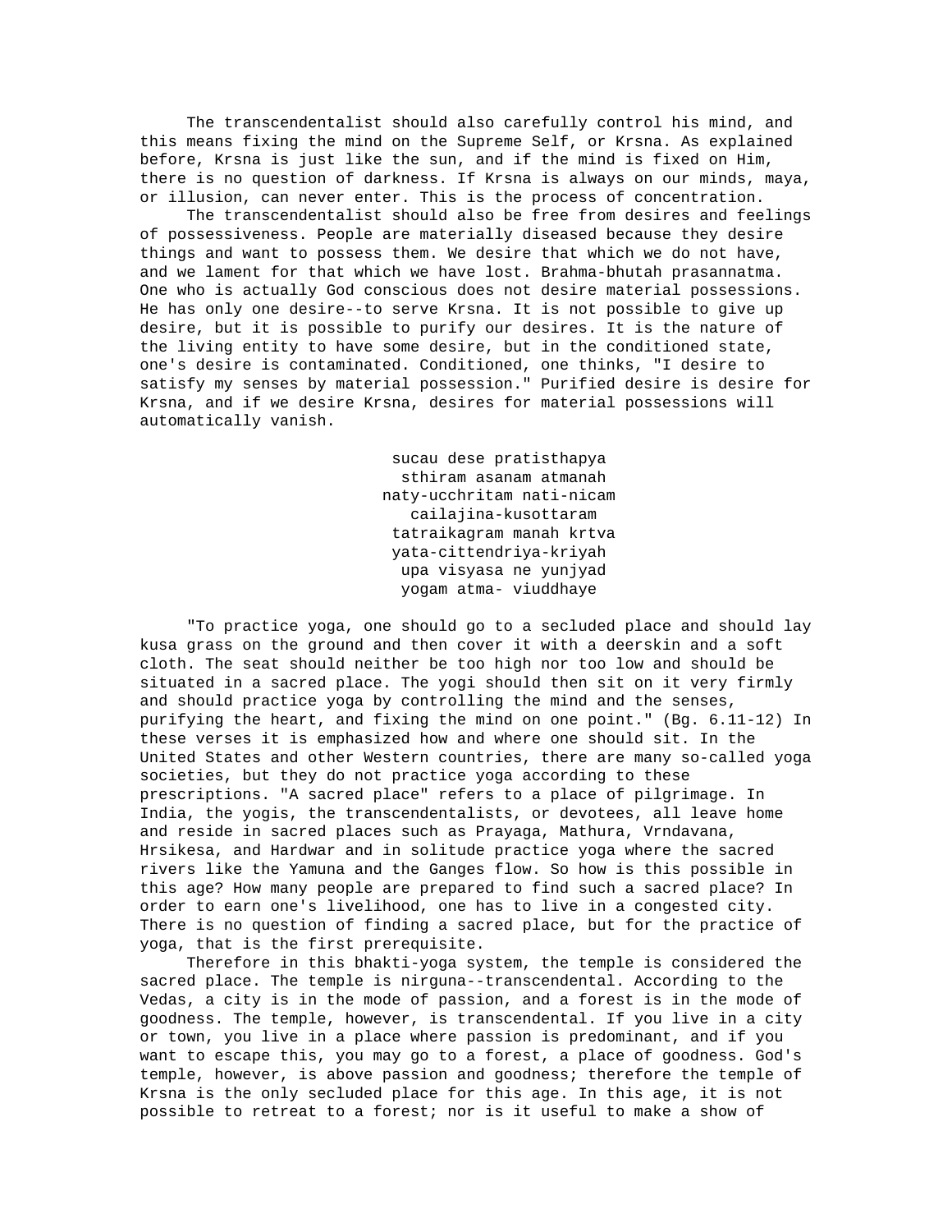The transcendentalist should also carefully control his mind, and this means fixing the mind on the Supreme Self, or Krsna. As explained before, Krsna is just like the sun, and if the mind is fixed on Him, there is no question of darkness. If Krsna is always on our minds, maya, or illusion, can never enter. This is the process of concentration.

The transcendentalist should also be free from desires and feelings of possessiveness. People are materially diseased because they desire things and want to possess them. We desire that which we do not have, and we lament for that which we have lost. Brahma-bhutah prasannatma. One who is actually God conscious does not desire material possessions. He has only one desire--to serve Krsna. It is not possible to give up desire, but it is possible to purify our desires. It is the nature of the living entity to have some desire, but in the conditioned state, one's desire is contaminated. Conditioned, one thinks, "I desire to satisfy my senses by material possession." Purified desire is desire for Krsna, and if we desire Krsna, desires for material possessions will automatically vanish.

sucau dese pratisthapya
sthiram asanam atmanah
naty-ucchritam nati-nicam
cailajina-kusottaram
tatraikagram manah krtva
yata-cittendriya-kriyah
upa visyasa ne yunjyad
yogam atma- viuddhaye

"To practice yoga, one should go to a secluded place and should lay kusa grass on the ground and then cover it with a deerskin and a soft cloth. The seat should neither be too high nor too low and should be situated in a sacred place. The yogi should then sit on it very firmly and should practice yoga by controlling the mind and the senses, purifying the heart, and fixing the mind on one point." (Bg. 6.11-12) In these verses it is emphasized how and where one should sit. In the United States and other Western countries, there are many so-called yoga societies, but they do not practice yoga according to these prescriptions. "A sacred place" refers to a place of pilgrimage. In India, the yogis, the transcendentalists, or devotees, all leave home and reside in sacred places such as Prayaga, Mathura, Vrndavana, Hrsikesa, and Hardwar and in solitude practice yoga where the sacred rivers like the Yamuna and the Ganges flow. So how is this possible in this age? How many people are prepared to find such a sacred place? In order to earn one's livelihood, one has to live in a congested city. There is no question of finding a sacred place, but for the practice of yoga, that is the first prerequisite.

Therefore in this bhakti-yoga system, the temple is considered the sacred place. The temple is nirguna--transcendental. According to the Vedas, a city is in the mode of passion, and a forest is in the mode of goodness. The temple, however, is transcendental. If you live in a city or town, you live in a place where passion is predominant, and if you want to escape this, you may go to a forest, a place of goodness. God's temple, however, is above passion and goodness; therefore the temple of Krsna is the only secluded place for this age. In this age, it is not possible to retreat to a forest; nor is it useful to make a show of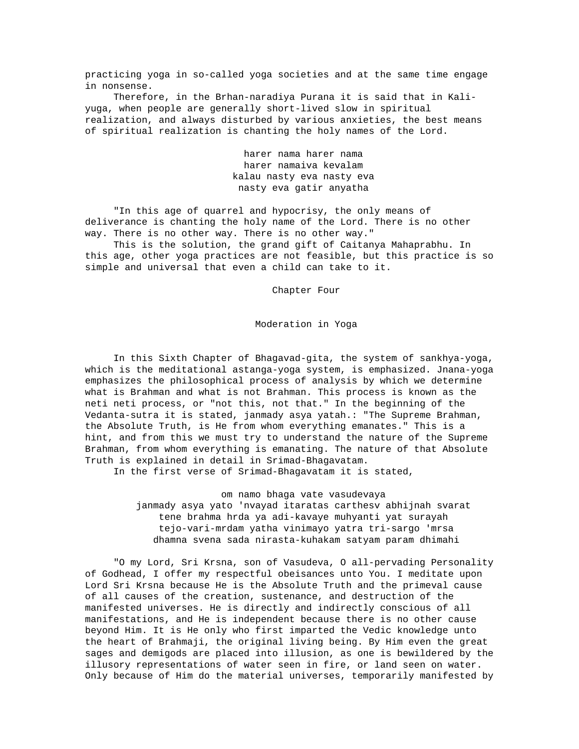practicing yoga in so-called yoga societies and at the same time engage in nonsense.

Therefore, in the Brhan-naradiya Purana it is said that in Kali-yuga, when people are generally short-lived slow in spiritual realization, and always disturbed by various anxieties, the best means of spiritual realization is chanting the holy names of the Lord.

> harer nama harer nama
> harer namaiva kevalam
> kalau nasty eva nasty eva
> nasty eva gatir anyatha

"In this age of quarrel and hypocrisy, the only means of deliverance is chanting the holy name of the Lord. There is no other way. There is no other way. There is no other way."

This is the solution, the grand gift of Caitanya Mahaprabhu. In this age, other yoga practices are not feasible, but this practice is so simple and universal that even a child can take to it.

# Chapter Four

## Moderation in Yoga

In this Sixth Chapter of Bhagavad-gita, the system of sankhya-yoga, which is the meditational astanga-yoga system, is emphasized. Jnana-yoga emphasizes the philosophical process of analysis by which we determine what is Brahman and what is not Brahman. This process is known as the neti neti process, or "not this, not that." In the beginning of the Vedanta-sutra it is stated, janmady asya yatah.: "The Supreme Brahman, the Absolute Truth, is He from whom everything emanates." This is a hint, and from this we must try to understand the nature of the Supreme Brahman, from whom everything is emanating. The nature of that Absolute Truth is explained in detail in Srimad-Bhagavatam.

In the first verse of Srimad-Bhagavatam it is stated,

> om namo bhaga vate vasudevaya
> janmady asya yato 'nvayad itaratas carthesv abhijnah svarat
> tene brahma hrda ya adi-kavaye muhyanti yat surayah
> tejo-vari-mrdam yatha vinimayo yatra tri-sargo 'mrsa
> dhamna svena sada nirasta-kuhakam satyam param dhimahi

"O my Lord, Sri Krsna, son of Vasudeva, O all-pervading Personality of Godhead, I offer my respectful obeisances unto You. I meditate upon Lord Sri Krsna because He is the Absolute Truth and the primeval cause of all causes of the creation, sustenance, and destruction of the manifested universes. He is directly and indirectly conscious of all manifestations, and He is independent because there is no other cause beyond Him. It is He only who first imparted the Vedic knowledge unto the heart of Brahmaji, the original living being. By Him even the great sages and demigods are placed into illusion, as one is bewildered by the illusory representations of water seen in fire, or land seen on water. Only because of Him do the material universes, temporarily manifested by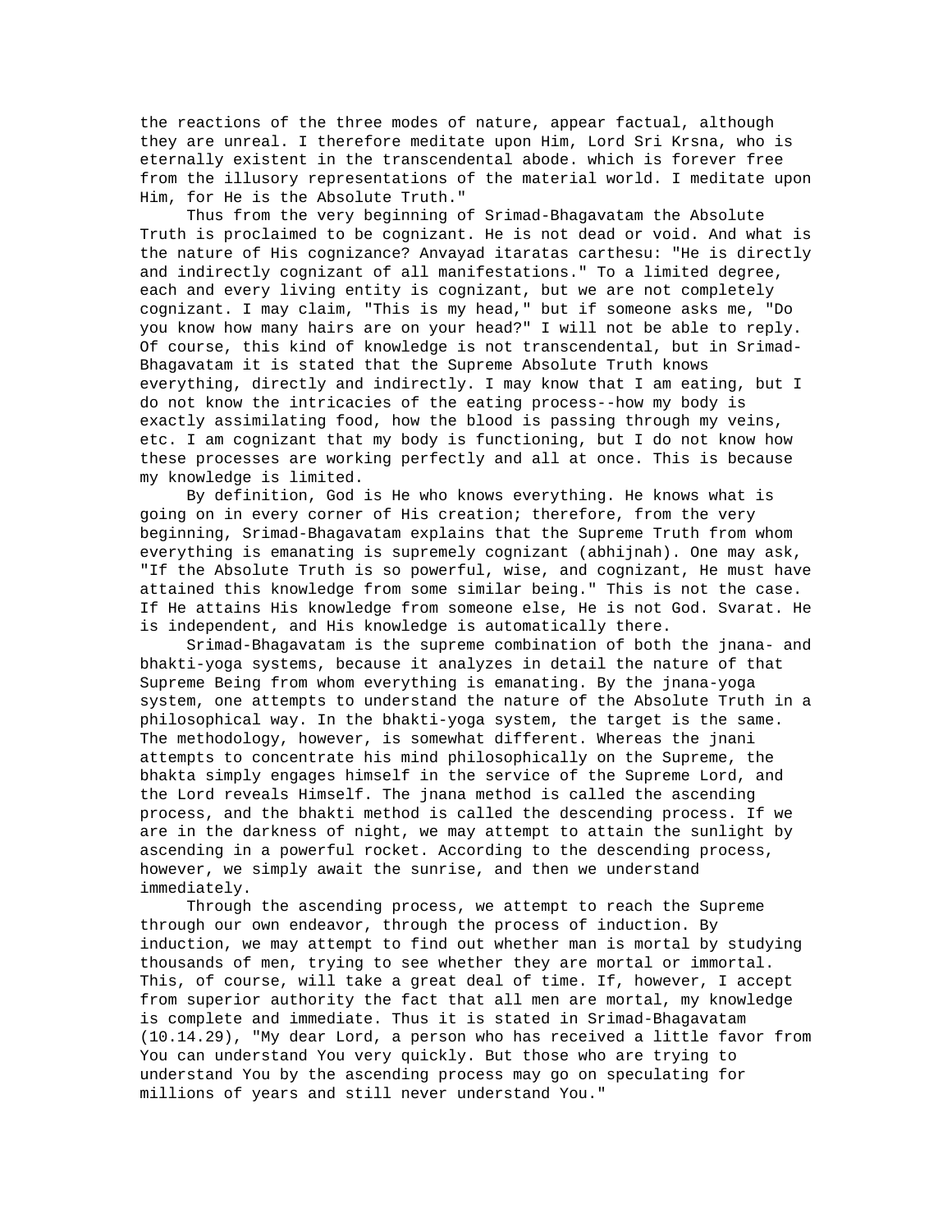the reactions of the three modes of nature, appear factual, although they are unreal. I therefore meditate upon Him, Lord Sri Krsna, who is eternally existent in the transcendental abode. which is forever free from the illusory representations of the material world. I meditate upon Him, for He is the Absolute Truth."

Thus from the very beginning of Srimad-Bhagavatam the Absolute Truth is proclaimed to be cognizant. He is not dead or void. And what is the nature of His cognizance? Anvayad itaratas carthesu: "He is directly and indirectly cognizant of all manifestations." To a limited degree, each and every living entity is cognizant, but we are not completely cognizant. I may claim, "This is my head," but if someone asks me, "Do you know how many hairs are on your head?" I will not be able to reply. Of course, this kind of knowledge is not transcendental, but in Srimad-Bhagavatam it is stated that the Supreme Absolute Truth knows everything, directly and indirectly. I may know that I am eating, but I do not know the intricacies of the eating process--how my body is exactly assimilating food, how the blood is passing through my veins, etc. I am cognizant that my body is functioning, but I do not know how these processes are working perfectly and all at once. This is because my knowledge is limited.

By definition, God is He who knows everything. He knows what is going on in every corner of His creation; therefore, from the very beginning, Srimad-Bhagavatam explains that the Supreme Truth from whom everything is emanating is supremely cognizant (abhijnah). One may ask, "If the Absolute Truth is so powerful, wise, and cognizant, He must have attained this knowledge from some similar being." This is not the case. If He attains His knowledge from someone else, He is not God. Svarat. He is independent, and His knowledge is automatically there.

Srimad-Bhagavatam is the supreme combination of both the jnana- and bhakti-yoga systems, because it analyzes in detail the nature of that Supreme Being from whom everything is emanating. By the jnana-yoga system, one attempts to understand the nature of the Absolute Truth in a philosophical way. In the bhakti-yoga system, the target is the same. The methodology, however, is somewhat different. Whereas the jnani attempts to concentrate his mind philosophically on the Supreme, the bhakta simply engages himself in the service of the Supreme Lord, and the Lord reveals Himself. The jnana method is called the ascending process, and the bhakti method is called the descending process. If we are in the darkness of night, we may attempt to attain the sunlight by ascending in a powerful rocket. According to the descending process, however, we simply await the sunrise, and then we understand immediately.

Through the ascending process, we attempt to reach the Supreme through our own endeavor, through the process of induction. By induction, we may attempt to find out whether man is mortal by studying thousands of men, trying to see whether they are mortal or immortal. This, of course, will take a great deal of time. If, however, I accept from superior authority the fact that all men are mortal, my knowledge is complete and immediate. Thus it is stated in Srimad-Bhagavatam (10.14.29), "My dear Lord, a person who has received a little favor from You can understand You very quickly. But those who are trying to understand You by the ascending process may go on speculating for millions of years and still never understand You."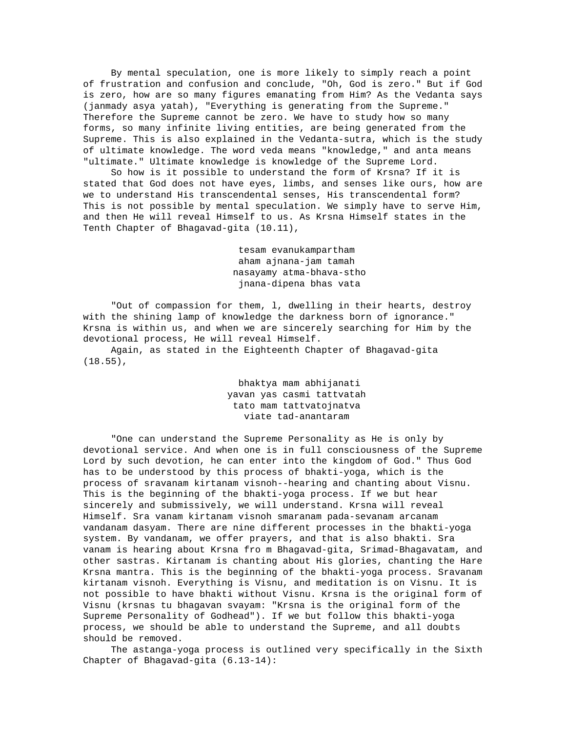By mental speculation, one is more likely to simply reach a point of frustration and confusion and conclude, "Oh, God is zero." But if God is zero, how are so many figures emanating from Him? As the Vedanta says (janmady asya yatah), "Everything is generating from the Supreme." Therefore the Supreme cannot be zero. We have to study how so many forms, so many infinite living entities, are being generated from the Supreme. This is also explained in the Vedanta-sutra, which is the study of ultimate knowledge. The word veda means "knowledge," and anta means "ultimate." Ultimate knowledge is knowledge of the Supreme Lord.

So how is it possible to understand the form of Krsna? If it is stated that God does not have eyes, limbs, and senses like ours, how are we to understand His transcendental senses, His transcendental form? This is not possible by mental speculation. We simply have to serve Him, and then He will reveal Himself to us. As Krsna Himself states in the Tenth Chapter of Bhagavad-gita (10.11),

tesam evanukampartham  
aham ajnana-jam tamah  
nasayamy atma-bhava-stho  
jnana-dipena bhas vata

"Out of compassion for them, l, dwelling in their hearts, destroy with the shining lamp of knowledge the darkness born of ignorance." Krsna is within us, and when we are sincerely searching for Him by the devotional process, He will reveal Himself.

Again, as stated in the Eighteenth Chapter of Bhagavad-gita (18.55),

bhaktya mam abhijanati  
yavan yas casmi tattvatah  
tato mam tattvatojnatva  
viate tad-anantaram

"One can understand the Supreme Personality as He is only by devotional service. And when one is in full consciousness of the Supreme Lord by such devotion, he can enter into the kingdom of God." Thus God has to be understood by this process of bhakti-yoga, which is the process of sravanam kirtanam visnoh--hearing and chanting about Visnu. This is the beginning of the bhakti-yoga process. If we but hear sincerely and submissively, we will understand. Krsna will reveal Himself. Sra vanam kirtanam visnoh smaranam pada-sevanam arcanam vandanam dasyam. There are nine different processes in the bhakti-yoga system. By vandanam, we offer prayers, and that is also bhakti. Sra vanam is hearing about Krsna fro m Bhagavad-gita, Srimad-Bhagavatam, and other sastras. Kirtanam is chanting about His glories, chanting the Hare Krsna mantra. This is the beginning of the bhakti-yoga process. Sravanam kirtanam visnoh. Everything is Visnu, and meditation is on Visnu. It is not possible to have bhakti without Visnu. Krsna is the original form of Visnu (krsnas tu bhagavan svayam: "Krsna is the original form of the Supreme Personality of Godhead"). If we but follow this bhakti-yoga process, we should be able to understand the Supreme, and all doubts should be removed.

The astanga-yoga process is outlined very specifically in the Sixth Chapter of Bhagavad-gita (6.13-14):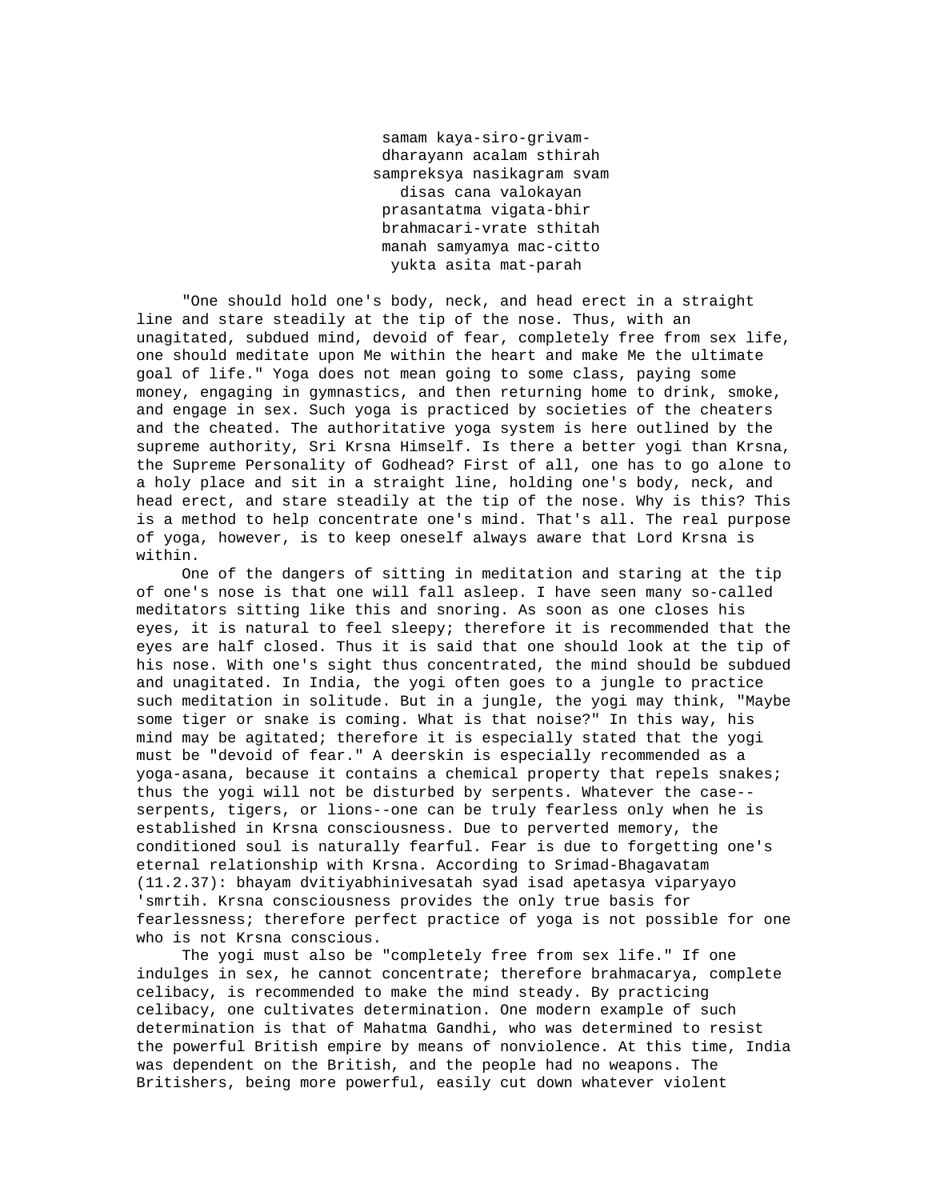samam kaya-siro-grivam-
dharayann acalam sthirah
sampreksya nasikagram svam
disas cana valokayan
prasantatma vigata-bhir
brahmacari-vrate sthitah
manah samyamya mac-citto
yukta asita mat-parah

"One should hold one's body, neck, and head erect in a straight line and stare steadily at the tip of the nose. Thus, with an unagitated, subdued mind, devoid of fear, completely free from sex life, one should meditate upon Me within the heart and make Me the ultimate goal of life." Yoga does not mean going to some class, paying some money, engaging in gymnastics, and then returning home to drink, smoke, and engage in sex. Such yoga is practiced by societies of the cheaters and the cheated. The authoritative yoga system is here outlined by the supreme authority, Sri Krsna Himself. Is there a better yogi than Krsna, the Supreme Personality of Godhead? First of all, one has to go alone to a holy place and sit in a straight line, holding one's body, neck, and head erect, and stare steadily at the tip of the nose. Why is this? This is a method to help concentrate one's mind. That's all. The real purpose of yoga, however, is to keep oneself always aware that Lord Krsna is within.

One of the dangers of sitting in meditation and staring at the tip of one's nose is that one will fall asleep. I have seen many so-called meditators sitting like this and snoring. As soon as one closes his eyes, it is natural to feel sleepy; therefore it is recommended that the eyes are half closed. Thus it is said that one should look at the tip of his nose. With one's sight thus concentrated, the mind should be subdued and unagitated. In India, the yogi often goes to a jungle to practice such meditation in solitude. But in a jungle, the yogi may think, "Maybe some tiger or snake is coming. What is that noise?" In this way, his mind may be agitated; therefore it is especially stated that the yogi must be "devoid of fear." A deerskin is especially recommended as a yoga-asana, because it contains a chemical property that repels snakes; thus the yogi will not be disturbed by serpents. Whatever the case--serpents, tigers, or lions--one can be truly fearless only when he is established in Krsna consciousness. Due to perverted memory, the conditioned soul is naturally fearful. Fear is due to forgetting one's eternal relationship with Krsna. According to Srimad-Bhagavatam (11.2.37): bhayam dvitiyabhinivesatah syad isad apetasya viparyayo 'smrtih. Krsna consciousness provides the only true basis for fearlessness; therefore perfect practice of yoga is not possible for one who is not Krsna conscious.

The yogi must also be "completely free from sex life." If one indulges in sex, he cannot concentrate; therefore brahmacarya, complete celibacy, is recommended to make the mind steady. By practicing celibacy, one cultivates determination. One modern example of such determination is that of Mahatma Gandhi, who was determined to resist the powerful British empire by means of nonviolence. At this time, India was dependent on the British, and the people had no weapons. The Britishers, being more powerful, easily cut down whatever violent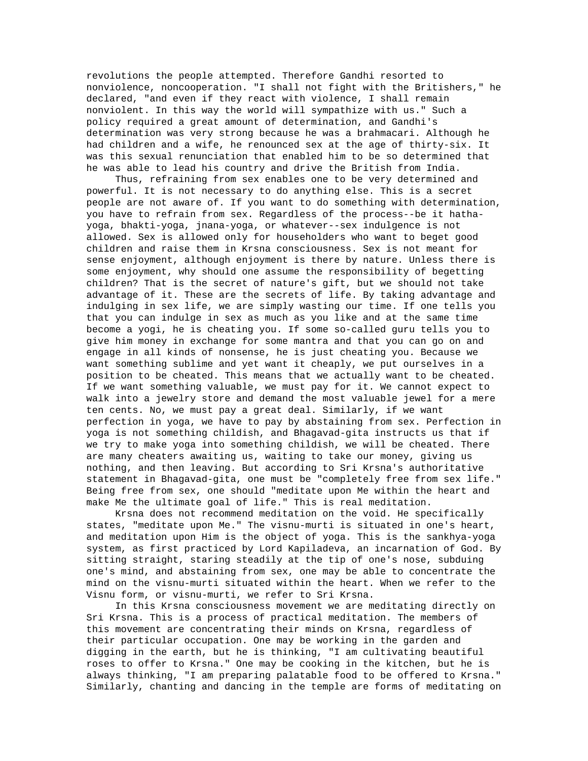revolutions the people attempted. Therefore Gandhi resorted to nonviolence, noncooperation. "I shall not fight with the Britishers," he declared, "and even if they react with violence, I shall remain nonviolent. In this way the world will sympathize with us." Such a policy required a great amount of determination, and Gandhi's determination was very strong because he was a brahmacari. Although he had children and a wife, he renounced sex at the age of thirty-six. It was this sexual renunciation that enabled him to be so determined that he was able to lead his country and drive the British from India.

Thus, refraining from sex enables one to be very determined and powerful. It is not necessary to do anything else. This is a secret people are not aware of. If you want to do something with determination, you have to refrain from sex. Regardless of the process--be it hatha-yoga, bhakti-yoga, jnana-yoga, or whatever--sex indulgence is not allowed. Sex is allowed only for householders who want to beget good children and raise them in Krsna consciousness. Sex is not meant for sense enjoyment, although enjoyment is there by nature. Unless there is some enjoyment, why should one assume the responsibility of begetting children? That is the secret of nature's gift, but we should not take advantage of it. These are the secrets of life. By taking advantage and indulging in sex life, we are simply wasting our time. If one tells you that you can indulge in sex as much as you like and at the same time become a yogi, he is cheating you. If some so-called guru tells you to give him money in exchange for some mantra and that you can go on and engage in all kinds of nonsense, he is just cheating you. Because we want something sublime and yet want it cheaply, we put ourselves in a position to be cheated. This means that we actually want to be cheated. If we want something valuable, we must pay for it. We cannot expect to walk into a jewelry store and demand the most valuable jewel for a mere ten cents. No, we must pay a great deal. Similarly, if we want perfection in yoga, we have to pay by abstaining from sex. Perfection in yoga is not something childish, and Bhagavad-gita instructs us that if we try to make yoga into something childish, we will be cheated. There are many cheaters awaiting us, waiting to take our money, giving us nothing, and then leaving. But according to Sri Krsna's authoritative statement in Bhagavad-gita, one must be "completely free from sex life." Being free from sex, one should "meditate upon Me within the heart and make Me the ultimate goal of life." This is real meditation.

Krsna does not recommend meditation on the void. He specifically states, "meditate upon Me." The visnu-murti is situated in one's heart, and meditation upon Him is the object of yoga. This is the sankhya-yoga system, as first practiced by Lord Kapiladeva, an incarnation of God. By sitting straight, staring steadily at the tip of one's nose, subduing one's mind, and abstaining from sex, one may be able to concentrate the mind on the visnu-murti situated within the heart. When we refer to the Visnu form, or visnu-murti, we refer to Sri Krsna.

In this Krsna consciousness movement we are meditating directly on Sri Krsna. This is a process of practical meditation. The members of this movement are concentrating their minds on Krsna, regardless of their particular occupation. One may be working in the garden and digging in the earth, but he is thinking, "I am cultivating beautiful roses to offer to Krsna." One may be cooking in the kitchen, but he is always thinking, "I am preparing palatable food to be offered to Krsna." Similarly, chanting and dancing in the temple are forms of meditating on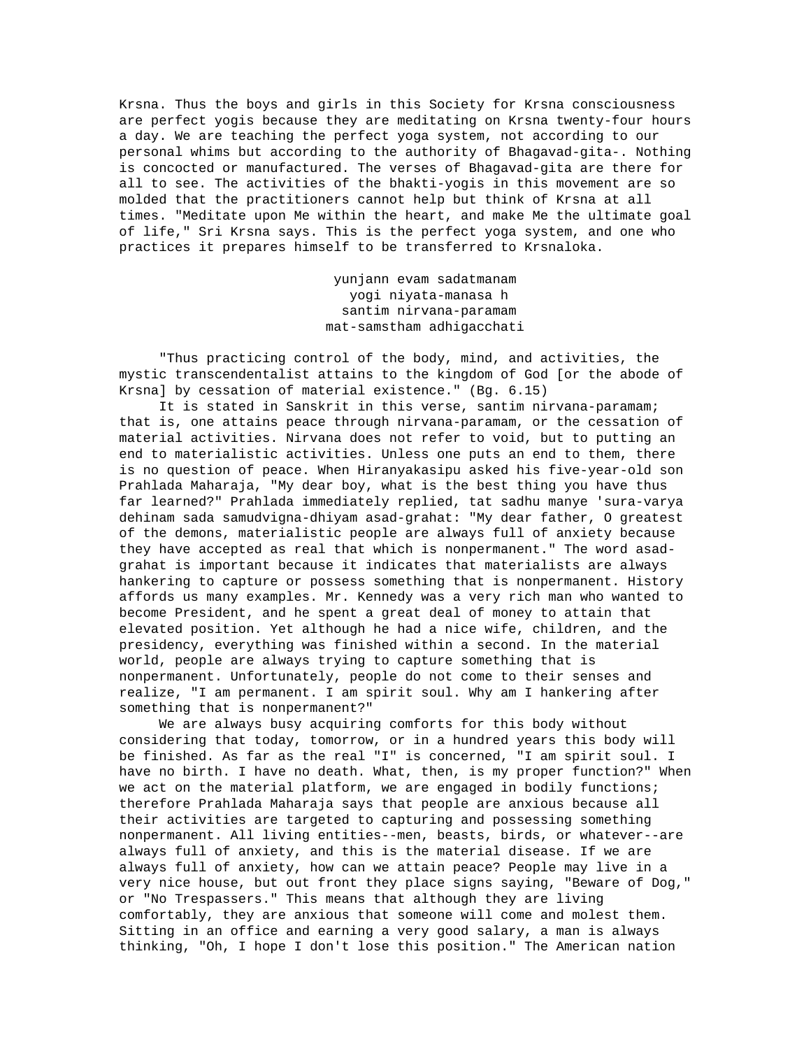Krsna. Thus the boys and girls in this Society for Krsna consciousness are perfect yogis because they are meditating on Krsna twenty-four hours a day. We are teaching the perfect yoga system, not according to our personal whims but according to the authority of Bhagavad-gita-. Nothing is concocted or manufactured. The verses of Bhagavad-gita are there for all to see. The activities of the bhakti-yogis in this movement are so molded that the practitioners cannot help but think of Krsna at all times. "Meditate upon Me within the heart, and make Me the ultimate goal of life," Sri Krsna says. This is the perfect yoga system, and one who practices it prepares himself to be transferred to Krsnaloka.

yunjann evam sadatmanam  
yogi niyata-manasa h  
santim nirvana-paramam  
mat-samstham adhigacchati

"Thus practicing control of the body, mind, and activities, the mystic transcendentalist attains to the kingdom of God [or the abode of Krsna] by cessation of material existence." (Bg. 6.15)

It is stated in Sanskrit in this verse, santim nirvana-paramam; that is, one attains peace through nirvana-paramam, or the cessation of material activities. Nirvana does not refer to void, but to putting an end to materialistic activities. Unless one puts an end to them, there is no question of peace. When Hiranyakasipu asked his five-year-old son Prahlada Maharaja, "My dear boy, what is the best thing you have thus far learned?" Prahlada immediately replied, tat sadhu manye 'sura-varya dehinam sada samudvigna-dhiyam asad-grahat: "My dear father, O greatest of the demons, materialistic people are always full of anxiety because they have accepted as real that which is nonpermanent." The word asad-grahat is important because it indicates that materialists are always hankering to capture or possess something that is nonpermanent. History affords us many examples. Mr. Kennedy was a very rich man who wanted to become President, and he spent a great deal of money to attain that elevated position. Yet although he had a nice wife, children, and the presidency, everything was finished within a second. In the material world, people are always trying to capture something that is nonpermanent. Unfortunately, people do not come to their senses and realize, "I am permanent. I am spirit soul. Why am I hankering after something that is nonpermanent?"

We are always busy acquiring comforts for this body without considering that today, tomorrow, or in a hundred years this body will be finished. As far as the real "I" is concerned, "I am spirit soul. I have no birth. I have no death. What, then, is my proper function?" When we act on the material platform, we are engaged in bodily functions; therefore Prahlada Maharaja says that people are anxious because all their activities are targeted to capturing and possessing something nonpermanent. All living entities--men, beasts, birds, or whatever--are always full of anxiety, and this is the material disease. If we are always full of anxiety, how can we attain peace? People may live in a very nice house, but out front they place signs saying, "Beware of Dog," or "No Trespassers." This means that although they are living comfortably, they are anxious that someone will come and molest them. Sitting in an office and earning a very good salary, a man is always thinking, "Oh, I hope I don't lose this position." The American nation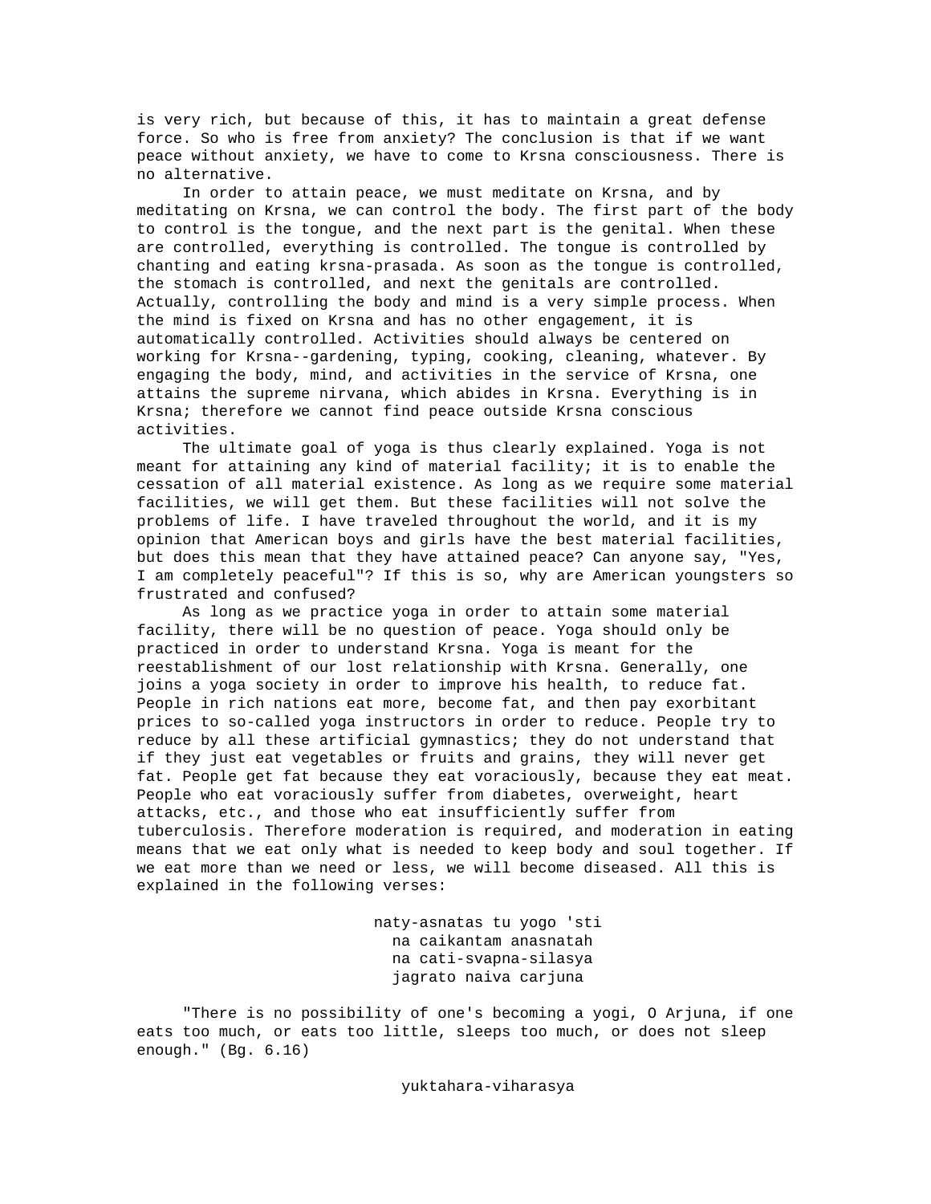is very rich, but because of this, it has to maintain a great defense force. So who is free from anxiety? The conclusion is that if we want peace without anxiety, we have to come to Krsna consciousness. There is no alternative.

In order to attain peace, we must meditate on Krsna, and by meditating on Krsna, we can control the body. The first part of the body to control is the tongue, and the next part is the genital. When these are controlled, everything is controlled. The tongue is controlled by chanting and eating krsna-prasada. As soon as the tongue is controlled, the stomach is controlled, and next the genitals are controlled. Actually, controlling the body and mind is a very simple process. When the mind is fixed on Krsna and has no other engagement, it is automatically controlled. Activities should always be centered on working for Krsna--gardening, typing, cooking, cleaning, whatever. By engaging the body, mind, and activities in the service of Krsna, one attains the supreme nirvana, which abides in Krsna. Everything is in Krsna; therefore we cannot find peace outside Krsna conscious activities.

The ultimate goal of yoga is thus clearly explained. Yoga is not meant for attaining any kind of material facility; it is to enable the cessation of all material existence. As long as we require some material facilities, we will get them. But these facilities will not solve the problems of life. I have traveled throughout the world, and it is my opinion that American boys and girls have the best material facilities, but does this mean that they have attained peace? Can anyone say, "Yes, I am completely peaceful"? If this is so, why are American youngsters so frustrated and confused?

As long as we practice yoga in order to attain some material facility, there will be no question of peace. Yoga should only be practiced in order to understand Krsna. Yoga is meant for the reestablishment of our lost relationship with Krsna. Generally, one joins a yoga society in order to improve his health, to reduce fat. People in rich nations eat more, become fat, and then pay exorbitant prices to so-called yoga instructors in order to reduce. People try to reduce by all these artificial gymnastics; they do not understand that if they just eat vegetables or fruits and grains, they will never get fat. People get fat because they eat voraciously, because they eat meat. People who eat voraciously suffer from diabetes, overweight, heart attacks, etc., and those who eat insufficiently suffer from tuberculosis. Therefore moderation is required, and moderation in eating means that we eat only what is needed to keep body and soul together. If we eat more than we need or less, we will become diseased. All this is explained in the following verses:

naty-asnatas tu yogo 'sti
na caikantam anasnatah
na cati-svapna-silasya
jagrato naiva carjuna

"There is no possibility of one's becoming a yogi, O Arjuna, if one eats too much, or eats too little, sleeps too much, or does not sleep enough." (Bg. 6.16)

yuktahara-viharasya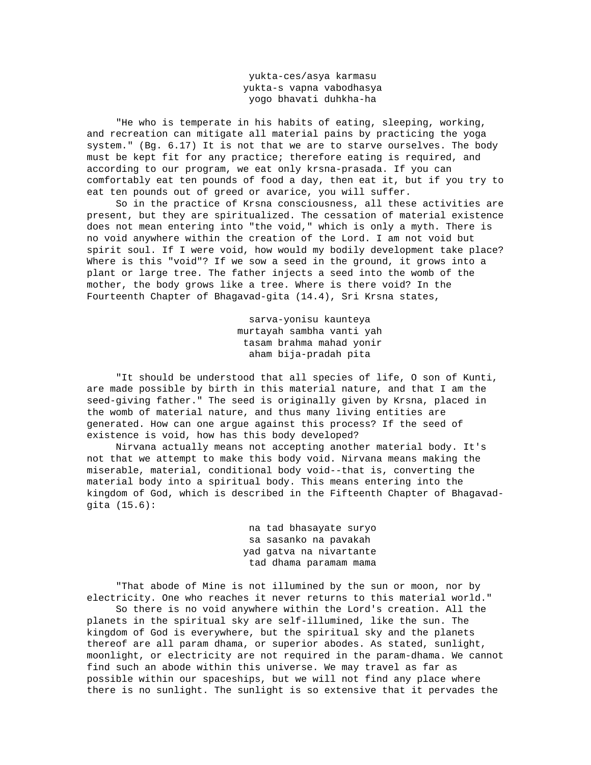yukta-ces/asya karmasu
yukta-s vapna vabodhasya
yogo bhavati duhkha-ha

"He who is temperate in his habits of eating, sleeping, working, and recreation can mitigate all material pains by practicing the yoga system." (Bg. 6.17) It is not that we are to starve ourselves. The body must be kept fit for any practice; therefore eating is required, and according to our program, we eat only krsna-prasada. If you can comfortably eat ten pounds of food a day, then eat it, but if you try to eat ten pounds out of greed or avarice, you will suffer.

So in the practice of Krsna consciousness, all these activities are present, but they are spiritualized. The cessation of material existence does not mean entering into "the void," which is only a myth. There is no void anywhere within the creation of the Lord. I am not void but spirit soul. If I were void, how would my bodily development take place? Where is this "void"? If we sow a seed in the ground, it grows into a plant or large tree. The father injects a seed into the womb of the mother, the body grows like a tree. Where is there void? In the Fourteenth Chapter of Bhagavad-gita (14.4), Sri Krsna states,

sarva-yonisu kaunteya
murtayah sambha vanti yah
tasam brahma mahad yonir
aham bija-pradah pita

"It should be understood that all species of life, O son of Kunti, are made possible by birth in this material nature, and that I am the seed-giving father." The seed is originally given by Krsna, placed in the womb of material nature, and thus many living entities are generated. How can one argue against this process? If the seed of existence is void, how has this body developed?

Nirvana actually means not accepting another material body. It's not that we attempt to make this body void. Nirvana means making the miserable, material, conditional body void--that is, converting the material body into a spiritual body. This means entering into the kingdom of God, which is described in the Fifteenth Chapter of Bhagavad-gita (15.6):

na tad bhasayate suryo
sa sasanko na pavakah
yad gatva na nivartante
tad dhama paramam mama

"That abode of Mine is not illumined by the sun or moon, nor by electricity. One who reaches it never returns to this material world."

So there is no void anywhere within the Lord's creation. All the planets in the spiritual sky are self-illumined, like the sun. The kingdom of God is everywhere, but the spiritual sky and the planets thereof are all param dhama, or superior abodes. As stated, sunlight, moonlight, or electricity are not required in the param-dhama. We cannot find such an abode within this universe. We may travel as far as possible within our spaceships, but we will not find any place where there is no sunlight. The sunlight is so extensive that it pervades the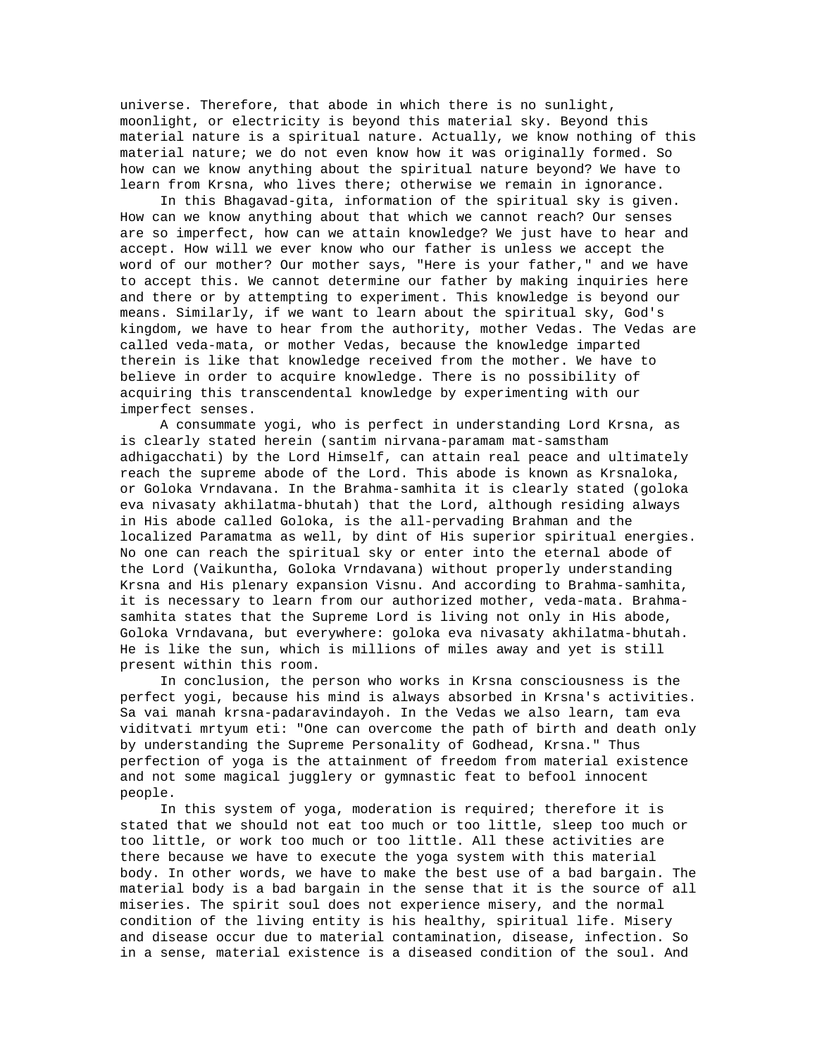universe. Therefore, that abode in which there is no sunlight, moonlight, or electricity is beyond this material sky. Beyond this material nature is a spiritual nature. Actually, we know nothing of this material nature; we do not even know how it was originally formed. So how can we know anything about the spiritual nature beyond? We have to learn from Krsna, who lives there; otherwise we remain in ignorance.

In this Bhagavad-gita, information of the spiritual sky is given. How can we know anything about that which we cannot reach? Our senses are so imperfect, how can we attain knowledge? We just have to hear and accept. How will we ever know who our father is unless we accept the word of our mother? Our mother says, "Here is your father," and we have to accept this. We cannot determine our father by making inquiries here and there or by attempting to experiment. This knowledge is beyond our means. Similarly, if we want to learn about the spiritual sky, God's kingdom, we have to hear from the authority, mother Vedas. The Vedas are called veda-mata, or mother Vedas, because the knowledge imparted therein is like that knowledge received from the mother. We have to believe in order to acquire knowledge. There is no possibility of acquiring this transcendental knowledge by experimenting with our imperfect senses.

A consummate yogi, who is perfect in understanding Lord Krsna, as is clearly stated herein (santim nirvana-paramam mat-samstham adhigacchati) by the Lord Himself, can attain real peace and ultimately reach the supreme abode of the Lord. This abode is known as Krsnaloka, or Goloka Vrndavana. In the Brahma-samhita it is clearly stated (goloka eva nivasaty akhilatma-bhutah) that the Lord, although residing always in His abode called Goloka, is the all-pervading Brahman and the localized Paramatma as well, by dint of His superior spiritual energies. No one can reach the spiritual sky or enter into the eternal abode of the Lord (Vaikuntha, Goloka Vrndavana) without properly understanding Krsna and His plenary expansion Visnu. And according to Brahma-samhita, it is necessary to learn from our authorized mother, veda-mata. Brahma-samhita states that the Supreme Lord is living not only in His abode, Goloka Vrndavana, but everywhere: goloka eva nivasaty akhilatma-bhutah. He is like the sun, which is millions of miles away and yet is still present within this room.

In conclusion, the person who works in Krsna consciousness is the perfect yogi, because his mind is always absorbed in Krsna's activities. Sa vai manah krsna-padaravindayoh. In the Vedas we also learn, tam eva viditvati mrtyum eti: "One can overcome the path of birth and death only by understanding the Supreme Personality of Godhead, Krsna." Thus perfection of yoga is the attainment of freedom from material existence and not some magical jugglery or gymnastic feat to befool innocent people.

In this system of yoga, moderation is required; therefore it is stated that we should not eat too much or too little, sleep too much or too little, or work too much or too little. All these activities are there because we have to execute the yoga system with this material body. In other words, we have to make the best use of a bad bargain. The material body is a bad bargain in the sense that it is the source of all miseries. The spirit soul does not experience misery, and the normal condition of the living entity is his healthy, spiritual life. Misery and disease occur due to material contamination, disease, infection. So in a sense, material existence is a diseased condition of the soul. And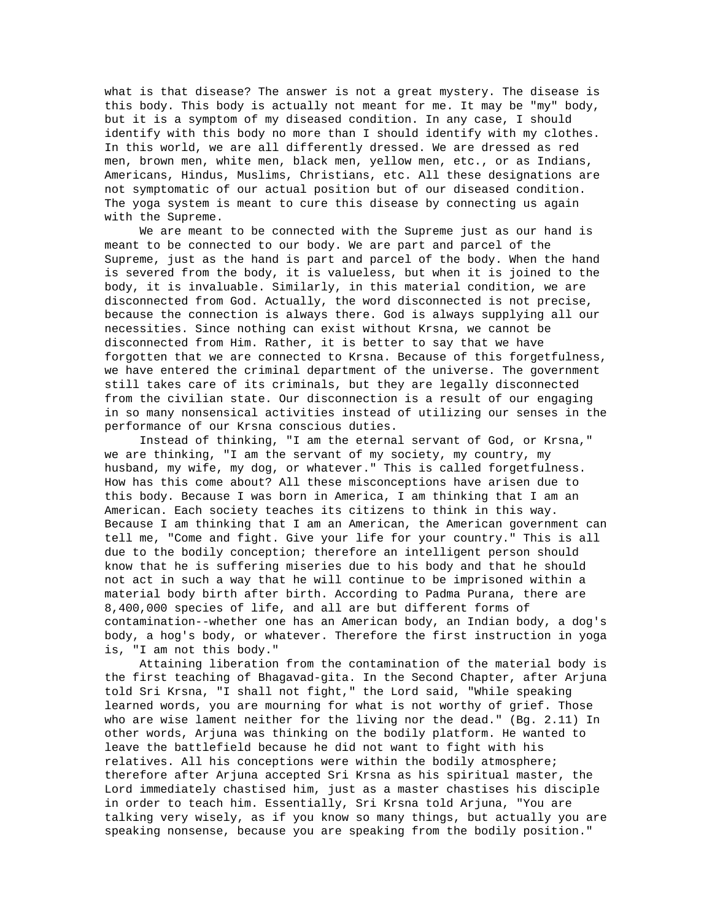what is that disease? The answer is not a great mystery. The disease is this body. This body is actually not meant for me. It may be "my" body, but it is a symptom of my diseased condition. In any case, I should identify with this body no more than I should identify with my clothes. In this world, we are all differently dressed. We are dressed as red men, brown men, white men, black men, yellow men, etc., or as Indians, Americans, Hindus, Muslims, Christians, etc. All these designations are not symptomatic of our actual position but of our diseased condition. The yoga system is meant to cure this disease by connecting us again with the Supreme.

We are meant to be connected with the Supreme just as our hand is meant to be connected to our body. We are part and parcel of the Supreme, just as the hand is part and parcel of the body. When the hand is severed from the body, it is valueless, but when it is joined to the body, it is invaluable. Similarly, in this material condition, we are disconnected from God. Actually, the word disconnected is not precise, because the connection is always there. God is always supplying all our necessities. Since nothing can exist without Krsna, we cannot be disconnected from Him. Rather, it is better to say that we have forgotten that we are connected to Krsna. Because of this forgetfulness, we have entered the criminal department of the universe. The government still takes care of its criminals, but they are legally disconnected from the civilian state. Our disconnection is a result of our engaging in so many nonsensical activities instead of utilizing our senses in the performance of our Krsna conscious duties.

Instead of thinking, "I am the eternal servant of God, or Krsna," we are thinking, "I am the servant of my society, my country, my husband, my wife, my dog, or whatever." This is called forgetfulness. How has this come about? All these misconceptions have arisen due to this body. Because I was born in America, I am thinking that I am an American. Each society teaches its citizens to think in this way. Because I am thinking that I am an American, the American government can tell me, "Come and fight. Give your life for your country." This is all due to the bodily conception; therefore an intelligent person should know that he is suffering miseries due to his body and that he should not act in such a way that he will continue to be imprisoned within a material body birth after birth. According to Padma Purana, there are 8,400,000 species of life, and all are but different forms of contamination--whether one has an American body, an Indian body, a dog's body, a hog's body, or whatever. Therefore the first instruction in yoga is, "I am not this body."

Attaining liberation from the contamination of the material body is the first teaching of Bhagavad-gita. In the Second Chapter, after Arjuna told Sri Krsna, "I shall not fight," the Lord said, "While speaking learned words, you are mourning for what is not worthy of grief. Those who are wise lament neither for the living nor the dead." (Bg. 2.11) In other words, Arjuna was thinking on the bodily platform. He wanted to leave the battlefield because he did not want to fight with his relatives. All his conceptions were within the bodily atmosphere; therefore after Arjuna accepted Sri Krsna as his spiritual master, the Lord immediately chastised him, just as a master chastises his disciple in order to teach him. Essentially, Sri Krsna told Arjuna, "You are talking very wisely, as if you know so many things, but actually you are speaking nonsense, because you are speaking from the bodily position."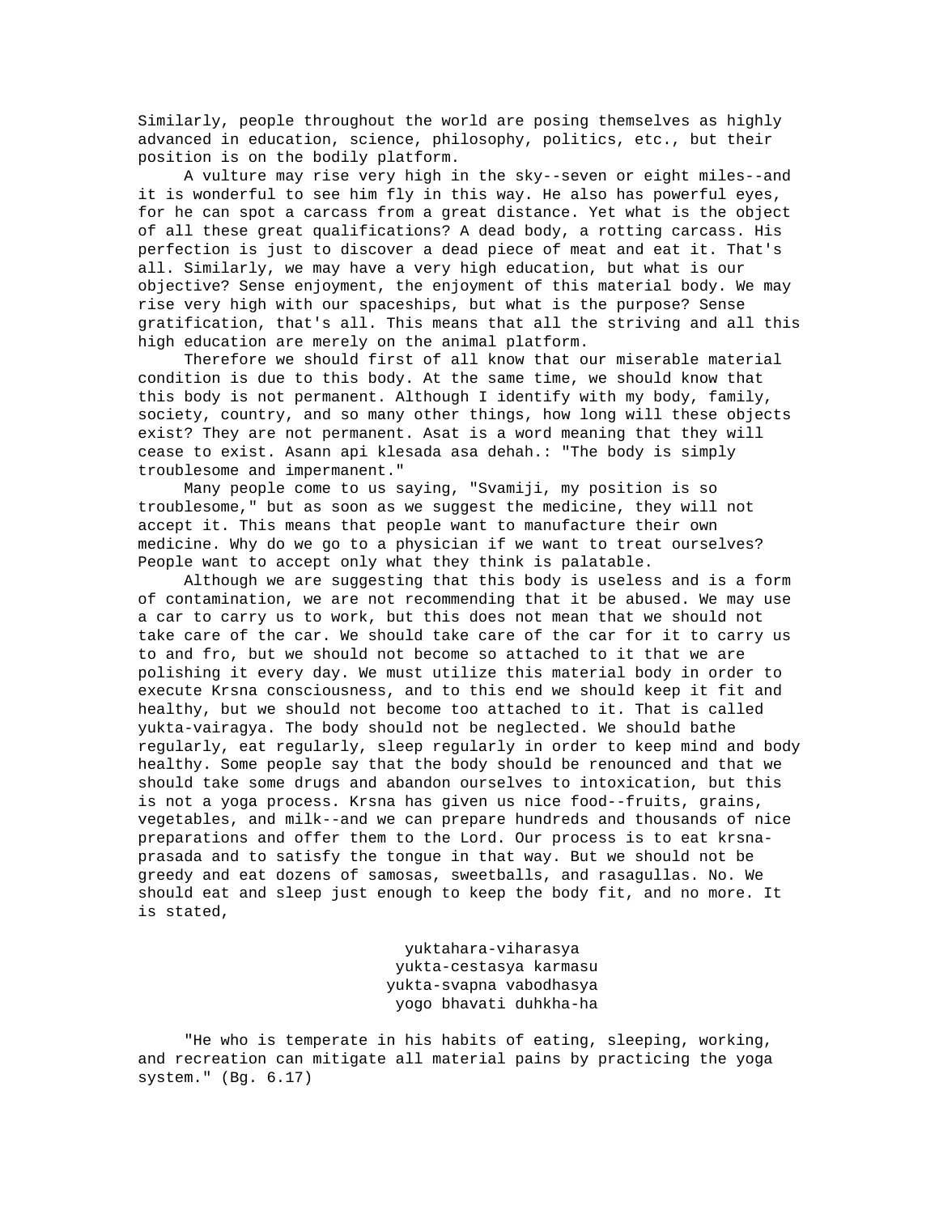Similarly, people throughout the world are posing themselves as highly advanced in education, science, philosophy, politics, etc., but their position is on the bodily platform.

A vulture may rise very high in the sky--seven or eight miles--and it is wonderful to see him fly in this way. He also has powerful eyes, for he can spot a carcass from a great distance. Yet what is the object of all these great qualifications? A dead body, a rotting carcass. His perfection is just to discover a dead piece of meat and eat it. That's all. Similarly, we may have a very high education, but what is our objective? Sense enjoyment, the enjoyment of this material body. We may rise very high with our spaceships, but what is the purpose? Sense gratification, that's all. This means that all the striving and all this high education are merely on the animal platform.

Therefore we should first of all know that our miserable material condition is due to this body. At the same time, we should know that this body is not permanent. Although I identify with my body, family, society, country, and so many other things, how long will these objects exist? They are not permanent. Asat is a word meaning that they will cease to exist. Asann api klesada asa dehah.: "The body is simply troublesome and impermanent."

Many people come to us saying, "Svamiji, my position is so troublesome," but as soon as we suggest the medicine, they will not accept it. This means that people want to manufacture their own medicine. Why do we go to a physician if we want to treat ourselves? People want to accept only what they think is palatable.

Although we are suggesting that this body is useless and is a form of contamination, we are not recommending that it be abused. We may use a car to carry us to work, but this does not mean that we should not take care of the car. We should take care of the car for it to carry us to and fro, but we should not become so attached to it that we are polishing it every day. We must utilize this material body in order to execute Krsna consciousness, and to this end we should keep it fit and healthy, but we should not become too attached to it. That is called yukta-vairagya. The body should not be neglected. We should bathe regularly, eat regularly, sleep regularly in order to keep mind and body healthy. Some people say that the body should be renounced and that we should take some drugs and abandon ourselves to intoxication, but this is not a yoga process. Krsna has given us nice food--fruits, grains, vegetables, and milk--and we can prepare hundreds and thousands of nice preparations and offer them to the Lord. Our process is to eat krsna-prasada and to satisfy the tongue in that way. But we should not be greedy and eat dozens of samosas, sweetballs, and rasagullas. No. We should eat and sleep just enough to keep the body fit, and no more. It is stated,

> yuktahara-viharasya
> yukta-cestasya karmasu
> yukta-svapna vabodhasya
> yogo bhavati duhkha-ha

"He who is temperate in his habits of eating, sleeping, working, and recreation can mitigate all material pains by practicing the yoga system." (Bg. 6.17)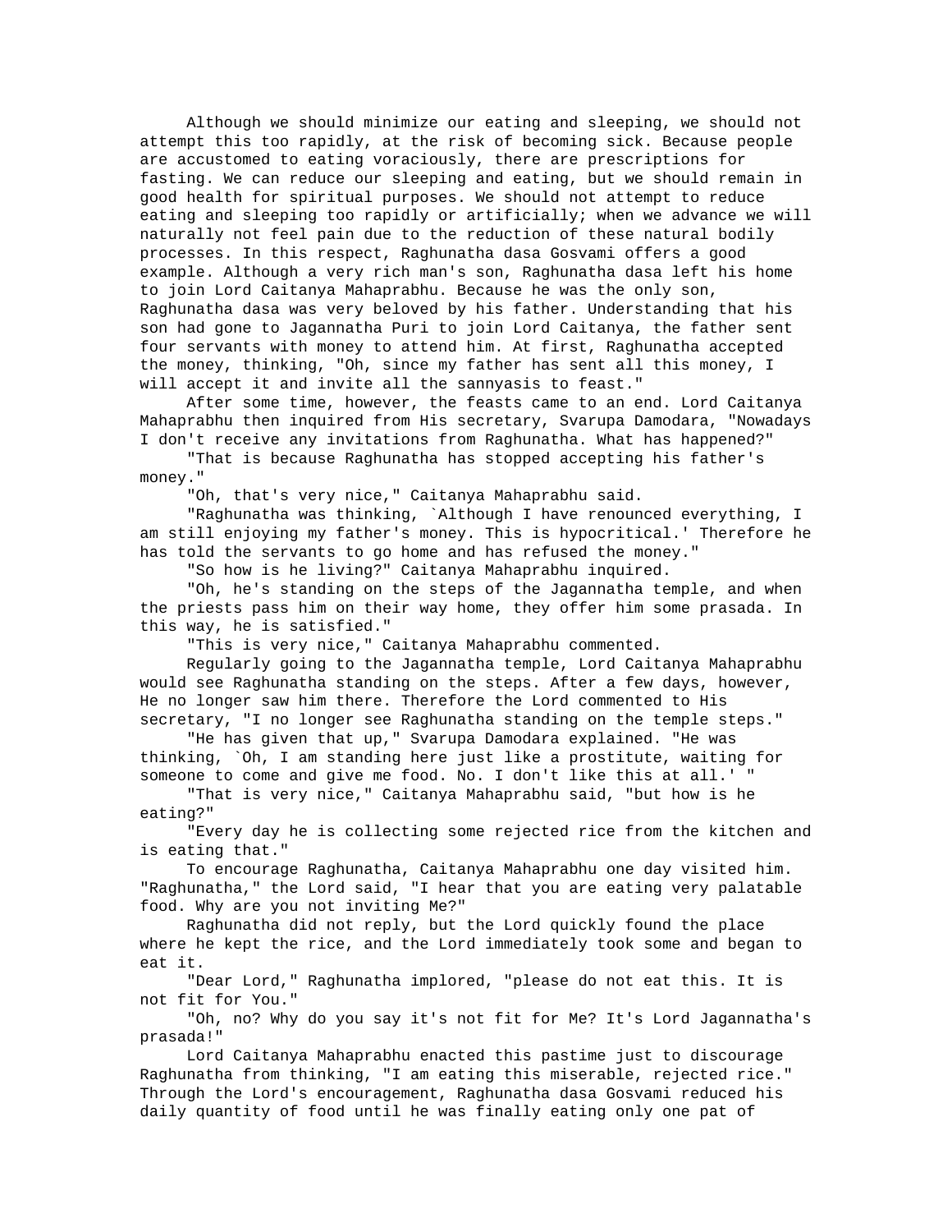Although we should minimize our eating and sleeping, we should not attempt this too rapidly, at the risk of becoming sick. Because people are accustomed to eating voraciously, there are prescriptions for fasting. We can reduce our sleeping and eating, but we should remain in good health for spiritual purposes. We should not attempt to reduce eating and sleeping too rapidly or artificially; when we advance we will naturally not feel pain due to the reduction of these natural bodily processes. In this respect, Raghunatha dasa Gosvami offers a good example. Although a very rich man's son, Raghunatha dasa left his home to join Lord Caitanya Mahaprabhu. Because he was the only son, Raghunatha dasa was very beloved by his father. Understanding that his son had gone to Jagannatha Puri to join Lord Caitanya, the father sent four servants with money to attend him. At first, Raghunatha accepted the money, thinking, "Oh, since my father has sent all this money, I will accept it and invite all the sannyasis to feast."

After some time, however, the feasts came to an end. Lord Caitanya Mahaprabhu then inquired from His secretary, Svarupa Damodara, "Nowadays I don't receive any invitations from Raghunatha. What has happened?"

"That is because Raghunatha has stopped accepting his father's money."

"Oh, that's very nice," Caitanya Mahaprabhu said.

"Raghunatha was thinking, `Although I have renounced everything, I am still enjoying my father's money. This is hypocritical.' Therefore he has told the servants to go home and has refused the money."

"So how is he living?" Caitanya Mahaprabhu inquired.

"Oh, he's standing on the steps of the Jagannatha temple, and when the priests pass him on their way home, they offer him some prasada. In this way, he is satisfied."

"This is very nice," Caitanya Mahaprabhu commented.

Regularly going to the Jagannatha temple, Lord Caitanya Mahaprabhu would see Raghunatha standing on the steps. After a few days, however, He no longer saw him there. Therefore the Lord commented to His secretary, "I no longer see Raghunatha standing on the temple steps."

"He has given that up," Svarupa Damodara explained. "He was thinking, `Oh, I am standing here just like a prostitute, waiting for someone to come and give me food. No. I don't like this at all.' "

"That is very nice," Caitanya Mahaprabhu said, "but how is he eating?"

"Every day he is collecting some rejected rice from the kitchen and is eating that."

To encourage Raghunatha, Caitanya Mahaprabhu one day visited him. "Raghunatha," the Lord said, "I hear that you are eating very palatable food. Why are you not inviting Me?"

Raghunatha did not reply, but the Lord quickly found the place where he kept the rice, and the Lord immediately took some and began to eat it.

"Dear Lord," Raghunatha implored, "please do not eat this. It is not fit for You."

"Oh, no? Why do you say it's not fit for Me? It's Lord Jagannatha's prasada!"

Lord Caitanya Mahaprabhu enacted this pastime just to discourage Raghunatha from thinking, "I am eating this miserable, rejected rice." Through the Lord's encouragement, Raghunatha dasa Gosvami reduced his daily quantity of food until he was finally eating only one pat of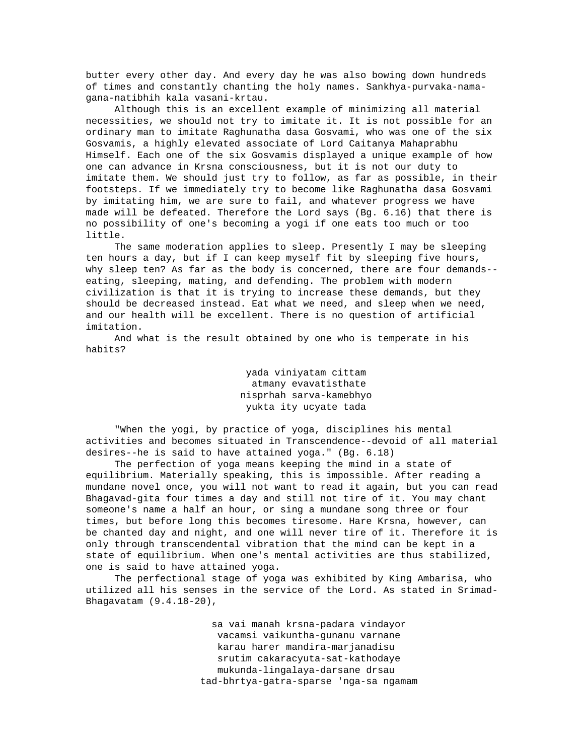butter every other day. And every day he was also bowing down hundreds of times and constantly chanting the holy names. Sankhya-purvaka-nama-gana-natibhih kala vasani-krtau.

Although this is an excellent example of minimizing all material necessities, we should not try to imitate it. It is not possible for an ordinary man to imitate Raghunatha dasa Gosvami, who was one of the six Gosvamis, a highly elevated associate of Lord Caitanya Mahaprabhu Himself. Each one of the six Gosvamis displayed a unique example of how one can advance in Krsna consciousness, but it is not our duty to imitate them. We should just try to follow, as far as possible, in their footsteps. If we immediately try to become like Raghunatha dasa Gosvami by imitating him, we are sure to fail, and whatever progress we have made will be defeated. Therefore the Lord says (Bg. 6.16) that there is no possibility of one's becoming a yogi if one eats too much or too little.

The same moderation applies to sleep. Presently I may be sleeping ten hours a day, but if I can keep myself fit by sleeping five hours, why sleep ten? As far as the body is concerned, there are four demands--eating, sleeping, mating, and defending. The problem with modern civilization is that it is trying to increase these demands, but they should be decreased instead. Eat what we need, and sleep when we need, and our health will be excellent. There is no question of artificial imitation.

And what is the result obtained by one who is temperate in his habits?

yada viniyatam cittam
atmany evavatisthate
nisprhah sarva-kamebhyo
yukta ity ucyate tada

"When the yogi, by practice of yoga, disciplines his mental activities and becomes situated in Transcendence--devoid of all material desires--he is said to have attained yoga." (Bg. 6.18)

The perfection of yoga means keeping the mind in a state of equilibrium. Materially speaking, this is impossible. After reading a mundane novel once, you will not want to read it again, but you can read Bhagavad-gita four times a day and still not tire of it. You may chant someone's name a half an hour, or sing a mundane song three or four times, but before long this becomes tiresome. Hare Krsna, however, can be chanted day and night, and one will never tire of it. Therefore it is only through transcendental vibration that the mind can be kept in a state of equilibrium. When one's mental activities are thus stabilized, one is said to have attained yoga.

The perfectional stage of yoga was exhibited by King Ambarisa, who utilized all his senses in the service of the Lord. As stated in Srimad-Bhagavatam (9.4.18-20),

sa vai manah krsna-padara vindayor
vacamsi vaikuntha-gunanu varnane
karau harer mandira-marjanadisu
srutim cakaracyuta-sat-kathodaye
mukunda-lingalaya-darsane drsau
tad-bhrtya-gatra-sparse 'nga-sa ngamam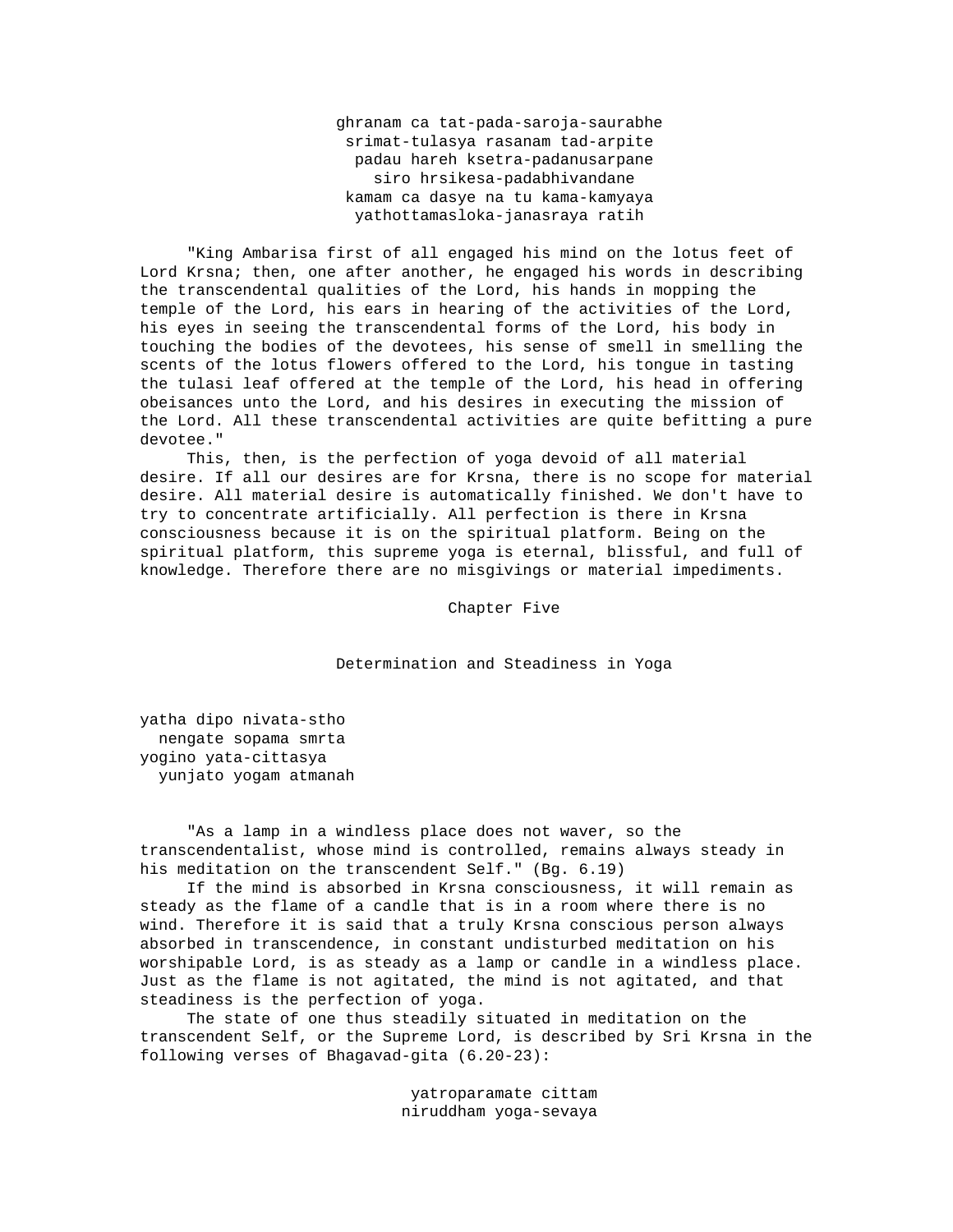ghranam ca tat-pada-saroja-saurabhe
srimat-tulasya rasanam tad-arpite
padau hareh ksetra-padanusarpane
siro hrsikesa-padabhivandane
kamam ca dasye na tu kama-kamyaya
yathottamasloka-janasraya ratih

"King Ambarisa first of all engaged his mind on the lotus feet of Lord Krsna; then, one after another, he engaged his words in describing the transcendental qualities of the Lord, his hands in mopping the temple of the Lord, his ears in hearing of the activities of the Lord, his eyes in seeing the transcendental forms of the Lord, his body in touching the bodies of the devotees, his sense of smell in smelling the scents of the lotus flowers offered to the Lord, his tongue in tasting the tulasi leaf offered at the temple of the Lord, his head in offering obeisances unto the Lord, and his desires in executing the mission of the Lord. All these transcendental activities are quite befitting a pure devotee."

This, then, is the perfection of yoga devoid of all material desire. If all our desires are for Krsna, there is no scope for material desire. All material desire is automatically finished. We don't have to try to concentrate artificially. All perfection is there in Krsna consciousness because it is on the spiritual platform. Being on the spiritual platform, this supreme yoga is eternal, blissful, and full of knowledge. Therefore there are no misgivings or material impediments.

# Chapter Five

## Determination and Steadiness in Yoga

yatha dipo nivata-stho
nengate sopama smrta
yogino yata-cittasya
yunjato yogam atmanah

"As a lamp in a windless place does not waver, so the transcendentalist, whose mind is controlled, remains always steady in his meditation on the transcendent Self." (Bg. 6.19)

If the mind is absorbed in Krsna consciousness, it will remain as steady as the flame of a candle that is in a room where there is no wind. Therefore it is said that a truly Krsna conscious person always absorbed in transcendence, in constant undisturbed meditation on his worshipable Lord, is as steady as a lamp or candle in a windless place. Just as the flame is not agitated, the mind is not agitated, and that steadiness is the perfection of yoga.

The state of one thus steadily situated in meditation on the transcendent Self, or the Supreme Lord, is described by Sri Krsna in the following verses of Bhagavad-gita (6.20-23):

yatroparamate cittam
niruddham yoga-sevaya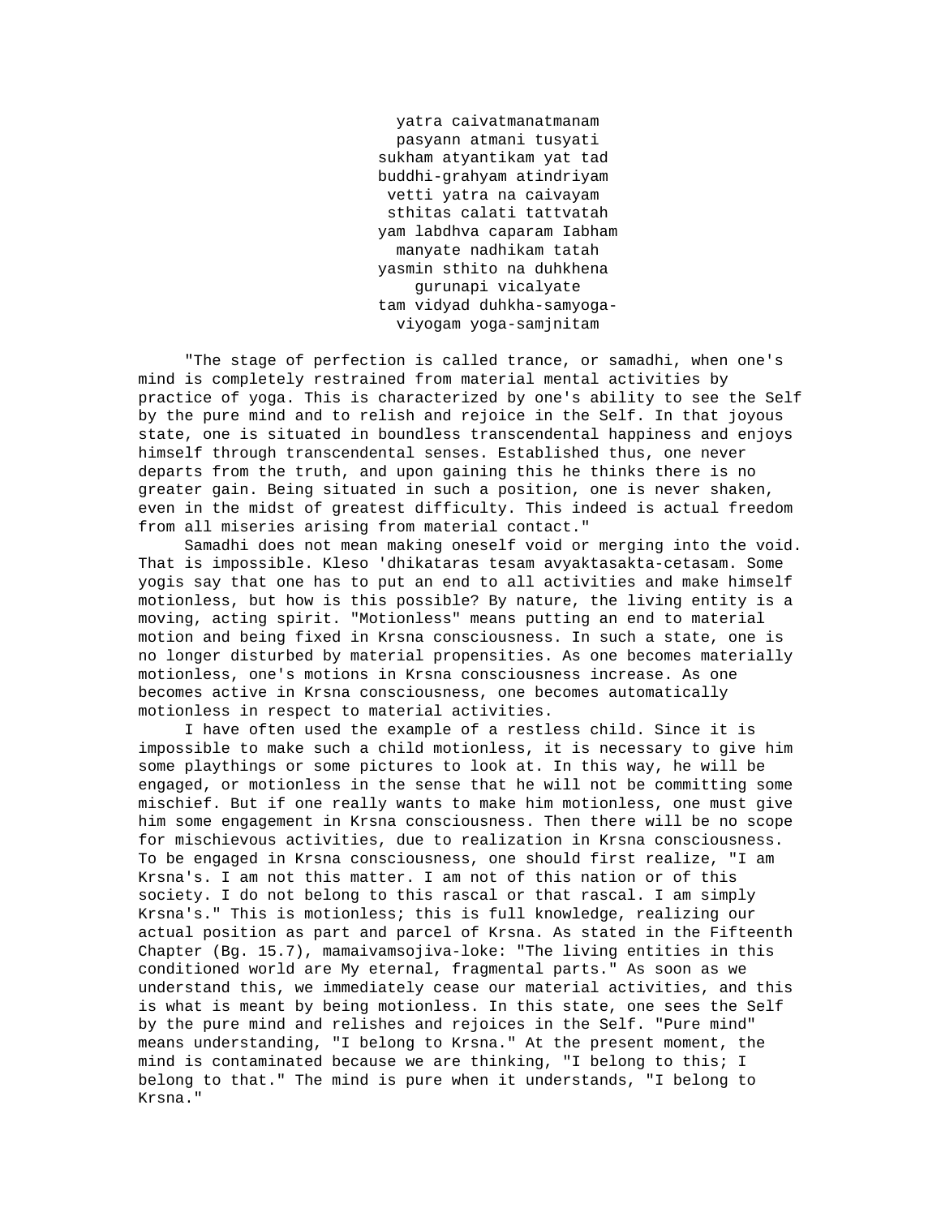yatra caivatmanatmanam  
pasyann atmani tusyati  
sukham atyantikam yat tad  
buddhi-grahyam atindriyam  
vetti yatra na caivayam  
sthitas calati tattvatah  
yam labdhva caparam Iabham  
manyate nadhikam tatah  
yasmin sthito na duhkhena  
gurunapi vicalyate  
tam vidyad duhkha-samyoga-  
viyogam yoga-samjnitam

"The stage of perfection is called trance, or samadhi, when one's mind is completely restrained from material mental activities by practice of yoga. This is characterized by one's ability to see the Self by the pure mind and to relish and rejoice in the Self. In that joyous state, one is situated in boundless transcendental happiness and enjoys himself through transcendental senses. Established thus, one never departs from the truth, and upon gaining this he thinks there is no greater gain. Being situated in such a position, one is never shaken, even in the midst of greatest difficulty. This indeed is actual freedom from all miseries arising from material contact."

Samadhi does not mean making oneself void or merging into the void. That is impossible. Kleso 'dhikataras tesam avyaktasakta-cetasam. Some yogis say that one has to put an end to all activities and make himself motionless, but how is this possible? By nature, the living entity is a moving, acting spirit. "Motionless" means putting an end to material motion and being fixed in Krsna consciousness. In such a state, one is no longer disturbed by material propensities. As one becomes materially motionless, one's motions in Krsna consciousness increase. As one becomes active in Krsna consciousness, one becomes automatically motionless in respect to material activities.

I have often used the example of a restless child. Since it is impossible to make such a child motionless, it is necessary to give him some playthings or some pictures to look at. In this way, he will be engaged, or motionless in the sense that he will not be committing some mischief. But if one really wants to make him motionless, one must give him some engagement in Krsna consciousness. Then there will be no scope for mischievous activities, due to realization in Krsna consciousness. To be engaged in Krsna consciousness, one should first realize, "I am Krsna's. I am not this matter. I am not of this nation or of this society. I do not belong to this rascal or that rascal. I am simply Krsna's." This is motionless; this is full knowledge, realizing our actual position as part and parcel of Krsna. As stated in the Fifteenth Chapter (Bg. 15.7), mamaivamsojiva-loke: "The living entities in this conditioned world are My eternal, fragmental parts." As soon as we understand this, we immediately cease our material activities, and this is what is meant by being motionless. In this state, one sees the Self by the pure mind and relishes and rejoices in the Self. "Pure mind" means understanding, "I belong to Krsna." At the present moment, the mind is contaminated because we are thinking, "I belong to this; I belong to that." The mind is pure when it understands, "I belong to Krsna."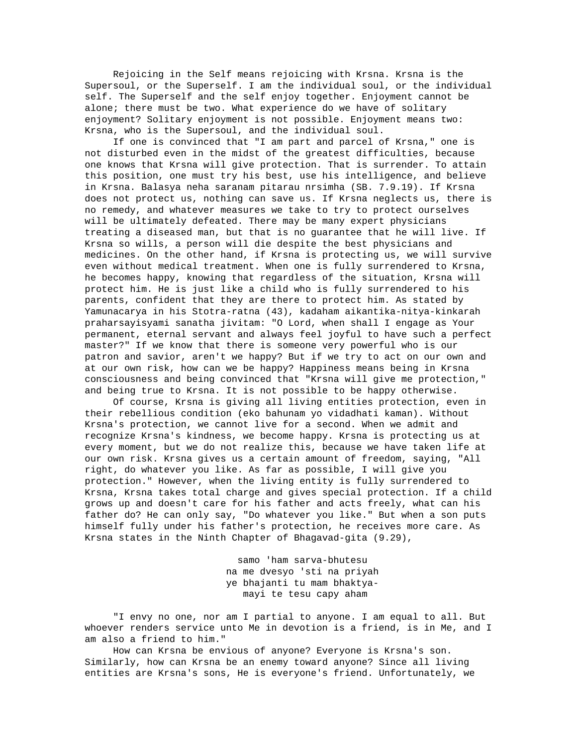Rejoicing in the Self means rejoicing with Krsna. Krsna is the Supersoul, or the Superself. I am the individual soul, or the individual self. The Superself and the self enjoy together. Enjoyment cannot be alone; there must be two. What experience do we have of solitary enjoyment? Solitary enjoyment is not possible. Enjoyment means two: Krsna, who is the Supersoul, and the individual soul.

If one is convinced that "I am part and parcel of Krsna," one is not disturbed even in the midst of the greatest difficulties, because one knows that Krsna will give protection. That is surrender. To attain this position, one must try his best, use his intelligence, and believe in Krsna. Balasya neha saranam pitarau nrsimha (SB. 7.9.19). If Krsna does not protect us, nothing can save us. If Krsna neglects us, there is no remedy, and whatever measures we take to try to protect ourselves will be ultimately defeated. There may be many expert physicians treating a diseased man, but that is no guarantee that he will live. If Krsna so wills, a person will die despite the best physicians and medicines. On the other hand, if Krsna is protecting us, we will survive even without medical treatment. When one is fully surrendered to Krsna, he becomes happy, knowing that regardless of the situation, Krsna will protect him. He is just like a child who is fully surrendered to his parents, confident that they are there to protect him. As stated by Yamunacarya in his Stotra-ratna (43), kadaham aikantika-nitya-kinkarah praharsayisyami sanatha jivitam: "O Lord, when shall I engage as Your permanent, eternal servant and always feel joyful to have such a perfect master?" If we know that there is someone very powerful who is our patron and savior, aren't we happy? But if we try to act on our own and at our own risk, how can we be happy? Happiness means being in Krsna consciousness and being convinced that "Krsna will give me protection," and being true to Krsna. It is not possible to be happy otherwise.

Of course, Krsna is giving all living entities protection, even in their rebellious condition (eko bahunam yo vidadhati kaman). Without Krsna's protection, we cannot live for a second. When we admit and recognize Krsna's kindness, we become happy. Krsna is protecting us at every moment, but we do not realize this, because we have taken life at our own risk. Krsna gives us a certain amount of freedom, saying, "All right, do whatever you like. As far as possible, I will give you protection." However, when the living entity is fully surrendered to Krsna, Krsna takes total charge and gives special protection. If a child grows up and doesn't care for his father and acts freely, what can his father do? He can only say, "Do whatever you like." But when a son puts himself fully under his father's protection, he receives more care. As Krsna states in the Ninth Chapter of Bhagavad-gita (9.29),

samo 'ham sarva-bhutesu  
na me dvesyo 'sti na priyah  
ye bhajanti tu mam bhaktya-  
mayi te tesu capy aham

"I envy no one, nor am I partial to anyone. I am equal to all. But whoever renders service unto Me in devotion is a friend, is in Me, and I am also a friend to him."

How can Krsna be envious of anyone? Everyone is Krsna's son. Similarly, how can Krsna be an enemy toward anyone? Since all living entities are Krsna's sons, He is everyone's friend. Unfortunately, we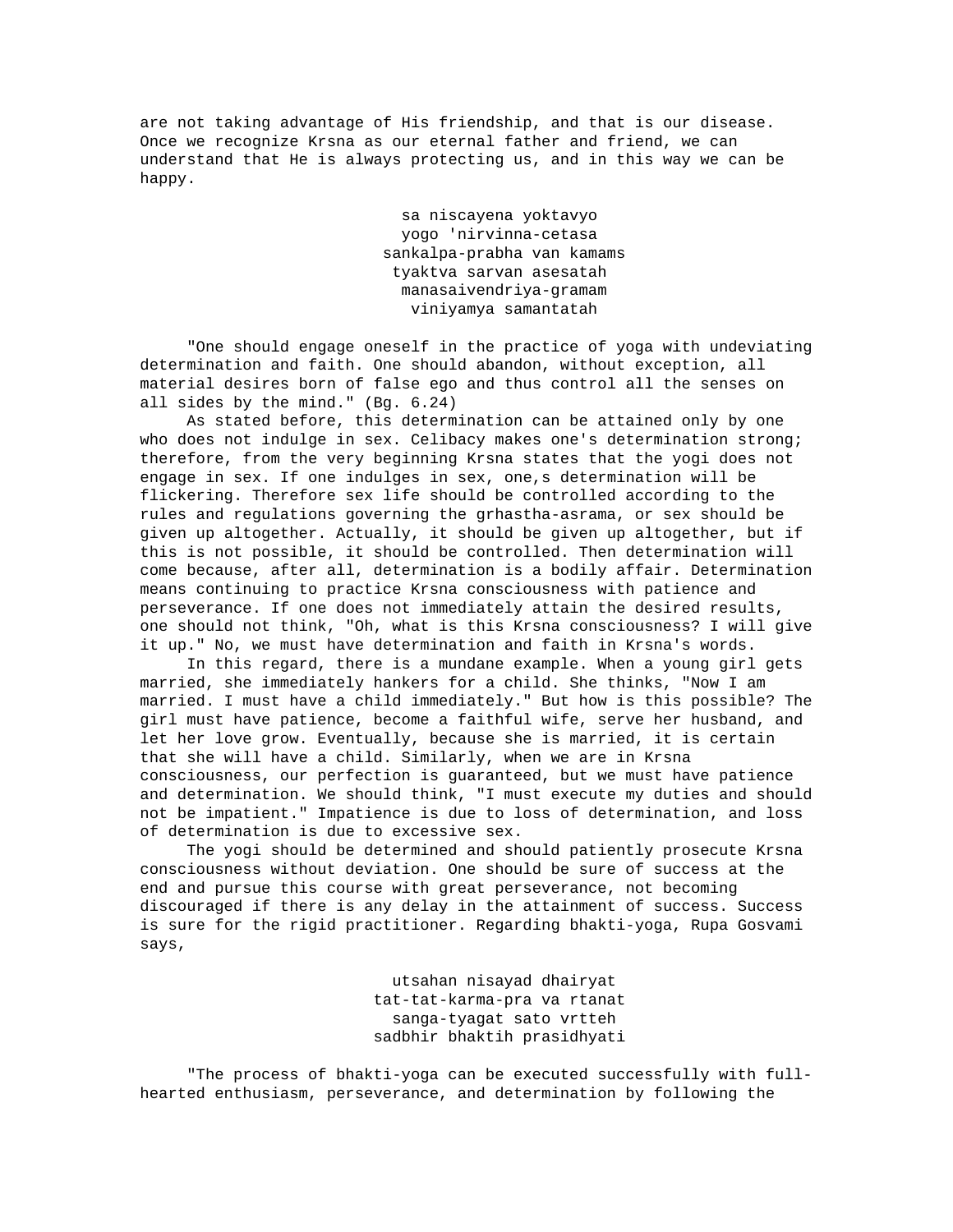are not taking advantage of His friendship, and that is our disease. Once we recognize Krsna as our eternal father and friend, we can understand that He is always protecting us, and in this way we can be happy.

sa niscayena yoktavyo
yogo 'nirvinna-cetasa
sankalpa-prabha van kamams
tyaktva sarvan asesatah
manasaivendriya-gramam
viniyamya samantatah

"One should engage oneself in the practice of yoga with undeviating determination and faith. One should abandon, without exception, all material desires born of false ego and thus control all the senses on all sides by the mind." (Bg. 6.24)

As stated before, this determination can be attained only by one who does not indulge in sex. Celibacy makes one's determination strong; therefore, from the very beginning Krsna states that the yogi does not engage in sex. If one indulges in sex, one,s determination will be flickering. Therefore sex life should be controlled according to the rules and regulations governing the grhastha-asrama, or sex should be given up altogether. Actually, it should be given up altogether, but if this is not possible, it should be controlled. Then determination will come because, after all, determination is a bodily affair. Determination means continuing to practice Krsna consciousness with patience and perseverance. If one does not immediately attain the desired results, one should not think, "Oh, what is this Krsna consciousness? I will give it up." No, we must have determination and faith in Krsna's words.

In this regard, there is a mundane example. When a young girl gets married, she immediately hankers for a child. She thinks, "Now I am married. I must have a child immediately." But how is this possible? The girl must have patience, become a faithful wife, serve her husband, and let her love grow. Eventually, because she is married, it is certain that she will have a child. Similarly, when we are in Krsna consciousness, our perfection is guaranteed, but we must have patience and determination. We should think, "I must execute my duties and should not be impatient." Impatience is due to loss of determination, and loss of determination is due to excessive sex.

The yogi should be determined and should patiently prosecute Krsna consciousness without deviation. One should be sure of success at the end and pursue this course with great perseverance, not becoming discouraged if there is any delay in the attainment of success. Success is sure for the rigid practitioner. Regarding bhakti-yoga, Rupa Gosvami says,

utsahan nisayad dhairyat
tat-tat-karma-pra va rtanat
sanga-tyagat sato vrtteh
sadbhir bhaktih prasidhyati

"The process of bhakti-yoga can be executed successfully with full-hearted enthusiasm, perseverance, and determination by following the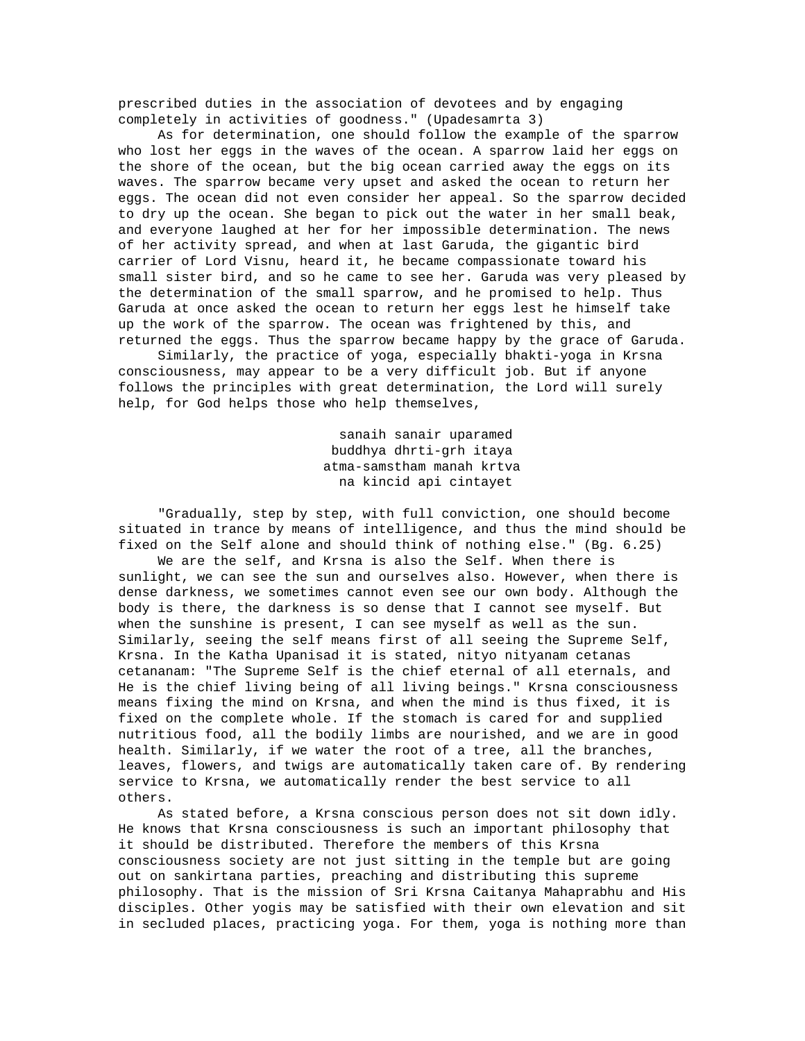prescribed duties in the association of devotees and by engaging completely in activities of goodness." (Upadesamrta 3)

As for determination, one should follow the example of the sparrow who lost her eggs in the waves of the ocean. A sparrow laid her eggs on the shore of the ocean, but the big ocean carried away the eggs on its waves. The sparrow became very upset and asked the ocean to return her eggs. The ocean did not even consider her appeal. So the sparrow decided to dry up the ocean. She began to pick out the water in her small beak, and everyone laughed at her for her impossible determination. The news of her activity spread, and when at last Garuda, the gigantic bird carrier of Lord Visnu, heard it, he became compassionate toward his small sister bird, and so he came to see her. Garuda was very pleased by the determination of the small sparrow, and he promised to help. Thus Garuda at once asked the ocean to return her eggs lest he himself take up the work of the sparrow. The ocean was frightened by this, and returned the eggs. Thus the sparrow became happy by the grace of Garuda.

Similarly, the practice of yoga, especially bhakti-yoga in Krsna consciousness, may appear to be a very difficult job. But if anyone follows the principles with great determination, the Lord will surely help, for God helps those who help themselves,

sanaih sanair uparamed
buddhya dhrti-grh itaya
atma-samstham manah krtva
na kincid api cintayet

"Gradually, step by step, with full conviction, one should become situated in trance by means of intelligence, and thus the mind should be fixed on the Self alone and should think of nothing else." (Bg. 6.25)

We are the self, and Krsna is also the Self. When there is sunlight, we can see the sun and ourselves also. However, when there is dense darkness, we sometimes cannot even see our own body. Although the body is there, the darkness is so dense that I cannot see myself. But when the sunshine is present, I can see myself as well as the sun. Similarly, seeing the self means first of all seeing the Supreme Self, Krsna. In the Katha Upanisad it is stated, nityo nityanam cetanas cetananam: "The Supreme Self is the chief eternal of all eternals, and He is the chief living being of all living beings." Krsna consciousness means fixing the mind on Krsna, and when the mind is thus fixed, it is fixed on the complete whole. If the stomach is cared for and supplied nutritious food, all the bodily limbs are nourished, and we are in good health. Similarly, if we water the root of a tree, all the branches, leaves, flowers, and twigs are automatically taken care of. By rendering service to Krsna, we automatically render the best service to all others.

As stated before, a Krsna conscious person does not sit down idly. He knows that Krsna consciousness is such an important philosophy that it should be distributed. Therefore the members of this Krsna consciousness society are not just sitting in the temple but are going out on sankirtana parties, preaching and distributing this supreme philosophy. That is the mission of Sri Krsna Caitanya Mahaprabhu and His disciples. Other yogis may be satisfied with their own elevation and sit in secluded places, practicing yoga. For them, yoga is nothing more than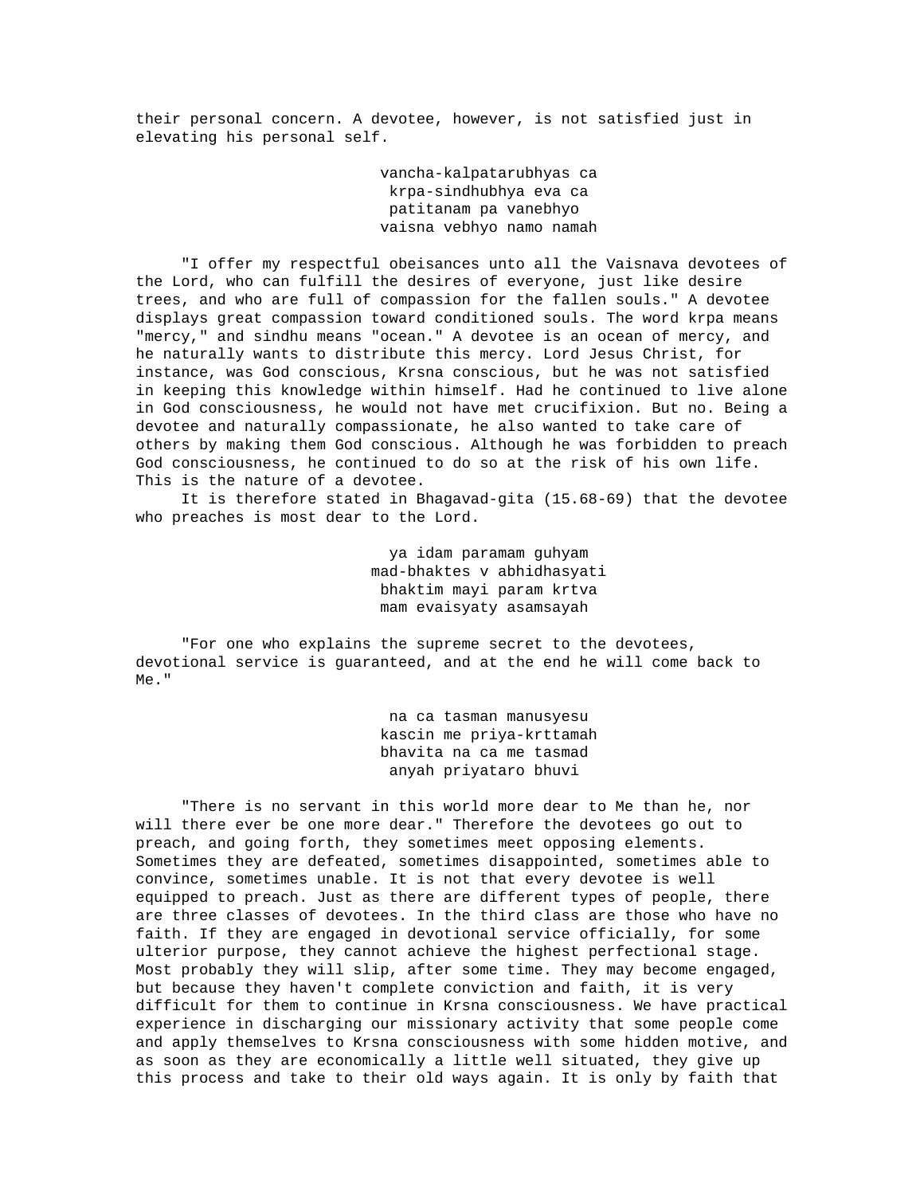their personal concern. A devotee, however, is not satisfied just in elevating his personal self.

> vancha-kalpatarubhyas ca
> krpa-sindhubhya eva ca
> patitanam pa vanebhyo
> vaisna vebhyo namo namah

"I offer my respectful obeisances unto all the Vaisnava devotees of the Lord, who can fulfill the desires of everyone, just like desire trees, and who are full of compassion for the fallen souls." A devotee displays great compassion toward conditioned souls. The word krpa means "mercy," and sindhu means "ocean." A devotee is an ocean of mercy, and he naturally wants to distribute this mercy. Lord Jesus Christ, for instance, was God conscious, Krsna conscious, but he was not satisfied in keeping this knowledge within himself. Had he continued to live alone in God consciousness, he would not have met crucifixion. But no. Being a devotee and naturally compassionate, he also wanted to take care of others by making them God conscious. Although he was forbidden to preach God consciousness, he continued to do so at the risk of his own life. This is the nature of a devotee.

It is therefore stated in Bhagavad-gita (15.68-69) that the devotee who preaches is most dear to the Lord.

> ya idam paramam guhyam
> mad-bhaktes v abhidhasyati
> bhaktim mayi param krtva
> mam evaisyaty asamsayah

"For one who explains the supreme secret to the devotees, devotional service is guaranteed, and at the end he will come back to Me."

> na ca tasman manusyesu
> kascin me priya-krttamah
> bhavita na ca me tasmad
> anyah priyataro bhuvi

"There is no servant in this world more dear to Me than he, nor will there ever be one more dear." Therefore the devotees go out to preach, and going forth, they sometimes meet opposing elements. Sometimes they are defeated, sometimes disappointed, sometimes able to convince, sometimes unable. It is not that every devotee is well equipped to preach. Just as there are different types of people, there are three classes of devotees. In the third class are those who have no faith. If they are engaged in devotional service officially, for some ulterior purpose, they cannot achieve the highest perfectional stage. Most probably they will slip, after some time. They may become engaged, but because they haven't complete conviction and faith, it is very difficult for them to continue in Krsna consciousness. We have practical experience in discharging our missionary activity that some people come and apply themselves to Krsna consciousness with some hidden motive, and as soon as they are economically a little well situated, they give up this process and take to their old ways again. It is only by faith that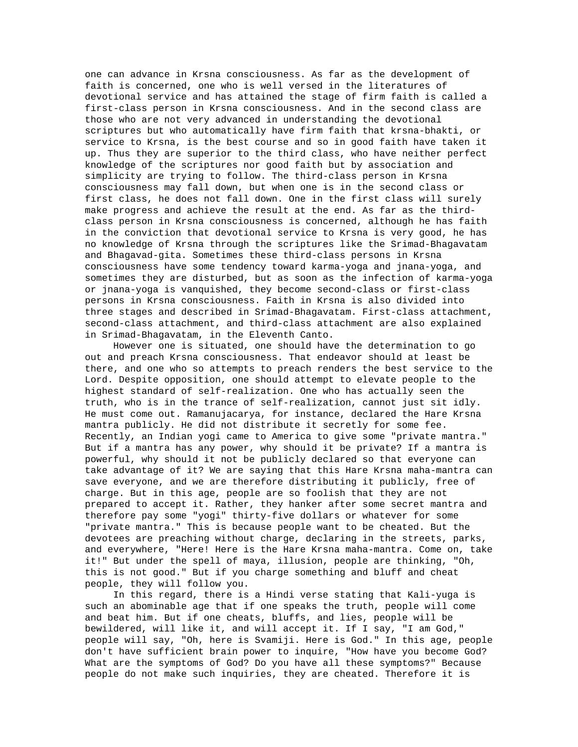one can advance in Krsna consciousness. As far as the development of faith is concerned, one who is well versed in the literatures of devotional service and has attained the stage of firm faith is called a first-class person in Krsna consciousness. And in the second class are those who are not very advanced in understanding the devotional scriptures but who automatically have firm faith that krsna-bhakti, or service to Krsna, is the best course and so in good faith have taken it up. Thus they are superior to the third class, who have neither perfect knowledge of the scriptures nor good faith but by association and simplicity are trying to follow. The third-class person in Krsna consciousness may fall down, but when one is in the second class or first class, he does not fall down. One in the first class will surely make progress and achieve the result at the end. As far as the third-class person in Krsna consciousness is concerned, although he has faith in the conviction that devotional service to Krsna is very good, he has no knowledge of Krsna through the scriptures like the Srimad-Bhagavatam and Bhagavad-gita. Sometimes these third-class persons in Krsna consciousness have some tendency toward karma-yoga and jnana-yoga, and sometimes they are disturbed, but as soon as the infection of karma-yoga or jnana-yoga is vanquished, they become second-class or first-class persons in Krsna consciousness. Faith in Krsna is also divided into three stages and described in Srimad-Bhagavatam. First-class attachment, second-class attachment, and third-class attachment are also explained in Srimad-Bhagavatam, in the Eleventh Canto.

However one is situated, one should have the determination to go out and preach Krsna consciousness. That endeavor should at least be there, and one who so attempts to preach renders the best service to the Lord. Despite opposition, one should attempt to elevate people to the highest standard of self-realization. One who has actually seen the truth, who is in the trance of self-realization, cannot just sit idly. He must come out. Ramanujacarya, for instance, declared the Hare Krsna mantra publicly. He did not distribute it secretly for some fee. Recently, an Indian yogi came to America to give some "private mantra." But if a mantra has any power, why should it be private? If a mantra is powerful, why should it not be publicly declared so that everyone can take advantage of it? We are saying that this Hare Krsna maha-mantra can save everyone, and we are therefore distributing it publicly, free of charge. But in this age, people are so foolish that they are not prepared to accept it. Rather, they hanker after some secret mantra and therefore pay some "yogi" thirty-five dollars or whatever for some "private mantra." This is because people want to be cheated. But the devotees are preaching without charge, declaring in the streets, parks, and everywhere, "Here! Here is the Hare Krsna maha-mantra. Come on, take it!" But under the spell of maya, illusion, people are thinking, "Oh, this is not good." But if you charge something and bluff and cheat people, they will follow you.

In this regard, there is a Hindi verse stating that Kali-yuga is such an abominable age that if one speaks the truth, people will come and beat him. But if one cheats, bluffs, and lies, people will be bewildered, will like it, and will accept it. If I say, "I am God," people will say, "Oh, here is Svamiji. Here is God." In this age, people don't have sufficient brain power to inquire, "How have you become God? What are the symptoms of God? Do you have all these symptoms?" Because people do not make such inquiries, they are cheated. Therefore it is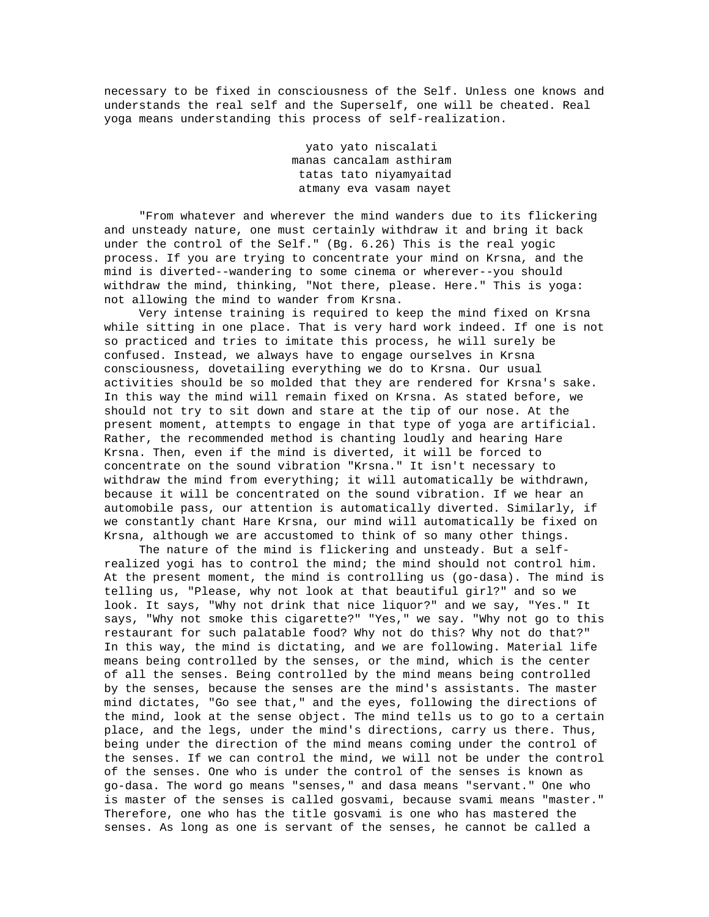necessary to be fixed in consciousness of the Self. Unless one knows and understands the real self and the Superself, one will be cheated. Real yoga means understanding this process of self-realization.

> yato yato niscalati
> manas cancalam asthiram
> tatas tato niyamyaitad
> atmany eva vasam nayet

"From whatever and wherever the mind wanders due to its flickering and unsteady nature, one must certainly withdraw it and bring it back under the control of the Self." (Bg. 6.26) This is the real yogic process. If you are trying to concentrate your mind on Krsna, and the mind is diverted--wandering to some cinema or wherever--you should withdraw the mind, thinking, "Not there, please. Here." This is yoga: not allowing the mind to wander from Krsna.

Very intense training is required to keep the mind fixed on Krsna while sitting in one place. That is very hard work indeed. If one is not so practiced and tries to imitate this process, he will surely be confused. Instead, we always have to engage ourselves in Krsna consciousness, dovetailing everything we do to Krsna. Our usual activities should be so molded that they are rendered for Krsna's sake. In this way the mind will remain fixed on Krsna. As stated before, we should not try to sit down and stare at the tip of our nose. At the present moment, attempts to engage in that type of yoga are artificial. Rather, the recommended method is chanting loudly and hearing Hare Krsna. Then, even if the mind is diverted, it will be forced to concentrate on the sound vibration "Krsna." It isn't necessary to withdraw the mind from everything; it will automatically be withdrawn, because it will be concentrated on the sound vibration. If we hear an automobile pass, our attention is automatically diverted. Similarly, if we constantly chant Hare Krsna, our mind will automatically be fixed on Krsna, although we are accustomed to think of so many other things.

The nature of the mind is flickering and unsteady. But a self-realized yogi has to control the mind; the mind should not control him. At the present moment, the mind is controlling us (go-dasa). The mind is telling us, "Please, why not look at that beautiful girl?" and so we look. It says, "Why not drink that nice liquor?" and we say, "Yes." It says, "Why not smoke this cigarette?" "Yes," we say. "Why not go to this restaurant for such palatable food? Why not do this? Why not do that?" In this way, the mind is dictating, and we are following. Material life means being controlled by the senses, or the mind, which is the center of all the senses. Being controlled by the mind means being controlled by the senses, because the senses are the mind's assistants. The master mind dictates, "Go see that," and the eyes, following the directions of the mind, look at the sense object. The mind tells us to go to a certain place, and the legs, under the mind's directions, carry us there. Thus, being under the direction of the mind means coming under the control of the senses. If we can control the mind, we will not be under the control of the senses. One who is under the control of the senses is known as go-dasa. The word go means "senses," and dasa means "servant." One who is master of the senses is called gosvami, because svami means "master." Therefore, one who has the title gosvami is one who has mastered the senses. As long as one is servant of the senses, he cannot be called a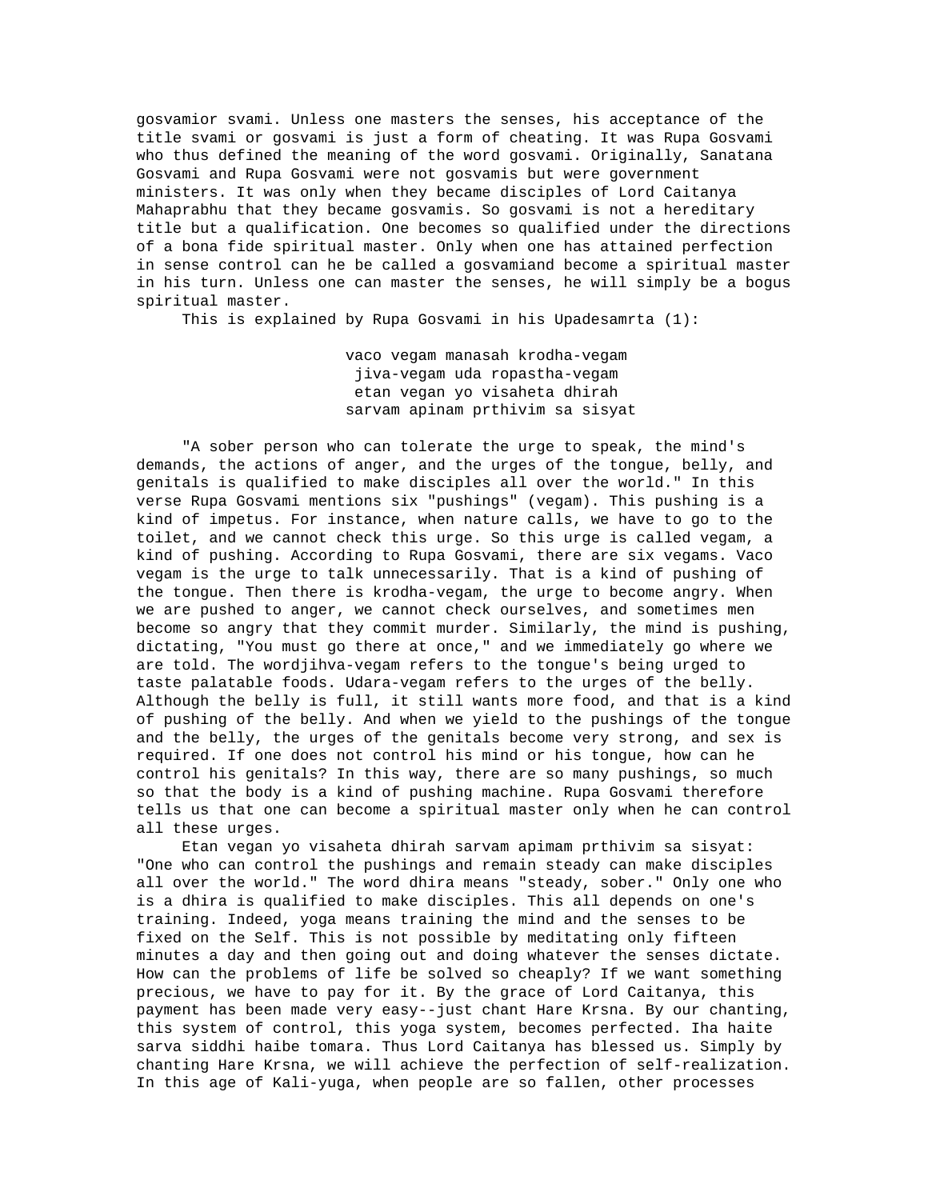gosvamior svami. Unless one masters the senses, his acceptance of the title svami or gosvami is just a form of cheating. It was Rupa Gosvami who thus defined the meaning of the word gosvami. Originally, Sanatana Gosvami and Rupa Gosvami were not gosvamis but were government ministers. It was only when they became disciples of Lord Caitanya Mahaprabhu that they became gosvamis. So gosvami is not a hereditary title but a qualification. One becomes so qualified under the directions of a bona fide spiritual master. Only when one has attained perfection in sense control can he be called a gosvamiand become a spiritual master in his turn. Unless one can master the senses, he will simply be a bogus spiritual master.

This is explained by Rupa Gosvami in his Upadesamrta (1):

> vaco vegam manasah krodha-vegam
> jiva-vegam uda ropastha-vegam
> etan vegan yo visaheta dhirah
> sarvam apinam prthivim sa sisyat

"A sober person who can tolerate the urge to speak, the mind's demands, the actions of anger, and the urges of the tongue, belly, and genitals is qualified to make disciples all over the world." In this verse Rupa Gosvami mentions six "pushings" (vegam). This pushing is a kind of impetus. For instance, when nature calls, we have to go to the toilet, and we cannot check this urge. So this urge is called vegam, a kind of pushing. According to Rupa Gosvami, there are six vegams. Vaco vegam is the urge to talk unnecessarily. That is a kind of pushing of the tongue. Then there is krodha-vegam, the urge to become angry. When we are pushed to anger, we cannot check ourselves, and sometimes men become so angry that they commit murder. Similarly, the mind is pushing, dictating, "You must go there at once," and we immediately go where we are told. The wordjihva-vegam refers to the tongue's being urged to taste palatable foods. Udara-vegam refers to the urges of the belly. Although the belly is full, it still wants more food, and that is a kind of pushing of the belly. And when we yield to the pushings of the tongue and the belly, the urges of the genitals become very strong, and sex is required. If one does not control his mind or his tongue, how can he control his genitals? In this way, there are so many pushings, so much so that the body is a kind of pushing machine. Rupa Gosvami therefore tells us that one can become a spiritual master only when he can control all these urges.

Etan vegan yo visaheta dhirah sarvam apimam prthivim sa sisyat: "One who can control the pushings and remain steady can make disciples all over the world." The word dhira means "steady, sober." Only one who is a dhira is qualified to make disciples. This all depends on one's training. Indeed, yoga means training the mind and the senses to be fixed on the Self. This is not possible by meditating only fifteen minutes a day and then going out and doing whatever the senses dictate. How can the problems of life be solved so cheaply? If we want something precious, we have to pay for it. By the grace of Lord Caitanya, this payment has been made very easy--just chant Hare Krsna. By our chanting, this system of control, this yoga system, becomes perfected. Iha haite sarva siddhi haibe tomara. Thus Lord Caitanya has blessed us. Simply by chanting Hare Krsna, we will achieve the perfection of self-realization. In this age of Kali-yuga, when people are so fallen, other processes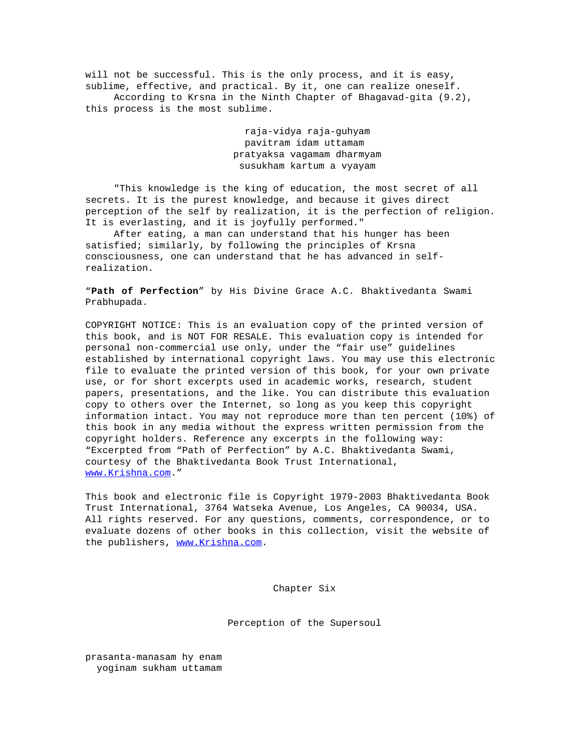will not be successful. This is the only process, and it is easy, sublime, effective, and practical. By it, one can realize oneself.

According to Krsna in the Ninth Chapter of Bhagavad-gita (9.2), this process is the most sublime.

raja-vidya raja-guhyam  
pavitram idam uttamam  
pratyaksa vagamam dharmyam  
susukham kartum a vyayam

"This knowledge is the king of education, the most secret of all secrets. It is the purest knowledge, and because it gives direct perception of the self by realization, it is the perfection of religion. It is everlasting, and it is joyfully performed."

After eating, a man can understand that his hunger has been satisfied; similarly, by following the principles of Krsna consciousness, one can understand that he has advanced in self-realization.

“**Path of Perfection**” by His Divine Grace A.C. Bhaktivedanta Swami Prabhupada.

COPYRIGHT NOTICE: This is an evaluation copy of the printed version of this book, and is NOT FOR RESALE. This evaluation copy is intended for personal non-commercial use only, under the “fair use” guidelines established by international copyright laws. You may use this electronic file to evaluate the printed version of this book, for your own private use, or for short excerpts used in academic works, research, student papers, presentations, and the like. You can distribute this evaluation copy to others over the Internet, so long as you keep this copyright information intact. You may not reproduce more than ten percent (10%) of this book in any media without the express written permission from the copyright holders. Reference any excerpts in the following way: “Excerpted from “Path of Perfection” by A.C. Bhaktivedanta Swami, courtesy of the Bhaktivedanta Book Trust International, www.Krishna.com.”

This book and electronic file is Copyright 1979-2003 Bhaktivedanta Book Trust International, 3764 Watseka Avenue, Los Angeles, CA 90034, USA. All rights reserved. For any questions, comments, correspondence, or to evaluate dozens of other books in this collection, visit the website of the publishers, www.Krishna.com.

# Chapter Six

## Perception of the Supersoul

prasanta-manasam hy enam  
yoginam sukham uttamam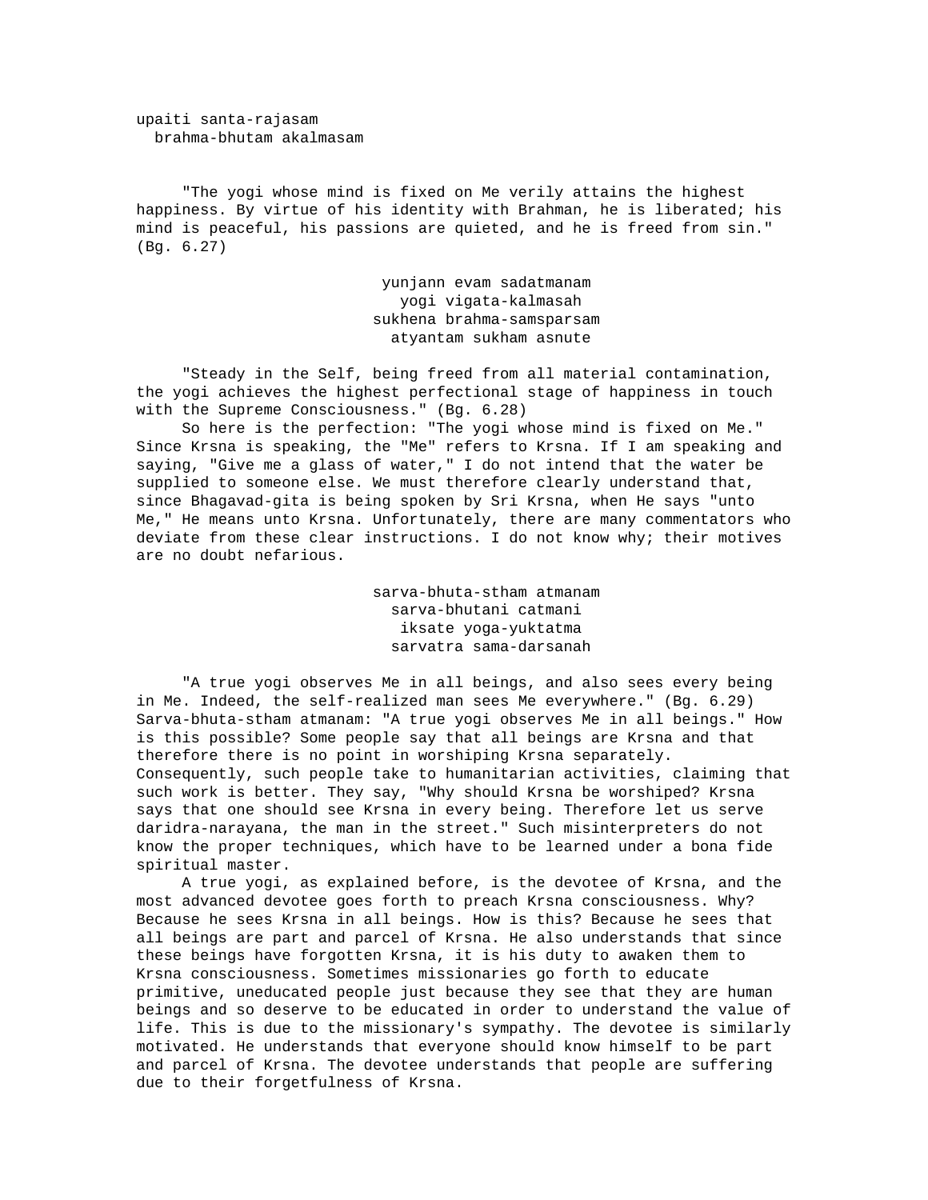upaiti santa-rajasam
brahma-bhutam akalmasam

"The yogi whose mind is fixed on Me verily attains the highest happiness. By virtue of his identity with Brahman, he is liberated; his mind is peaceful, his passions are quieted, and he is freed from sin." (Bg. 6.27)

yunjann evam sadatmanam
yogi vigata-kalmasah
sukhena brahma-samsparsam
atyantam sukham asnute

"Steady in the Self, being freed from all material contamination, the yogi achieves the highest perfectional stage of happiness in touch with the Supreme Consciousness." (Bg. 6.28)

So here is the perfection: "The yogi whose mind is fixed on Me." Since Krsna is speaking, the "Me" refers to Krsna. If I am speaking and saying, "Give me a glass of water," I do not intend that the water be supplied to someone else. We must therefore clearly understand that, since Bhagavad-gita is being spoken by Sri Krsna, when He says "unto Me," He means unto Krsna. Unfortunately, there are many commentators who deviate from these clear instructions. I do not know why; their motives are no doubt nefarious.

sarva-bhuta-stham atmanam
sarva-bhutani catmani
iksate yoga-yuktatma
sarvatra sama-darsanah

"A true yogi observes Me in all beings, and also sees every being in Me. Indeed, the self-realized man sees Me everywhere." (Bg. 6.29) Sarva-bhuta-stham atmanam: "A true yogi observes Me in all beings." How is this possible? Some people say that all beings are Krsna and that therefore there is no point in worshiping Krsna separately. Consequently, such people take to humanitarian activities, claiming that such work is better. They say, "Why should Krsna be worshiped? Krsna says that one should see Krsna in every being. Therefore let us serve daridra-narayana, the man in the street." Such misinterpreters do not know the proper techniques, which have to be learned under a bona fide spiritual master.

A true yogi, as explained before, is the devotee of Krsna, and the most advanced devotee goes forth to preach Krsna consciousness. Why? Because he sees Krsna in all beings. How is this? Because he sees that all beings are part and parcel of Krsna. He also understands that since these beings have forgotten Krsna, it is his duty to awaken them to Krsna consciousness. Sometimes missionaries go forth to educate primitive, uneducated people just because they see that they are human beings and so deserve to be educated in order to understand the value of life. This is due to the missionary's sympathy. The devotee is similarly motivated. He understands that everyone should know himself to be part and parcel of Krsna. The devotee understands that people are suffering due to their forgetfulness of Krsna.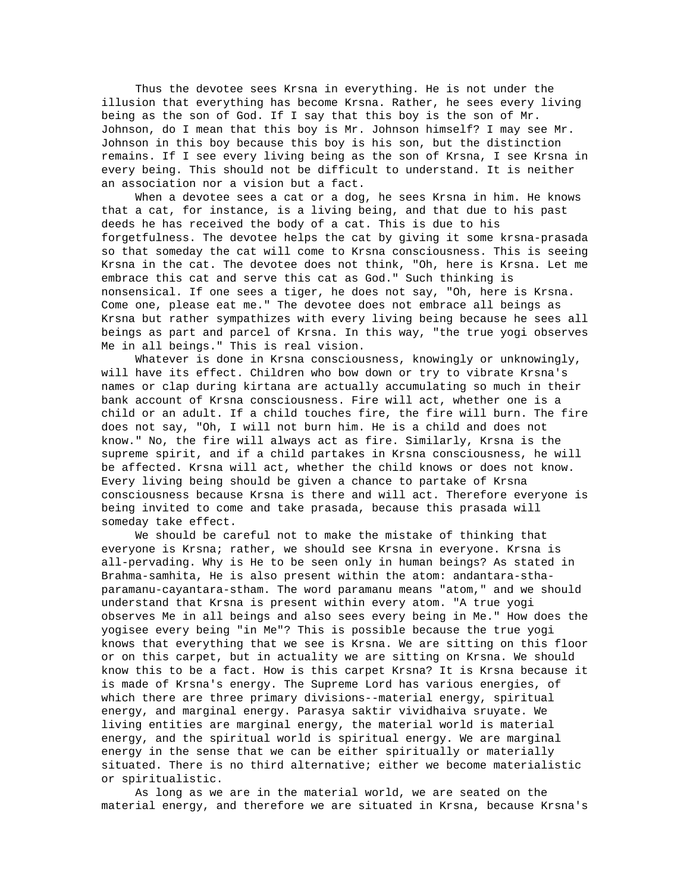Thus the devotee sees Krsna in everything. He is not under the illusion that everything has become Krsna. Rather, he sees every living being as the son of God. If I say that this boy is the son of Mr. Johnson, do I mean that this boy is Mr. Johnson himself? I may see Mr. Johnson in this boy because this boy is his son, but the distinction remains. If I see every living being as the son of Krsna, I see Krsna in every being. This should not be difficult to understand. It is neither an association nor a vision but a fact.

When a devotee sees a cat or a dog, he sees Krsna in him. He knows that a cat, for instance, is a living being, and that due to his past deeds he has received the body of a cat. This is due to his forgetfulness. The devotee helps the cat by giving it some krsna-prasada so that someday the cat will come to Krsna consciousness. This is seeing Krsna in the cat. The devotee does not think, "Oh, here is Krsna. Let me embrace this cat and serve this cat as God." Such thinking is nonsensical. If one sees a tiger, he does not say, "Oh, here is Krsna. Come one, please eat me." The devotee does not embrace all beings as Krsna but rather sympathizes with every living being because he sees all beings as part and parcel of Krsna. In this way, "the true yogi observes Me in all beings." This is real vision.

Whatever is done in Krsna consciousness, knowingly or unknowingly, will have its effect. Children who bow down or try to vibrate Krsna's names or clap during kirtana are actually accumulating so much in their bank account of Krsna consciousness. Fire will act, whether one is a child or an adult. If a child touches fire, the fire will burn. The fire does not say, "Oh, I will not burn him. He is a child and does not know." No, the fire will always act as fire. Similarly, Krsna is the supreme spirit, and if a child partakes in Krsna consciousness, he will be affected. Krsna will act, whether the child knows or does not know. Every living being should be given a chance to partake of Krsna consciousness because Krsna is there and will act. Therefore everyone is being invited to come and take prasada, because this prasada will someday take effect.

We should be careful not to make the mistake of thinking that everyone is Krsna; rather, we should see Krsna in everyone. Krsna is all-pervading. Why is He to be seen only in human beings? As stated in Brahma-samhita, He is also present within the atom: andantara-stha-paramanu-cayantara-stham. The word paramanu means "atom," and we should understand that Krsna is present within every atom. "A true yogi observes Me in all beings and also sees every being in Me." How does the yogisee every being "in Me"? This is possible because the true yogi knows that everything that we see is Krsna. We are sitting on this floor or on this carpet, but in actuality we are sitting on Krsna. We should know this to be a fact. How is this carpet Krsna? It is Krsna because it is made of Krsna's energy. The Supreme Lord has various energies, of which there are three primary divisions--material energy, spiritual energy, and marginal energy. Parasya saktir vividhaiva sruyate. We living entities are marginal energy, the material world is material energy, and the spiritual world is spiritual energy. We are marginal energy in the sense that we can be either spiritually or materially situated. There is no third alternative; either we become materialistic or spiritualistic.

As long as we are in the material world, we are seated on the material energy, and therefore we are situated in Krsna, because Krsna's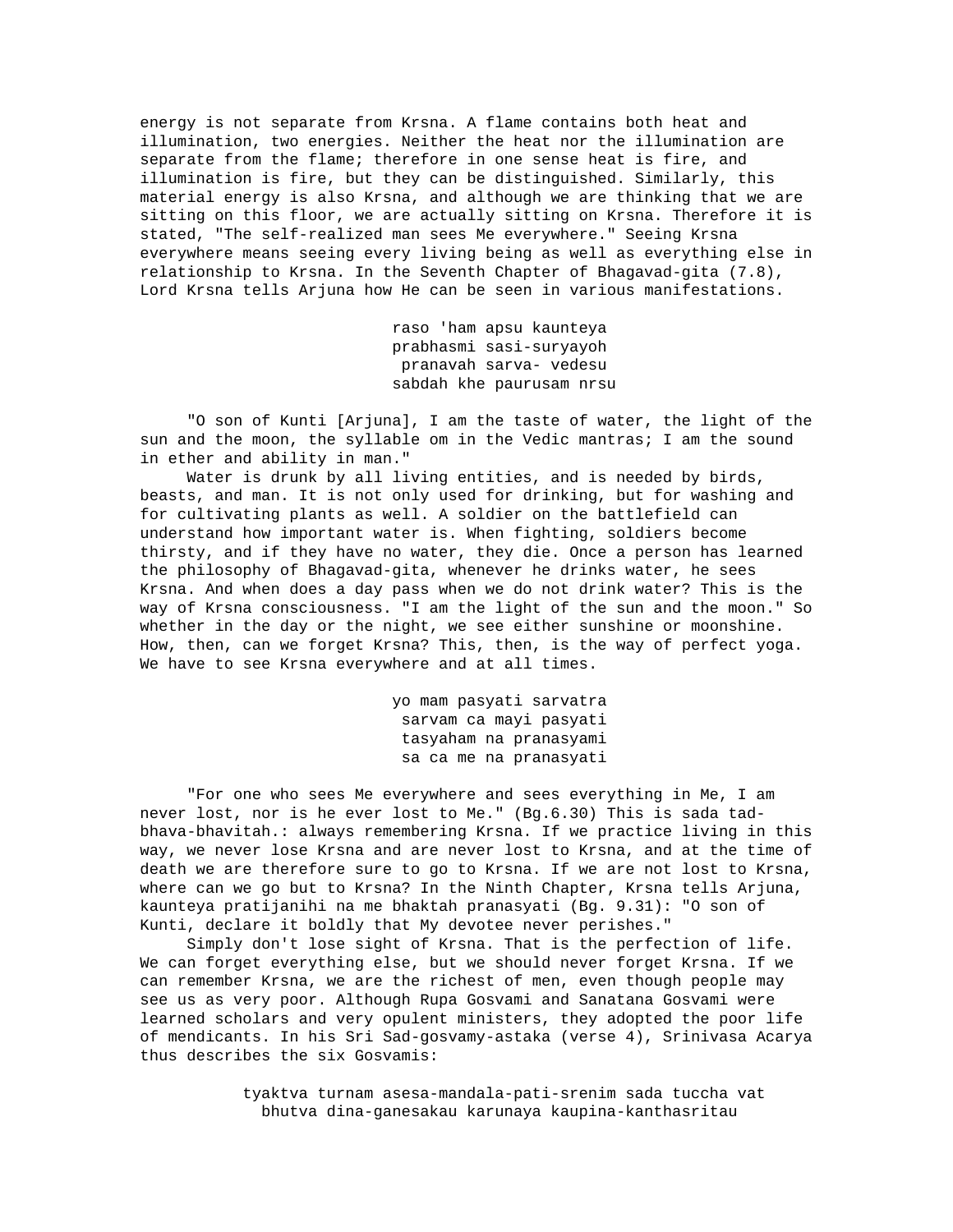energy is not separate from Krsna. A flame contains both heat and illumination, two energies. Neither the heat nor the illumination are separate from the flame; therefore in one sense heat is fire, and illumination is fire, but they can be distinguished. Similarly, this material energy is also Krsna, and although we are thinking that we are sitting on this floor, we are actually sitting on Krsna. Therefore it is stated, "The self-realized man sees Me everywhere." Seeing Krsna everywhere means seeing every living being as well as everything else in relationship to Krsna. In the Seventh Chapter of Bhagavad-gita (7.8), Lord Krsna tells Arjuna how He can be seen in various manifestations.

raso 'ham apsu kaunteya  
prabhasmi sasi-suryayoh  
pranavah sarva- vedesu  
sabdah khe paurusam nrsu

"O son of Kunti [Arjuna], I am the taste of water, the light of the sun and the moon, the syllable om in the Vedic mantras; I am the sound in ether and ability in man."

Water is drunk by all living entities, and is needed by birds, beasts, and man. It is not only used for drinking, but for washing and for cultivating plants as well. A soldier on the battlefield can understand how important water is. When fighting, soldiers become thirsty, and if they have no water, they die. Once a person has learned the philosophy of Bhagavad-gita, whenever he drinks water, he sees Krsna. And when does a day pass when we do not drink water? This is the way of Krsna consciousness. "I am the light of the sun and the moon." So whether in the day or the night, we see either sunshine or moonshine. How, then, can we forget Krsna? This, then, is the way of perfect yoga. We have to see Krsna everywhere and at all times.

yo mam pasyati sarvatra  
sarvam ca mayi pasyati  
tasyaham na pranasyami  
sa ca me na pranasyati

"For one who sees Me everywhere and sees everything in Me, I am never lost, nor is he ever lost to Me." (Bg.6.30) This is sada tad-bhava-bhavitah.: always remembering Krsna. If we practice living in this way, we never lose Krsna and are never lost to Krsna, and at the time of death we are therefore sure to go to Krsna. If we are not lost to Krsna, where can we go but to Krsna? In the Ninth Chapter, Krsna tells Arjuna, kaunteya pratijanihi na me bhaktah pranasyati (Bg. 9.31): "O son of Kunti, declare it boldly that My devotee never perishes."

Simply don't lose sight of Krsna. That is the perfection of life. We can forget everything else, but we should never forget Krsna. If we can remember Krsna, we are the richest of men, even though people may see us as very poor. Although Rupa Gosvami and Sanatana Gosvami were learned scholars and very opulent ministers, they adopted the poor life of mendicants. In his Sri Sad-gosvamy-astaka (verse 4), Srinivasa Acarya thus describes the six Gosvamis:

tyaktva turnam asesa-mandala-pati-srenim sada tuccha vat  
bhutva dina-ganesakau karunaya kaupina-kanthasritau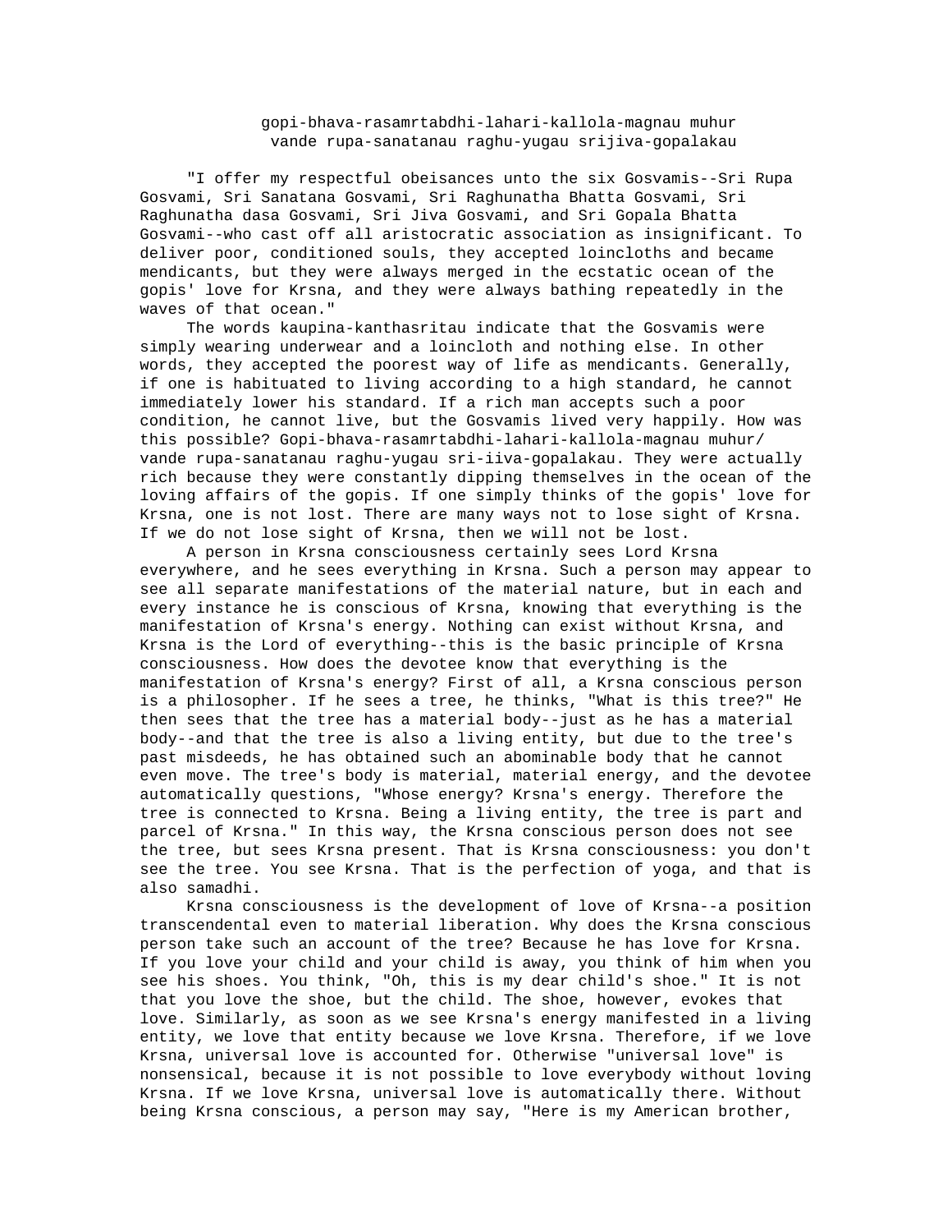gopi-bhava-rasamrtabdhi-lahari-kallola-magnau muhur
vande rupa-sanatanau raghu-yugau srijiva-gopalakau

"I offer my respectful obeisances unto the six Gosvamis--Sri Rupa Gosvami, Sri Sanatana Gosvami, Sri Raghunatha Bhatta Gosvami, Sri Raghunatha dasa Gosvami, Sri Jiva Gosvami, and Sri Gopala Bhatta Gosvami--who cast off all aristocratic association as insignificant. To deliver poor, conditioned souls, they accepted loincloths and became mendicants, but they were always merged in the ecstatic ocean of the gopis' love for Krsna, and they were always bathing repeatedly in the waves of that ocean."

The words kaupina-kanthasritau indicate that the Gosvamis were simply wearing underwear and a loincloth and nothing else. In other words, they accepted the poorest way of life as mendicants. Generally, if one is habituated to living according to a high standard, he cannot immediately lower his standard. If a rich man accepts such a poor condition, he cannot live, but the Gosvamis lived very happily. How was this possible? Gopi-bhava-rasamrtabdhi-lahari-kallola-magnau muhur/ vande rupa-sanatanau raghu-yugau sri-iiva-gopalakau. They were actually rich because they were constantly dipping themselves in the ocean of the loving affairs of the gopis. If one simply thinks of the gopis' love for Krsna, one is not lost. There are many ways not to lose sight of Krsna. If we do not lose sight of Krsna, then we will not be lost.

A person in Krsna consciousness certainly sees Lord Krsna everywhere, and he sees everything in Krsna. Such a person may appear to see all separate manifestations of the material nature, but in each and every instance he is conscious of Krsna, knowing that everything is the manifestation of Krsna's energy. Nothing can exist without Krsna, and Krsna is the Lord of everything--this is the basic principle of Krsna consciousness. How does the devotee know that everything is the manifestation of Krsna's energy? First of all, a Krsna conscious person is a philosopher. If he sees a tree, he thinks, "What is this tree?" He then sees that the tree has a material body--just as he has a material body--and that the tree is also a living entity, but due to the tree's past misdeeds, he has obtained such an abominable body that he cannot even move. The tree's body is material, material energy, and the devotee automatically questions, "Whose energy? Krsna's energy. Therefore the tree is connected to Krsna. Being a living entity, the tree is part and parcel of Krsna." In this way, the Krsna conscious person does not see the tree, but sees Krsna present. That is Krsna consciousness: you don't see the tree. You see Krsna. That is the perfection of yoga, and that is also samadhi.

Krsna consciousness is the development of love of Krsna--a position transcendental even to material liberation. Why does the Krsna conscious person take such an account of the tree? Because he has love for Krsna. If you love your child and your child is away, you think of him when you see his shoes. You think, "Oh, this is my dear child's shoe." It is not that you love the shoe, but the child. The shoe, however, evokes that love. Similarly, as soon as we see Krsna's energy manifested in a living entity, we love that entity because we love Krsna. Therefore, if we love Krsna, universal love is accounted for. Otherwise "universal love" is nonsensical, because it is not possible to love everybody without loving Krsna. If we love Krsna, universal love is automatically there. Without being Krsna conscious, a person may say, "Here is my American brother,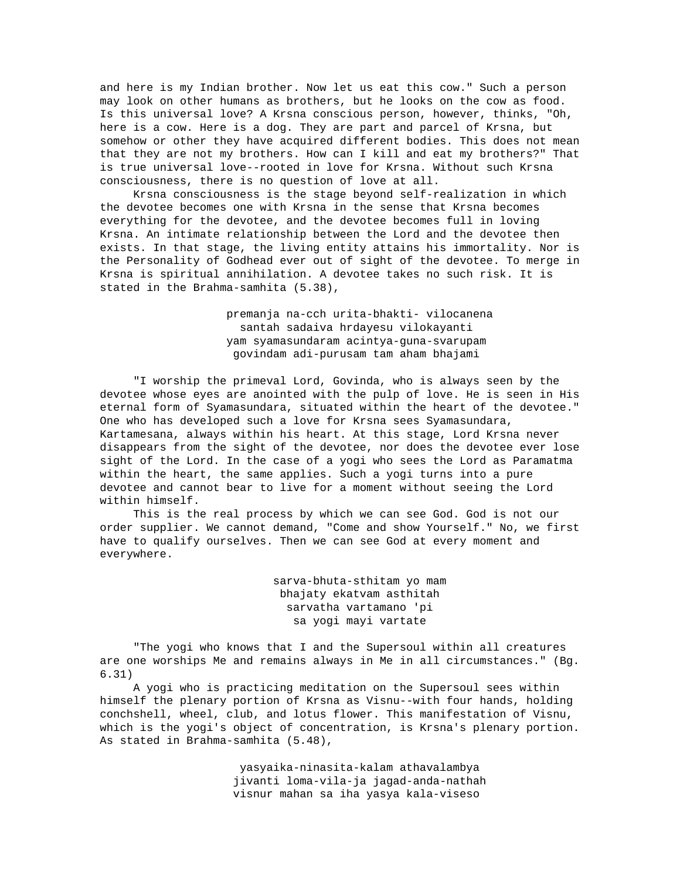and here is my Indian brother. Now let us eat this cow." Such a person may look on other humans as brothers, but he looks on the cow as food. Is this universal love? A Krsna conscious person, however, thinks, "Oh, here is a cow. Here is a dog. They are part and parcel of Krsna, but somehow or other they have acquired different bodies. This does not mean that they are not my brothers. How can I kill and eat my brothers?" That is true universal love--rooted in love for Krsna. Without such Krsna consciousness, there is no question of love at all.

Krsna consciousness is the stage beyond self-realization in which the devotee becomes one with Krsna in the sense that Krsna becomes everything for the devotee, and the devotee becomes full in loving Krsna. An intimate relationship between the Lord and the devotee then exists. In that stage, the living entity attains his immortality. Nor is the Personality of Godhead ever out of sight of the devotee. To merge in Krsna is spiritual annihilation. A devotee takes no such risk. It is stated in the Brahma-samhita (5.38),

premanja na-cch urita-bhakti- vilocanena
santah sadaiva hrdayesu vilokayanti
yam syamasundaram acintya-guna-svarupam
govindam adi-purusam tam aham bhajami

"I worship the primeval Lord, Govinda, who is always seen by the devotee whose eyes are anointed with the pulp of love. He is seen in His eternal form of Syamasundara, situated within the heart of the devotee." One who has developed such a love for Krsna sees Syamasundara, Kartamesana, always within his heart. At this stage, Lord Krsna never disappears from the sight of the devotee, nor does the devotee ever lose sight of the Lord. In the case of a yogi who sees the Lord as Paramatma within the heart, the same applies. Such a yogi turns into a pure devotee and cannot bear to live for a moment without seeing the Lord within himself.

This is the real process by which we can see God. God is not our order supplier. We cannot demand, "Come and show Yourself." No, we first have to qualify ourselves. Then we can see God at every moment and everywhere.

sarva-bhuta-sthitam yo mam
bhajaty ekatvam asthitah
sarvatha vartamano 'pi
sa yogi mayi vartate

"The yogi who knows that I and the Supersoul within all creatures are one worships Me and remains always in Me in all circumstances." (Bg. 6.31)

A yogi who is practicing meditation on the Supersoul sees within himself the plenary portion of Krsna as Visnu--with four hands, holding conchshell, wheel, club, and lotus flower. This manifestation of Visnu, which is the yogi's object of concentration, is Krsna's plenary portion. As stated in Brahma-samhita (5.48),

yasyaika-ninasita-kalam athavalambya
jivanti loma-vila-ja jagad-anda-nathah
visnur mahan sa iha yasya kala-viseso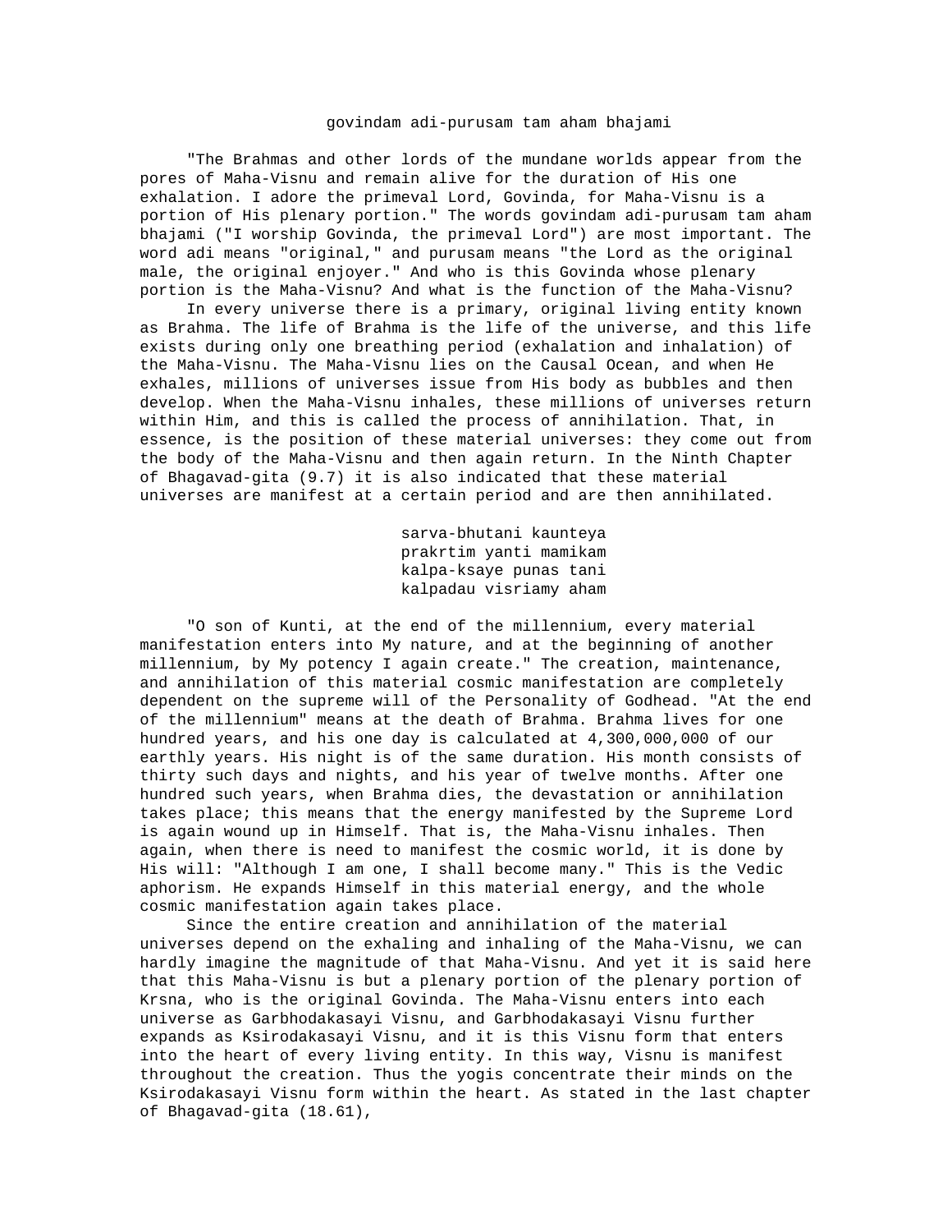govindam adi-purusam tam aham bhajami

"The Brahmas and other lords of the mundane worlds appear from the pores of Maha-Visnu and remain alive for the duration of His one exhalation. I adore the primeval Lord, Govinda, for Maha-Visnu is a portion of His plenary portion." The words govindam adi-purusam tam aham bhajami ("I worship Govinda, the primeval Lord") are most important. The word adi means "original," and purusam means "the Lord as the original male, the original enjoyer." And who is this Govinda whose plenary portion is the Maha-Visnu? And what is the function of the Maha-Visnu?

In every universe there is a primary, original living entity known as Brahma. The life of Brahma is the life of the universe, and this life exists during only one breathing period (exhalation and inhalation) of the Maha-Visnu. The Maha-Visnu lies on the Causal Ocean, and when He exhales, millions of universes issue from His body as bubbles and then develop. When the Maha-Visnu inhales, these millions of universes return within Him, and this is called the process of annihilation. That, in essence, is the position of these material universes: they come out from the body of the Maha-Visnu and then again return. In the Ninth Chapter of Bhagavad-gita (9.7) it is also indicated that these material universes are manifest at a certain period and are then annihilated.

sarva-bhutani kaunteya
prakrtim yanti mamikam
kalpa-ksaye punas tani
kalpadau visriamy aham

"O son of Kunti, at the end of the millennium, every material manifestation enters into My nature, and at the beginning of another millennium, by My potency I again create." The creation, maintenance, and annihilation of this material cosmic manifestation are completely dependent on the supreme will of the Personality of Godhead. "At the end of the millennium" means at the death of Brahma. Brahma lives for one hundred years, and his one day is calculated at 4,300,000,000 of our earthly years. His night is of the same duration. His month consists of thirty such days and nights, and his year of twelve months. After one hundred such years, when Brahma dies, the devastation or annihilation takes place; this means that the energy manifested by the Supreme Lord is again wound up in Himself. That is, the Maha-Visnu inhales. Then again, when there is need to manifest the cosmic world, it is done by His will: "Although I am one, I shall become many." This is the Vedic aphorism. He expands Himself in this material energy, and the whole cosmic manifestation again takes place.

Since the entire creation and annihilation of the material universes depend on the exhaling and inhaling of the Maha-Visnu, we can hardly imagine the magnitude of that Maha-Visnu. And yet it is said here that this Maha-Visnu is but a plenary portion of the plenary portion of Krsna, who is the original Govinda. The Maha-Visnu enters into each universe as Garbhodakasayi Visnu, and Garbhodakasayi Visnu further expands as Ksirodakasayi Visnu, and it is this Visnu form that enters into the heart of every living entity. In this way, Visnu is manifest throughout the creation. Thus the yogis concentrate their minds on the Ksirodakasayi Visnu form within the heart. As stated in the last chapter of Bhagavad-gita (18.61),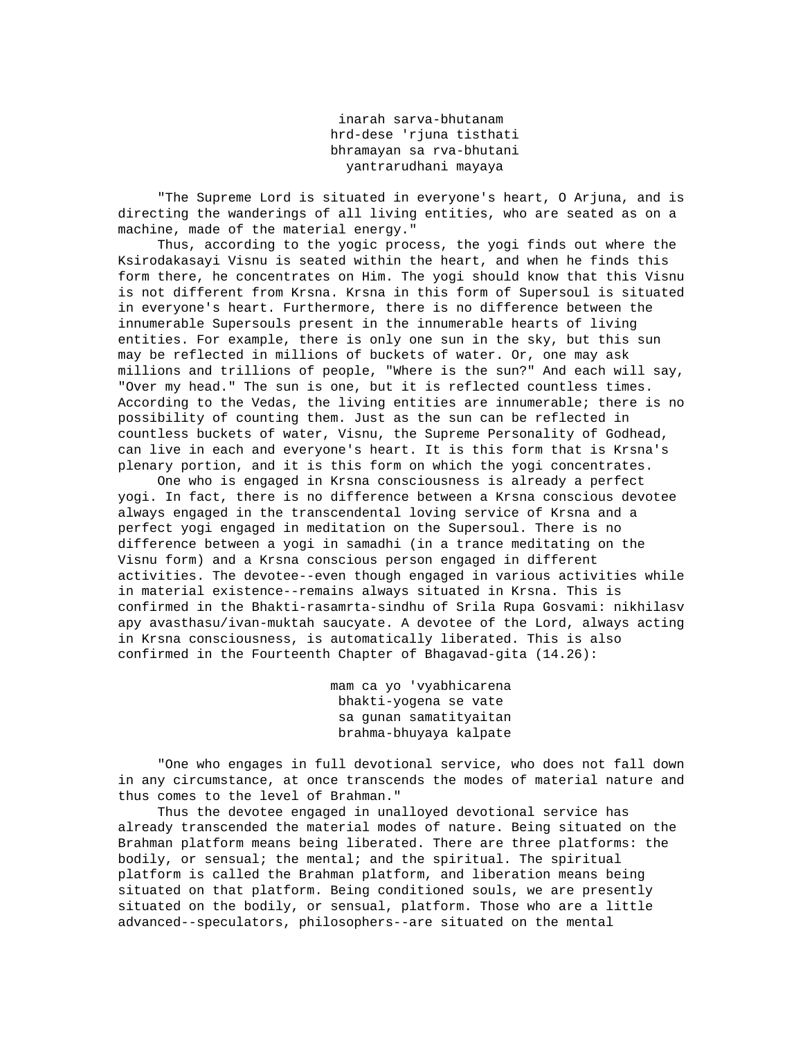inarah sarva-bhutanam
hrd-dese 'rjuna tisthati
bhramayan sa rva-bhutani
yantrarudhani mayaya

"The Supreme Lord is situated in everyone's heart, O Arjuna, and is directing the wanderings of all living entities, who are seated as on a machine, made of the material energy."

Thus, according to the yogic process, the yogi finds out where the Ksirodakasayi Visnu is seated within the heart, and when he finds this form there, he concentrates on Him. The yogi should know that this Visnu is not different from Krsna. Krsna in this form of Supersoul is situated in everyone's heart. Furthermore, there is no difference between the innumerable Supersouls present in the innumerable hearts of living entities. For example, there is only one sun in the sky, but this sun may be reflected in millions of buckets of water. Or, one may ask millions and trillions of people, "Where is the sun?" And each will say, "Over my head." The sun is one, but it is reflected countless times. According to the Vedas, the living entities are innumerable; there is no possibility of counting them. Just as the sun can be reflected in countless buckets of water, Visnu, the Supreme Personality of Godhead, can live in each and everyone's heart. It is this form that is Krsna's plenary portion, and it is this form on which the yogi concentrates.

One who is engaged in Krsna consciousness is already a perfect yogi. In fact, there is no difference between a Krsna conscious devotee always engaged in the transcendental loving service of Krsna and a perfect yogi engaged in meditation on the Supersoul. There is no difference between a yogi in samadhi (in a trance meditating on the Visnu form) and a Krsna conscious person engaged in different activities. The devotee--even though engaged in various activities while in material existence--remains always situated in Krsna. This is confirmed in the Bhakti-rasamrta-sindhu of Srila Rupa Gosvami: nikhilasv apy avasthasu/ivan-muktah saucyate. A devotee of the Lord, always acting in Krsna consciousness, is automatically liberated. This is also confirmed in the Fourteenth Chapter of Bhagavad-gita (14.26):

mam ca yo 'vyabhicarena
bhakti-yogena se vate
sa gunan samatityaitan
brahma-bhuyaya kalpate

"One who engages in full devotional service, who does not fall down in any circumstance, at once transcends the modes of material nature and thus comes to the level of Brahman."

Thus the devotee engaged in unalloyed devotional service has already transcended the material modes of nature. Being situated on the Brahman platform means being liberated. There are three platforms: the bodily, or sensual; the mental; and the spiritual. The spiritual platform is called the Brahman platform, and liberation means being situated on that platform. Being conditioned souls, we are presently situated on the bodily, or sensual, platform. Those who are a little advanced--speculators, philosophers--are situated on the mental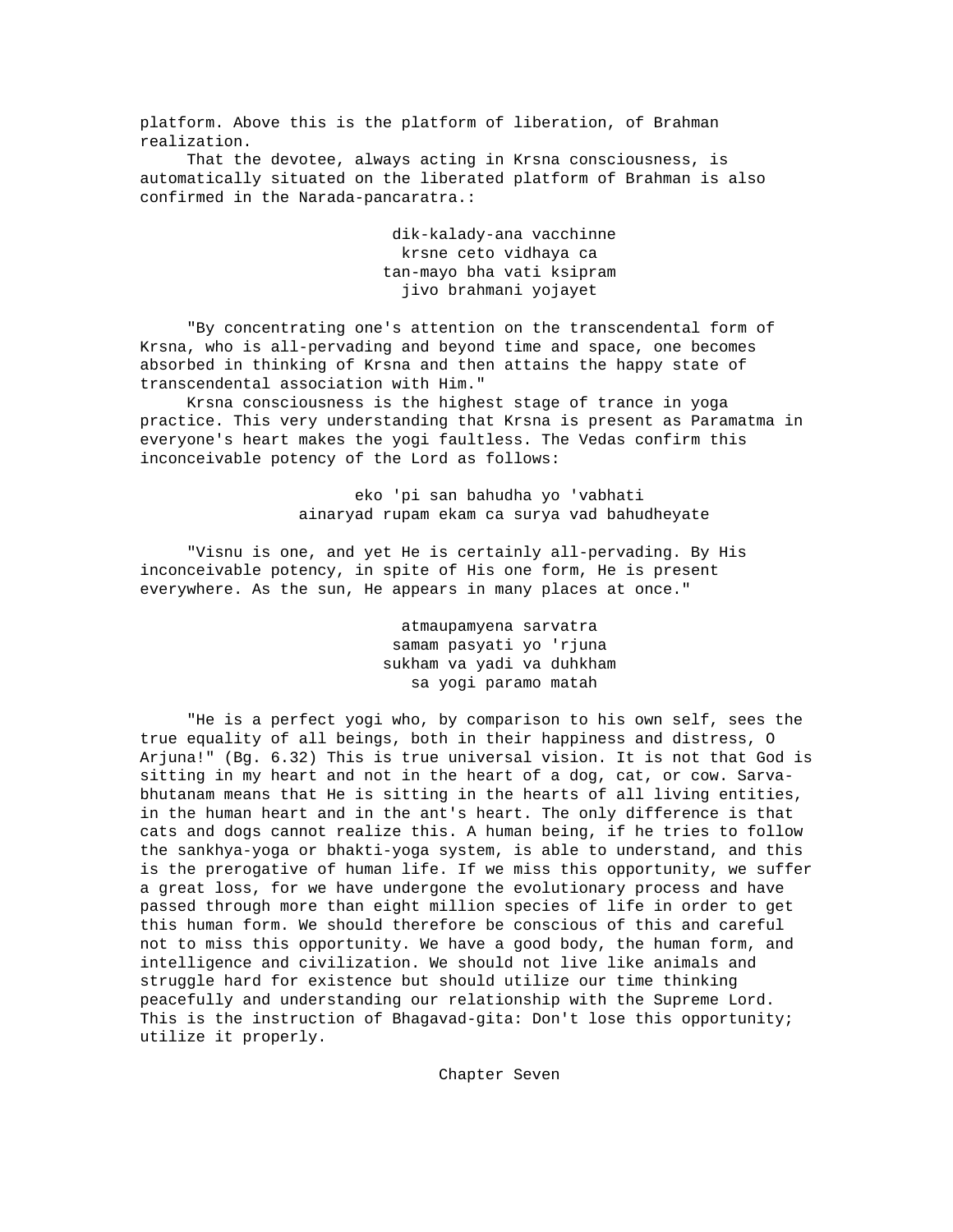platform. Above this is the platform of liberation, of Brahman realization.

That the devotee, always acting in Krsna consciousness, is automatically situated on the liberated platform of Brahman is also confirmed in the Narada-pancaratra.:

> dik-kalady-ana vacchinne
> krsne ceto vidhaya ca
> tan-mayo bha vati ksipram
> jivo brahmani yojayet

"By concentrating one's attention on the transcendental form of Krsna, who is all-pervading and beyond time and space, one becomes absorbed in thinking of Krsna and then attains the happy state of transcendental association with Him."

Krsna consciousness is the highest stage of trance in yoga practice. This very understanding that Krsna is present as Paramatma in everyone's heart makes the yogi faultless. The Vedas confirm this inconceivable potency of the Lord as follows:

> eko 'pi san bahudha yo 'vabhati
> ainaryad rupam ekam ca surya vad bahudheyate

"Visnu is one, and yet He is certainly all-pervading. By His inconceivable potency, in spite of His one form, He is present everywhere. As the sun, He appears in many places at once."

> atmaupamyena sarvatra
> samam pasyati yo 'rjuna
> sukham va yadi va duhkham
> sa yogi paramo matah

"He is a perfect yogi who, by comparison to his own self, sees the true equality of all beings, both in their happiness and distress, O Arjuna!" (Bg. 6.32) This is true universal vision. It is not that God is sitting in my heart and not in the heart of a dog, cat, or cow. Sarva-bhutanam means that He is sitting in the hearts of all living entities, in the human heart and in the ant's heart. The only difference is that cats and dogs cannot realize this. A human being, if he tries to follow the sankhya-yoga or bhakti-yoga system, is able to understand, and this is the prerogative of human life. If we miss this opportunity, we suffer a great loss, for we have undergone the evolutionary process and have passed through more than eight million species of life in order to get this human form. We should therefore be conscious of this and careful not to miss this opportunity. We have a good body, the human form, and intelligence and civilization. We should not live like animals and struggle hard for existence but should utilize our time thinking peacefully and understanding our relationship with the Supreme Lord. This is the instruction of Bhagavad-gita: Don't lose this opportunity; utilize it properly.

# Chapter Seven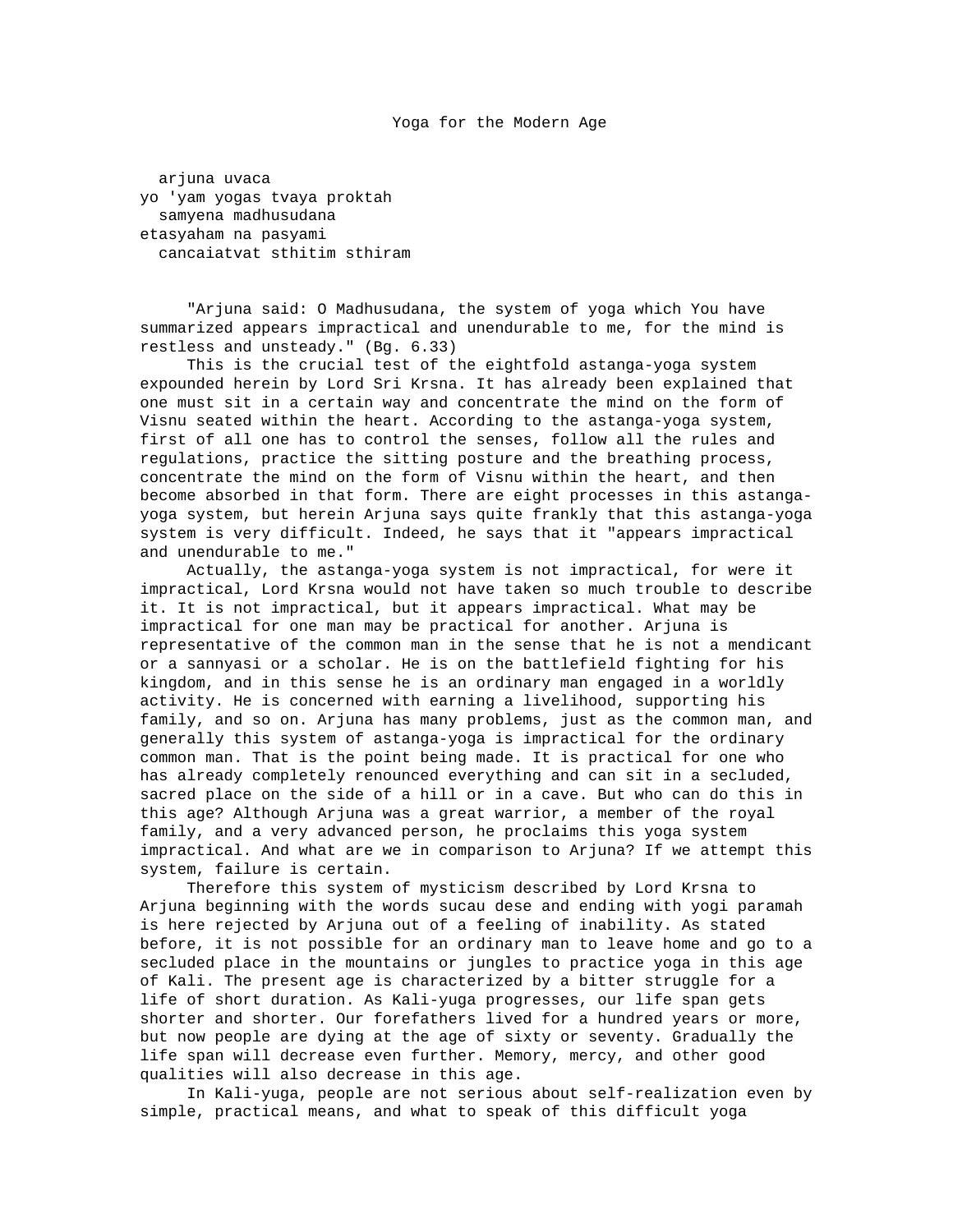# Yoga for the Modern Age

arjuna uvaca  
yo 'yam yogas tvaya proktah  
samyena madhusudana  
etasyaham na pasyami  
cancaiatvat sthitim sthiram

"Arjuna said: O Madhusudana, the system of yoga which You have summarized appears impractical and unendurable to me, for the mind is restless and unsteady." (Bg. 6.33)

This is the crucial test of the eightfold astanga-yoga system expounded herein by Lord Sri Krsna. It has already been explained that one must sit in a certain way and concentrate the mind on the form of Visnu seated within the heart. According to the astanga-yoga system, first of all one has to control the senses, follow all the rules and regulations, practice the sitting posture and the breathing process, concentrate the mind on the form of Visnu within the heart, and then become absorbed in that form. There are eight processes in this astanga-yoga system, but herein Arjuna says quite frankly that this astanga-yoga system is very difficult. Indeed, he says that it "appears impractical and unendurable to me."

Actually, the astanga-yoga system is not impractical, for were it impractical, Lord Krsna would not have taken so much trouble to describe it. It is not impractical, but it appears impractical. What may be impractical for one man may be practical for another. Arjuna is representative of the common man in the sense that he is not a mendicant or a sannyasi or a scholar. He is on the battlefield fighting for his kingdom, and in this sense he is an ordinary man engaged in a worldly activity. He is concerned with earning a livelihood, supporting his family, and so on. Arjuna has many problems, just as the common man, and generally this system of astanga-yoga is impractical for the ordinary common man. That is the point being made. It is practical for one who has already completely renounced everything and can sit in a secluded, sacred place on the side of a hill or in a cave. But who can do this in this age? Although Arjuna was a great warrior, a member of the royal family, and a very advanced person, he proclaims this yoga system impractical. And what are we in comparison to Arjuna? If we attempt this system, failure is certain.

Therefore this system of mysticism described by Lord Krsna to Arjuna beginning with the words sucau dese and ending with yogi paramah is here rejected by Arjuna out of a feeling of inability. As stated before, it is not possible for an ordinary man to leave home and go to a secluded place in the mountains or jungles to practice yoga in this age of Kali. The present age is characterized by a bitter struggle for a life of short duration. As Kali-yuga progresses, our life span gets shorter and shorter. Our forefathers lived for a hundred years or more, but now people are dying at the age of sixty or seventy. Gradually the life span will decrease even further. Memory, mercy, and other good qualities will also decrease in this age.

In Kali-yuga, people are not serious about self-realization even by simple, practical means, and what to speak of this difficult yoga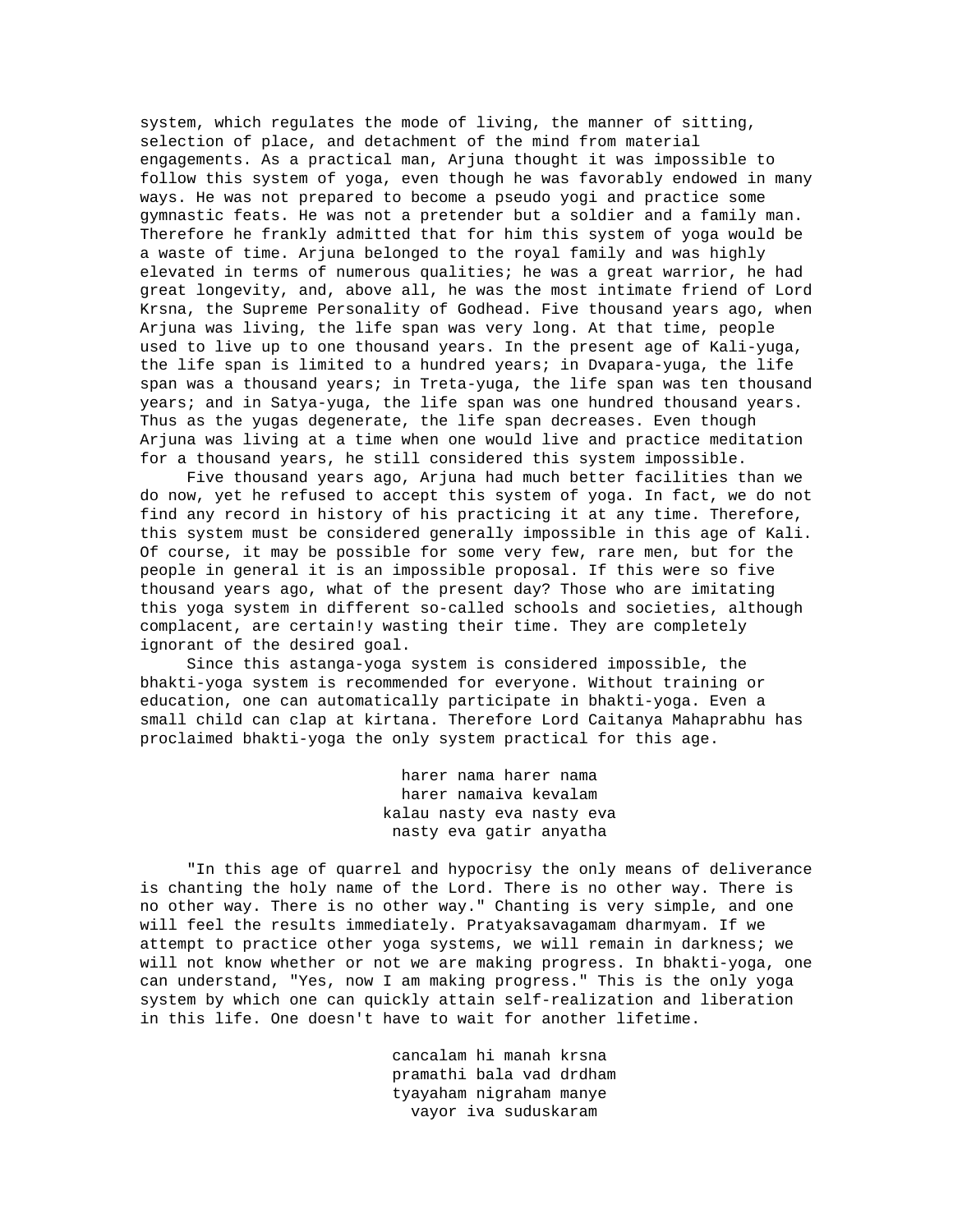system, which regulates the mode of living, the manner of sitting, selection of place, and detachment of the mind from material engagements. As a practical man, Arjuna thought it was impossible to follow this system of yoga, even though he was favorably endowed in many ways. He was not prepared to become a pseudo yogi and practice some gymnastic feats. He was not a pretender but a soldier and a family man. Therefore he frankly admitted that for him this system of yoga would be a waste of time. Arjuna belonged to the royal family and was highly elevated in terms of numerous qualities; he was a great warrior, he had great longevity, and, above all, he was the most intimate friend of Lord Krsna, the Supreme Personality of Godhead. Five thousand years ago, when Arjuna was living, the life span was very long. At that time, people used to live up to one thousand years. In the present age of Kali-yuga, the life span is limited to a hundred years; in Dvapara-yuga, the life span was a thousand years; in Treta-yuga, the life span was ten thousand years; and in Satya-yuga, the life span was one hundred thousand years. Thus as the yugas degenerate, the life span decreases. Even though Arjuna was living at a time when one would live and practice meditation for a thousand years, he still considered this system impossible.

Five thousand years ago, Arjuna had much better facilities than we do now, yet he refused to accept this system of yoga. In fact, we do not find any record in history of his practicing it at any time. Therefore, this system must be considered generally impossible in this age of Kali. Of course, it may be possible for some very few, rare men, but for the people in general it is an impossible proposal. If this were so five thousand years ago, what of the present day? Those who are imitating this yoga system in different so-called schools and societies, although complacent, are certain!y wasting their time. They are completely ignorant of the desired goal.

Since this astanga-yoga system is considered impossible, the bhakti-yoga system is recommended for everyone. Without training or education, one can automatically participate in bhakti-yoga. Even a small child can clap at kirtana. Therefore Lord Caitanya Mahaprabhu has proclaimed bhakti-yoga the only system practical for this age.

harer nama harer nama
harer namaiva kevalam
kalau nasty eva nasty eva
nasty eva gatir anyatha

"In this age of quarrel and hypocrisy the only means of deliverance is chanting the holy name of the Lord. There is no other way. There is no other way. There is no other way." Chanting is very simple, and one will feel the results immediately. Pratyaksavagamam dharmyam. If we attempt to practice other yoga systems, we will remain in darkness; we will not know whether or not we are making progress. In bhakti-yoga, one can understand, "Yes, now I am making progress." This is the only yoga system by which one can quickly attain self-realization and liberation in this life. One doesn't have to wait for another lifetime.

cancalam hi manah krsna
pramathi bala vad drdham
tyayaham nigraham manye
vayor iva suduskaram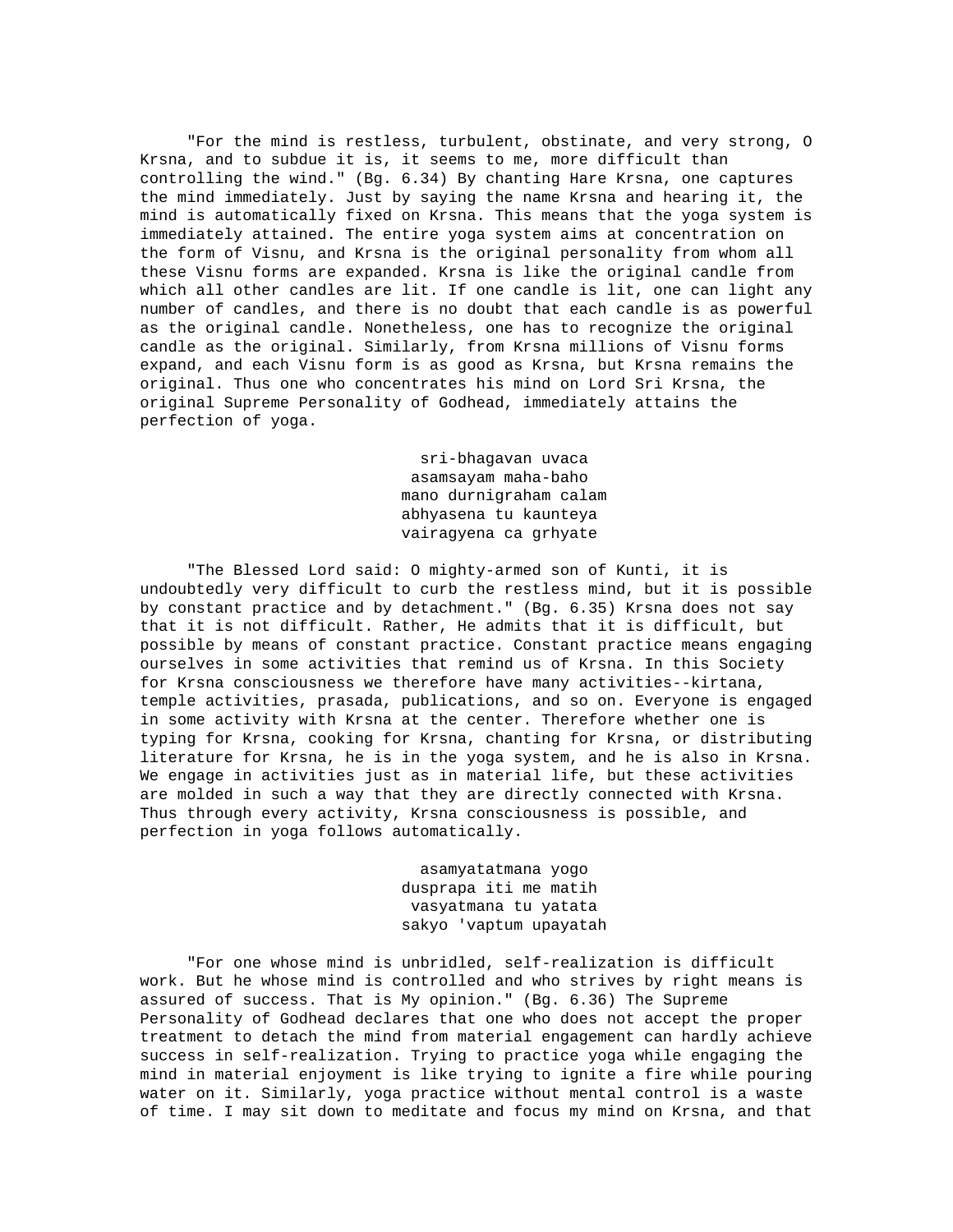"For the mind is restless, turbulent, obstinate, and very strong, O Krsna, and to subdue it is, it seems to me, more difficult than controlling the wind." (Bg. 6.34) By chanting Hare Krsna, one captures the mind immediately. Just by saying the name Krsna and hearing it, the mind is automatically fixed on Krsna. This means that the yoga system is immediately attained. The entire yoga system aims at concentration on the form of Visnu, and Krsna is the original personality from whom all these Visnu forms are expanded. Krsna is like the original candle from which all other candles are lit. If one candle is lit, one can light any number of candles, and there is no doubt that each candle is as powerful as the original candle. Nonetheless, one has to recognize the original candle as the original. Similarly, from Krsna millions of Visnu forms expand, and each Visnu form is as good as Krsna, but Krsna remains the original. Thus one who concentrates his mind on Lord Sri Krsna, the original Supreme Personality of Godhead, immediately attains the perfection of yoga.

sri-bhagavan uvaca
asamsayam maha-baho
mano durnigraham calam
abhyasena tu kaunteya
vairagyena ca grhyate

"The Blessed Lord said: O mighty-armed son of Kunti, it is undoubtedly very difficult to curb the restless mind, but it is possible by constant practice and by detachment." (Bg. 6.35) Krsna does not say that it is not difficult. Rather, He admits that it is difficult, but possible by means of constant practice. Constant practice means engaging ourselves in some activities that remind us of Krsna. In this Society for Krsna consciousness we therefore have many activities--kirtana, temple activities, prasada, publications, and so on. Everyone is engaged in some activity with Krsna at the center. Therefore whether one is typing for Krsna, cooking for Krsna, chanting for Krsna, or distributing literature for Krsna, he is in the yoga system, and he is also in Krsna. We engage in activities just as in material life, but these activities are molded in such a way that they are directly connected with Krsna. Thus through every activity, Krsna consciousness is possible, and perfection in yoga follows automatically.

asamyatatmana yogo
dusprapa iti me matih
vasyatmana tu yatata
sakyo 'vaptum upayatah

"For one whose mind is unbridled, self-realization is difficult work. But he whose mind is controlled and who strives by right means is assured of success. That is My opinion." (Bg. 6.36) The Supreme Personality of Godhead declares that one who does not accept the proper treatment to detach the mind from material engagement can hardly achieve success in self-realization. Trying to practice yoga while engaging the mind in material enjoyment is like trying to ignite a fire while pouring water on it. Similarly, yoga practice without mental control is a waste of time. I may sit down to meditate and focus my mind on Krsna, and that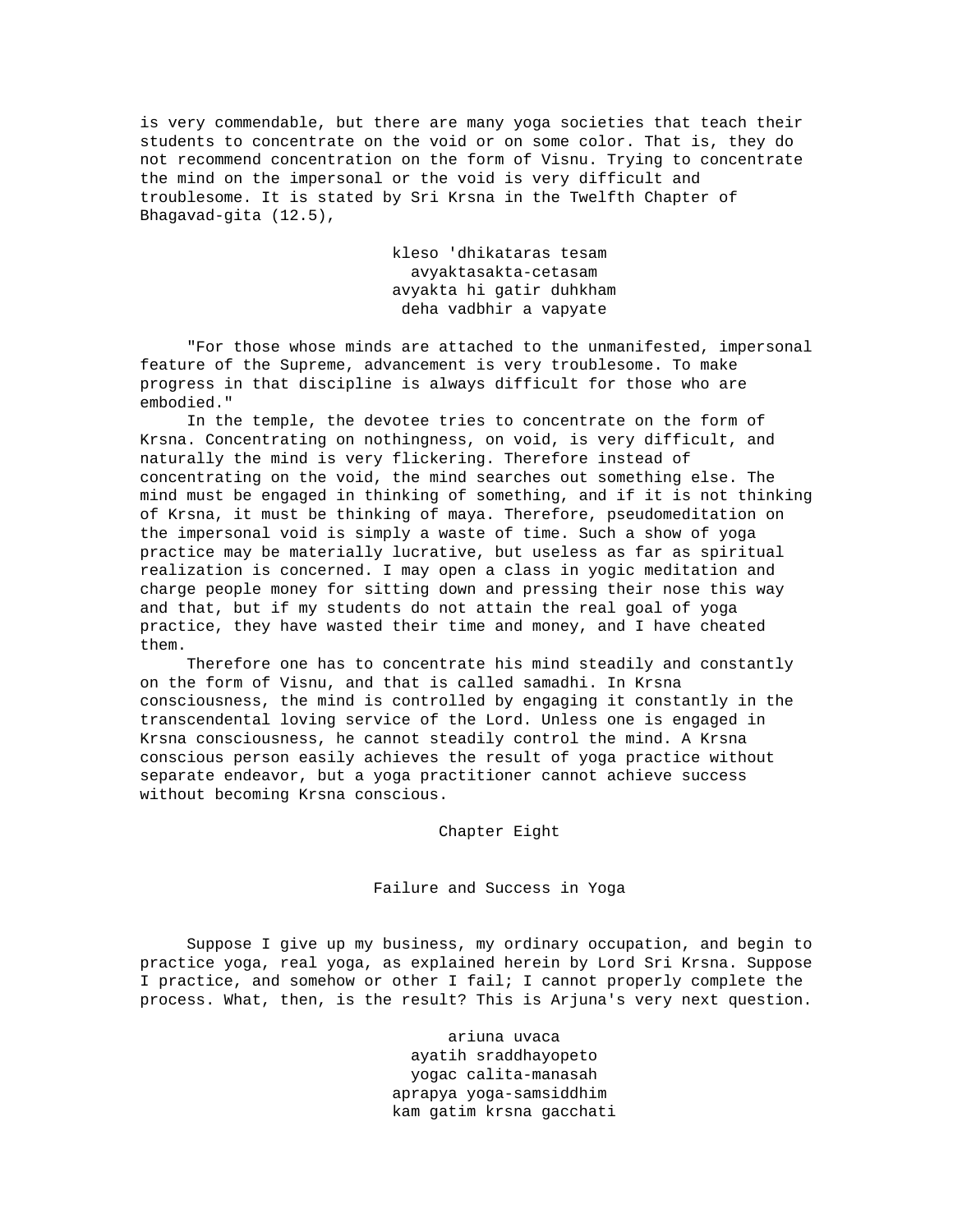is very commendable, but there are many yoga societies that teach their students to concentrate on the void or on some color. That is, they do not recommend concentration on the form of Visnu. Trying to concentrate the mind on the impersonal or the void is very difficult and troublesome. It is stated by Sri Krsna in the Twelfth Chapter of Bhagavad-gita (12.5),

> kleso 'dhikataras tesam
> avyaktasakta-cetasam
> avyakta hi gatir duhkham
> deha vadbhir a vapyate

"For those whose minds are attached to the unmanifested, impersonal feature of the Supreme, advancement is very troublesome. To make progress in that discipline is always difficult for those who are embodied."

In the temple, the devotee tries to concentrate on the form of Krsna. Concentrating on nothingness, on void, is very difficult, and naturally the mind is very flickering. Therefore instead of concentrating on the void, the mind searches out something else. The mind must be engaged in thinking of something, and if it is not thinking of Krsna, it must be thinking of maya. Therefore, pseudomeditation on the impersonal void is simply a waste of time. Such a show of yoga practice may be materially lucrative, but useless as far as spiritual realization is concerned. I may open a class in yogic meditation and charge people money for sitting down and pressing their nose this way and that, but if my students do not attain the real goal of yoga practice, they have wasted their time and money, and I have cheated them.

Therefore one has to concentrate his mind steadily and constantly on the form of Visnu, and that is called samadhi. In Krsna consciousness, the mind is controlled by engaging it constantly in the transcendental loving service of the Lord. Unless one is engaged in Krsna consciousness, he cannot steadily control the mind. A Krsna conscious person easily achieves the result of yoga practice without separate endeavor, but a yoga practitioner cannot achieve success without becoming Krsna conscious.

# Chapter Eight

## Failure and Success in Yoga

Suppose I give up my business, my ordinary occupation, and begin to practice yoga, real yoga, as explained herein by Lord Sri Krsna. Suppose I practice, and somehow or other I fail; I cannot properly complete the process. What, then, is the result? This is Arjuna's very next question.

> ariuna uvaca
> ayatih sraddhayopeto
> yogac calita-manasah
> aprapya yoga-samsiddhim
> kam gatim krsna gacchati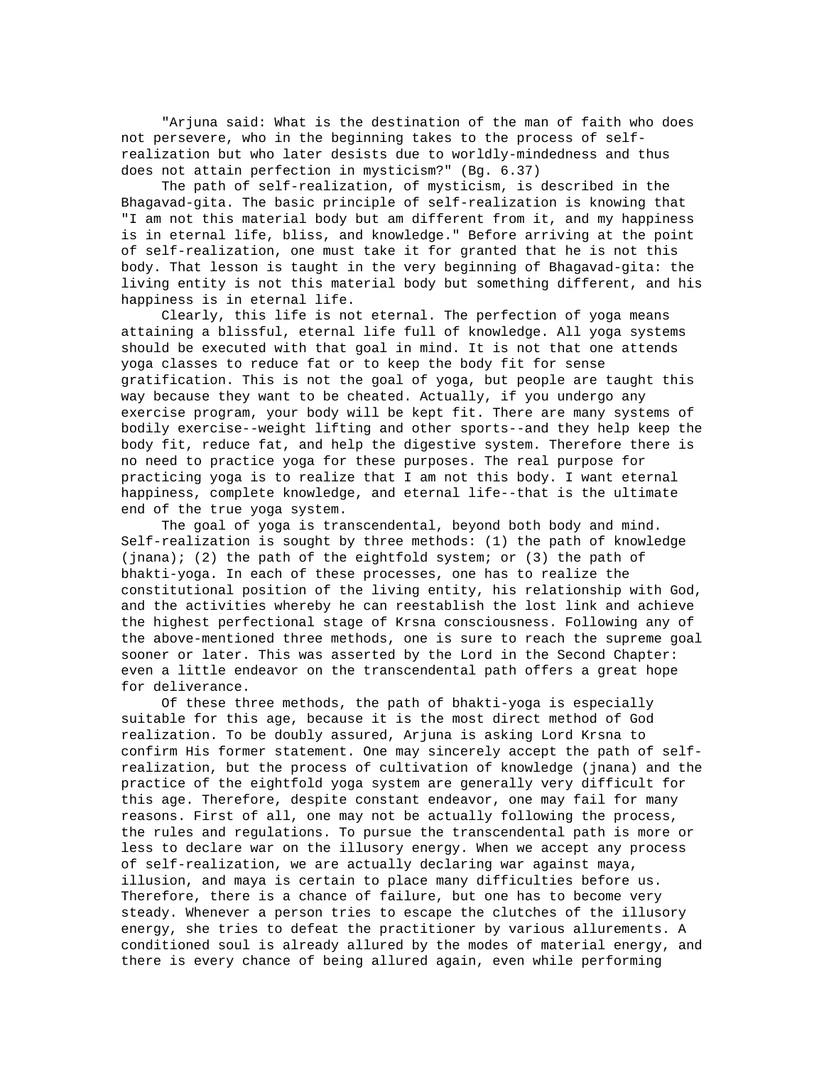"Arjuna said: What is the destination of the man of faith who does not persevere, who in the beginning takes to the process of self-realization but who later desists due to worldly-mindedness and thus does not attain perfection in mysticism?" (Bg. 6.37)

The path of self-realization, of mysticism, is described in the Bhagavad-gita. The basic principle of self-realization is knowing that "I am not this material body but am different from it, and my happiness is in eternal life, bliss, and knowledge." Before arriving at the point of self-realization, one must take it for granted that he is not this body. That lesson is taught in the very beginning of Bhagavad-gita: the living entity is not this material body but something different, and his happiness is in eternal life.

Clearly, this life is not eternal. The perfection of yoga means attaining a blissful, eternal life full of knowledge. All yoga systems should be executed with that goal in mind. It is not that one attends yoga classes to reduce fat or to keep the body fit for sense gratification. This is not the goal of yoga, but people are taught this way because they want to be cheated. Actually, if you undergo any exercise program, your body will be kept fit. There are many systems of bodily exercise--weight lifting and other sports--and they help keep the body fit, reduce fat, and help the digestive system. Therefore there is no need to practice yoga for these purposes. The real purpose for practicing yoga is to realize that I am not this body. I want eternal happiness, complete knowledge, and eternal life--that is the ultimate end of the true yoga system.

The goal of yoga is transcendental, beyond both body and mind. Self-realization is sought by three methods: (1) the path of knowledge (jnana); (2) the path of the eightfold system; or (3) the path of bhakti-yoga. In each of these processes, one has to realize the constitutional position of the living entity, his relationship with God, and the activities whereby he can reestablish the lost link and achieve the highest perfectional stage of Krsna consciousness. Following any of the above-mentioned three methods, one is sure to reach the supreme goal sooner or later. This was asserted by the Lord in the Second Chapter: even a little endeavor on the transcendental path offers a great hope for deliverance.

Of these three methods, the path of bhakti-yoga is especially suitable for this age, because it is the most direct method of God realization. To be doubly assured, Arjuna is asking Lord Krsna to confirm His former statement. One may sincerely accept the path of self-realization, but the process of cultivation of knowledge (jnana) and the practice of the eightfold yoga system are generally very difficult for this age. Therefore, despite constant endeavor, one may fail for many reasons. First of all, one may not be actually following the process, the rules and regulations. To pursue the transcendental path is more or less to declare war on the illusory energy. When we accept any process of self-realization, we are actually declaring war against maya, illusion, and maya is certain to place many difficulties before us. Therefore, there is a chance of failure, but one has to become very steady. Whenever a person tries to escape the clutches of the illusory energy, she tries to defeat the practitioner by various allurements. A conditioned soul is already allured by the modes of material energy, and there is every chance of being allured again, even while performing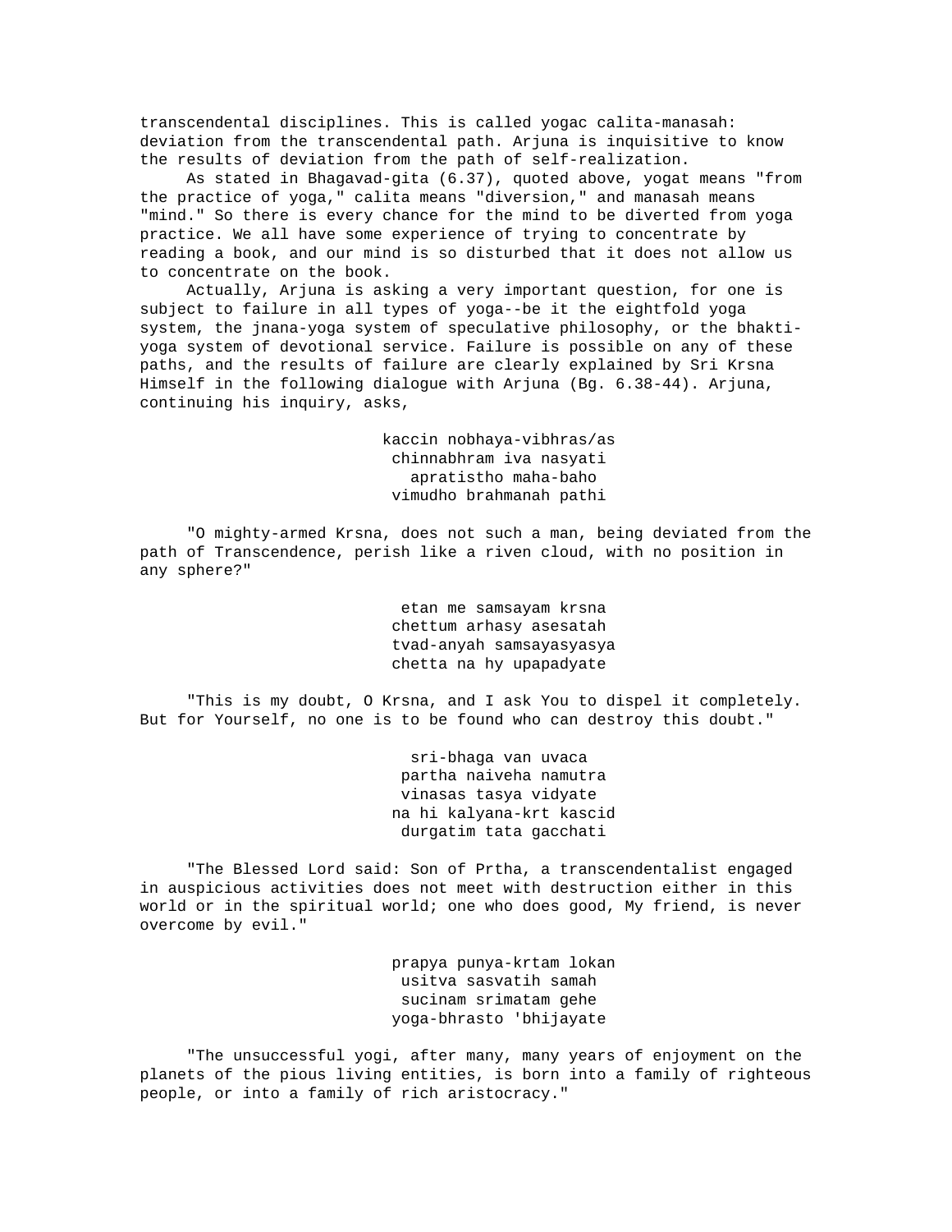transcendental disciplines. This is called yogac calita-manasah: deviation from the transcendental path. Arjuna is inquisitive to know the results of deviation from the path of self-realization.

As stated in Bhagavad-gita (6.37), quoted above, yogat means "from the practice of yoga," calita means "diversion," and manasah means "mind." So there is every chance for the mind to be diverted from yoga practice. We all have some experience of trying to concentrate by reading a book, and our mind is so disturbed that it does not allow us to concentrate on the book.

Actually, Arjuna is asking a very important question, for one is subject to failure in all types of yoga--be it the eightfold yoga system, the jnana-yoga system of speculative philosophy, or the bhakti-yoga system of devotional service. Failure is possible on any of these paths, and the results of failure are clearly explained by Sri Krsna Himself in the following dialogue with Arjuna (Bg. 6.38-44). Arjuna, continuing his inquiry, asks,

kaccin nobhaya-vibhras/as
chinnabhram iva nasyati
apratistho maha-baho
vimudho brahmanah pathi

"O mighty-armed Krsna, does not such a man, being deviated from the path of Transcendence, perish like a riven cloud, with no position in any sphere?"

etan me samsayam krsna
chettum arhasy asesatah
tvad-anyah samsayasyasya
chetta na hy upapadyate

"This is my doubt, O Krsna, and I ask You to dispel it completely. But for Yourself, no one is to be found who can destroy this doubt."

sri-bhaga van uvaca
partha naiveha namutra
vinasas tasya vidyate
na hi kalyana-krt kascid
durgatim tata gacchati

"The Blessed Lord said: Son of Prtha, a transcendentalist engaged in auspicious activities does not meet with destruction either in this world or in the spiritual world; one who does good, My friend, is never overcome by evil."

prapya punya-krtam lokan
usitva sasvatih samah
sucinam srimatam gehe
yoga-bhrasto 'bhijayate

"The unsuccessful yogi, after many, many years of enjoyment on the planets of the pious living entities, is born into a family of righteous people, or into a family of rich aristocracy."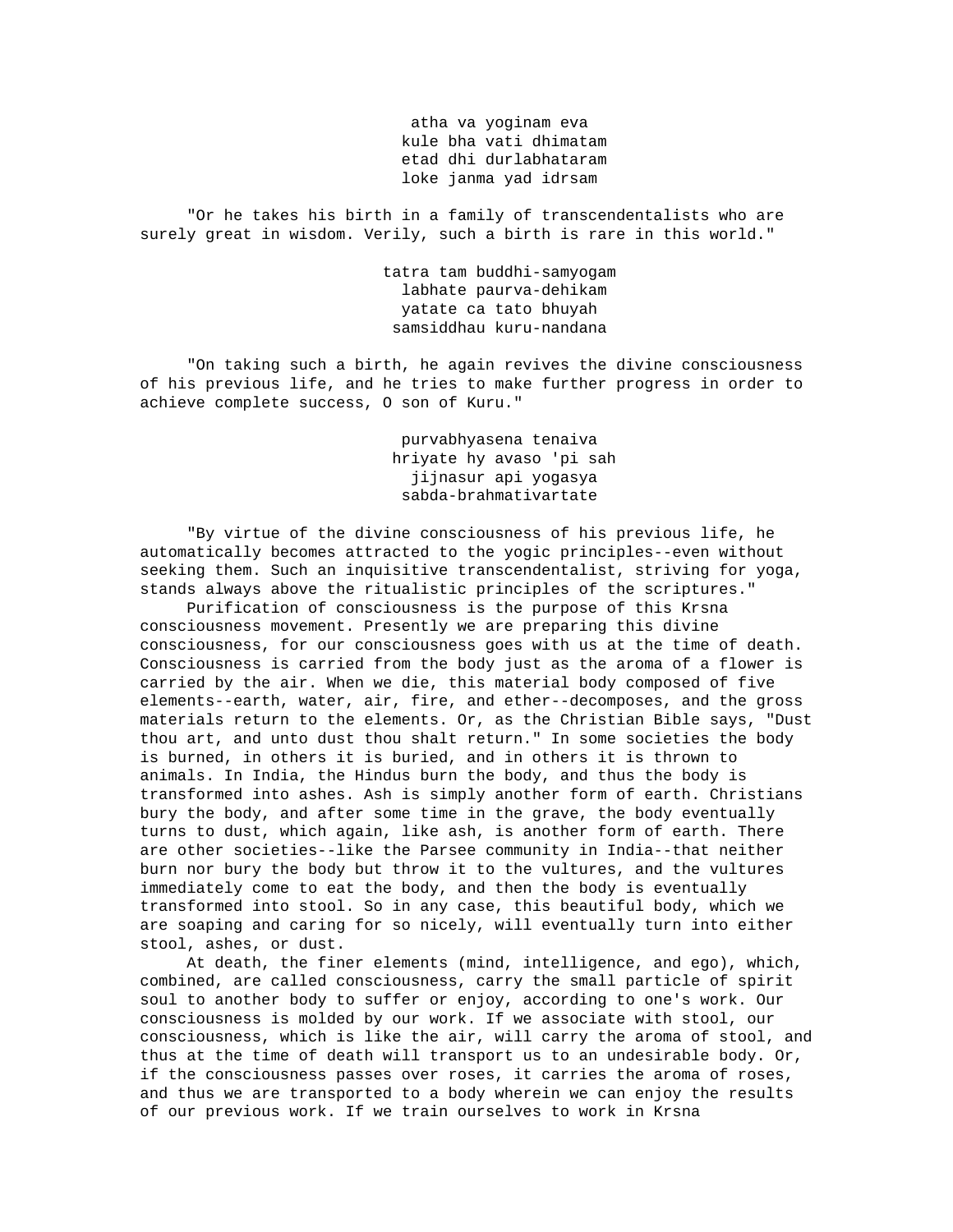atha va yoginam eva
kule bha vati dhimatam
etad dhi durlabhataram
loke janma yad idrsam

"Or he takes his birth in a family of transcendentalists who are surely great in wisdom. Verily, such a birth is rare in this world."

tatra tam buddhi-samyogam
labhate paurva-dehikam
yatate ca tato bhuyah
samsiddhau kuru-nandana

"On taking such a birth, he again revives the divine consciousness of his previous life, and he tries to make further progress in order to achieve complete success, O son of Kuru."

purvabhyasena tenaiva
hriyate hy avaso 'pi sah
jijnasur api yogasya
sabda-brahmativartate

"By virtue of the divine consciousness of his previous life, he automatically becomes attracted to the yogic principles--even without seeking them. Such an inquisitive transcendentalist, striving for yoga, stands always above the ritualistic principles of the scriptures."

Purification of consciousness is the purpose of this Krsna consciousness movement. Presently we are preparing this divine consciousness, for our consciousness goes with us at the time of death. Consciousness is carried from the body just as the aroma of a flower is carried by the air. When we die, this material body composed of five elements--earth, water, air, fire, and ether--decomposes, and the gross materials return to the elements. Or, as the Christian Bible says, "Dust thou art, and unto dust thou shalt return." In some societies the body is burned, in others it is buried, and in others it is thrown to animals. In India, the Hindus burn the body, and thus the body is transformed into ashes. Ash is simply another form of earth. Christians bury the body, and after some time in the grave, the body eventually turns to dust, which again, like ash, is another form of earth. There are other societies--like the Parsee community in India--that neither burn nor bury the body but throw it to the vultures, and the vultures immediately come to eat the body, and then the body is eventually transformed into stool. So in any case, this beautiful body, which we are soaping and caring for so nicely, will eventually turn into either stool, ashes, or dust.

At death, the finer elements (mind, intelligence, and ego), which, combined, are called consciousness, carry the small particle of spirit soul to another body to suffer or enjoy, according to one's work. Our consciousness is molded by our work. If we associate with stool, our consciousness, which is like the air, will carry the aroma of stool, and thus at the time of death will transport us to an undesirable body. Or, if the consciousness passes over roses, it carries the aroma of roses, and thus we are transported to a body wherein we can enjoy the results of our previous work. If we train ourselves to work in Krsna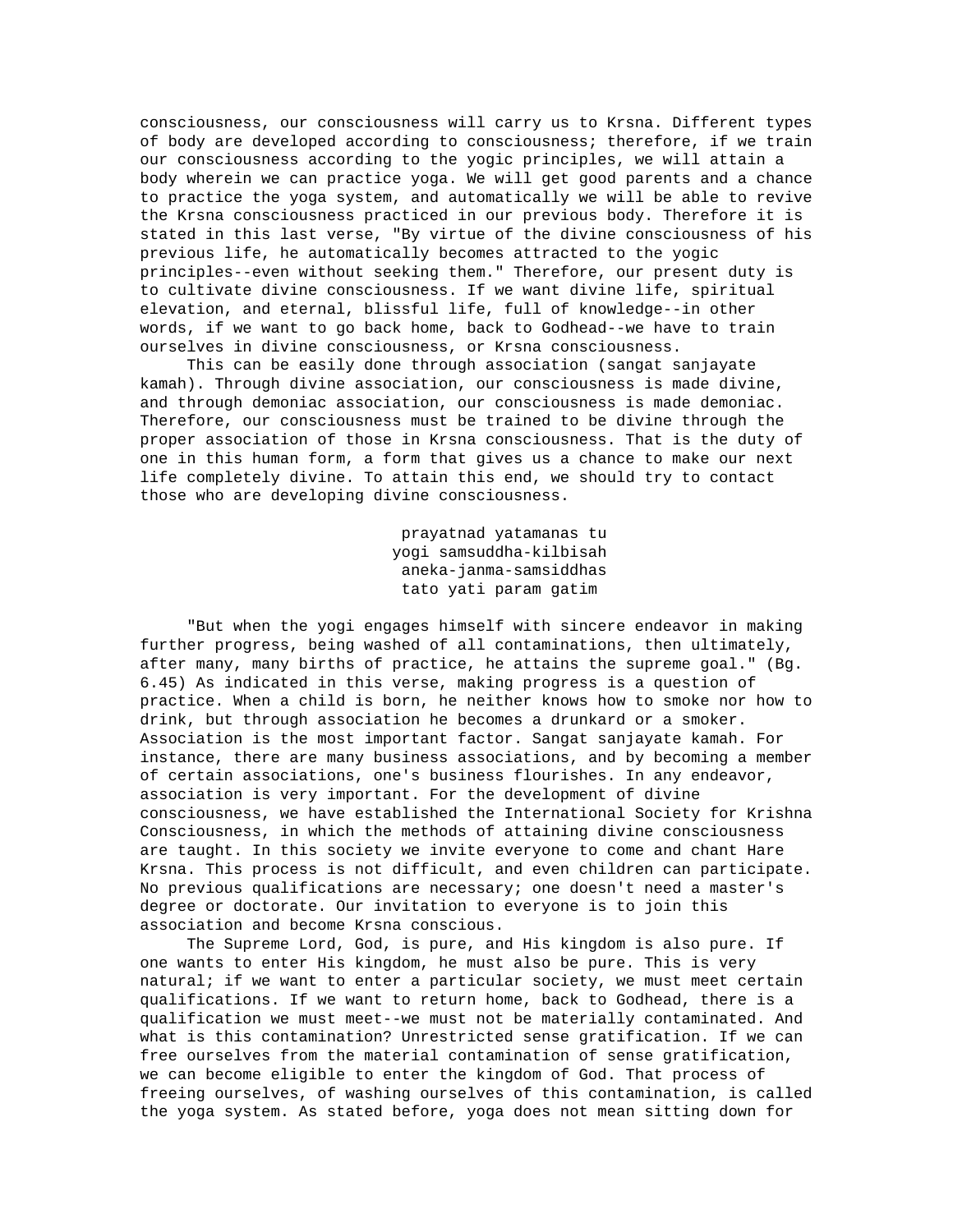consciousness, our consciousness will carry us to Krsna. Different types of body are developed according to consciousness; therefore, if we train our consciousness according to the yogic principles, we will attain a body wherein we can practice yoga. We will get good parents and a chance to practice the yoga system, and automatically we will be able to revive the Krsna consciousness practiced in our previous body. Therefore it is stated in this last verse, "By virtue of the divine consciousness of his previous life, he automatically becomes attracted to the yogic principles--even without seeking them." Therefore, our present duty is to cultivate divine consciousness. If we want divine life, spiritual elevation, and eternal, blissful life, full of knowledge--in other words, if we want to go back home, back to Godhead--we have to train ourselves in divine consciousness, or Krsna consciousness.

This can be easily done through association (sangat sanjayate kamah). Through divine association, our consciousness is made divine, and through demoniac association, our consciousness is made demoniac. Therefore, our consciousness must be trained to be divine through the proper association of those in Krsna consciousness. That is the duty of one in this human form, a form that gives us a chance to make our next life completely divine. To attain this end, we should try to contact those who are developing divine consciousness.

prayatnad yatamanas tu
yogi samsuddha-kilbisah
aneka-janma-samsiddhas
tato yati param gatim

"But when the yogi engages himself with sincere endeavor in making further progress, being washed of all contaminations, then ultimately, after many, many births of practice, he attains the supreme goal." (Bg. 6.45) As indicated in this verse, making progress is a question of practice. When a child is born, he neither knows how to smoke nor how to drink, but through association he becomes a drunkard or a smoker. Association is the most important factor. Sangat sanjayate kamah. For instance, there are many business associations, and by becoming a member of certain associations, one's business flourishes. In any endeavor, association is very important. For the development of divine consciousness, we have established the International Society for Krishna Consciousness, in which the methods of attaining divine consciousness are taught. In this society we invite everyone to come and chant Hare Krsna. This process is not difficult, and even children can participate. No previous qualifications are necessary; one doesn't need a master's degree or doctorate. Our invitation to everyone is to join this association and become Krsna conscious.

The Supreme Lord, God, is pure, and His kingdom is also pure. If one wants to enter His kingdom, he must also be pure. This is very natural; if we want to enter a particular society, we must meet certain qualifications. If we want to return home, back to Godhead, there is a qualification we must meet--we must not be materially contaminated. And what is this contamination? Unrestricted sense gratification. If we can free ourselves from the material contamination of sense gratification, we can become eligible to enter the kingdom of God. That process of freeing ourselves, of washing ourselves of this contamination, is called the yoga system. As stated before, yoga does not mean sitting down for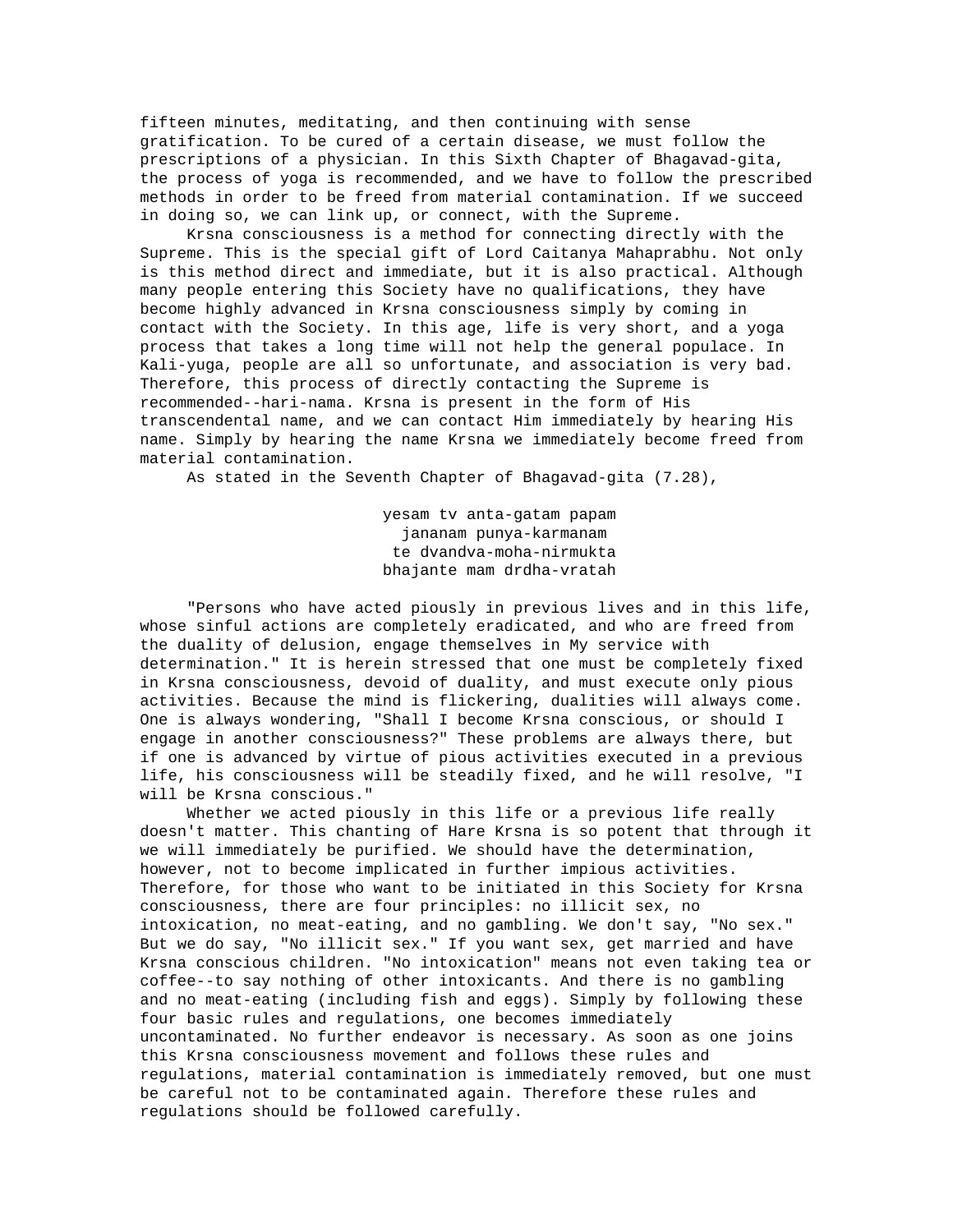fifteen minutes, meditating, and then continuing with sense gratification. To be cured of a certain disease, we must follow the prescriptions of a physician. In this Sixth Chapter of Bhagavad-gita, the process of yoga is recommended, and we have to follow the prescribed methods in order to be freed from material contamination. If we succeed in doing so, we can link up, or connect, with the Supreme.

Krsna consciousness is a method for connecting directly with the Supreme. This is the special gift of Lord Caitanya Mahaprabhu. Not only is this method direct and immediate, but it is also practical. Although many people entering this Society have no qualifications, they have become highly advanced in Krsna consciousness simply by coming in contact with the Society. In this age, life is very short, and a yoga process that takes a long time will not help the general populace. In Kali-yuga, people are all so unfortunate, and association is very bad. Therefore, this process of directly contacting the Supreme is recommended--hari-nama. Krsna is present in the form of His transcendental name, and we can contact Him immediately by hearing His name. Simply by hearing the name Krsna we immediately become freed from material contamination.

As stated in the Seventh Chapter of Bhagavad-gita (7.28),

yesam tv anta-gatam papam
jananam punya-karmanam
te dvandva-moha-nirmukta
bhajante mam drdha-vratah

"Persons who have acted piously in previous lives and in this life, whose sinful actions are completely eradicated, and who are freed from the duality of delusion, engage themselves in My service with determination." It is herein stressed that one must be completely fixed in Krsna consciousness, devoid of duality, and must execute only pious activities. Because the mind is flickering, dualities will always come. One is always wondering, "Shall I become Krsna conscious, or should I engage in another consciousness?" These problems are always there, but if one is advanced by virtue of pious activities executed in a previous life, his consciousness will be steadily fixed, and he will resolve, "I will be Krsna conscious."

Whether we acted piously in this life or a previous life really doesn't matter. This chanting of Hare Krsna is so potent that through it we will immediately be purified. We should have the determination, however, not to become implicated in further impious activities. Therefore, for those who want to be initiated in this Society for Krsna consciousness, there are four principles: no illicit sex, no intoxication, no meat-eating, and no gambling. We don't say, "No sex." But we do say, "No illicit sex." If you want sex, get married and have Krsna conscious children. "No intoxication" means not even taking tea or coffee--to say nothing of other intoxicants. And there is no gambling and no meat-eating (including fish and eggs). Simply by following these four basic rules and regulations, one becomes immediately uncontaminated. No further endeavor is necessary. As soon as one joins this Krsna consciousness movement and follows these rules and regulations, material contamination is immediately removed, but one must be careful not to be contaminated again. Therefore these rules and regulations should be followed carefully.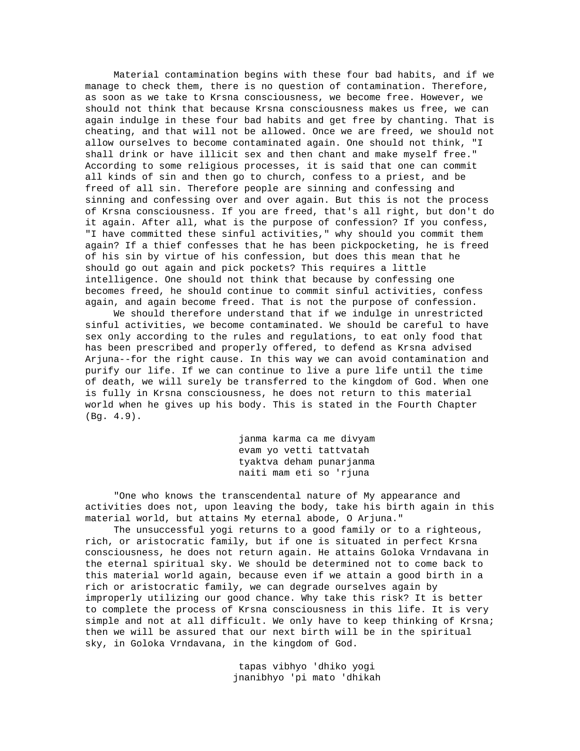Material contamination begins with these four bad habits, and if we manage to check them, there is no question of contamination. Therefore, as soon as we take to Krsna consciousness, we become free. However, we should not think that because Krsna consciousness makes us free, we can again indulge in these four bad habits and get free by chanting. That is cheating, and that will not be allowed. Once we are freed, we should not allow ourselves to become contaminated again. One should not think, "I shall drink or have illicit sex and then chant and make myself free." According to some religious processes, it is said that one can commit all kinds of sin and then go to church, confess to a priest, and be freed of all sin. Therefore people are sinning and confessing and sinning and confessing over and over again. But this is not the process of Krsna consciousness. If you are freed, that's all right, but don't do it again. After all, what is the purpose of confession? If you confess, "I have committed these sinful activities," why should you commit them again? If a thief confesses that he has been pickpocketing, he is freed of his sin by virtue of his confession, but does this mean that he should go out again and pick pockets? This requires a little intelligence. One should not think that because by confessing one becomes freed, he should continue to commit sinful activities, confess again, and again become freed. That is not the purpose of confession.

We should therefore understand that if we indulge in unrestricted sinful activities, we become contaminated. We should be careful to have sex only according to the rules and regulations, to eat only food that has been prescribed and properly offered, to defend as Krsna advised Arjuna--for the right cause. In this way we can avoid contamination and purify our life. If we can continue to live a pure life until the time of death, we will surely be transferred to the kingdom of God. When one is fully in Krsna consciousness, he does not return to this material world when he gives up his body. This is stated in the Fourth Chapter (Bg. 4.9).

janma karma ca me divyam  
evam yo vetti tattvatah  
tyaktva deham punarjanma  
naiti mam eti so 'rjuna

"One who knows the transcendental nature of My appearance and activities does not, upon leaving the body, take his birth again in this material world, but attains My eternal abode, O Arjuna."

The unsuccessful yogi returns to a good family or to a righteous, rich, or aristocratic family, but if one is situated in perfect Krsna consciousness, he does not return again. He attains Goloka Vrndavana in the eternal spiritual sky. We should be determined not to come back to this material world again, because even if we attain a good birth in a rich or aristocratic family, we can degrade ourselves again by improperly utilizing our good chance. Why take this risk? It is better to complete the process of Krsna consciousness in this life. It is very simple and not at all difficult. We only have to keep thinking of Krsna; then we will be assured that our next birth will be in the spiritual sky, in Goloka Vrndavana, in the kingdom of God.

tapas vibhyo 'dhiko yogi  
jnanibhyo 'pi mato 'dhikah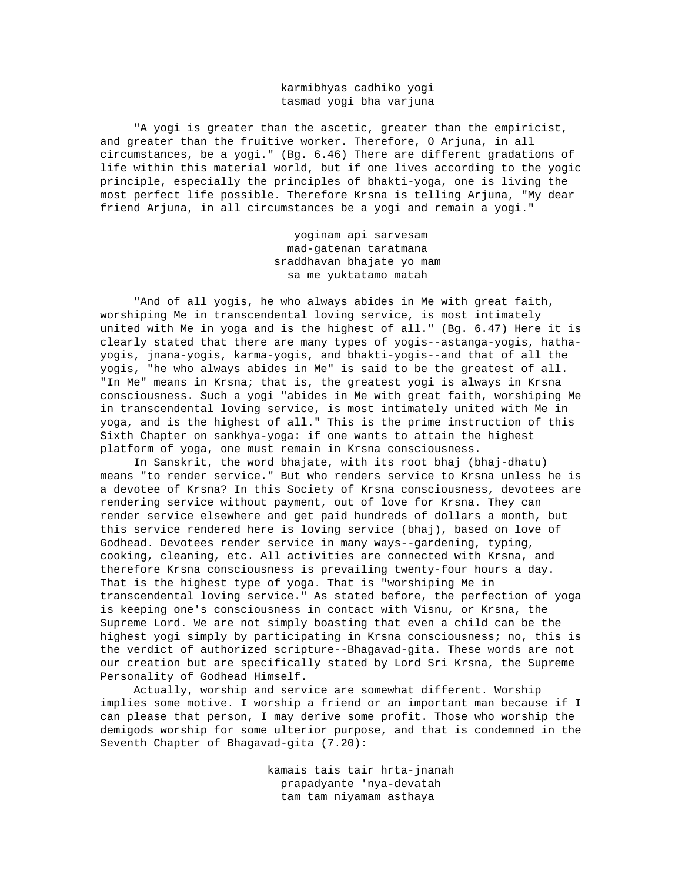karmibhyas cadhiko yogi
tasmad yogi bha varjuna

"A yogi is greater than the ascetic, greater than the empiricist, and greater than the fruitive worker. Therefore, O Arjuna, in all circumstances, be a yogi." (Bg. 6.46) There are different gradations of life within this material world, but if one lives according to the yogic principle, especially the principles of bhakti-yoga, one is living the most perfect life possible. Therefore Krsna is telling Arjuna, "My dear friend Arjuna, in all circumstances be a yogi and remain a yogi."

yoginam api sarvesam
mad-gatenan taratmana
sraddhavan bhajate yo mam
sa me yuktatamo matah

"And of all yogis, he who always abides in Me with great faith, worshiping Me in transcendental loving service, is most intimately united with Me in yoga and is the highest of all." (Bg. 6.47) Here it is clearly stated that there are many types of yogis--astanga-yogis, hatha-yogis, jnana-yogis, karma-yogis, and bhakti-yogis--and that of all the yogis, "he who always abides in Me" is said to be the greatest of all. "In Me" means in Krsna; that is, the greatest yogi is always in Krsna consciousness. Such a yogi "abides in Me with great faith, worshiping Me in transcendental loving service, is most intimately united with Me in yoga, and is the highest of all." This is the prime instruction of this Sixth Chapter on sankhya-yoga: if one wants to attain the highest platform of yoga, one must remain in Krsna consciousness.

In Sanskrit, the word bhajate, with its root bhaj (bhaj-dhatu) means "to render service." But who renders service to Krsna unless he is a devotee of Krsna? In this Society of Krsna consciousness, devotees are rendering service without payment, out of love for Krsna. They can render service elsewhere and get paid hundreds of dollars a month, but this service rendered here is loving service (bhaj), based on love of Godhead. Devotees render service in many ways--gardening, typing, cooking, cleaning, etc. All activities are connected with Krsna, and therefore Krsna consciousness is prevailing twenty-four hours a day. That is the highest type of yoga. That is "worshiping Me in transcendental loving service." As stated before, the perfection of yoga is keeping one's consciousness in contact with Visnu, or Krsna, the Supreme Lord. We are not simply boasting that even a child can be the highest yogi simply by participating in Krsna consciousness; no, this is the verdict of authorized scripture--Bhagavad-gita. These words are not our creation but are specifically stated by Lord Sri Krsna, the Supreme Personality of Godhead Himself.

Actually, worship and service are somewhat different. Worship implies some motive. I worship a friend or an important man because if I can please that person, I may derive some profit. Those who worship the demigods worship for some ulterior purpose, and that is condemned in the Seventh Chapter of Bhagavad-gita (7.20):

kamais tais tair hrta-jnanah
prapadyante 'nya-devatah
tam tam niyamam asthaya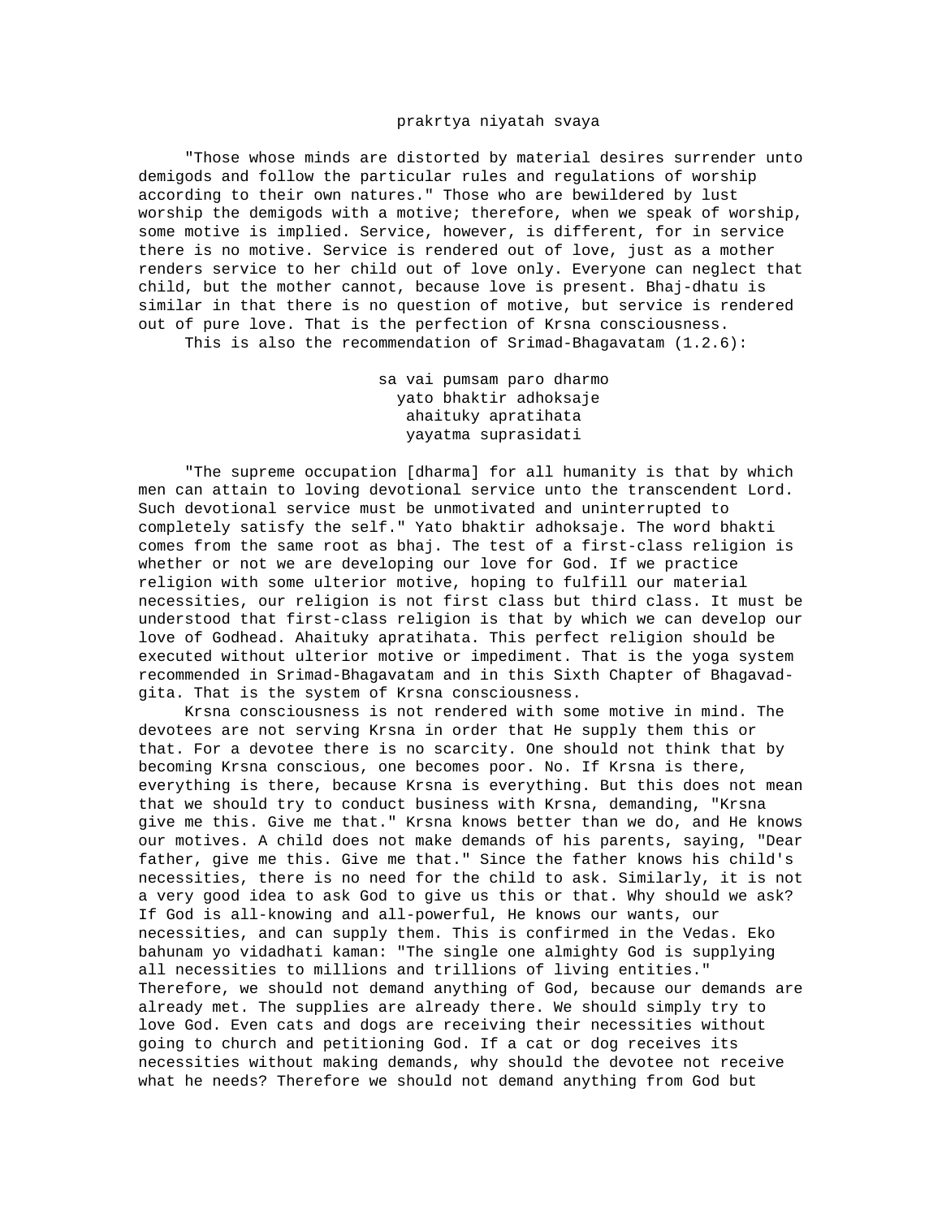prakrtya niyatah svaya

"Those whose minds are distorted by material desires surrender unto demigods and follow the particular rules and regulations of worship according to their own natures." Those who are bewildered by lust worship the demigods with a motive; therefore, when we speak of worship, some motive is implied. Service, however, is different, for in service there is no motive. Service is rendered out of love, just as a mother renders service to her child out of love only. Everyone can neglect that child, but the mother cannot, because love is present. Bhaj-dhatu is similar in that there is no question of motive, but service is rendered out of pure love. That is the perfection of Krsna consciousness.

This is also the recommendation of Srimad-Bhagavatam (1.2.6):

sa vai pumsam paro dharmo
yato bhaktir adhoksaje
ahaituky apratihata
yayatma suprasidati

"The supreme occupation [dharma] for all humanity is that by which men can attain to loving devotional service unto the transcendent Lord. Such devotional service must be unmotivated and uninterrupted to completely satisfy the self." Yato bhaktir adhoksaje. The word bhakti comes from the same root as bhaj. The test of a first-class religion is whether or not we are developing our love for God. If we practice religion with some ulterior motive, hoping to fulfill our material necessities, our religion is not first class but third class. It must be understood that first-class religion is that by which we can develop our love of Godhead. Ahaituky apratihata. This perfect religion should be executed without ulterior motive or impediment. That is the yoga system recommended in Srimad-Bhagavatam and in this Sixth Chapter of Bhagavad-gita. That is the system of Krsna consciousness.

Krsna consciousness is not rendered with some motive in mind. The devotees are not serving Krsna in order that He supply them this or that. For a devotee there is no scarcity. One should not think that by becoming Krsna conscious, one becomes poor. No. If Krsna is there, everything is there, because Krsna is everything. But this does not mean that we should try to conduct business with Krsna, demanding, "Krsna give me this. Give me that." Krsna knows better than we do, and He knows our motives. A child does not make demands of his parents, saying, "Dear father, give me this. Give me that." Since the father knows his child's necessities, there is no need for the child to ask. Similarly, it is not a very good idea to ask God to give us this or that. Why should we ask? If God is all-knowing and all-powerful, He knows our wants, our necessities, and can supply them. This is confirmed in the Vedas. Eko bahunam yo vidadhati kaman: "The single one almighty God is supplying all necessities to millions and trillions of living entities." Therefore, we should not demand anything of God, because our demands are already met. The supplies are already there. We should simply try to love God. Even cats and dogs are receiving their necessities without going to church and petitioning God. If a cat or dog receives its necessities without making demands, why should the devotee not receive what he needs? Therefore we should not demand anything from God but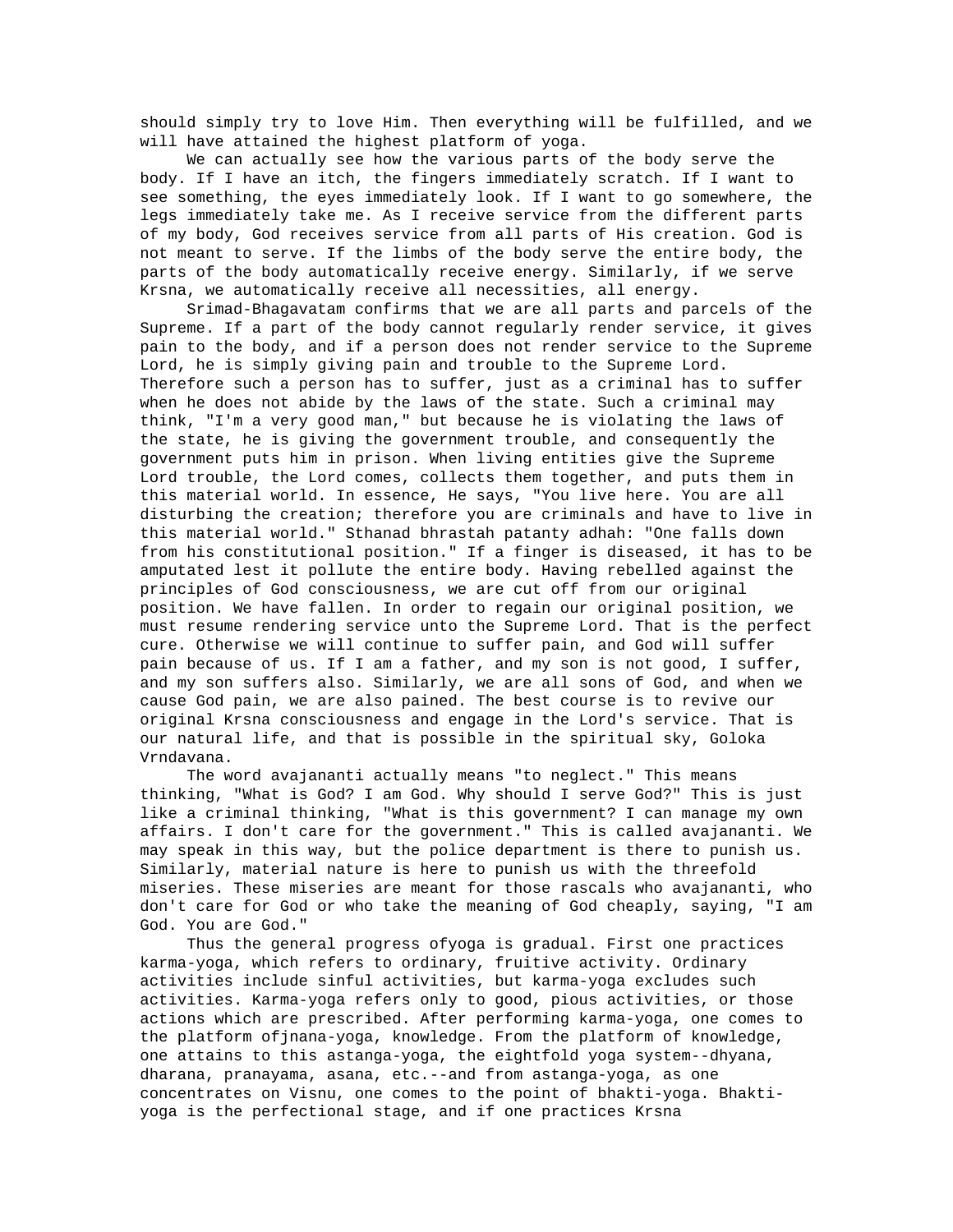should simply try to love Him. Then everything will be fulfilled, and we will have attained the highest platform of yoga.

We can actually see how the various parts of the body serve the body. If I have an itch, the fingers immediately scratch. If I want to see something, the eyes immediately look. If I want to go somewhere, the legs immediately take me. As I receive service from the different parts of my body, God receives service from all parts of His creation. God is not meant to serve. If the limbs of the body serve the entire body, the parts of the body automatically receive energy. Similarly, if we serve Krsna, we automatically receive all necessities, all energy.

Srimad-Bhagavatam confirms that we are all parts and parcels of the Supreme. If a part of the body cannot regularly render service, it gives pain to the body, and if a person does not render service to the Supreme Lord, he is simply giving pain and trouble to the Supreme Lord. Therefore such a person has to suffer, just as a criminal has to suffer when he does not abide by the laws of the state. Such a criminal may think, "I'm a very good man," but because he is violating the laws of the state, he is giving the government trouble, and consequently the government puts him in prison. When living entities give the Supreme Lord trouble, the Lord comes, collects them together, and puts them in this material world. In essence, He says, "You live here. You are all disturbing the creation; therefore you are criminals and have to live in this material world." Sthanad bhrastah patanty adhah: "One falls down from his constitutional position." If a finger is diseased, it has to be amputated lest it pollute the entire body. Having rebelled against the principles of God consciousness, we are cut off from our original position. We have fallen. In order to regain our original position, we must resume rendering service unto the Supreme Lord. That is the perfect cure. Otherwise we will continue to suffer pain, and God will suffer pain because of us. If I am a father, and my son is not good, I suffer, and my son suffers also. Similarly, we are all sons of God, and when we cause God pain, we are also pained. The best course is to revive our original Krsna consciousness and engage in the Lord's service. That is our natural life, and that is possible in the spiritual sky, Goloka Vrndavana.

The word avajananti actually means "to neglect." This means thinking, "What is God? I am God. Why should I serve God?" This is just like a criminal thinking, "What is this government? I can manage my own affairs. I don't care for the government." This is called avajananti. We may speak in this way, but the police department is there to punish us. Similarly, material nature is here to punish us with the threefold miseries. These miseries are meant for those rascals who avajananti, who don't care for God or who take the meaning of God cheaply, saying, "I am God. You are God."

Thus the general progress ofyoga is gradual. First one practices karma-yoga, which refers to ordinary, fruitive activity. Ordinary activities include sinful activities, but karma-yoga excludes such activities. Karma-yoga refers only to good, pious activities, or those actions which are prescribed. After performing karma-yoga, one comes to the platform ofjnana-yoga, knowledge. From the platform of knowledge, one attains to this astanga-yoga, the eightfold yoga system--dhyana, dharana, pranayama, asana, etc.--and from astanga-yoga, as one concentrates on Visnu, one comes to the point of bhakti-yoga. Bhakti-yoga is the perfectional stage, and if one practices Krsna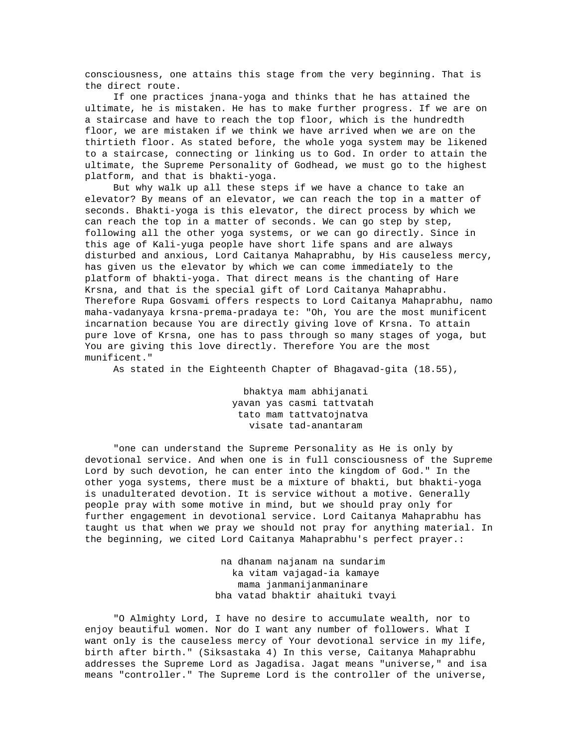consciousness, one attains this stage from the very beginning. That is the direct route.

If one practices jnana-yoga and thinks that he has attained the ultimate, he is mistaken. He has to make further progress. If we are on a staircase and have to reach the top floor, which is the hundredth floor, we are mistaken if we think we have arrived when we are on the thirtieth floor. As stated before, the whole yoga system may be likened to a staircase, connecting or linking us to God. In order to attain the ultimate, the Supreme Personality of Godhead, we must go to the highest platform, and that is bhakti-yoga.

But why walk up all these steps if we have a chance to take an elevator? By means of an elevator, we can reach the top in a matter of seconds. Bhakti-yoga is this elevator, the direct process by which we can reach the top in a matter of seconds. We can go step by step, following all the other yoga systems, or we can go directly. Since in this age of Kali-yuga people have short life spans and are always disturbed and anxious, Lord Caitanya Mahaprabhu, by His causeless mercy, has given us the elevator by which we can come immediately to the platform of bhakti-yoga. That direct means is the chanting of Hare Krsna, and that is the special gift of Lord Caitanya Mahaprabhu. Therefore Rupa Gosvami offers respects to Lord Caitanya Mahaprabhu, namo maha-vadanyaya krsna-prema-pradaya te: "Oh, You are the most munificent incarnation because You are directly giving love of Krsna. To attain pure love of Krsna, one has to pass through so many stages of yoga, but You are giving this love directly. Therefore You are the most munificent."

As stated in the Eighteenth Chapter of Bhagavad-gita (18.55),

bhaktya mam abhijanati
yavan yas casmi tattvatah
tato mam tattvatojnatva
visate tad-anantaram

"one can understand the Supreme Personality as He is only by devotional service. And when one is in full consciousness of the Supreme Lord by such devotion, he can enter into the kingdom of God." In the other yoga systems, there must be a mixture of bhakti, but bhakti-yoga is unadulterated devotion. It is service without a motive. Generally people pray with some motive in mind, but we should pray only for further engagement in devotional service. Lord Caitanya Mahaprabhu has taught us that when we pray we should not pray for anything material. In the beginning, we cited Lord Caitanya Mahaprabhu's perfect prayer.:

na dhanam najanam na sundarim
ka vitam vajagad-ia kamaye
mama janmanijanmaninare
bha vatad bhaktir ahaituki tvayi

"O Almighty Lord, I have no desire to accumulate wealth, nor to enjoy beautiful women. Nor do I want any number of followers. What I want only is the causeless mercy of Your devotional service in my life, birth after birth." (Siksastaka 4) In this verse, Caitanya Mahaprabhu addresses the Supreme Lord as Jagadisa. Jagat means "universe," and isa means "controller." The Supreme Lord is the controller of the universe,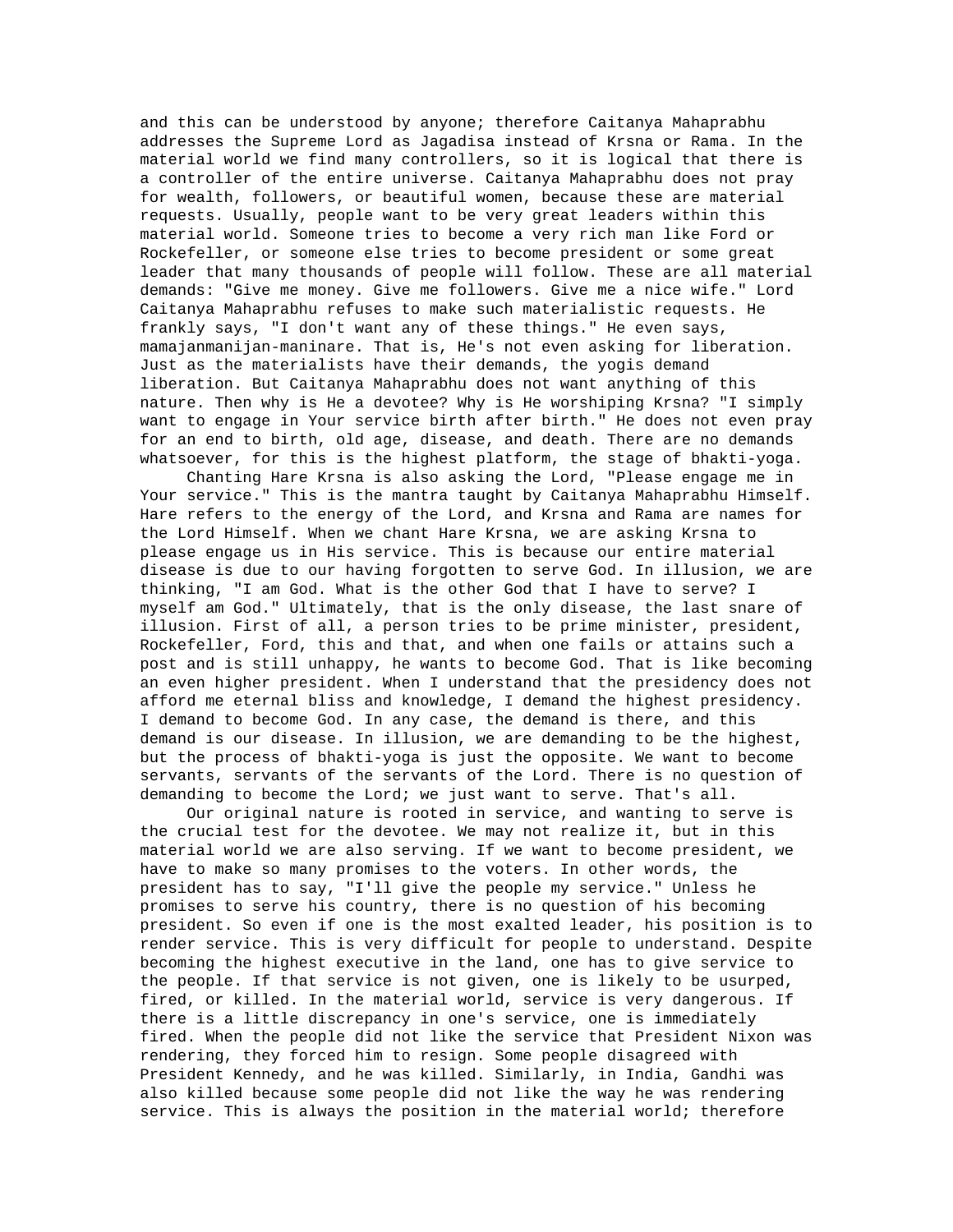and this can be understood by anyone; therefore Caitanya Mahaprabhu addresses the Supreme Lord as Jagadisa instead of Krsna or Rama. In the material world we find many controllers, so it is logical that there is a controller of the entire universe. Caitanya Mahaprabhu does not pray for wealth, followers, or beautiful women, because these are material requests. Usually, people want to be very great leaders within this material world. Someone tries to become a very rich man like Ford or Rockefeller, or someone else tries to become president or some great leader that many thousands of people will follow. These are all material demands: "Give me money. Give me followers. Give me a nice wife." Lord Caitanya Mahaprabhu refuses to make such materialistic requests. He frankly says, "I don't want any of these things." He even says, mamajanmanijan-maninare. That is, He's not even asking for liberation. Just as the materialists have their demands, the yogis demand liberation. But Caitanya Mahaprabhu does not want anything of this nature. Then why is He a devotee? Why is He worshiping Krsna? "I simply want to engage in Your service birth after birth." He does not even pray for an end to birth, old age, disease, and death. There are no demands whatsoever, for this is the highest platform, the stage of bhakti-yoga.

Chanting Hare Krsna is also asking the Lord, "Please engage me in Your service." This is the mantra taught by Caitanya Mahaprabhu Himself. Hare refers to the energy of the Lord, and Krsna and Rama are names for the Lord Himself. When we chant Hare Krsna, we are asking Krsna to please engage us in His service. This is because our entire material disease is due to our having forgotten to serve God. In illusion, we are thinking, "I am God. What is the other God that I have to serve? I myself am God." Ultimately, that is the only disease, the last snare of illusion. First of all, a person tries to be prime minister, president, Rockefeller, Ford, this and that, and when one fails or attains such a post and is still unhappy, he wants to become God. That is like becoming an even higher president. When I understand that the presidency does not afford me eternal bliss and knowledge, I demand the highest presidency. I demand to become God. In any case, the demand is there, and this demand is our disease. In illusion, we are demanding to be the highest, but the process of bhakti-yoga is just the opposite. We want to become servants, servants of the servants of the Lord. There is no question of demanding to become the Lord; we just want to serve. That's all.

Our original nature is rooted in service, and wanting to serve is the crucial test for the devotee. We may not realize it, but in this material world we are also serving. If we want to become president, we have to make so many promises to the voters. In other words, the president has to say, "I'll give the people my service." Unless he promises to serve his country, there is no question of his becoming president. So even if one is the most exalted leader, his position is to render service. This is very difficult for people to understand. Despite becoming the highest executive in the land, one has to give service to the people. If that service is not given, one is likely to be usurped, fired, or killed. In the material world, service is very dangerous. If there is a little discrepancy in one's service, one is immediately fired. When the people did not like the service that President Nixon was rendering, they forced him to resign. Some people disagreed with President Kennedy, and he was killed. Similarly, in India, Gandhi was also killed because some people did not like the way he was rendering service. This is always the position in the material world; therefore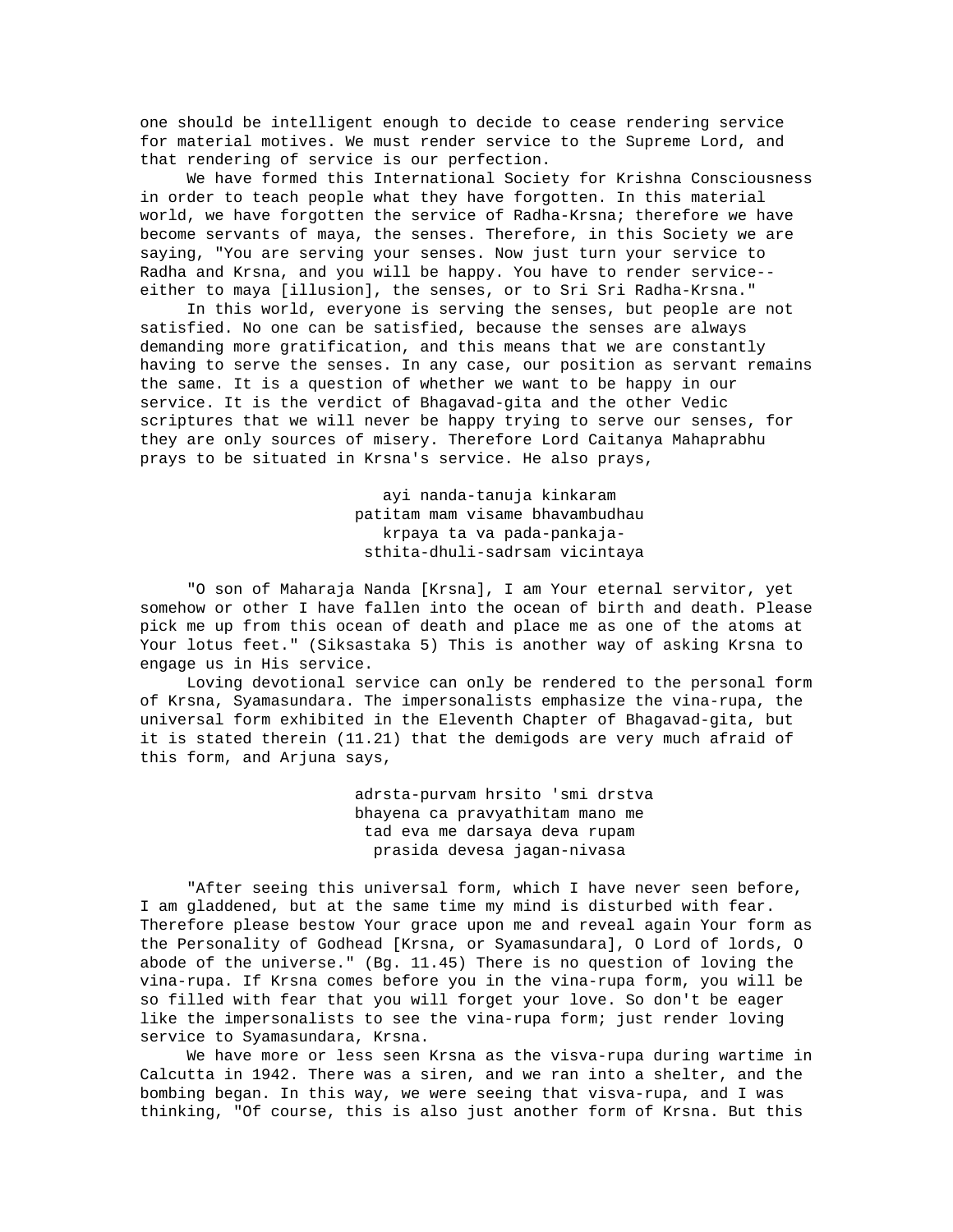one should be intelligent enough to decide to cease rendering service for material motives. We must render service to the Supreme Lord, and that rendering of service is our perfection.

We have formed this International Society for Krishna Consciousness in order to teach people what they have forgotten. In this material world, we have forgotten the service of Radha-Krsna; therefore we have become servants of maya, the senses. Therefore, in this Society we are saying, "You are serving your senses. Now just turn your service to Radha and Krsna, and you will be happy. You have to render service--either to maya [illusion], the senses, or to Sri Sri Radha-Krsna."

In this world, everyone is serving the senses, but people are not satisfied. No one can be satisfied, because the senses are always demanding more gratification, and this means that we are constantly having to serve the senses. In any case, our position as servant remains the same. It is a question of whether we want to be happy in our service. It is the verdict of Bhagavad-gita and the other Vedic scriptures that we will never be happy trying to serve our senses, for they are only sources of misery. Therefore Lord Caitanya Mahaprabhu prays to be situated in Krsna's service. He also prays,

ayi nanda-tanuja kinkaram
patitam mam visame bhavambudhau
krpaya ta va pada-pankaja-
sthita-dhuli-sadrsam vicintaya

"O son of Maharaja Nanda [Krsna], I am Your eternal servitor, yet somehow or other I have fallen into the ocean of birth and death. Please pick me up from this ocean of death and place me as one of the atoms at Your lotus feet." (Siksastaka 5) This is another way of asking Krsna to engage us in His service.

Loving devotional service can only be rendered to the personal form of Krsna, Syamasundara. The impersonalists emphasize the vina-rupa, the universal form exhibited in the Eleventh Chapter of Bhagavad-gita, but it is stated therein (11.21) that the demigods are very much afraid of this form, and Arjuna says,

adrsta-purvam hrsito 'smi drstva
bhayena ca pravyathitam mano me
tad eva me darsaya deva rupam
prasida devesa jagan-nivasa

"After seeing this universal form, which I have never seen before, I am gladdened, but at the same time my mind is disturbed with fear. Therefore please bestow Your grace upon me and reveal again Your form as the Personality of Godhead [Krsna, or Syamasundara], O Lord of lords, O abode of the universe." (Bg. 11.45) There is no question of loving the vina-rupa. If Krsna comes before you in the vina-rupa form, you will be so filled with fear that you will forget your love. So don't be eager like the impersonalists to see the vina-rupa form; just render loving service to Syamasundara, Krsna.

We have more or less seen Krsna as the visva-rupa during wartime in Calcutta in 1942. There was a siren, and we ran into a shelter, and the bombing began. In this way, we were seeing that visva-rupa, and I was thinking, "Of course, this is also just another form of Krsna. But this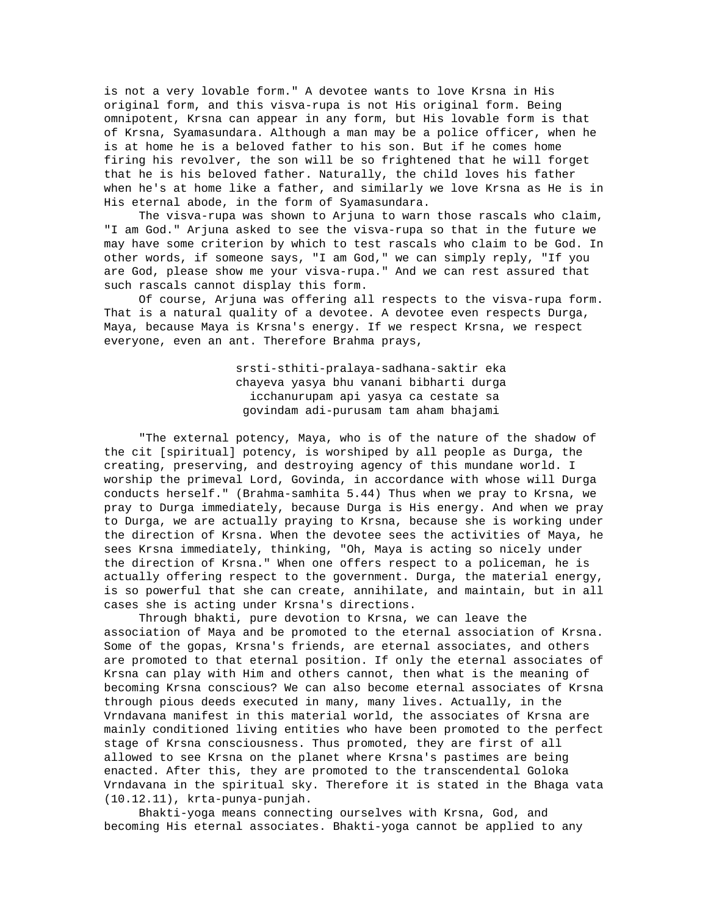is not a very lovable form." A devotee wants to love Krsna in His original form, and this visva-rupa is not His original form. Being omnipotent, Krsna can appear in any form, but His lovable form is that of Krsna, Syamasundara. Although a man may be a police officer, when he is at home he is a beloved father to his son. But if he comes home firing his revolver, the son will be so frightened that he will forget that he is his beloved father. Naturally, the child loves his father when he's at home like a father, and similarly we love Krsna as He is in His eternal abode, in the form of Syamasundara.

The visva-rupa was shown to Arjuna to warn those rascals who claim, "I am God." Arjuna asked to see the visva-rupa so that in the future we may have some criterion by which to test rascals who claim to be God. In other words, if someone says, "I am God," we can simply reply, "If you are God, please show me your visva-rupa." And we can rest assured that such rascals cannot display this form.

Of course, Arjuna was offering all respects to the visva-rupa form. That is a natural quality of a devotee. A devotee even respects Durga, Maya, because Maya is Krsna's energy. If we respect Krsna, we respect everyone, even an ant. Therefore Brahma prays,

srsti-sthiti-pralaya-sadhana-saktir eka
chayeva yasya bhu vanani bibharti durga
icchanurupam api yasya ca cestate sa
govindam adi-purusam tam aham bhajami

"The external potency, Maya, who is of the nature of the shadow of the cit [spiritual] potency, is worshiped by all people as Durga, the creating, preserving, and destroying agency of this mundane world. I worship the primeval Lord, Govinda, in accordance with whose will Durga conducts herself." (Brahma-samhita 5.44) Thus when we pray to Krsna, we pray to Durga immediately, because Durga is His energy. And when we pray to Durga, we are actually praying to Krsna, because she is working under the direction of Krsna. When the devotee sees the activities of Maya, he sees Krsna immediately, thinking, "Oh, Maya is acting so nicely under the direction of Krsna." When one offers respect to a policeman, he is actually offering respect to the government. Durga, the material energy, is so powerful that she can create, annihilate, and maintain, but in all cases she is acting under Krsna's directions.

Through bhakti, pure devotion to Krsna, we can leave the association of Maya and be promoted to the eternal association of Krsna. Some of the gopas, Krsna's friends, are eternal associates, and others are promoted to that eternal position. If only the eternal associates of Krsna can play with Him and others cannot, then what is the meaning of becoming Krsna conscious? We can also become eternal associates of Krsna through pious deeds executed in many, many lives. Actually, in the Vrndavana manifest in this material world, the associates of Krsna are mainly conditioned living entities who have been promoted to the perfect stage of Krsna consciousness. Thus promoted, they are first of all allowed to see Krsna on the planet where Krsna's pastimes are being enacted. After this, they are promoted to the transcendental Goloka Vrndavana in the spiritual sky. Therefore it is stated in the Bhaga vata (10.12.11), krta-punya-punjah.

Bhakti-yoga means connecting ourselves with Krsna, God, and becoming His eternal associates. Bhakti-yoga cannot be applied to any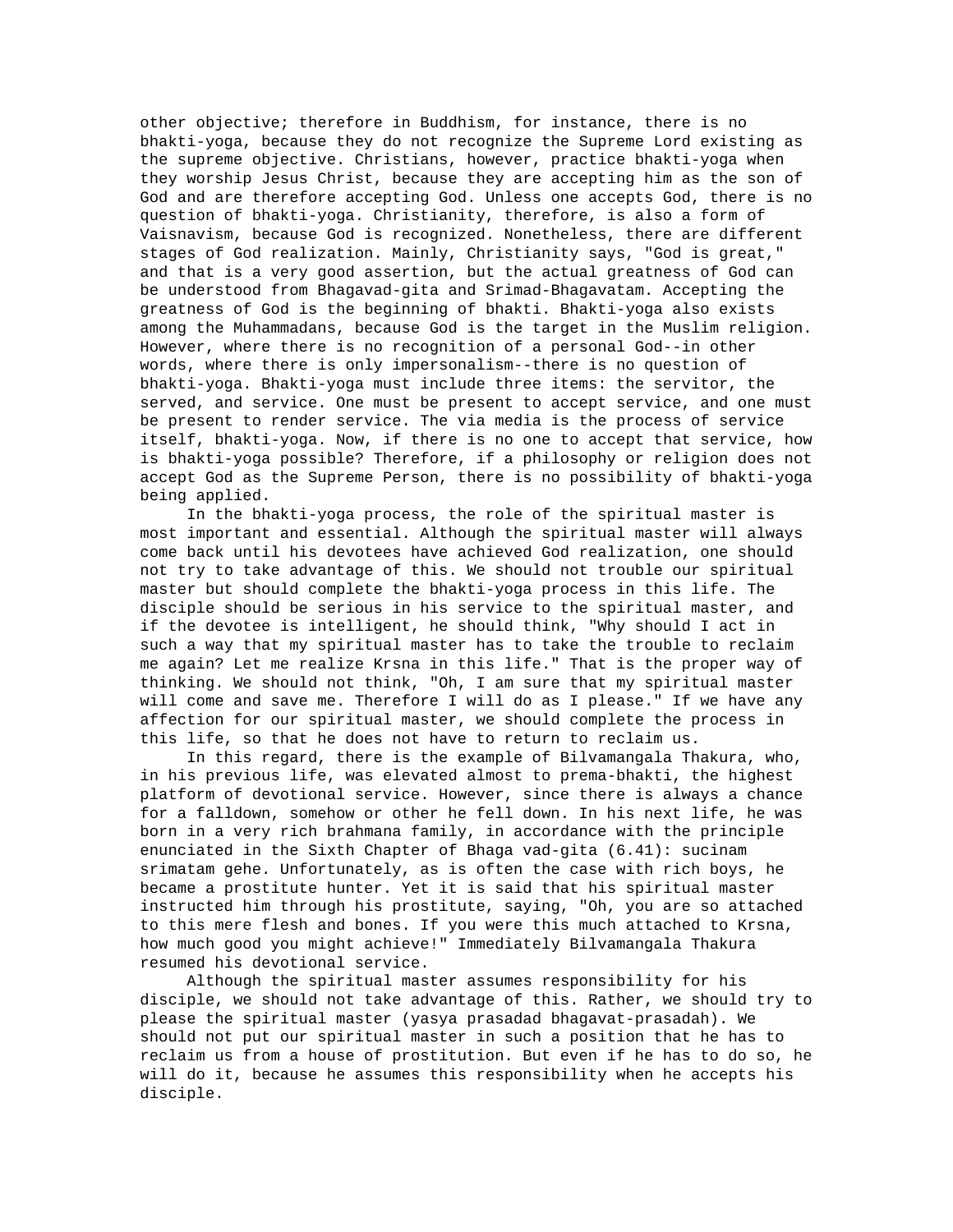other objective; therefore in Buddhism, for instance, there is no bhakti-yoga, because they do not recognize the Supreme Lord existing as the supreme objective. Christians, however, practice bhakti-yoga when they worship Jesus Christ, because they are accepting him as the son of God and are therefore accepting God. Unless one accepts God, there is no question of bhakti-yoga. Christianity, therefore, is also a form of Vaisnavism, because God is recognized. Nonetheless, there are different stages of God realization. Mainly, Christianity says, "God is great," and that is a very good assertion, but the actual greatness of God can be understood from Bhagavad-gita and Srimad-Bhagavatam. Accepting the greatness of God is the beginning of bhakti. Bhakti-yoga also exists among the Muhammadans, because God is the target in the Muslim religion. However, where there is no recognition of a personal God--in other words, where there is only impersonalism--there is no question of bhakti-yoga. Bhakti-yoga must include three items: the servitor, the served, and service. One must be present to accept service, and one must be present to render service. The via media is the process of service itself, bhakti-yoga. Now, if there is no one to accept that service, how is bhakti-yoga possible? Therefore, if a philosophy or religion does not accept God as the Supreme Person, there is no possibility of bhakti-yoga being applied.

In the bhakti-yoga process, the role of the spiritual master is most important and essential. Although the spiritual master will always come back until his devotees have achieved God realization, one should not try to take advantage of this. We should not trouble our spiritual master but should complete the bhakti-yoga process in this life. The disciple should be serious in his service to the spiritual master, and if the devotee is intelligent, he should think, "Why should I act in such a way that my spiritual master has to take the trouble to reclaim me again? Let me realize Krsna in this life." That is the proper way of thinking. We should not think, "Oh, I am sure that my spiritual master will come and save me. Therefore I will do as I please." If we have any affection for our spiritual master, we should complete the process in this life, so that he does not have to return to reclaim us.

In this regard, there is the example of Bilvamangala Thakura, who, in his previous life, was elevated almost to prema-bhakti, the highest platform of devotional service. However, since there is always a chance for a falldown, somehow or other he fell down. In his next life, he was born in a very rich brahmana family, in accordance with the principle enunciated in the Sixth Chapter of Bhaga vad-gita (6.41): sucinam srimatam gehe. Unfortunately, as is often the case with rich boys, he became a prostitute hunter. Yet it is said that his spiritual master instructed him through his prostitute, saying, "Oh, you are so attached to this mere flesh and bones. If you were this much attached to Krsna, how much good you might achieve!" Immediately Bilvamangala Thakura resumed his devotional service.

Although the spiritual master assumes responsibility for his disciple, we should not take advantage of this. Rather, we should try to please the spiritual master (yasya prasadad bhagavat-prasadah). We should not put our spiritual master in such a position that he has to reclaim us from a house of prostitution. But even if he has to do so, he will do it, because he assumes this responsibility when he accepts his disciple.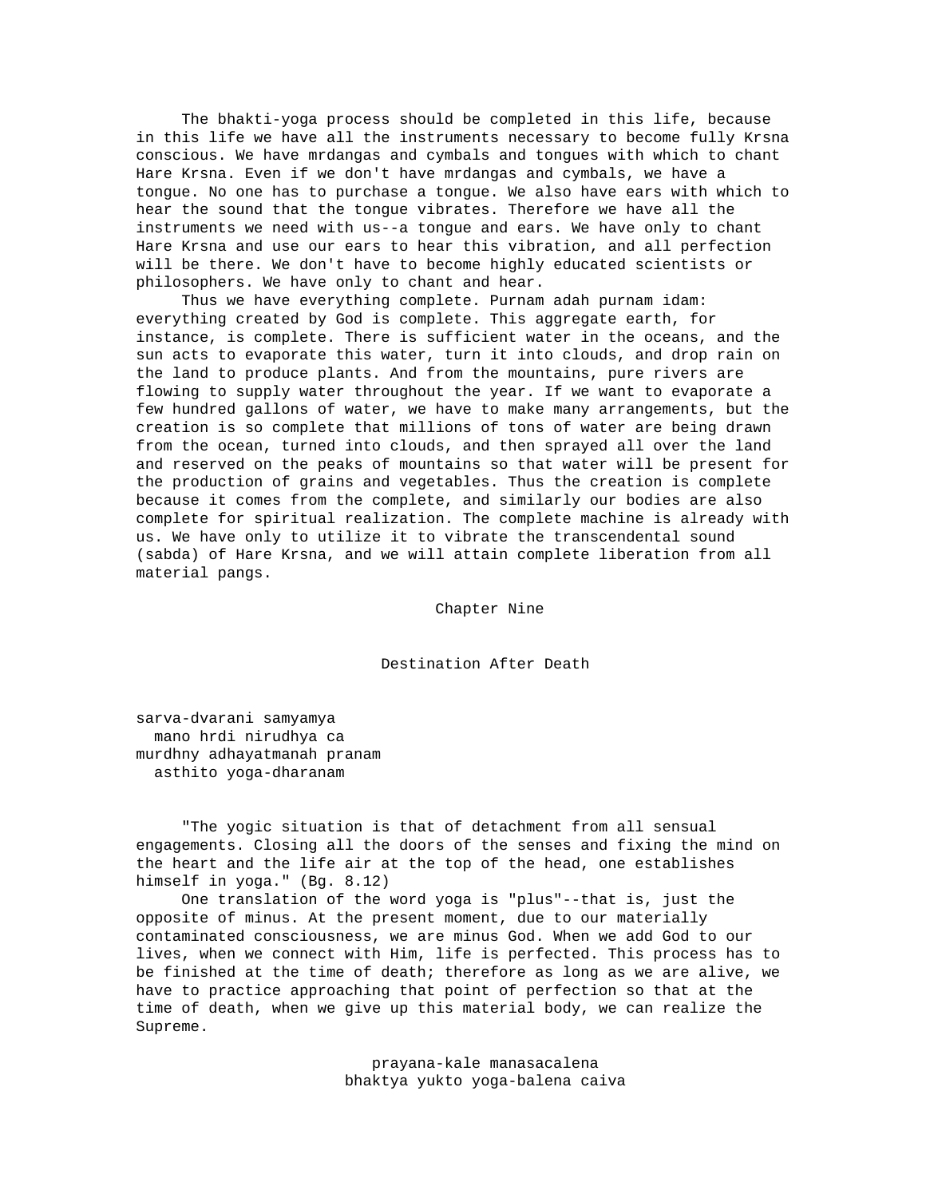The bhakti-yoga process should be completed in this life, because in this life we have all the instruments necessary to become fully Krsna conscious. We have mrdangas and cymbals and tongues with which to chant Hare Krsna. Even if we don't have mrdangas and cymbals, we have a tongue. No one has to purchase a tongue. We also have ears with which to hear the sound that the tongue vibrates. Therefore we have all the instruments we need with us--a tongue and ears. We have only to chant Hare Krsna and use our ears to hear this vibration, and all perfection will be there. We don't have to become highly educated scientists or philosophers. We have only to chant and hear.

Thus we have everything complete. Purnam adah purnam idam: everything created by God is complete. This aggregate earth, for instance, is complete. There is sufficient water in the oceans, and the sun acts to evaporate this water, turn it into clouds, and drop rain on the land to produce plants. And from the mountains, pure rivers are flowing to supply water throughout the year. If we want to evaporate a few hundred gallons of water, we have to make many arrangements, but the creation is so complete that millions of tons of water are being drawn from the ocean, turned into clouds, and then sprayed all over the land and reserved on the peaks of mountains so that water will be present for the production of grains and vegetables. Thus the creation is complete because it comes from the complete, and similarly our bodies are also complete for spiritual realization. The complete machine is already with us. We have only to utilize it to vibrate the transcendental sound (sabda) of Hare Krsna, and we will attain complete liberation from all material pangs.

# Chapter Nine

## Destination After Death

sarva-dvarani samyamya  
mano hrdi nirudhya ca  
murdhny adhayatmanah pranam  
asthito yoga-dharanam

"The yogic situation is that of detachment from all sensual engagements. Closing all the doors of the senses and fixing the mind on the heart and the life air at the top of the head, one establishes himself in yoga." (Bg. 8.12)

One translation of the word yoga is "plus"--that is, just the opposite of minus. At the present moment, due to our materially contaminated consciousness, we are minus God. When we add God to our lives, when we connect with Him, life is perfected. This process has to be finished at the time of death; therefore as long as we are alive, we have to practice approaching that point of perfection so that at the time of death, when we give up this material body, we can realize the Supreme.

prayana-kale manasacalena  
bhaktya yukto yoga-balena caiva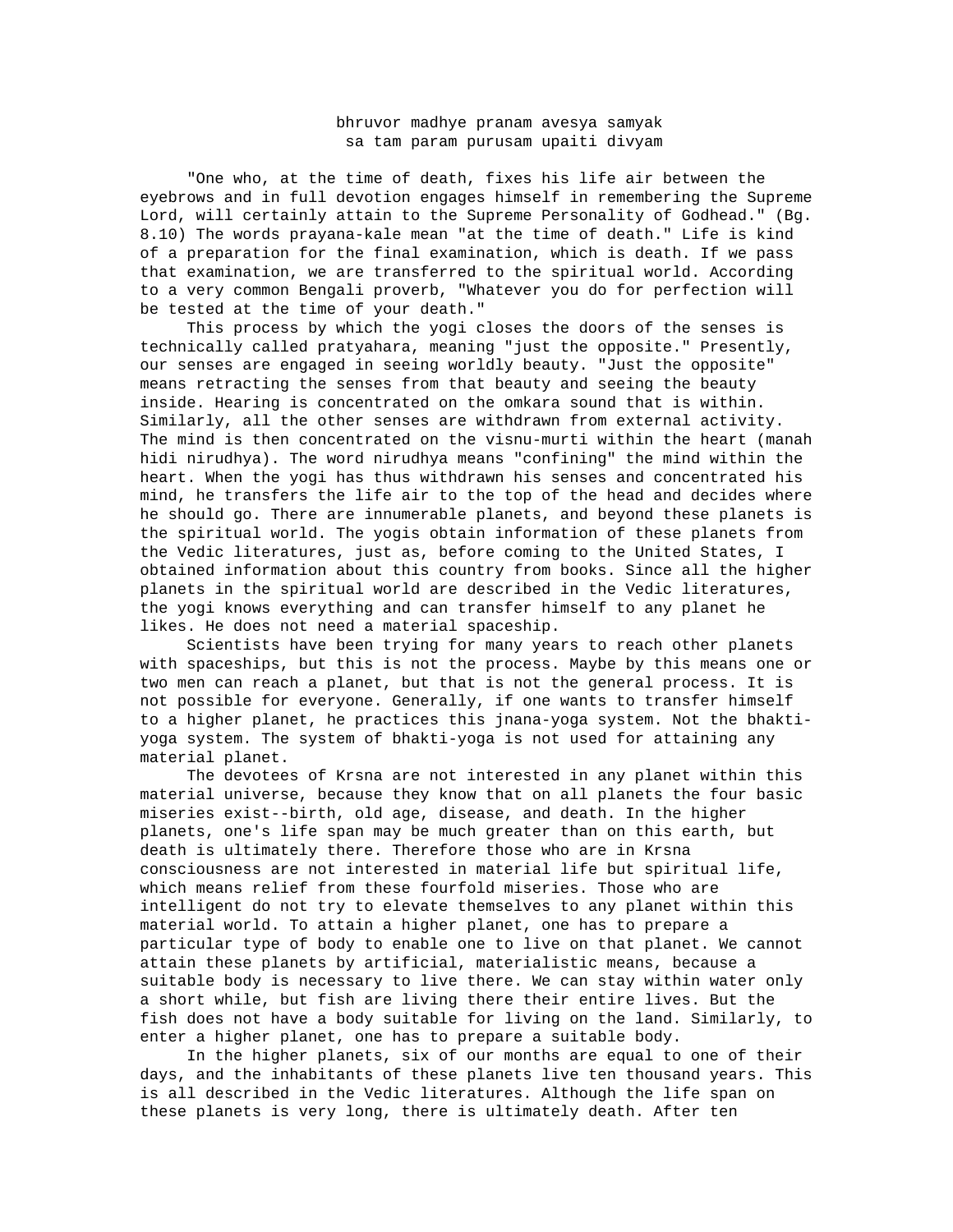bhruvor madhye pranam avesya samyak
sa tam param purusam upaiti divyam

"One who, at the time of death, fixes his life air between the eyebrows and in full devotion engages himself in remembering the Supreme Lord, will certainly attain to the Supreme Personality of Godhead." (Bg. 8.10) The words prayana-kale mean "at the time of death." Life is kind of a preparation for the final examination, which is death. If we pass that examination, we are transferred to the spiritual world. According to a very common Bengali proverb, "Whatever you do for perfection will be tested at the time of your death."

This process by which the yogi closes the doors of the senses is technically called pratyahara, meaning "just the opposite." Presently, our senses are engaged in seeing worldly beauty. "Just the opposite" means retracting the senses from that beauty and seeing the beauty inside. Hearing is concentrated on the omkara sound that is within. Similarly, all the other senses are withdrawn from external activity. The mind is then concentrated on the visnu-murti within the heart (manah hidi nirudhya). The word nirudhya means "confining" the mind within the heart. When the yogi has thus withdrawn his senses and concentrated his mind, he transfers the life air to the top of the head and decides where he should go. There are innumerable planets, and beyond these planets is the spiritual world. The yogis obtain information of these planets from the Vedic literatures, just as, before coming to the United States, I obtained information about this country from books. Since all the higher planets in the spiritual world are described in the Vedic literatures, the yogi knows everything and can transfer himself to any planet he likes. He does not need a material spaceship.

Scientists have been trying for many years to reach other planets with spaceships, but this is not the process. Maybe by this means one or two men can reach a planet, but that is not the general process. It is not possible for everyone. Generally, if one wants to transfer himself to a higher planet, he practices this jnana-yoga system. Not the bhakti-yoga system. The system of bhakti-yoga is not used for attaining any material planet.

The devotees of Krsna are not interested in any planet within this material universe, because they know that on all planets the four basic miseries exist--birth, old age, disease, and death. In the higher planets, one's life span may be much greater than on this earth, but death is ultimately there. Therefore those who are in Krsna consciousness are not interested in material life but spiritual life, which means relief from these fourfold miseries. Those who are intelligent do not try to elevate themselves to any planet within this material world. To attain a higher planet, one has to prepare a particular type of body to enable one to live on that planet. We cannot attain these planets by artificial, materialistic means, because a suitable body is necessary to live there. We can stay within water only a short while, but fish are living there their entire lives. But the fish does not have a body suitable for living on the land. Similarly, to enter a higher planet, one has to prepare a suitable body.

In the higher planets, six of our months are equal to one of their days, and the inhabitants of these planets live ten thousand years. This is all described in the Vedic literatures. Although the life span on these planets is very long, there is ultimately death. After ten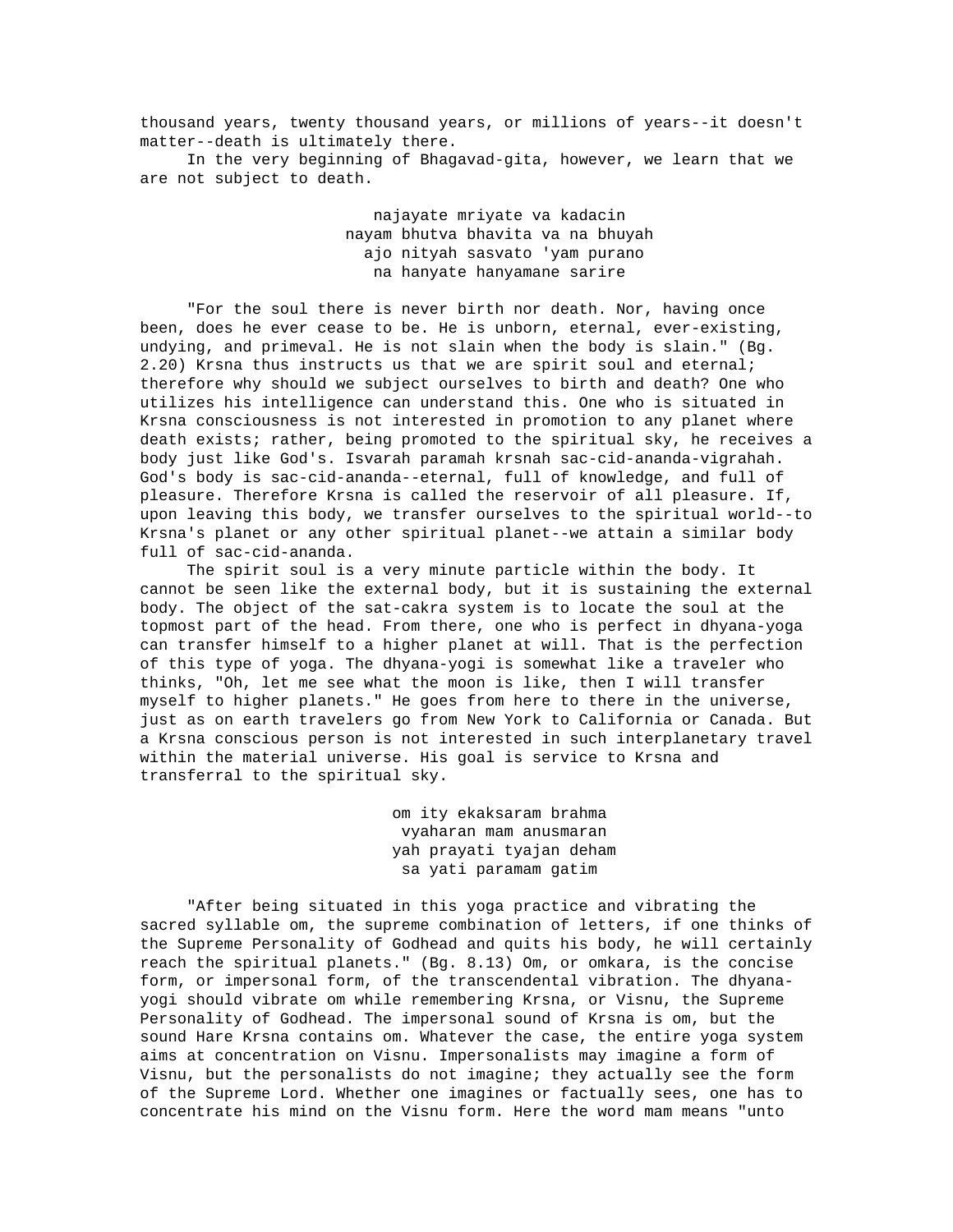thousand years, twenty thousand years, or millions of years--it doesn't matter--death is ultimately there.

In the very beginning of Bhagavad-gita, however, we learn that we are not subject to death.

> najayate mriyate va kadacin
> nayam bhutva bhavita va na bhuyah
> ajo nityah sasvato 'yam purano
> na hanyate hanyamane sarire

"For the soul there is never birth nor death. Nor, having once been, does he ever cease to be. He is unborn, eternal, ever-existing, undying, and primeval. He is not slain when the body is slain." (Bg. 2.20) Krsna thus instructs us that we are spirit soul and eternal; therefore why should we subject ourselves to birth and death? One who utilizes his intelligence can understand this. One who is situated in Krsna consciousness is not interested in promotion to any planet where death exists; rather, being promoted to the spiritual sky, he receives a body just like God's. Isvarah paramah krsnah sac-cid-ananda-vigrahah. God's body is sac-cid-ananda--eternal, full of knowledge, and full of pleasure. Therefore Krsna is called the reservoir of all pleasure. If, upon leaving this body, we transfer ourselves to the spiritual world--to Krsna's planet or any other spiritual planet--we attain a similar body full of sac-cid-ananda.

The spirit soul is a very minute particle within the body. It cannot be seen like the external body, but it is sustaining the external body. The object of the sat-cakra system is to locate the soul at the topmost part of the head. From there, one who is perfect in dhyana-yoga can transfer himself to a higher planet at will. That is the perfection of this type of yoga. The dhyana-yogi is somewhat like a traveler who thinks, "Oh, let me see what the moon is like, then I will transfer myself to higher planets." He goes from here to there in the universe, just as on earth travelers go from New York to California or Canada. But a Krsna conscious person is not interested in such interplanetary travel within the material universe. His goal is service to Krsna and transferral to the spiritual sky.

> om ity ekaksaram brahma
> vyaharan mam anusmaran
> yah prayati tyajan deham
> sa yati paramam gatim

"After being situated in this yoga practice and vibrating the sacred syllable om, the supreme combination of letters, if one thinks of the Supreme Personality of Godhead and quits his body, he will certainly reach the spiritual planets." (Bg. 8.13) Om, or omkara, is the concise form, or impersonal form, of the transcendental vibration. The dhyana-yogi should vibrate om while remembering Krsna, or Visnu, the Supreme Personality of Godhead. The impersonal sound of Krsna is om, but the sound Hare Krsna contains om. Whatever the case, the entire yoga system aims at concentration on Visnu. Impersonalists may imagine a form of Visnu, but the personalists do not imagine; they actually see the form of the Supreme Lord. Whether one imagines or factually sees, one has to concentrate his mind on the Visnu form. Here the word mam means "unto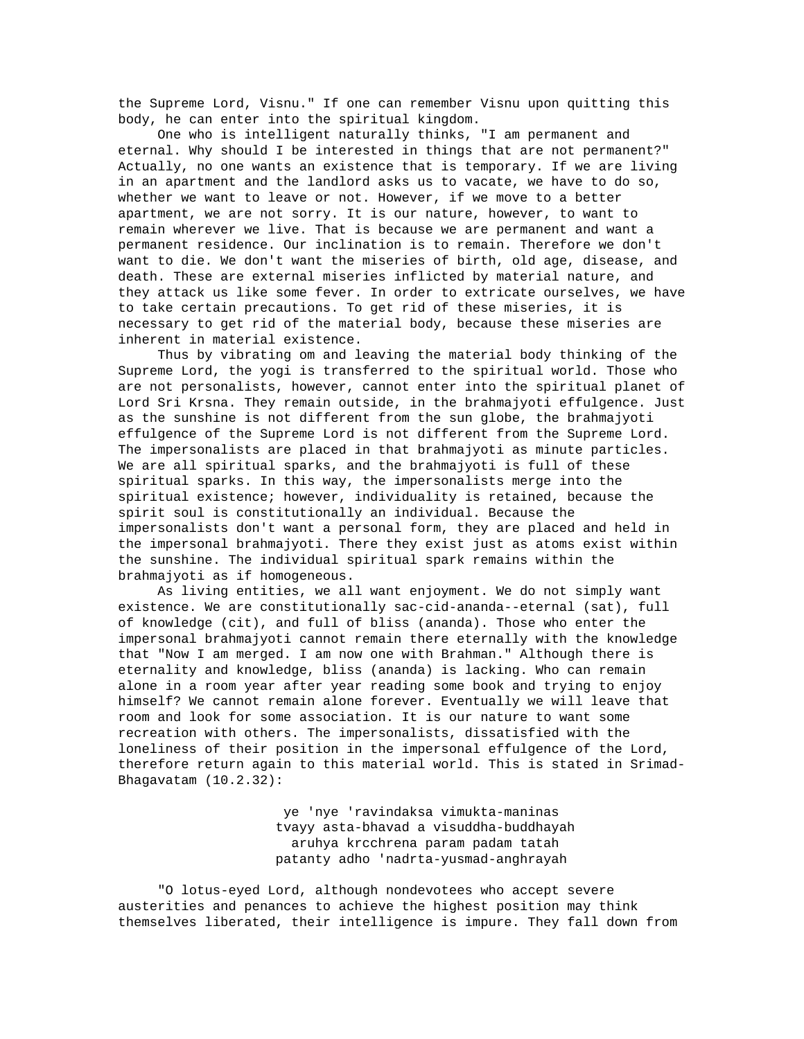the Supreme Lord, Visnu." If one can remember Visnu upon quitting this body, he can enter into the spiritual kingdom.

One who is intelligent naturally thinks, "I am permanent and eternal. Why should I be interested in things that are not permanent?" Actually, no one wants an existence that is temporary. If we are living in an apartment and the landlord asks us to vacate, we have to do so, whether we want to leave or not. However, if we move to a better apartment, we are not sorry. It is our nature, however, to want to remain wherever we live. That is because we are permanent and want a permanent residence. Our inclination is to remain. Therefore we don't want to die. We don't want the miseries of birth, old age, disease, and death. These are external miseries inflicted by material nature, and they attack us like some fever. In order to extricate ourselves, we have to take certain precautions. To get rid of these miseries, it is necessary to get rid of the material body, because these miseries are inherent in material existence.

Thus by vibrating om and leaving the material body thinking of the Supreme Lord, the yogi is transferred to the spiritual world. Those who are not personalists, however, cannot enter into the spiritual planet of Lord Sri Krsna. They remain outside, in the brahmajyoti effulgence. Just as the sunshine is not different from the sun globe, the brahmajyoti effulgence of the Supreme Lord is not different from the Supreme Lord. The impersonalists are placed in that brahmajyoti as minute particles. We are all spiritual sparks, and the brahmajyoti is full of these spiritual sparks. In this way, the impersonalists merge into the spiritual existence; however, individuality is retained, because the spirit soul is constitutionally an individual. Because the impersonalists don't want a personal form, they are placed and held in the impersonal brahmajyoti. There they exist just as atoms exist within the sunshine. The individual spiritual spark remains within the brahmajyoti as if homogeneous.

As living entities, we all want enjoyment. We do not simply want existence. We are constitutionally sac-cid-ananda--eternal (sat), full of knowledge (cit), and full of bliss (ananda). Those who enter the impersonal brahmajyoti cannot remain there eternally with the knowledge that "Now I am merged. I am now one with Brahman." Although there is eternality and knowledge, bliss (ananda) is lacking. Who can remain alone in a room year after year reading some book and trying to enjoy himself? We cannot remain alone forever. Eventually we will leave that room and look for some association. It is our nature to want some recreation with others. The impersonalists, dissatisfied with the loneliness of their position in the impersonal effulgence of the Lord, therefore return again to this material world. This is stated in Srimad-Bhagavatam (10.2.32):

> ye 'nye 'ravindaksa vimukta-maninas
> tvayy asta-bhavad a visuddha-buddhayah
> aruhya krcchrena param padam tatah
> patanty adho 'nadrta-yusmad-anghrayah

"O lotus-eyed Lord, although nondevotees who accept severe austerities and penances to achieve the highest position may think themselves liberated, their intelligence is impure. They fall down from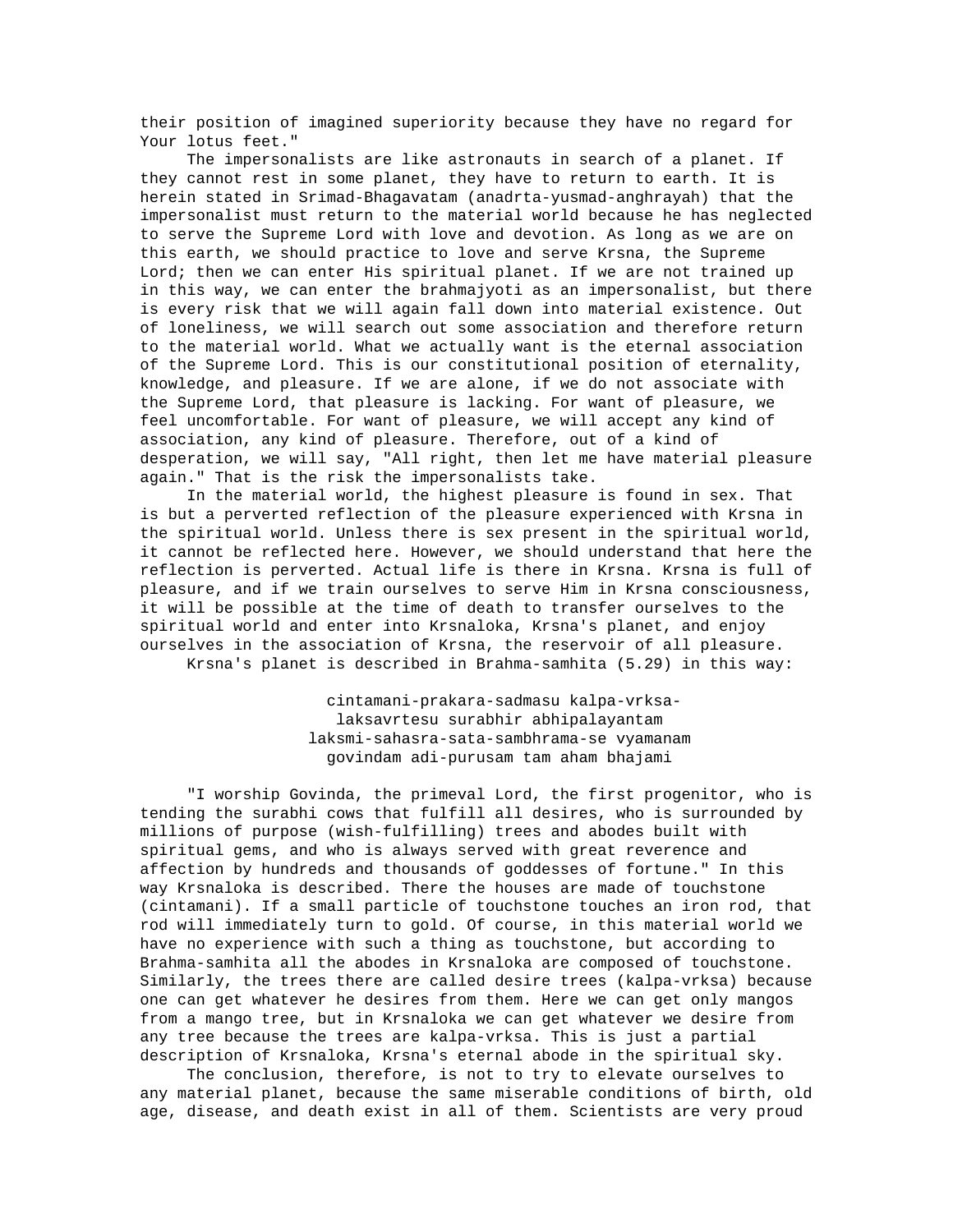their position of imagined superiority because they have no regard for Your lotus feet."

The impersonalists are like astronauts in search of a planet. If they cannot rest in some planet, they have to return to earth. It is herein stated in Srimad-Bhagavatam (anadrta-yusmad-anghrayah) that the impersonalist must return to the material world because he has neglected to serve the Supreme Lord with love and devotion. As long as we are on this earth, we should practice to love and serve Krsna, the Supreme Lord; then we can enter His spiritual planet. If we are not trained up in this way, we can enter the brahmajyoti as an impersonalist, but there is every risk that we will again fall down into material existence. Out of loneliness, we will search out some association and therefore return to the material world. What we actually want is the eternal association of the Supreme Lord. This is our constitutional position of eternality, knowledge, and pleasure. If we are alone, if we do not associate with the Supreme Lord, that pleasure is lacking. For want of pleasure, we feel uncomfortable. For want of pleasure, we will accept any kind of association, any kind of pleasure. Therefore, out of a kind of desperation, we will say, "All right, then let me have material pleasure again." That is the risk the impersonalists take.

In the material world, the highest pleasure is found in sex. That is but a perverted reflection of the pleasure experienced with Krsna in the spiritual world. Unless there is sex present in the spiritual world, it cannot be reflected here. However, we should understand that here the reflection is perverted. Actual life is there in Krsna. Krsna is full of pleasure, and if we train ourselves to serve Him in Krsna consciousness, it will be possible at the time of death to transfer ourselves to the spiritual world and enter into Krsnaloka, Krsna's planet, and enjoy ourselves in the association of Krsna, the reservoir of all pleasure.

Krsna's planet is described in Brahma-samhita (5.29) in this way:

cintamani-prakara-sadmasu kalpa-vrksa-
laksavrtesu surabhir abhipalayantam
laksmi-sahasra-sata-sambhrama-se vyamanam
govindam adi-purusam tam aham bhajami

"I worship Govinda, the primeval Lord, the first progenitor, who is tending the surabhi cows that fulfill all desires, who is surrounded by millions of purpose (wish-fulfilling) trees and abodes built with spiritual gems, and who is always served with great reverence and affection by hundreds and thousands of goddesses of fortune." In this way Krsnaloka is described. There the houses are made of touchstone (cintamani). If a small particle of touchstone touches an iron rod, that rod will immediately turn to gold. Of course, in this material world we have no experience with such a thing as touchstone, but according to Brahma-samhita all the abodes in Krsnaloka are composed of touchstone. Similarly, the trees there are called desire trees (kalpa-vrksa) because one can get whatever he desires from them. Here we can get only mangos from a mango tree, but in Krsnaloka we can get whatever we desire from any tree because the trees are kalpa-vrksa. This is just a partial description of Krsnaloka, Krsna's eternal abode in the spiritual sky.

The conclusion, therefore, is not to try to elevate ourselves to any material planet, because the same miserable conditions of birth, old age, disease, and death exist in all of them. Scientists are very proud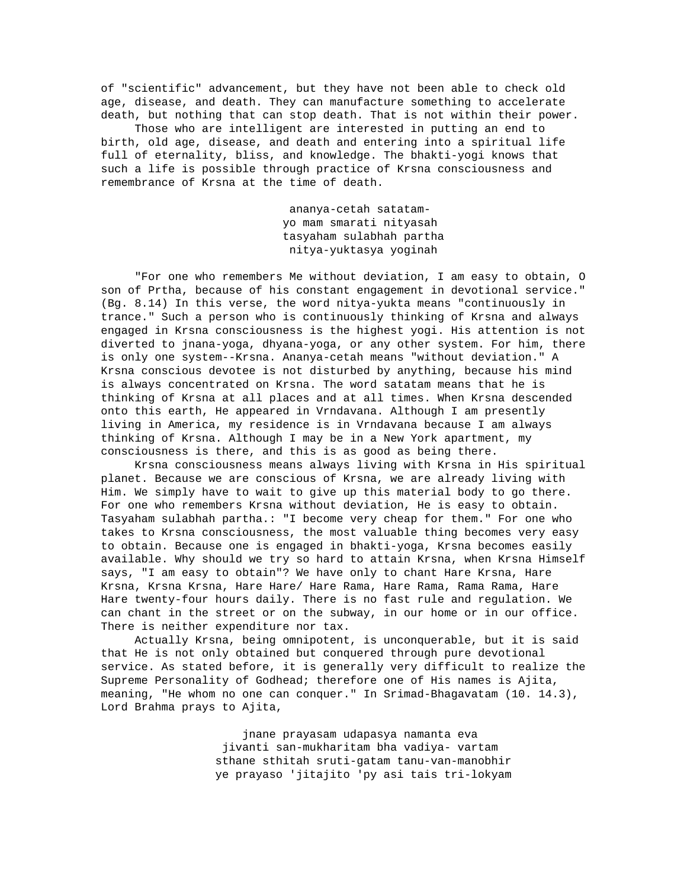of "scientific" advancement, but they have not been able to check old age, disease, and death. They can manufacture something to accelerate death, but nothing that can stop death. That is not within their power.

Those who are intelligent are interested in putting an end to birth, old age, disease, and death and entering into a spiritual life full of eternality, bliss, and knowledge. The bhakti-yogi knows that such a life is possible through practice of Krsna consciousness and remembrance of Krsna at the time of death.

> ananya-cetah satatam-
> yo mam smarati nityasah
> tasyaham sulabhah partha
> nitya-yuktasya yoginah

"For one who remembers Me without deviation, I am easy to obtain, O son of Prtha, because of his constant engagement in devotional service." (Bg. 8.14) In this verse, the word nitya-yukta means "continuously in trance." Such a person who is continuously thinking of Krsna and always engaged in Krsna consciousness is the highest yogi. His attention is not diverted to jnana-yoga, dhyana-yoga, or any other system. For him, there is only one system--Krsna. Ananya-cetah means "without deviation." A Krsna conscious devotee is not disturbed by anything, because his mind is always concentrated on Krsna. The word satatam means that he is thinking of Krsna at all places and at all times. When Krsna descended onto this earth, He appeared in Vrndavana. Although I am presently living in America, my residence is in Vrndavana because I am always thinking of Krsna. Although I may be in a New York apartment, my consciousness is there, and this is as good as being there.

Krsna consciousness means always living with Krsna in His spiritual planet. Because we are conscious of Krsna, we are already living with Him. We simply have to wait to give up this material body to go there. For one who remembers Krsna without deviation, He is easy to obtain. Tasyaham sulabhah partha.: "I become very cheap for them." For one who takes to Krsna consciousness, the most valuable thing becomes very easy to obtain. Because one is engaged in bhakti-yoga, Krsna becomes easily available. Why should we try so hard to attain Krsna, when Krsna Himself says, "I am easy to obtain"? We have only to chant Hare Krsna, Hare Krsna, Krsna Krsna, Hare Hare/ Hare Rama, Hare Rama, Rama Rama, Hare Hare twenty-four hours daily. There is no fast rule and regulation. We can chant in the street or on the subway, in our home or in our office. There is neither expenditure nor tax.

Actually Krsna, being omnipotent, is unconquerable, but it is said that He is not only obtained but conquered through pure devotional service. As stated before, it is generally very difficult to realize the Supreme Personality of Godhead; therefore one of His names is Ajita, meaning, "He whom no one can conquer." In Srimad-Bhagavatam (10. 14.3), Lord Brahma prays to Ajita,

> jnane prayasam udapasya namanta eva
> jivanti san-mukharitam bha vadiya- vartam
> sthane sthitah sruti-gatam tanu-van-manobhir
> ye prayaso 'jitajito 'py asi tais tri-lokyam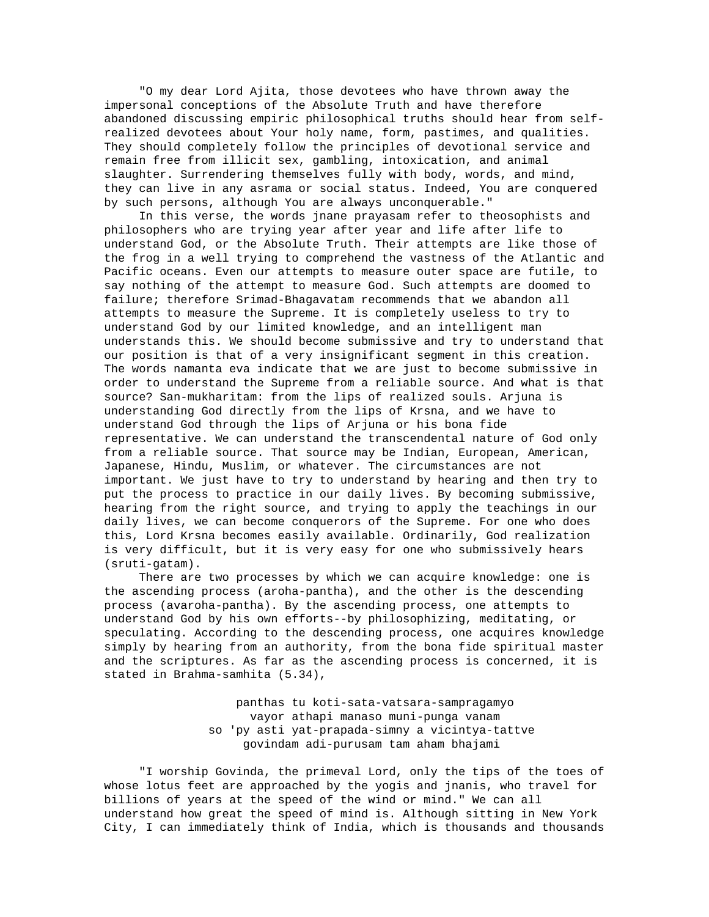"O my dear Lord Ajita, those devotees who have thrown away the impersonal conceptions of the Absolute Truth and have therefore abandoned discussing empiric philosophical truths should hear from self-realized devotees about Your holy name, form, pastimes, and qualities. They should completely follow the principles of devotional service and remain free from illicit sex, gambling, intoxication, and animal slaughter. Surrendering themselves fully with body, words, and mind, they can live in any asrama or social status. Indeed, You are conquered by such persons, although You are always unconquerable."

In this verse, the words jnane prayasam refer to theosophists and philosophers who are trying year after year and life after life to understand God, or the Absolute Truth. Their attempts are like those of the frog in a well trying to comprehend the vastness of the Atlantic and Pacific oceans. Even our attempts to measure outer space are futile, to say nothing of the attempt to measure God. Such attempts are doomed to failure; therefore Srimad-Bhagavatam recommends that we abandon all attempts to measure the Supreme. It is completely useless to try to understand God by our limited knowledge, and an intelligent man understands this. We should become submissive and try to understand that our position is that of a very insignificant segment in this creation. The words namanta eva indicate that we are just to become submissive in order to understand the Supreme from a reliable source. And what is that source? San-mukharitam: from the lips of realized souls. Arjuna is understanding God directly from the lips of Krsna, and we have to understand God through the lips of Arjuna or his bona fide representative. We can understand the transcendental nature of God only from a reliable source. That source may be Indian, European, American, Japanese, Hindu, Muslim, or whatever. The circumstances are not important. We just have to try to understand by hearing and then try to put the process to practice in our daily lives. By becoming submissive, hearing from the right source, and trying to apply the teachings in our daily lives, we can become conquerors of the Supreme. For one who does this, Lord Krsna becomes easily available. Ordinarily, God realization is very difficult, but it is very easy for one who submissively hears (sruti-gatam).

There are two processes by which we can acquire knowledge: one is the ascending process (aroha-pantha), and the other is the descending process (avaroha-pantha). By the ascending process, one attempts to understand God by his own efforts--by philosophizing, meditating, or speculating. According to the descending process, one acquires knowledge simply by hearing from an authority, from the bona fide spiritual master and the scriptures. As far as the ascending process is concerned, it is stated in Brahma-samhita (5.34),

panthas tu koti-sata-vatsara-sampragamyo
vayor athapi manaso muni-punga vanam
so 'py asti yat-prapada-simny a vicintya-tattve
govindam adi-purusam tam aham bhajami

"I worship Govinda, the primeval Lord, only the tips of the toes of whose lotus feet are approached by the yogis and jnanis, who travel for billions of years at the speed of the wind or mind." We can all understand how great the speed of mind is. Although sitting in New York City, I can immediately think of India, which is thousands and thousands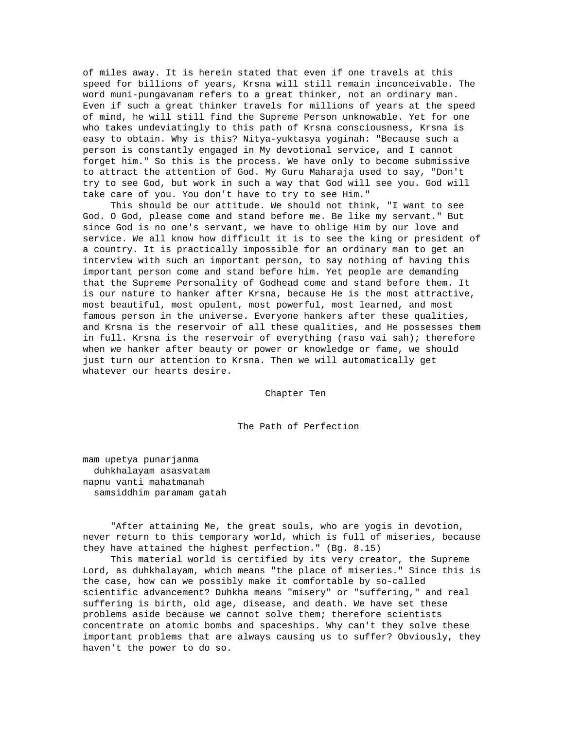of miles away. It is herein stated that even if one travels at this speed for billions of years, Krsna will still remain inconceivable. The word muni-pungavanam refers to a great thinker, not an ordinary man. Even if such a great thinker travels for millions of years at the speed of mind, he will still find the Supreme Person unknowable. Yet for one who takes undeviatingly to this path of Krsna consciousness, Krsna is easy to obtain. Why is this? Nitya-yuktasya yoginah: "Because such a person is constantly engaged in My devotional service, and I cannot forget him." So this is the process. We have only to become submissive to attract the attention of God. My Guru Maharaja used to say, "Don't try to see God, but work in such a way that God will see you. God will take care of you. You don't have to try to see Him."

This should be our attitude. We should not think, "I want to see God. O God, please come and stand before me. Be like my servant." But since God is no one's servant, we have to oblige Him by our love and service. We all know how difficult it is to see the king or president of a country. It is practically impossible for an ordinary man to get an interview with such an important person, to say nothing of having this important person come and stand before him. Yet people are demanding that the Supreme Personality of Godhead come and stand before them. It is our nature to hanker after Krsna, because He is the most attractive, most beautiful, most opulent, most powerful, most learned, and most famous person in the universe. Everyone hankers after these qualities, and Krsna is the reservoir of all these qualities, and He possesses them in full. Krsna is the reservoir of everything (raso vai sah); therefore when we hanker after beauty or power or knowledge or fame, we should just turn our attention to Krsna. Then we will automatically get whatever our hearts desire.

# Chapter Ten

## The Path of Perfection

mam upetya punarjanma
  duhkhalayam asasvatam
napnu vanti mahatmanah
  samsiddhim paramam gatah

"After attaining Me, the great souls, who are yogis in devotion, never return to this temporary world, which is full of miseries, because they have attained the highest perfection." (Bg. 8.15)

This material world is certified by its very creator, the Supreme Lord, as duhkhalayam, which means "the place of miseries." Since this is the case, how can we possibly make it comfortable by so-called scientific advancement? Duhkha means "misery" or "suffering," and real suffering is birth, old age, disease, and death. We have set these problems aside because we cannot solve them; therefore scientists concentrate on atomic bombs and spaceships. Why can't they solve these important problems that are always causing us to suffer? Obviously, they haven't the power to do so.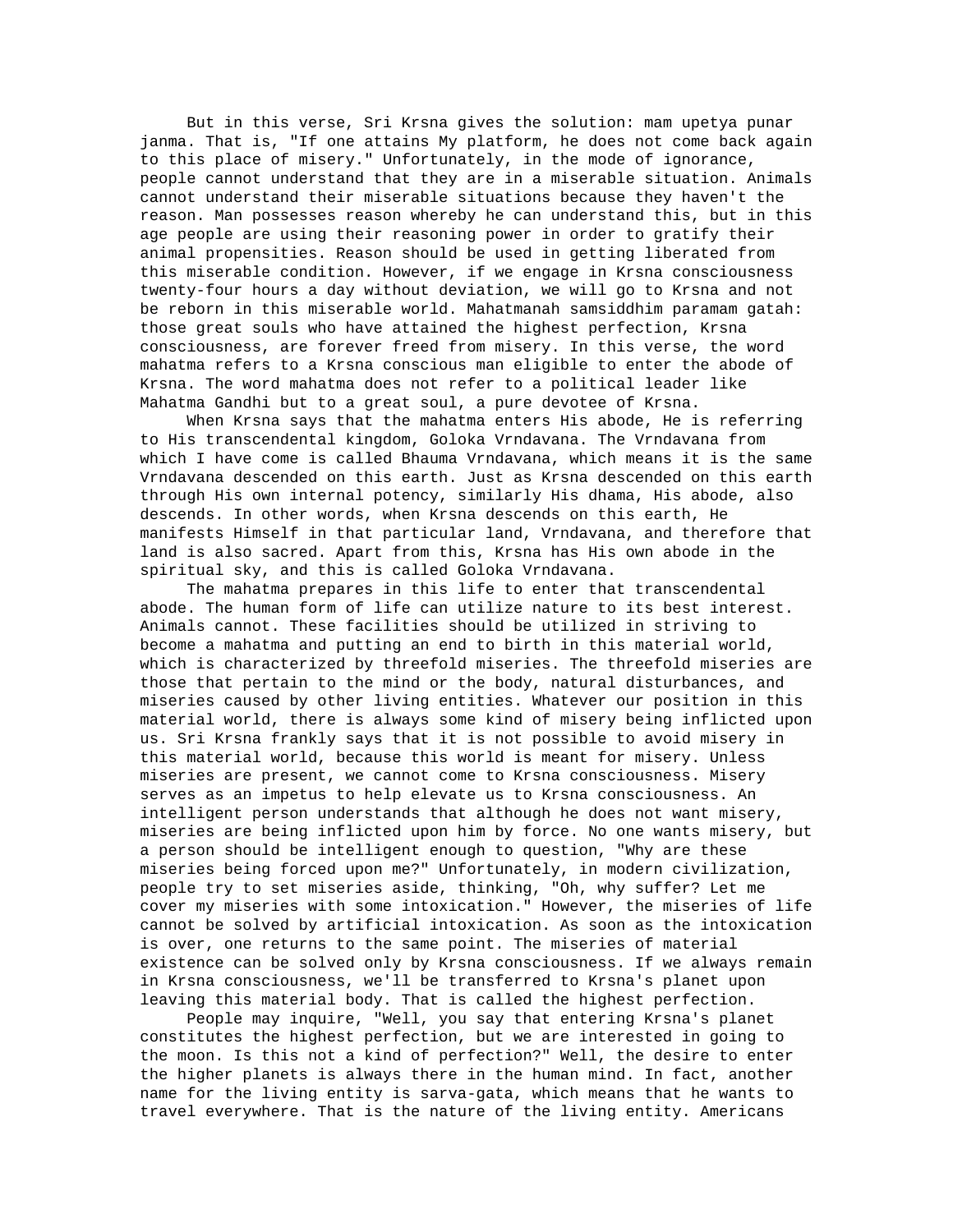But in this verse, Sri Krsna gives the solution: mam upetya punar janma. That is, "If one attains My platform, he does not come back again to this place of misery." Unfortunately, in the mode of ignorance, people cannot understand that they are in a miserable situation. Animals cannot understand their miserable situations because they haven't the reason. Man possesses reason whereby he can understand this, but in this age people are using their reasoning power in order to gratify their animal propensities. Reason should be used in getting liberated from this miserable condition. However, if we engage in Krsna consciousness twenty-four hours a day without deviation, we will go to Krsna and not be reborn in this miserable world. Mahatmanah samsiddhim paramam gatah: those great souls who have attained the highest perfection, Krsna consciousness, are forever freed from misery. In this verse, the word mahatma refers to a Krsna conscious man eligible to enter the abode of Krsna. The word mahatma does not refer to a political leader like Mahatma Gandhi but to a great soul, a pure devotee of Krsna.

When Krsna says that the mahatma enters His abode, He is referring to His transcendental kingdom, Goloka Vrndavana. The Vrndavana from which I have come is called Bhauma Vrndavana, which means it is the same Vrndavana descended on this earth. Just as Krsna descended on this earth through His own internal potency, similarly His dhama, His abode, also descends. In other words, when Krsna descends on this earth, He manifests Himself in that particular land, Vrndavana, and therefore that land is also sacred. Apart from this, Krsna has His own abode in the spiritual sky, and this is called Goloka Vrndavana.

The mahatma prepares in this life to enter that transcendental abode. The human form of life can utilize nature to its best interest. Animals cannot. These facilities should be utilized in striving to become a mahatma and putting an end to birth in this material world, which is characterized by threefold miseries. The threefold miseries are those that pertain to the mind or the body, natural disturbances, and miseries caused by other living entities. Whatever our position in this material world, there is always some kind of misery being inflicted upon us. Sri Krsna frankly says that it is not possible to avoid misery in this material world, because this world is meant for misery. Unless miseries are present, we cannot come to Krsna consciousness. Misery serves as an impetus to help elevate us to Krsna consciousness. An intelligent person understands that although he does not want misery, miseries are being inflicted upon him by force. No one wants misery, but a person should be intelligent enough to question, "Why are these miseries being forced upon me?" Unfortunately, in modern civilization, people try to set miseries aside, thinking, "Oh, why suffer? Let me cover my miseries with some intoxication." However, the miseries of life cannot be solved by artificial intoxication. As soon as the intoxication is over, one returns to the same point. The miseries of material existence can be solved only by Krsna consciousness. If we always remain in Krsna consciousness, we'll be transferred to Krsna's planet upon leaving this material body. That is called the highest perfection.

People may inquire, "Well, you say that entering Krsna's planet constitutes the highest perfection, but we are interested in going to the moon. Is this not a kind of perfection?" Well, the desire to enter the higher planets is always there in the human mind. In fact, another name for the living entity is sarva-gata, which means that he wants to travel everywhere. That is the nature of the living entity. Americans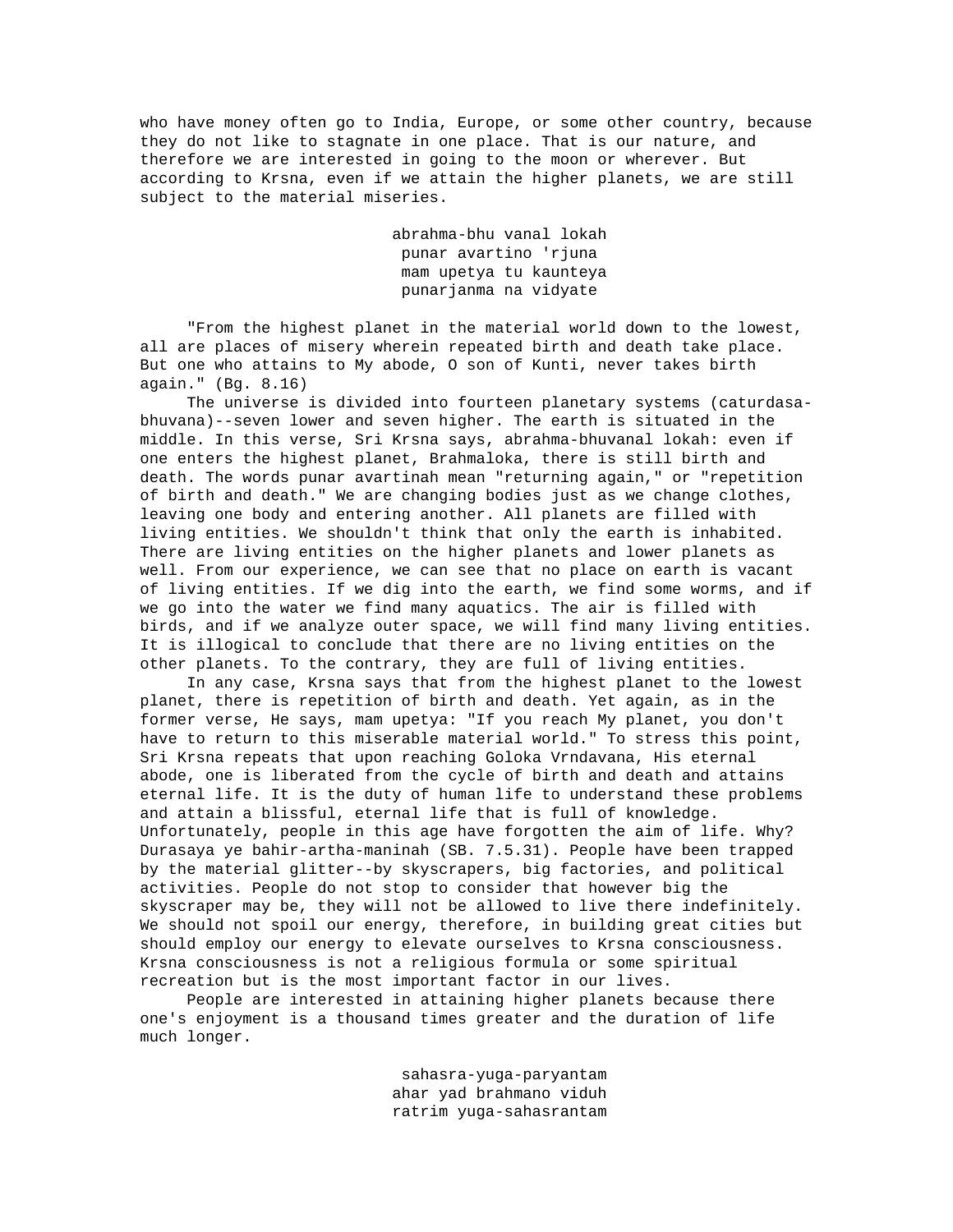who have money often go to India, Europe, or some other country, because they do not like to stagnate in one place. That is our nature, and therefore we are interested in going to the moon or wherever. But according to Krsna, even if we attain the higher planets, we are still subject to the material miseries.

> abrahma-bhu vanal lokah
> punar avartino 'rjuna
> mam upetya tu kaunteya
> punarjanma na vidyate

"From the highest planet in the material world down to the lowest, all are places of misery wherein repeated birth and death take place. But one who attains to My abode, O son of Kunti, never takes birth again." (Bg. 8.16)

The universe is divided into fourteen planetary systems (caturdasa-bhuvana)--seven lower and seven higher. The earth is situated in the middle. In this verse, Sri Krsna says, abrahma-bhuvanal lokah: even if one enters the highest planet, Brahmaloka, there is still birth and death. The words punar avartinah mean "returning again," or "repetition of birth and death." We are changing bodies just as we change clothes, leaving one body and entering another. All planets are filled with living entities. We shouldn't think that only the earth is inhabited. There are living entities on the higher planets and lower planets as well. From our experience, we can see that no place on earth is vacant of living entities. If we dig into the earth, we find some worms, and if we go into the water we find many aquatics. The air is filled with birds, and if we analyze outer space, we will find many living entities. It is illogical to conclude that there are no living entities on the other planets. To the contrary, they are full of living entities.

In any case, Krsna says that from the highest planet to the lowest planet, there is repetition of birth and death. Yet again, as in the former verse, He says, mam upetya: "If you reach My planet, you don't have to return to this miserable material world." To stress this point, Sri Krsna repeats that upon reaching Goloka Vrndavana, His eternal abode, one is liberated from the cycle of birth and death and attains eternal life. It is the duty of human life to understand these problems and attain a blissful, eternal life that is full of knowledge. Unfortunately, people in this age have forgotten the aim of life. Why? Durasaya ye bahir-artha-maninah (SB. 7.5.31). People have been trapped by the material glitter--by skyscrapers, big factories, and political activities. People do not stop to consider that however big the skyscraper may be, they will not be allowed to live there indefinitely. We should not spoil our energy, therefore, in building great cities but should employ our energy to elevate ourselves to Krsna consciousness. Krsna consciousness is not a religious formula or some spiritual recreation but is the most important factor in our lives.

People are interested in attaining higher planets because there one's enjoyment is a thousand times greater and the duration of life much longer.

> sahasra-yuga-paryantam
> ahar yad brahmano viduh
> ratrim yuga-sahasrantam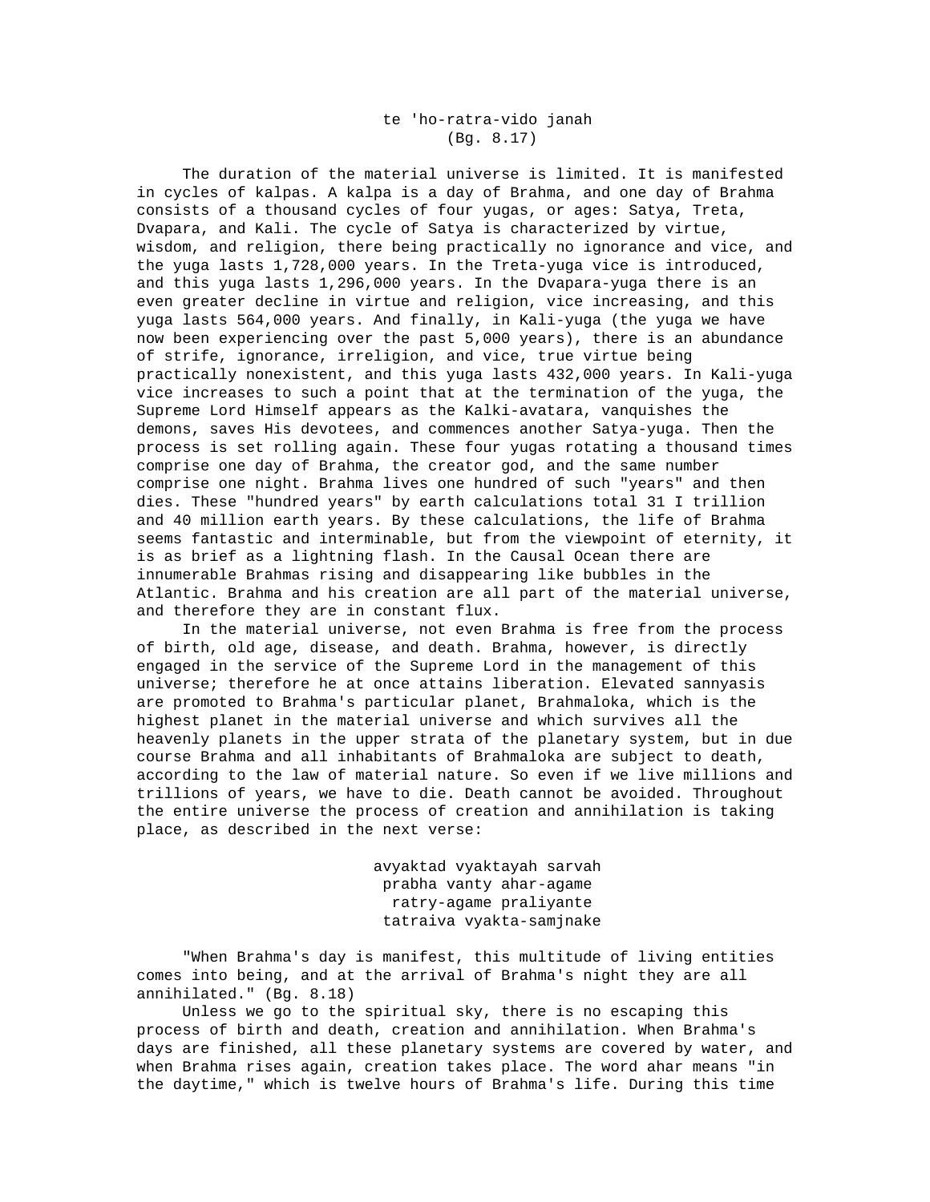te 'ho-ratra-vido janah
(Bg. 8.17)

The duration of the material universe is limited. It is manifested in cycles of kalpas. A kalpa is a day of Brahma, and one day of Brahma consists of a thousand cycles of four yugas, or ages: Satya, Treta, Dvapara, and Kali. The cycle of Satya is characterized by virtue, wisdom, and religion, there being practically no ignorance and vice, and the yuga lasts 1,728,000 years. In the Treta-yuga vice is introduced, and this yuga lasts 1,296,000 years. In the Dvapara-yuga there is an even greater decline in virtue and religion, vice increasing, and this yuga lasts 564,000 years. And finally, in Kali-yuga (the yuga we have now been experiencing over the past 5,000 years), there is an abundance of strife, ignorance, irreligion, and vice, true virtue being practically nonexistent, and this yuga lasts 432,000 years. In Kali-yuga vice increases to such a point that at the termination of the yuga, the Supreme Lord Himself appears as the Kalki-avatara, vanquishes the demons, saves His devotees, and commences another Satya-yuga. Then the process is set rolling again. These four yugas rotating a thousand times comprise one day of Brahma, the creator god, and the same number comprise one night. Brahma lives one hundred of such "years" and then dies. These "hundred years" by earth calculations total 31 I trillion and 40 million earth years. By these calculations, the life of Brahma seems fantastic and interminable, but from the viewpoint of eternity, it is as brief as a lightning flash. In the Causal Ocean there are innumerable Brahmas rising and disappearing like bubbles in the Atlantic. Brahma and his creation are all part of the material universe, and therefore they are in constant flux.

In the material universe, not even Brahma is free from the process of birth, old age, disease, and death. Brahma, however, is directly engaged in the service of the Supreme Lord in the management of this universe; therefore he at once attains liberation. Elevated sannyasis are promoted to Brahma's particular planet, Brahmaloka, which is the highest planet in the material universe and which survives all the heavenly planets in the upper strata of the planetary system, but in due course Brahma and all inhabitants of Brahmaloka are subject to death, according to the law of material nature. So even if we live millions and trillions of years, we have to die. Death cannot be avoided. Throughout the entire universe the process of creation and annihilation is taking place, as described in the next verse:

avyaktad vyaktayah sarvah
prabha vanty ahar-agame
ratry-agame praliyante
tatraiva vyakta-samjnake

"When Brahma's day is manifest, this multitude of living entities comes into being, and at the arrival of Brahma's night they are all annihilated." (Bg. 8.18)

Unless we go to the spiritual sky, there is no escaping this process of birth and death, creation and annihilation. When Brahma's days are finished, all these planetary systems are covered by water, and when Brahma rises again, creation takes place. The word ahar means "in the daytime," which is twelve hours of Brahma's life. During this time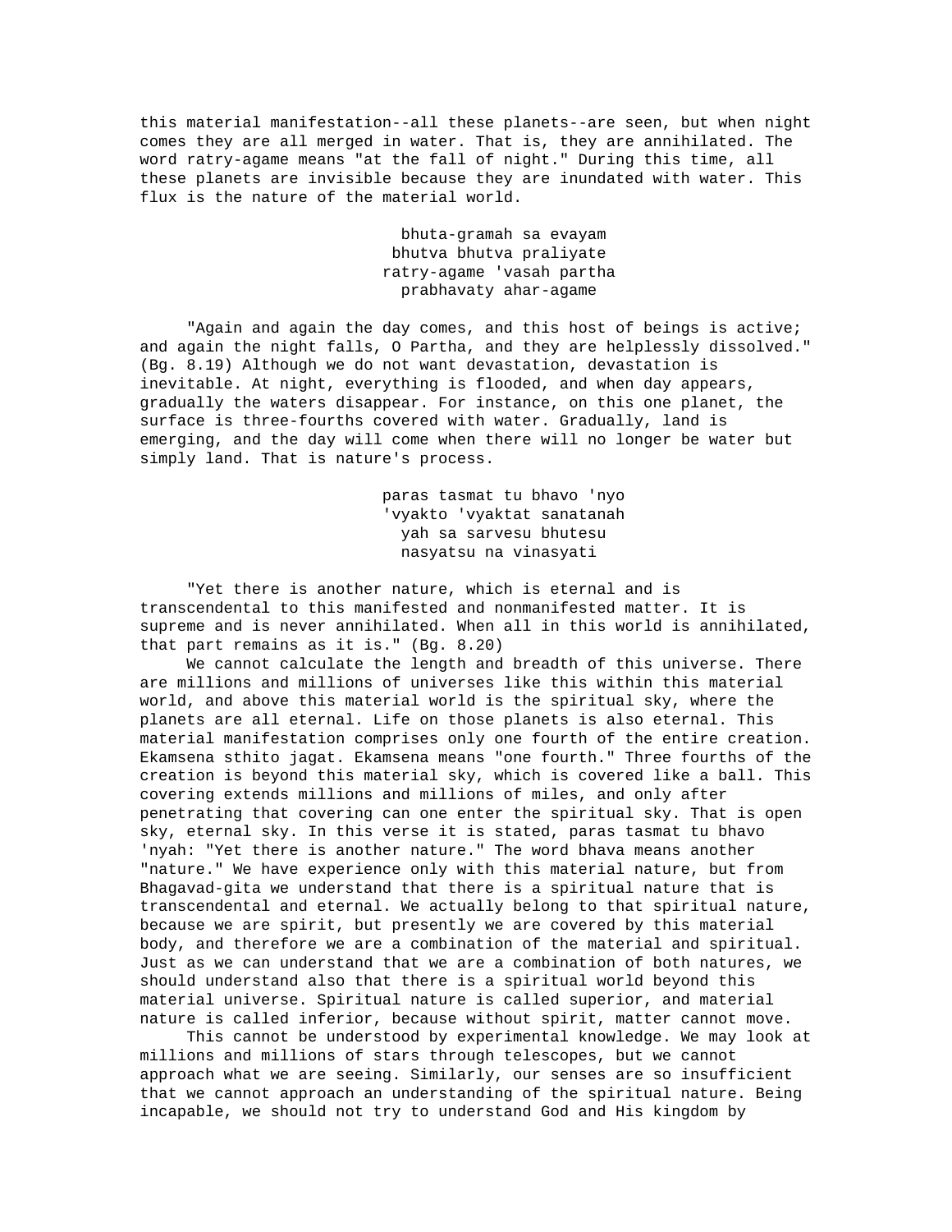this material manifestation--all these planets--are seen, but when night comes they are all merged in water. That is, they are annihilated. The word ratry-agame means "at the fall of night." During this time, all these planets are invisible because they are inundated with water. This flux is the nature of the material world.

> bhuta-gramah sa evayam
> bhutva bhutva praliyate
> ratry-agame 'vasah partha
> prabhavaty ahar-agame

"Again and again the day comes, and this host of beings is active; and again the night falls, O Partha, and they are helplessly dissolved." (Bg. 8.19) Although we do not want devastation, devastation is inevitable. At night, everything is flooded, and when day appears, gradually the waters disappear. For instance, on this one planet, the surface is three-fourths covered with water. Gradually, land is emerging, and the day will come when there will no longer be water but simply land. That is nature's process.

> paras tasmat tu bhavo 'nyo
> 'vyakto 'vyaktat sanatanah
> yah sa sarvesu bhutesu
> nasyatsu na vinasyati

"Yet there is another nature, which is eternal and is transcendental to this manifested and nonmanifested matter. It is supreme and is never annihilated. When all in this world is annihilated, that part remains as it is." (Bg. 8.20)

We cannot calculate the length and breadth of this universe. There are millions and millions of universes like this within this material world, and above this material world is the spiritual sky, where the planets are all eternal. Life on those planets is also eternal. This material manifestation comprises only one fourth of the entire creation. Ekamsena sthito jagat. Ekamsena means "one fourth." Three fourths of the creation is beyond this material sky, which is covered like a ball. This covering extends millions and millions of miles, and only after penetrating that covering can one enter the spiritual sky. That is open sky, eternal sky. In this verse it is stated, paras tasmat tu bhavo 'nyah: "Yet there is another nature." The word bhava means another "nature." We have experience only with this material nature, but from Bhagavad-gita we understand that there is a spiritual nature that is transcendental and eternal. We actually belong to that spiritual nature, because we are spirit, but presently we are covered by this material body, and therefore we are a combination of the material and spiritual. Just as we can understand that we are a combination of both natures, we should understand also that there is a spiritual world beyond this material universe. Spiritual nature is called superior, and material nature is called inferior, because without spirit, matter cannot move.

This cannot be understood by experimental knowledge. We may look at millions and millions of stars through telescopes, but we cannot approach what we are seeing. Similarly, our senses are so insufficient that we cannot approach an understanding of the spiritual nature. Being incapable, we should not try to understand God and His kingdom by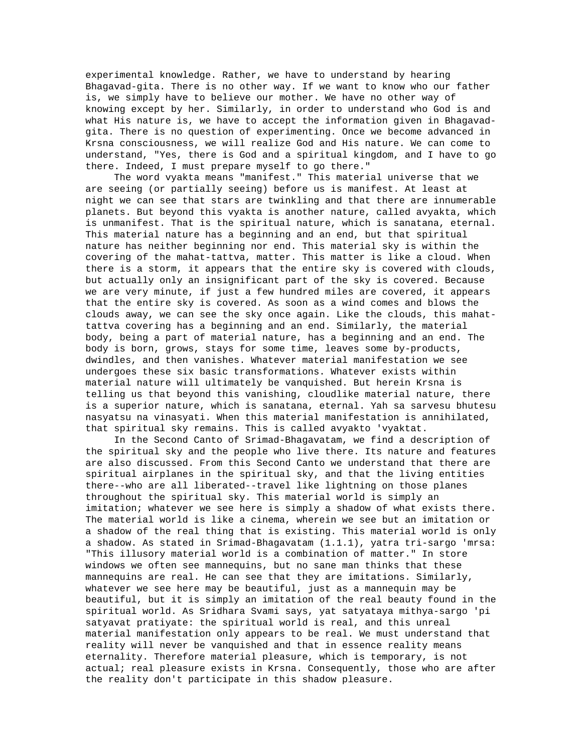experimental knowledge. Rather, we have to understand by hearing Bhagavad-gita. There is no other way. If we want to know who our father is, we simply have to believe our mother. We have no other way of knowing except by her. Similarly, in order to understand who God is and what His nature is, we have to accept the information given in Bhagavad-gita. There is no question of experimenting. Once we become advanced in Krsna consciousness, we will realize God and His nature. We can come to understand, "Yes, there is God and a spiritual kingdom, and I have to go there. Indeed, I must prepare myself to go there."

The word vyakta means "manifest." This material universe that we are seeing (or partially seeing) before us is manifest. At least at night we can see that stars are twinkling and that there are innumerable planets. But beyond this vyakta is another nature, called avyakta, which is unmanifest. That is the spiritual nature, which is sanatana, eternal. This material nature has a beginning and an end, but that spiritual nature has neither beginning nor end. This material sky is within the covering of the mahat-tattva, matter. This matter is like a cloud. When there is a storm, it appears that the entire sky is covered with clouds, but actually only an insignificant part of the sky is covered. Because we are very minute, if just a few hundred miles are covered, it appears that the entire sky is covered. As soon as a wind comes and blows the clouds away, we can see the sky once again. Like the clouds, this mahat-tattva covering has a beginning and an end. Similarly, the material body, being a part of material nature, has a beginning and an end. The body is born, grows, stays for some time, leaves some by-products, dwindles, and then vanishes. Whatever material manifestation we see undergoes these six basic transformations. Whatever exists within material nature will ultimately be vanquished. But herein Krsna is telling us that beyond this vanishing, cloudlike material nature, there is a superior nature, which is sanatana, eternal. Yah sa sarvesu bhutesu nasyatsu na vinasyati. When this material manifestation is annihilated, that spiritual sky remains. This is called avyakto 'vyaktat.

In the Second Canto of Srimad-Bhagavatam, we find a description of the spiritual sky and the people who live there. Its nature and features are also discussed. From this Second Canto we understand that there are spiritual airplanes in the spiritual sky, and that the living entities there--who are all liberated--travel like lightning on those planes throughout the spiritual sky. This material world is simply an imitation; whatever we see here is simply a shadow of what exists there. The material world is like a cinema, wherein we see but an imitation or a shadow of the real thing that is existing. This material world is only a shadow. As stated in Srimad-Bhagavatam (1.1.1), yatra tri-sargo 'mrsa: "This illusory material world is a combination of matter." In store windows we often see mannequins, but no sane man thinks that these mannequins are real. He can see that they are imitations. Similarly, whatever we see here may be beautiful, just as a mannequin may be beautiful, but it is simply an imitation of the real beauty found in the spiritual world. As Sridhara Svami says, yat satyataya mithya-sargo 'pi satyavat pratiyate: the spiritual world is real, and this unreal material manifestation only appears to be real. We must understand that reality will never be vanquished and that in essence reality means eternality. Therefore material pleasure, which is temporary, is not actual; real pleasure exists in Krsna. Consequently, those who are after the reality don't participate in this shadow pleasure.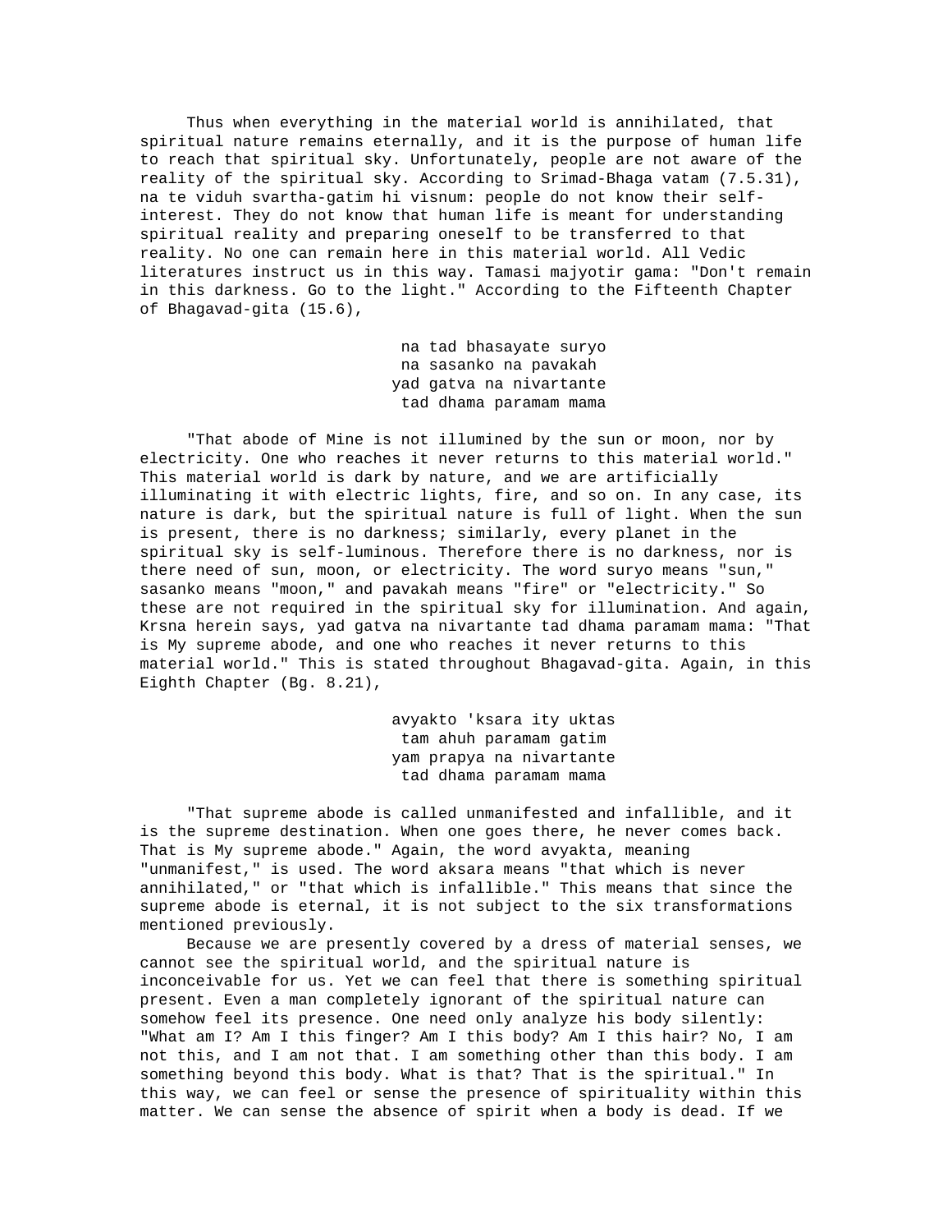Thus when everything in the material world is annihilated, that spiritual nature remains eternally, and it is the purpose of human life to reach that spiritual sky. Unfortunately, people are not aware of the reality of the spiritual sky. According to Srimad-Bhaga vatam (7.5.31), na te viduh svartha-gatim hi visnum: people do not know their self-interest. They do not know that human life is meant for understanding spiritual reality and preparing oneself to be transferred to that reality. No one can remain here in this material world. All Vedic literatures instruct us in this way. Tamasi majyotir gama: "Don't remain in this darkness. Go to the light." According to the Fifteenth Chapter of Bhagavad-gita (15.6),

na tad bhasayate suryo  
na sasanko na pavakah  
yad gatva na nivartante  
tad dhama paramam mama

"That abode of Mine is not illumined by the sun or moon, nor by electricity. One who reaches it never returns to this material world." This material world is dark by nature, and we are artificially illuminating it with electric lights, fire, and so on. In any case, its nature is dark, but the spiritual nature is full of light. When the sun is present, there is no darkness; similarly, every planet in the spiritual sky is self-luminous. Therefore there is no darkness, nor is there need of sun, moon, or electricity. The word suryo means "sun," sasanko means "moon," and pavakah means "fire" or "electricity." So these are not required in the spiritual sky for illumination. And again, Krsna herein says, yad gatva na nivartante tad dhama paramam mama: "That is My supreme abode, and one who reaches it never returns to this material world." This is stated throughout Bhagavad-gita. Again, in this Eighth Chapter (Bg. 8.21),

avyakto 'ksara ity uktas  
tam ahuh paramam gatim  
yam prapya na nivartante  
tad dhama paramam mama

"That supreme abode is called unmanifested and infallible, and it is the supreme destination. When one goes there, he never comes back. That is My supreme abode." Again, the word avyakta, meaning "unmanifest," is used. The word aksara means "that which is never annihilated," or "that which is infallible." This means that since the supreme abode is eternal, it is not subject to the six transformations mentioned previously.

Because we are presently covered by a dress of material senses, we cannot see the spiritual world, and the spiritual nature is inconceivable for us. Yet we can feel that there is something spiritual present. Even a man completely ignorant of the spiritual nature can somehow feel its presence. One need only analyze his body silently: "What am I? Am I this finger? Am I this body? Am I this hair? No, I am not this, and I am not that. I am something other than this body. I am something beyond this body. What is that? That is the spiritual." In this way, we can feel or sense the presence of spirituality within this matter. We can sense the absence of spirit when a body is dead. If we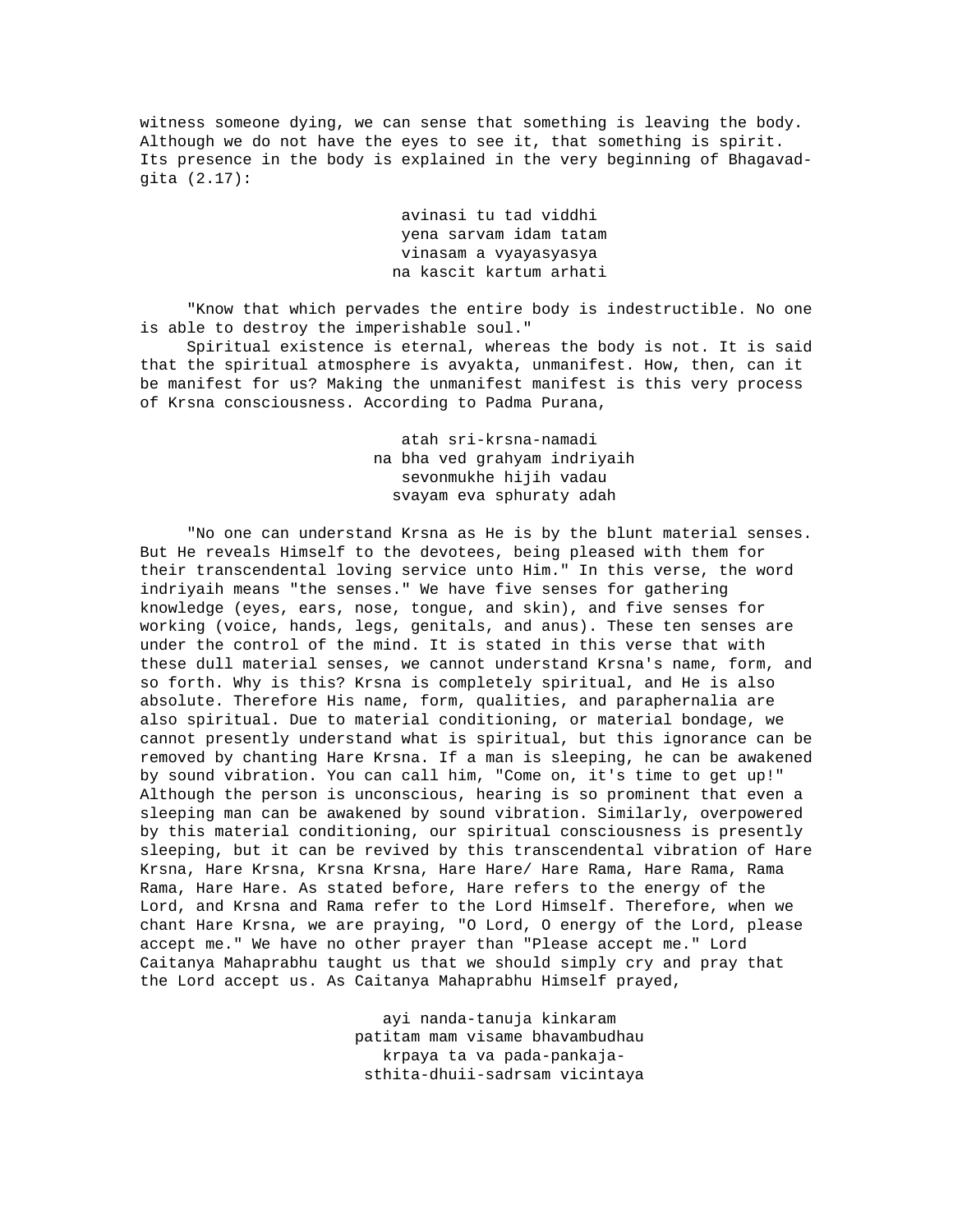witness someone dying, we can sense that something is leaving the body. Although we do not have the eyes to see it, that something is spirit. Its presence in the body is explained in the very beginning of Bhagavad-gita (2.17):

avinasi tu tad viddhi
yena sarvam idam tatam
vinasam a vyayasyasya
na kascit kartum arhati

"Know that which pervades the entire body is indestructible. No one is able to destroy the imperishable soul."

Spiritual existence is eternal, whereas the body is not. It is said that the spiritual atmosphere is avyakta, unmanifest. How, then, can it be manifest for us? Making the unmanifest manifest is this very process of Krsna consciousness. According to Padma Purana,

atah sri-krsna-namadi
na bha ved grahyam indriyaih
sevonmukhe hijih vadau
svayam eva sphuraty adah

"No one can understand Krsna as He is by the blunt material senses. But He reveals Himself to the devotees, being pleased with them for their transcendental loving service unto Him." In this verse, the word indriyaih means "the senses." We have five senses for gathering knowledge (eyes, ears, nose, tongue, and skin), and five senses for working (voice, hands, legs, genitals, and anus). These ten senses are under the control of the mind. It is stated in this verse that with these dull material senses, we cannot understand Krsna's name, form, and so forth. Why is this? Krsna is completely spiritual, and He is also absolute. Therefore His name, form, qualities, and paraphernalia are also spiritual. Due to material conditioning, or material bondage, we cannot presently understand what is spiritual, but this ignorance can be removed by chanting Hare Krsna. If a man is sleeping, he can be awakened by sound vibration. You can call him, "Come on, it's time to get up!" Although the person is unconscious, hearing is so prominent that even a sleeping man can be awakened by sound vibration. Similarly, overpowered by this material conditioning, our spiritual consciousness is presently sleeping, but it can be revived by this transcendental vibration of Hare Krsna, Hare Krsna, Krsna Krsna, Hare Hare/ Hare Rama, Hare Rama, Rama Rama, Hare Hare. As stated before, Hare refers to the energy of the Lord, and Krsna and Rama refer to the Lord Himself. Therefore, when we chant Hare Krsna, we are praying, "O Lord, O energy of the Lord, please accept me." We have no other prayer than "Please accept me." Lord Caitanya Mahaprabhu taught us that we should simply cry and pray that the Lord accept us. As Caitanya Mahaprabhu Himself prayed,

ayi nanda-tanuja kinkaram
patitam mam visame bhavambudhau
krpaya ta va pada-pankaja-
sthita-dhuii-sadrsam vicintaya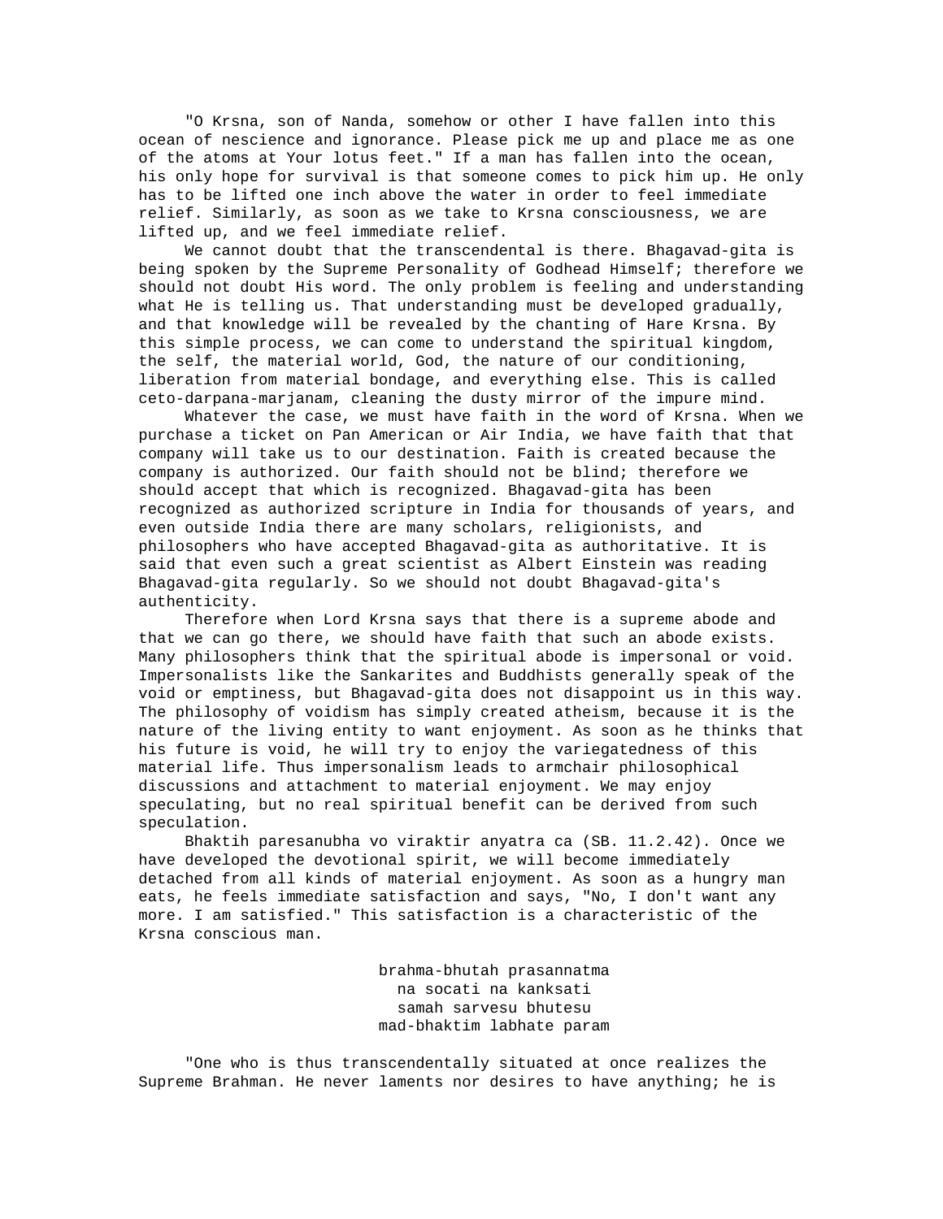"O Krsna, son of Nanda, somehow or other I have fallen into this ocean of nescience and ignorance. Please pick me up and place me as one of the atoms at Your lotus feet." If a man has fallen into the ocean, his only hope for survival is that someone comes to pick him up. He only has to be lifted one inch above the water in order to feel immediate relief. Similarly, as soon as we take to Krsna consciousness, we are lifted up, and we feel immediate relief.

We cannot doubt that the transcendental is there. Bhagavad-gita is being spoken by the Supreme Personality of Godhead Himself; therefore we should not doubt His word. The only problem is feeling and understanding what He is telling us. That understanding must be developed gradually, and that knowledge will be revealed by the chanting of Hare Krsna. By this simple process, we can come to understand the spiritual kingdom, the self, the material world, God, the nature of our conditioning, liberation from material bondage, and everything else. This is called ceto-darpana-marjanam, cleaning the dusty mirror of the impure mind.

Whatever the case, we must have faith in the word of Krsna. When we purchase a ticket on Pan American or Air India, we have faith that that company will take us to our destination. Faith is created because the company is authorized. Our faith should not be blind; therefore we should accept that which is recognized. Bhagavad-gita has been recognized as authorized scripture in India for thousands of years, and even outside India there are many scholars, religionists, and philosophers who have accepted Bhagavad-gita as authoritative. It is said that even such a great scientist as Albert Einstein was reading Bhagavad-gita regularly. So we should not doubt Bhagavad-gita's authenticity.

Therefore when Lord Krsna says that there is a supreme abode and that we can go there, we should have faith that such an abode exists. Many philosophers think that the spiritual abode is impersonal or void. Impersonalists like the Sankarites and Buddhists generally speak of the void or emptiness, but Bhagavad-gita does not disappoint us in this way. The philosophy of voidism has simply created atheism, because it is the nature of the living entity to want enjoyment. As soon as he thinks that his future is void, he will try to enjoy the variegatedness of this material life. Thus impersonalism leads to armchair philosophical discussions and attachment to material enjoyment. We may enjoy speculating, but no real spiritual benefit can be derived from such speculation.

Bhaktih paresanubha vo viraktir anyatra ca (SB. 11.2.42). Once we have developed the devotional spirit, we will become immediately detached from all kinds of material enjoyment. As soon as a hungry man eats, he feels immediate satisfaction and says, "No, I don't want any more. I am satisfied." This satisfaction is a characteristic of the Krsna conscious man.

brahma-bhutah prasannatma  
na socati na kanksati  
samah sarvesu bhutesu  
mad-bhaktim labhate param

"One who is thus transcendentally situated at once realizes the Supreme Brahman. He never laments nor desires to have anything; he is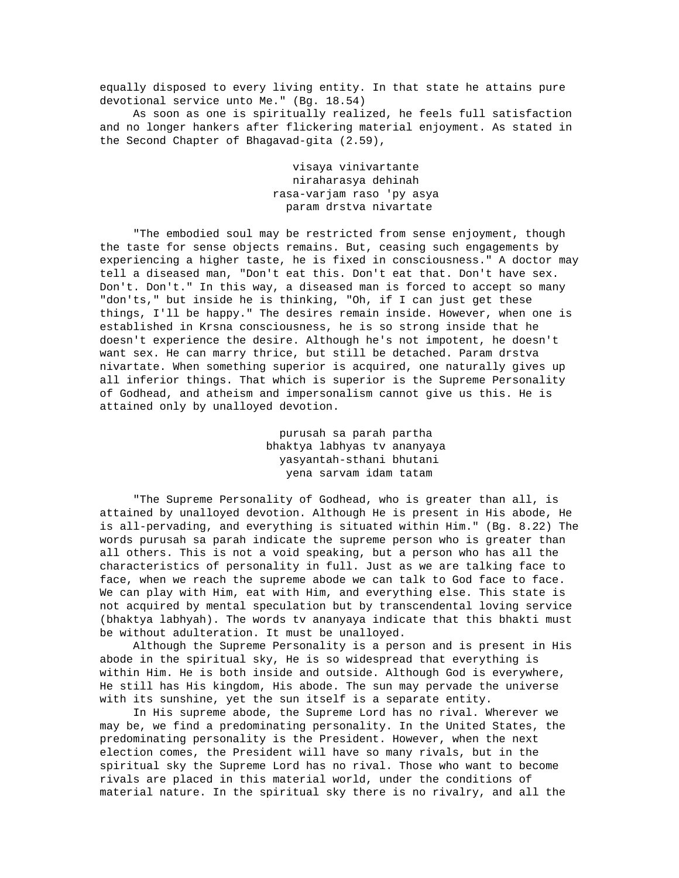equally disposed to every living entity. In that state he attains pure devotional service unto Me." (Bg. 18.54)

As soon as one is spiritually realized, he feels full satisfaction and no longer hankers after flickering material enjoyment. As stated in the Second Chapter of Bhagavad-gita (2.59),

> visaya vinivartante
> niraharasya dehinah
> rasa-varjam raso 'py asya
> param drstva nivartate

"The embodied soul may be restricted from sense enjoyment, though the taste for sense objects remains. But, ceasing such engagements by experiencing a higher taste, he is fixed in consciousness." A doctor may tell a diseased man, "Don't eat this. Don't eat that. Don't have sex. Don't. Don't." In this way, a diseased man is forced to accept so many "don'ts," but inside he is thinking, "Oh, if I can just get these things, I'll be happy." The desires remain inside. However, when one is established in Krsna consciousness, he is so strong inside that he doesn't experience the desire. Although he's not impotent, he doesn't want sex. He can marry thrice, but still be detached. Param drstva nivartate. When something superior is acquired, one naturally gives up all inferior things. That which is superior is the Supreme Personality of Godhead, and atheism and impersonalism cannot give us this. He is attained only by unalloyed devotion.

> purusah sa parah partha
> bhaktya labhyas tv ananyaya
> yasyantah-sthani bhutani
> yena sarvam idam tatam

"The Supreme Personality of Godhead, who is greater than all, is attained by unalloyed devotion. Although He is present in His abode, He is all-pervading, and everything is situated within Him." (Bg. 8.22) The words purusah sa parah indicate the supreme person who is greater than all others. This is not a void speaking, but a person who has all the characteristics of personality in full. Just as we are talking face to face, when we reach the supreme abode we can talk to God face to face. We can play with Him, eat with Him, and everything else. This state is not acquired by mental speculation but by transcendental loving service (bhaktya labhyah). The words tv ananyaya indicate that this bhakti must be without adulteration. It must be unalloyed.

Although the Supreme Personality is a person and is present in His abode in the spiritual sky, He is so widespread that everything is within Him. He is both inside and outside. Although God is everywhere, He still has His kingdom, His abode. The sun may pervade the universe with its sunshine, yet the sun itself is a separate entity.

In His supreme abode, the Supreme Lord has no rival. Wherever we may be, we find a predominating personality. In the United States, the predominating personality is the President. However, when the next election comes, the President will have so many rivals, but in the spiritual sky the Supreme Lord has no rival. Those who want to become rivals are placed in this material world, under the conditions of material nature. In the spiritual sky there is no rivalry, and all the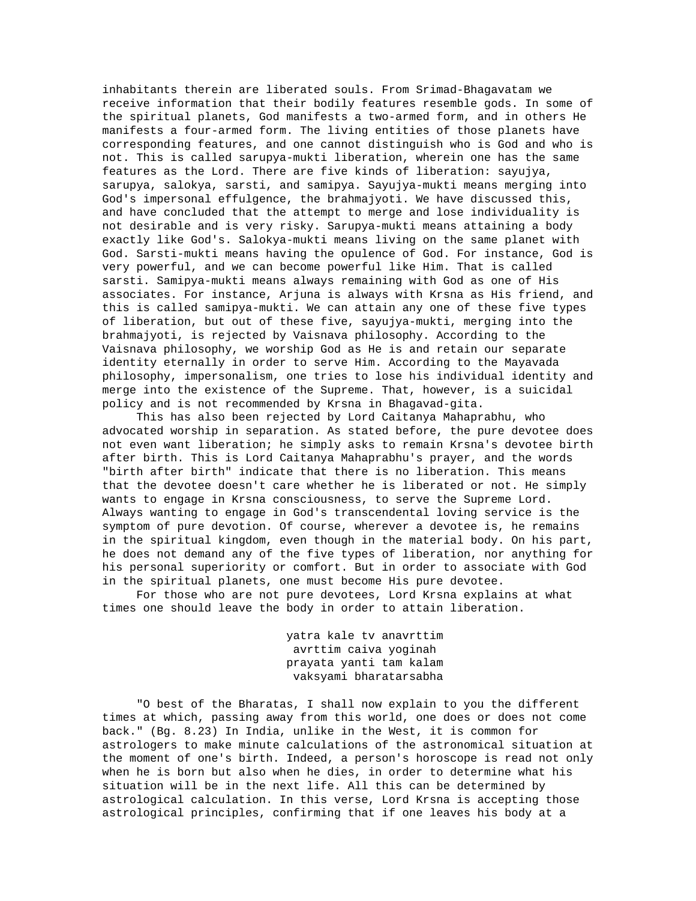inhabitants therein are liberated souls. From Srimad-Bhagavatam we receive information that their bodily features resemble gods. In some of the spiritual planets, God manifests a two-armed form, and in others He manifests a four-armed form. The living entities of those planets have corresponding features, and one cannot distinguish who is God and who is not. This is called sarupya-mukti liberation, wherein one has the same features as the Lord. There are five kinds of liberation: sayujya, sarupya, salokya, sarsti, and samipya. Sayujya-mukti means merging into God's impersonal effulgence, the brahmajyoti. We have discussed this, and have concluded that the attempt to merge and lose individuality is not desirable and is very risky. Sarupya-mukti means attaining a body exactly like God's. Salokya-mukti means living on the same planet with God. Sarsti-mukti means having the opulence of God. For instance, God is very powerful, and we can become powerful like Him. That is called sarsti. Samipya-mukti means always remaining with God as one of His associates. For instance, Arjuna is always with Krsna as His friend, and this is called samipya-mukti. We can attain any one of these five types of liberation, but out of these five, sayujya-mukti, merging into the brahmajyoti, is rejected by Vaisnava philosophy. According to the Vaisnava philosophy, we worship God as He is and retain our separate identity eternally in order to serve Him. According to the Mayavada philosophy, impersonalism, one tries to lose his individual identity and merge into the existence of the Supreme. That, however, is a suicidal policy and is not recommended by Krsna in Bhagavad-gita.

This has also been rejected by Lord Caitanya Mahaprabhu, who advocated worship in separation. As stated before, the pure devotee does not even want liberation; he simply asks to remain Krsna's devotee birth after birth. This is Lord Caitanya Mahaprabhu's prayer, and the words "birth after birth" indicate that there is no liberation. This means that the devotee doesn't care whether he is liberated or not. He simply wants to engage in Krsna consciousness, to serve the Supreme Lord. Always wanting to engage in God's transcendental loving service is the symptom of pure devotion. Of course, wherever a devotee is, he remains in the spiritual kingdom, even though in the material body. On his part, he does not demand any of the five types of liberation, nor anything for his personal superiority or comfort. But in order to associate with God in the spiritual planets, one must become His pure devotee.

For those who are not pure devotees, Lord Krsna explains at what times one should leave the body in order to attain liberation.

yatra kale tv anavrttim
avrttim caiva yoginah
prayata yanti tam kalam
vaksyami bharatarsabha

"O best of the Bharatas, I shall now explain to you the different times at which, passing away from this world, one does or does not come back." (Bg. 8.23) In India, unlike in the West, it is common for astrologers to make minute calculations of the astronomical situation at the moment of one's birth. Indeed, a person's horoscope is read not only when he is born but also when he dies, in order to determine what his situation will be in the next life. All this can be determined by astrological calculation. In this verse, Lord Krsna is accepting those astrological principles, confirming that if one leaves his body at a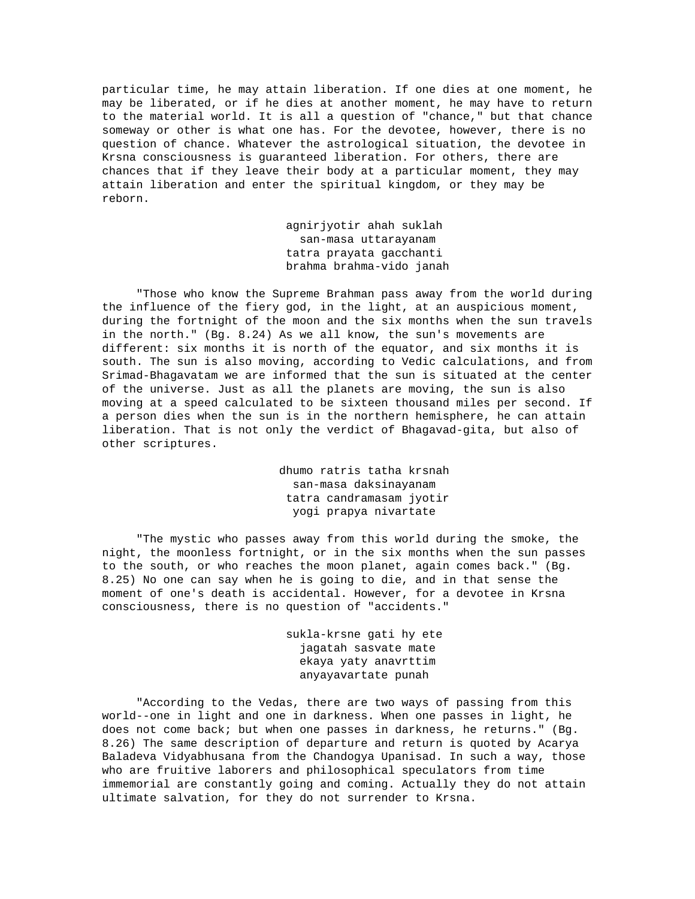particular time, he may attain liberation. If one dies at one moment, he may be liberated, or if he dies at another moment, he may have to return to the material world. It is all a question of "chance," but that chance someway or other is what one has. For the devotee, however, there is no question of chance. Whatever the astrological situation, the devotee in Krsna consciousness is guaranteed liberation. For others, there are chances that if they leave their body at a particular moment, they may attain liberation and enter the spiritual kingdom, or they may be reborn.

agnirjyotir ahah suklah  
san-masa uttarayanam  
tatra prayata gacchanti  
brahma brahma-vido janah

"Those who know the Supreme Brahman pass away from the world during the influence of the fiery god, in the light, at an auspicious moment, during the fortnight of the moon and the six months when the sun travels in the north." (Bg. 8.24) As we all know, the sun's movements are different: six months it is north of the equator, and six months it is south. The sun is also moving, according to Vedic calculations, and from Srimad-Bhagavatam we are informed that the sun is situated at the center of the universe. Just as all the planets are moving, the sun is also moving at a speed calculated to be sixteen thousand miles per second. If a person dies when the sun is in the northern hemisphere, he can attain liberation. That is not only the verdict of Bhagavad-gita, but also of other scriptures.

dhumo ratris tatha krsnah  
san-masa daksinayanam  
tatra candramasam jyotir  
yogi prapya nivartate

"The mystic who passes away from this world during the smoke, the night, the moonless fortnight, or in the six months when the sun passes to the south, or who reaches the moon planet, again comes back." (Bg. 8.25) No one can say when he is going to die, and in that sense the moment of one's death is accidental. However, for a devotee in Krsna consciousness, there is no question of "accidents."

sukla-krsne gati hy ete  
jagatah sasvate mate  
ekaya yaty anavrttim  
anyayavartate punah

"According to the Vedas, there are two ways of passing from this world--one in light and one in darkness. When one passes in light, he does not come back; but when one passes in darkness, he returns." (Bg. 8.26) The same description of departure and return is quoted by Acarya Baladeva Vidyabhusana from the Chandogya Upanisad. In such a way, those who are fruitive laborers and philosophical speculators from time immemorial are constantly going and coming. Actually they do not attain ultimate salvation, for they do not surrender to Krsna.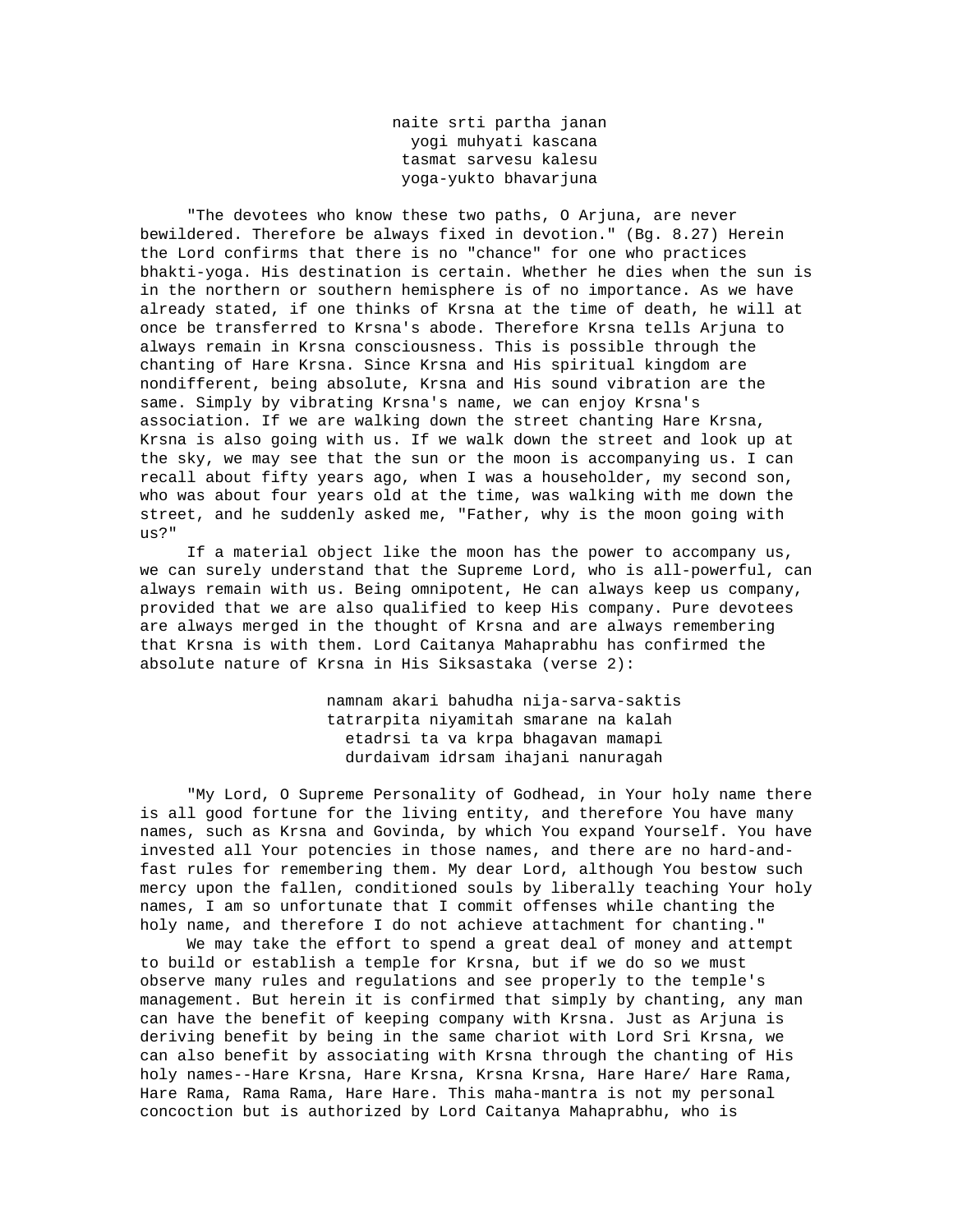naite srti partha janan
yogi muhyati kascana
tasmat sarvesu kalesu
yoga-yukto bhavarjuna

"The devotees who know these two paths, O Arjuna, are never bewildered. Therefore be always fixed in devotion." (Bg. 8.27) Herein the Lord confirms that there is no "chance" for one who practices bhakti-yoga. His destination is certain. Whether he dies when the sun is in the northern or southern hemisphere is of no importance. As we have already stated, if one thinks of Krsna at the time of death, he will at once be transferred to Krsna's abode. Therefore Krsna tells Arjuna to always remain in Krsna consciousness. This is possible through the chanting of Hare Krsna. Since Krsna and His spiritual kingdom are nondifferent, being absolute, Krsna and His sound vibration are the same. Simply by vibrating Krsna's name, we can enjoy Krsna's association. If we are walking down the street chanting Hare Krsna, Krsna is also going with us. If we walk down the street and look up at the sky, we may see that the sun or the moon is accompanying us. I can recall about fifty years ago, when I was a householder, my second son, who was about four years old at the time, was walking with me down the street, and he suddenly asked me, "Father, why is the moon going with us?"

If a material object like the moon has the power to accompany us, we can surely understand that the Supreme Lord, who is all-powerful, can always remain with us. Being omnipotent, He can always keep us company, provided that we are also qualified to keep His company. Pure devotees are always merged in the thought of Krsna and are always remembering that Krsna is with them. Lord Caitanya Mahaprabhu has confirmed the absolute nature of Krsna in His Siksastaka (verse 2):

namnam akari bahudha nija-sarva-saktis
tatrarpita niyamitah smarane na kalah
etadrsi ta va krpa bhagavan mamapi
durdaivam idrsam ihajani nanuragah

"My Lord, O Supreme Personality of Godhead, in Your holy name there is all good fortune for the living entity, and therefore You have many names, such as Krsna and Govinda, by which You expand Yourself. You have invested all Your potencies in those names, and there are no hard-and-fast rules for remembering them. My dear Lord, although You bestow such mercy upon the fallen, conditioned souls by liberally teaching Your holy names, I am so unfortunate that I commit offenses while chanting the holy name, and therefore I do not achieve attachment for chanting."

We may take the effort to spend a great deal of money and attempt to build or establish a temple for Krsna, but if we do so we must observe many rules and regulations and see properly to the temple's management. But herein it is confirmed that simply by chanting, any man can have the benefit of keeping company with Krsna. Just as Arjuna is deriving benefit by being in the same chariot with Lord Sri Krsna, we can also benefit by associating with Krsna through the chanting of His holy names--Hare Krsna, Hare Krsna, Krsna Krsna, Hare Hare/ Hare Rama, Hare Rama, Rama Rama, Hare Hare. This maha-mantra is not my personal concoction but is authorized by Lord Caitanya Mahaprabhu, who is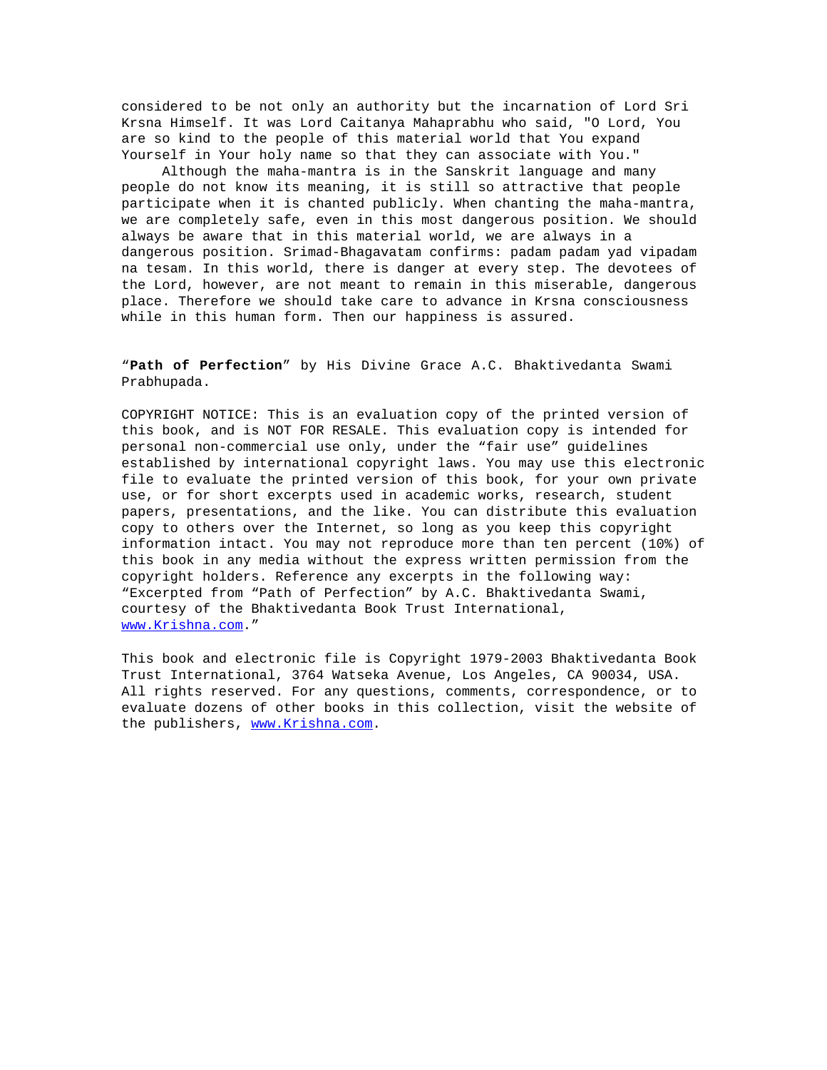considered to be not only an authority but the incarnation of Lord Sri Krsna Himself. It was Lord Caitanya Mahaprabhu who said, "O Lord, You are so kind to the people of this material world that You expand Yourself in Your holy name so that they can associate with You."

Although the maha-mantra is in the Sanskrit language and many people do not know its meaning, it is still so attractive that people participate when it is chanted publicly. When chanting the maha-mantra, we are completely safe, even in this most dangerous position. We should always be aware that in this material world, we are always in a dangerous position. Srimad-Bhagavatam confirms: padam padam yad vipadam na tesam. In this world, there is danger at every step. The devotees of the Lord, however, are not meant to remain in this miserable, dangerous place. Therefore we should take care to advance in Krsna consciousness while in this human form. Then our happiness is assured.

“**Path of Perfection**” by His Divine Grace A.C. Bhaktivedanta Swami Prabhupada.

COPYRIGHT NOTICE: This is an evaluation copy of the printed version of this book, and is NOT FOR RESALE. This evaluation copy is intended for personal non-commercial use only, under the “fair use” guidelines established by international copyright laws. You may use this electronic file to evaluate the printed version of this book, for your own private use, or for short excerpts used in academic works, research, student papers, presentations, and the like. You can distribute this evaluation copy to others over the Internet, so long as you keep this copyright information intact. You may not reproduce more than ten percent (10%) of this book in any media without the express written permission from the copyright holders. Reference any excerpts in the following way: “Excerpted from “Path of Perfection” by A.C. Bhaktivedanta Swami, courtesy of the Bhaktivedanta Book Trust International, www.Krishna.com.”

This book and electronic file is Copyright 1979-2003 Bhaktivedanta Book Trust International, 3764 Watseka Avenue, Los Angeles, CA 90034, USA. All rights reserved. For any questions, comments, correspondence, or to evaluate dozens of other books in this collection, visit the website of the publishers, www.Krishna.com.